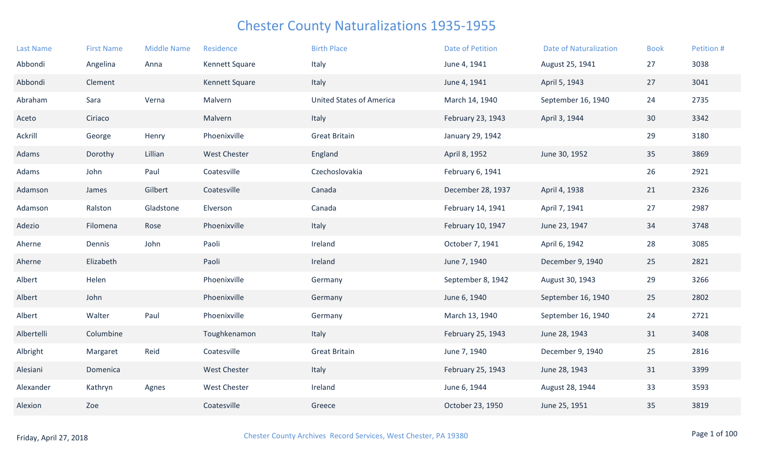# Chester County Naturalizations 1935-1955

| Last Name | First Name | Middle Name | Residence | Birth Place | Date of Petition | Date of Naturalization | Book | Petition # |
|---|---|---|---|---|---|---|---|---|
| Abbondi | Angelina | Anna | Kennett Square | Italy | June 4, 1941 | August 25, 1941 | 27 | 3038 |
| Abbondi | Clement | | Kennett Square | Italy | June 4, 1941 | April 5, 1943 | 27 | 3041 |
| Abraham | Sara | Verna | Malvern | United States of America | March 14, 1940 | September 16, 1940 | 24 | 2735 |
| Aceto | Ciriaco | | Malvern | Italy | February 23, 1943 | April 3, 1944 | 30 | 3342 |
| Ackrill | George | Henry | Phoenixville | Great Britain | January 29, 1942 | | 29 | 3180 |
| Adams | Dorothy | Lillian | West Chester | England | April 8, 1952 | June 30, 1952 | 35 | 3869 |
| Adams | John | Paul | Coatesville | Czechoslovakia | February 6, 1941 | | 26 | 2921 |
| Adamson | James | Gilbert | Coatesville | Canada | December 28, 1937 | April 4, 1938 | 21 | 2326 |
| Adamson | Ralston | Gladstone | Elverson | Canada | February 14, 1941 | April 7, 1941 | 27 | 2987 |
| Adezio | Filomena | Rose | Phoenixville | Italy | February 10, 1947 | June 23, 1947 | 34 | 3748 |
| Aherne | Dennis | John | Paoli | Ireland | October 7, 1941 | April 6, 1942 | 28 | 3085 |
| Aherne | Elizabeth | | Paoli | Ireland | June 7, 1940 | December 9, 1940 | 25 | 2821 |
| Albert | Helen | | Phoenixville | Germany | September 8, 1942 | August 30, 1943 | 29 | 3266 |
| Albert | John | | Phoenixville | Germany | June 6, 1940 | September 16, 1940 | 25 | 2802 |
| Albert | Walter | Paul | Phoenixville | Germany | March 13, 1940 | September 16, 1940 | 24 | 2721 |
| Albertelli | Columbine | | Toughkenamon | Italy | February 25, 1943 | June 28, 1943 | 31 | 3408 |
| Albright | Margaret | Reid | Coatesville | Great Britain | June 7, 1940 | December 9, 1940 | 25 | 2816 |
| Alesiani | Domenica | | West Chester | Italy | February 25, 1943 | June 28, 1943 | 31 | 3399 |
| Alexander | Kathryn | Agnes | West Chester | Ireland | June 6, 1944 | August 28, 1944 | 33 | 3593 |
| Alexion | Zoe | | Coatesville | Greece | October 23, 1950 | June 25, 1951 | 35 | 3819 |

Friday, April 27, 2018

Chester County Archives Record Services, West Chester, PA 19380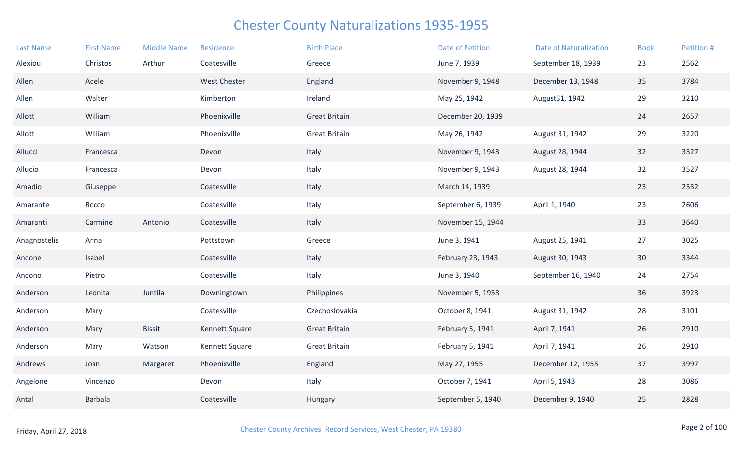# Chester County Naturalizations 1935-1955

| Last Name | First Name | Middle Name | Residence | Birth Place | Date of Petition | Date of Naturalization | Book | Petition # |
|---|---|---|---|---|---|---|---|---|
| Alexiou | Christos | Arthur | Coatesville | Greece | June 7, 1939 | September 18, 1939 | 23 | 2562 |
| Allen | Adele | | West Chester | England | November 9, 1948 | December 13, 1948 | 35 | 3784 |
| Allen | Walter | | Kimberton | Ireland | May 25, 1942 | August31, 1942 | 29 | 3210 |
| Allott | William | | Phoenixville | Great Britain | December 20, 1939 | | 24 | 2657 |
| Allott | William | | Phoenixville | Great Britain | May 26, 1942 | August 31, 1942 | 29 | 3220 |
| Allucci | Francesca | | Devon | Italy | November 9, 1943 | August 28, 1944 | 32 | 3527 |
| Allucio | Francesca | | Devon | Italy | November 9, 1943 | August 28, 1944 | 32 | 3527 |
| Amadio | Giuseppe | | Coatesville | Italy | March 14, 1939 | | 23 | 2532 |
| Amarante | Rocco | | Coatesville | Italy | September 6, 1939 | April 1, 1940 | 23 | 2606 |
| Amaranti | Carmine | Antonio | Coatesville | Italy | November 15, 1944 | | 33 | 3640 |
| Anagnostelis | Anna | | Pottstown | Greece | June 3, 1941 | August 25, 1941 | 27 | 3025 |
| Ancone | Isabel | | Coatesville | Italy | February 23, 1943 | August 30, 1943 | 30 | 3344 |
| Ancono | Pietro | | Coatesville | Italy | June 3, 1940 | September 16, 1940 | 24 | 2754 |
| Anderson | Leonita | Juntila | Downingtown | Philippines | November 5, 1953 | | 36 | 3923 |
| Anderson | Mary | | Coatesville | Czechoslovakia | October 8, 1941 | August 31, 1942 | 28 | 3101 |
| Anderson | Mary | Bissit | Kennett Square | Great Britain | February 5, 1941 | April 7, 1941 | 26 | 2910 |
| Anderson | Mary | Watson | Kennett Square | Great Britain | February 5, 1941 | April 7, 1941 | 26 | 2910 |
| Andrews | Joan | Margaret | Phoenixville | England | May 27, 1955 | December 12, 1955 | 37 | 3997 |
| Angelone | Vincenzo | | Devon | Italy | October 7, 1941 | April 5, 1943 | 28 | 3086 |
| Antal | Barbala | | Coatesville | Hungary | September 5, 1940 | December 9, 1940 | 25 | 2828 |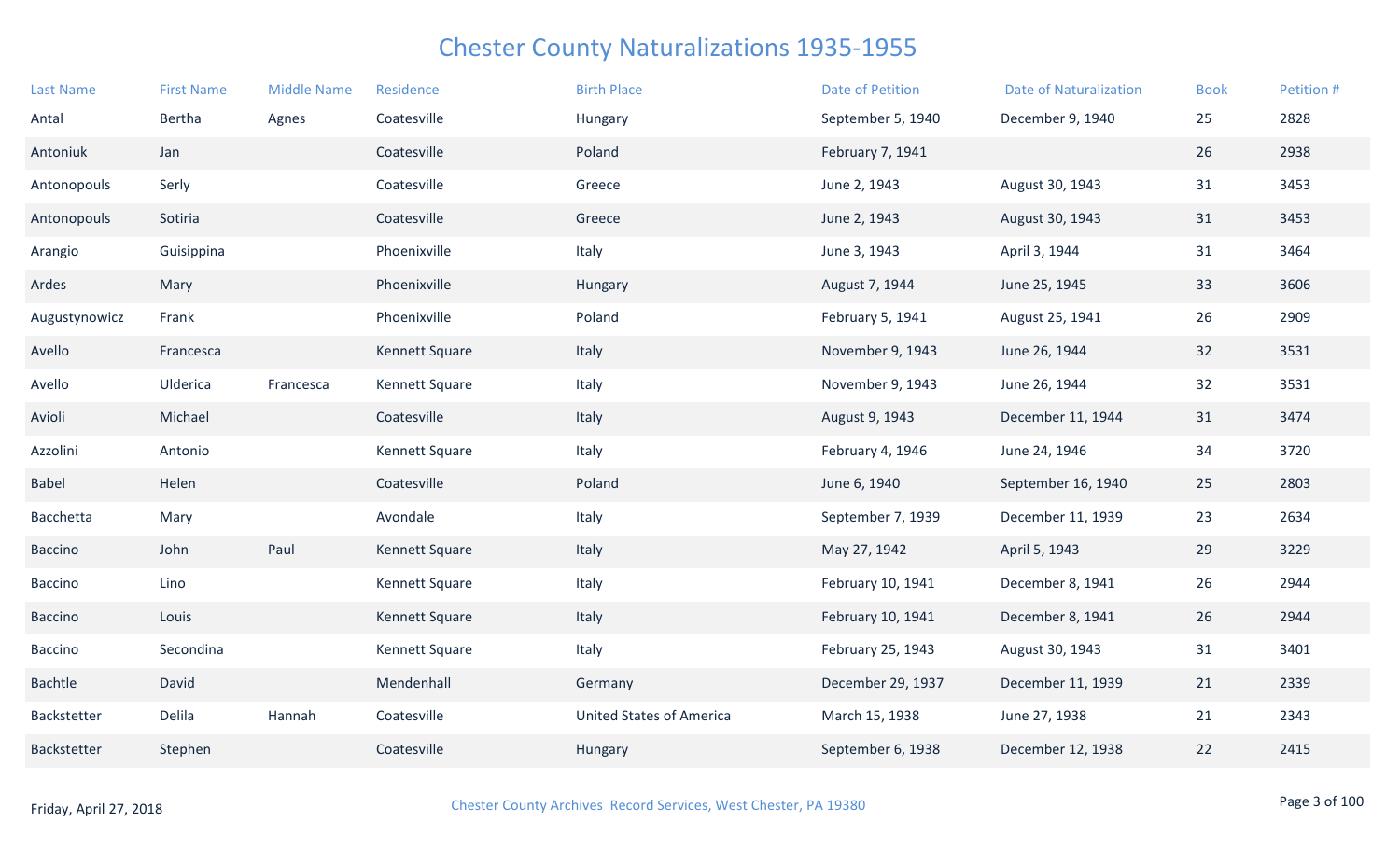# Chester County Naturalizations 1935-1955

| Last Name | First Name | Middle Name | Residence | Birth Place | Date of Petition | Date of Naturalization | Book | Petition # |
|---|---|---|---|---|---|---|---|---|
| Antal | Bertha | Agnes | Coatesville | Hungary | September 5, 1940 | December 9, 1940 | 25 | 2828 |
| Antoniuk | Jan | | Coatesville | Poland | February 7, 1941 | | 26 | 2938 |
| Antonopouls | Serly | | Coatesville | Greece | June 2, 1943 | August 30, 1943 | 31 | 3453 |
| Antonopouls | Sotiria | | Coatesville | Greece | June 2, 1943 | August 30, 1943 | 31 | 3453 |
| Arangio | Guisippina | | Phoenixville | Italy | June 3, 1943 | April 3, 1944 | 31 | 3464 |
| Ardes | Mary | | Phoenixville | Hungary | August 7, 1944 | June 25, 1945 | 33 | 3606 |
| Augustynowicz | Frank | | Phoenixville | Poland | February 5, 1941 | August 25, 1941 | 26 | 2909 |
| Avello | Francesca | | Kennett Square | Italy | November 9, 1943 | June 26, 1944 | 32 | 3531 |
| Avello | Ulderica | Francesca | Kennett Square | Italy | November 9, 1943 | June 26, 1944 | 32 | 3531 |
| Avioli | Michael | | Coatesville | Italy | August 9, 1943 | December 11, 1944 | 31 | 3474 |
| Azzolini | Antonio | | Kennett Square | Italy | February 4, 1946 | June 24, 1946 | 34 | 3720 |
| Babel | Helen | | Coatesville | Poland | June 6, 1940 | September 16, 1940 | 25 | 2803 |
| Bacchetta | Mary | | Avondale | Italy | September 7, 1939 | December 11, 1939 | 23 | 2634 |
| Baccino | John | Paul | Kennett Square | Italy | May 27, 1942 | April 5, 1943 | 29 | 3229 |
| Baccino | Lino | | Kennett Square | Italy | February 10, 1941 | December 8, 1941 | 26 | 2944 |
| Baccino | Louis | | Kennett Square | Italy | February 10, 1941 | December 8, 1941 | 26 | 2944 |
| Baccino | Secondina | | Kennett Square | Italy | February 25, 1943 | August 30, 1943 | 31 | 3401 |
| Bachtle | David | | Mendenhall | Germany | December 29, 1937 | December 11, 1939 | 21 | 2339 |
| Backstetter | Delila | Hannah | Coatesville | United States of America | March 15, 1938 | June 27, 1938 | 21 | 2343 |
| Backstetter | Stephen | | Coatesville | Hungary | September 6, 1938 | December 12, 1938 | 22 | 2415 |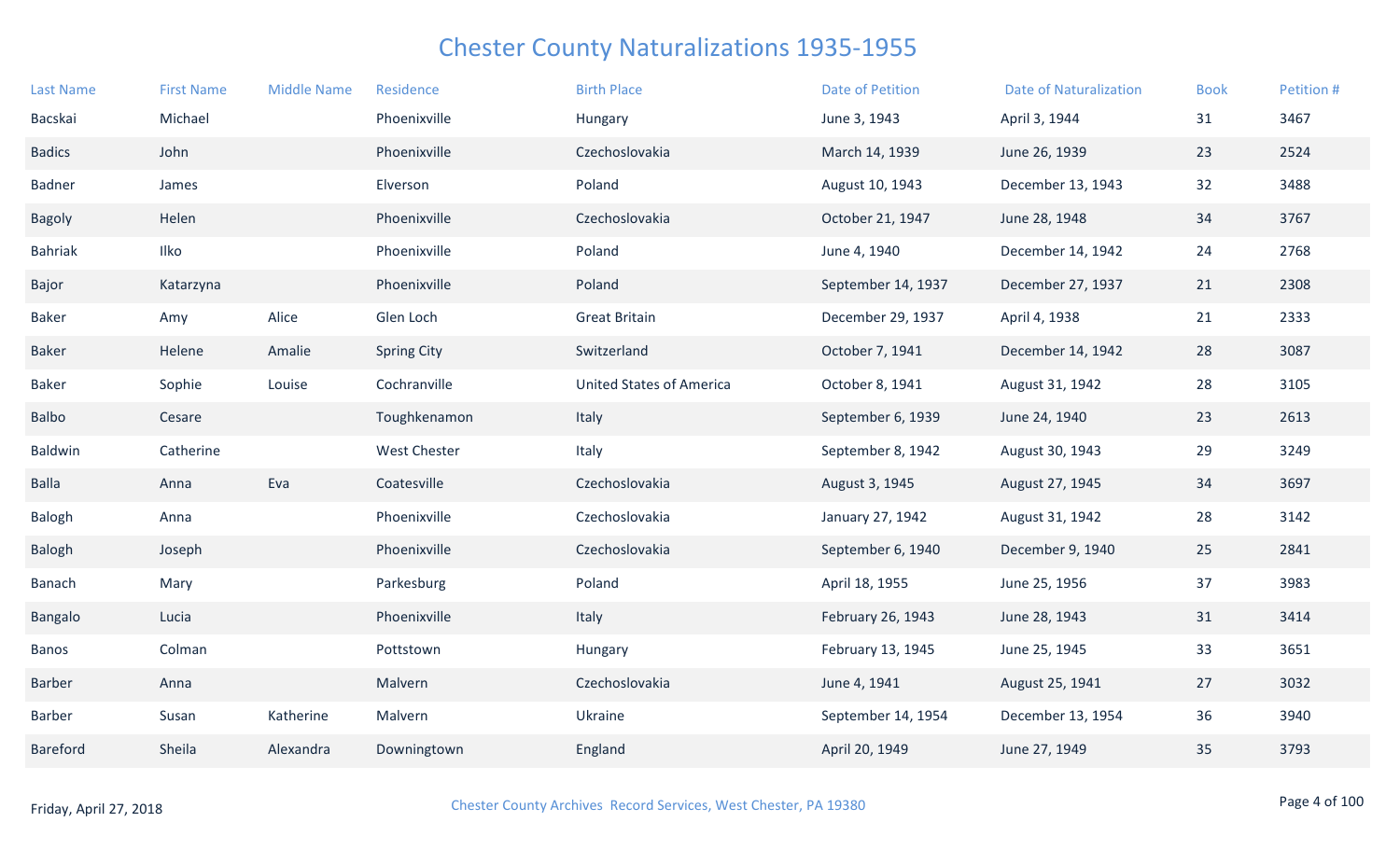# Chester County Naturalizations 1935-1955

| Last Name | First Name | Middle Name | Residence | Birth Place | Date of Petition | Date of Naturalization | Book | Petition # |
|---|---|---|---|---|---|---|---|---|
| Bacskai | Michael | | Phoenixville | Hungary | June 3, 1943 | April 3, 1944 | 31 | 3467 |
| Badics | John | | Phoenixville | Czechoslovakia | March 14, 1939 | June 26, 1939 | 23 | 2524 |
| Badner | James | | Elverson | Poland | August 10, 1943 | December 13, 1943 | 32 | 3488 |
| Bagoly | Helen | | Phoenixville | Czechoslovakia | October 21, 1947 | June 28, 1948 | 34 | 3767 |
| Bahriak | Ilko | | Phoenixville | Poland | June 4, 1940 | December 14, 1942 | 24 | 2768 |
| Bajor | Katarzyna | | Phoenixville | Poland | September 14, 1937 | December 27, 1937 | 21 | 2308 |
| Baker | Amy | Alice | Glen Loch | Great Britain | December 29, 1937 | April 4, 1938 | 21 | 2333 |
| Baker | Helene | Amalie | Spring City | Switzerland | October 7, 1941 | December 14, 1942 | 28 | 3087 |
| Baker | Sophie | Louise | Cochranville | United States of America | October 8, 1941 | August 31, 1942 | 28 | 3105 |
| Balbo | Cesare | | Toughkenamon | Italy | September 6, 1939 | June 24, 1940 | 23 | 2613 |
| Baldwin | Catherine | | West Chester | Italy | September 8, 1942 | August 30, 1943 | 29 | 3249 |
| Balla | Anna | Eva | Coatesville | Czechoslovakia | August 3, 1945 | August 27, 1945 | 34 | 3697 |
| Balogh | Anna | | Phoenixville | Czechoslovakia | January 27, 1942 | August 31, 1942 | 28 | 3142 |
| Balogh | Joseph | | Phoenixville | Czechoslovakia | September 6, 1940 | December 9, 1940 | 25 | 2841 |
| Banach | Mary | | Parkesburg | Poland | April 18, 1955 | June 25, 1956 | 37 | 3983 |
| Bangalo | Lucia | | Phoenixville | Italy | February 26, 1943 | June 28, 1943 | 31 | 3414 |
| Banos | Colman | | Pottstown | Hungary | February 13, 1945 | June 25, 1945 | 33 | 3651 |
| Barber | Anna | | Malvern | Czechoslovakia | June 4, 1941 | August 25, 1941 | 27 | 3032 |
| Barber | Susan | Katherine | Malvern | Ukraine | September 14, 1954 | December 13, 1954 | 36 | 3940 |
| Bareford | Sheila | Alexandra | Downingtown | England | April 20, 1949 | June 27, 1949 | 35 | 3793 |

Friday, April 27, 2018

Chester County Archives Record Services, West Chester, PA 19380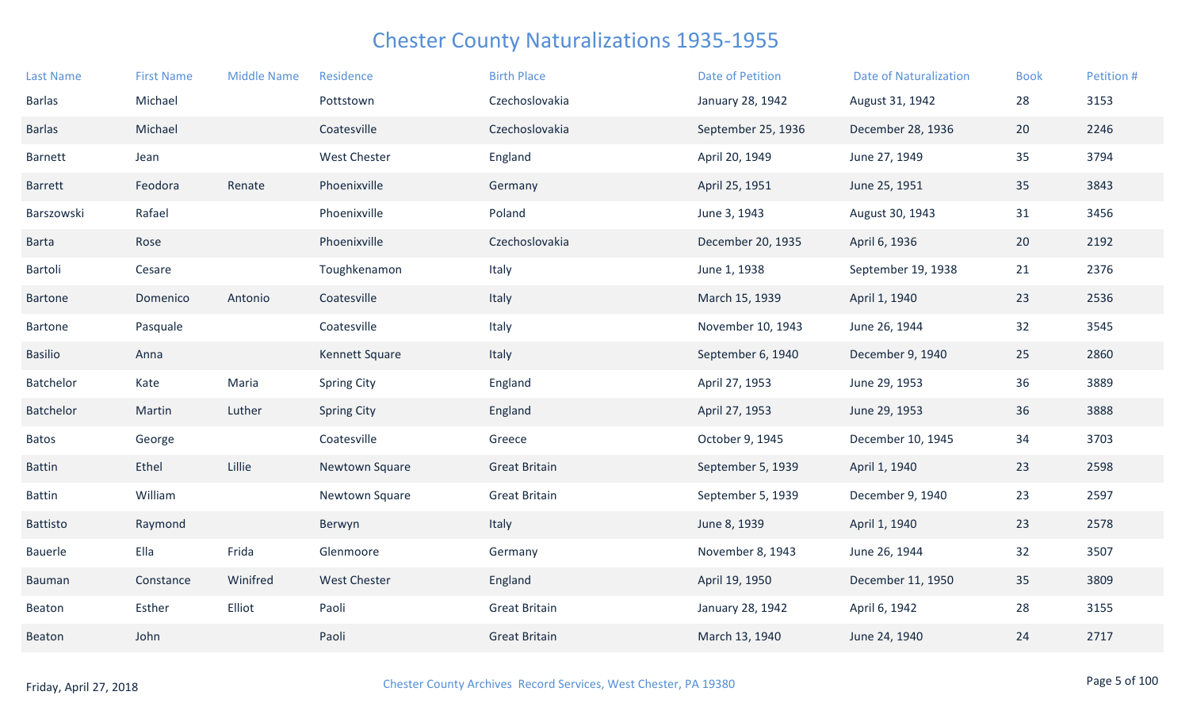# Chester County Naturalizations 1935-1955

| Last Name | First Name | Middle Name | Residence | Birth Place | Date of Petition | Date of Naturalization | Book | Petition # |
|---|---|---|---|---|---|---|---|---|
| Barlas | Michael | | Pottstown | Czechoslovakia | January 28, 1942 | August 31, 1942 | 28 | 3153 |
| Barlas | Michael | | Coatesville | Czechoslovakia | September 25, 1936 | December 28, 1936 | 20 | 2246 |
| Barnett | Jean | | West Chester | England | April 20, 1949 | June 27, 1949 | 35 | 3794 |
| Barrett | Feodora | Renate | Phoenixville | Germany | April 25, 1951 | June 25, 1951 | 35 | 3843 |
| Barszowski | Rafael | | Phoenixville | Poland | June 3, 1943 | August 30, 1943 | 31 | 3456 |
| Barta | Rose | | Phoenixville | Czechoslovakia | December 20, 1935 | April 6, 1936 | 20 | 2192 |
| Bartoli | Cesare | | Toughkenamon | Italy | June 1, 1938 | September 19, 1938 | 21 | 2376 |
| Bartone | Domenico | Antonio | Coatesville | Italy | March 15, 1939 | April 1, 1940 | 23 | 2536 |
| Bartone | Pasquale | | Coatesville | Italy | November 10, 1943 | June 26, 1944 | 32 | 3545 |
| Basilio | Anna | | Kennett Square | Italy | September 6, 1940 | December 9, 1940 | 25 | 2860 |
| Batchelor | Kate | Maria | Spring City | England | April 27, 1953 | June 29, 1953 | 36 | 3889 |
| Batchelor | Martin | Luther | Spring City | England | April 27, 1953 | June 29, 1953 | 36 | 3888 |
| Batos | George | | Coatesville | Greece | October 9, 1945 | December 10, 1945 | 34 | 3703 |
| Battin | Ethel | Lillie | Newtown Square | Great Britain | September 5, 1939 | April 1, 1940 | 23 | 2598 |
| Battin | William | | Newtown Square | Great Britain | September 5, 1939 | December 9, 1940 | 23 | 2597 |
| Battisto | Raymond | | Berwyn | Italy | June 8, 1939 | April 1, 1940 | 23 | 2578 |
| Bauerle | Ella | Frida | Glenmoore | Germany | November 8, 1943 | June 26, 1944 | 32 | 3507 |
| Bauman | Constance | Winifred | West Chester | England | April 19, 1950 | December 11, 1950 | 35 | 3809 |
| Beaton | Esther | Elliot | Paoli | Great Britain | January 28, 1942 | April 6, 1942 | 28 | 3155 |
| Beaton | John | | Paoli | Great Britain | March 13, 1940 | June 24, 1940 | 24 | 2717 |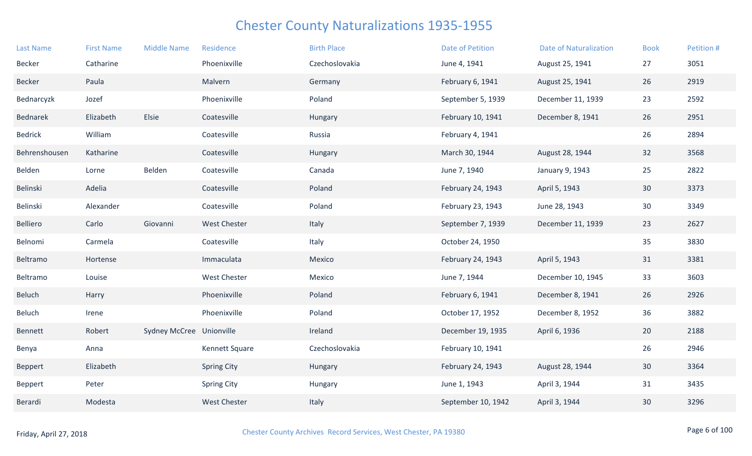# Chester County Naturalizations 1935-1955

| Last Name | First Name | Middle Name | Residence | Birth Place | Date of Petition | Date of Naturalization | Book | Petition # |
|---|---|---|---|---|---|---|---|---|
| Becker | Catharine | | Phoenixville | Czechoslovakia | June 4, 1941 | August 25, 1941 | 27 | 3051 |
| Becker | Paula | | Malvern | Germany | February 6, 1941 | August 25, 1941 | 26 | 2919 |
| Bednarcyzk | Jozef | | Phoenixville | Poland | September 5, 1939 | December 11, 1939 | 23 | 2592 |
| Bednarek | Elizabeth | Elsie | Coatesville | Hungary | February 10, 1941 | December 8, 1941 | 26 | 2951 |
| Bedrick | William | | Coatesville | Russia | February 4, 1941 | | 26 | 2894 |
| Behrenshousen | Katharine | | Coatesville | Hungary | March 30, 1944 | August 28, 1944 | 32 | 3568 |
| Belden | Lorne | Belden | Coatesville | Canada | June 7, 1940 | January 9, 1943 | 25 | 2822 |
| Belinski | Adelia | | Coatesville | Poland | February 24, 1943 | April 5, 1943 | 30 | 3373 |
| Belinski | Alexander | | Coatesville | Poland | February 23, 1943 | June 28, 1943 | 30 | 3349 |
| Belliero | Carlo | Giovanni | West Chester | Italy | September 7, 1939 | December 11, 1939 | 23 | 2627 |
| Belnomi | Carmela | | Coatesville | Italy | October 24, 1950 | | 35 | 3830 |
| Beltramo | Hortense | | Immaculata | Mexico | February 24, 1943 | April 5, 1943 | 31 | 3381 |
| Beltramo | Louise | | West Chester | Mexico | June 7, 1944 | December 10, 1945 | 33 | 3603 |
| Beluch | Harry | | Phoenixville | Poland | February 6, 1941 | December 8, 1941 | 26 | 2926 |
| Beluch | Irene | | Phoenixville | Poland | October 17, 1952 | December 8, 1952 | 36 | 3882 |
| Bennett | Robert | Sydney McCree | Unionville | Ireland | December 19, 1935 | April 6, 1936 | 20 | 2188 |
| Benya | Anna | | Kennett Square | Czechoslovakia | February 10, 1941 | | 26 | 2946 |
| Beppert | Elizabeth | | Spring City | Hungary | February 24, 1943 | August 28, 1944 | 30 | 3364 |
| Beppert | Peter | | Spring City | Hungary | June 1, 1943 | April 3, 1944 | 31 | 3435 |
| Berardi | Modesta | | West Chester | Italy | September 10, 1942 | April 3, 1944 | 30 | 3296 |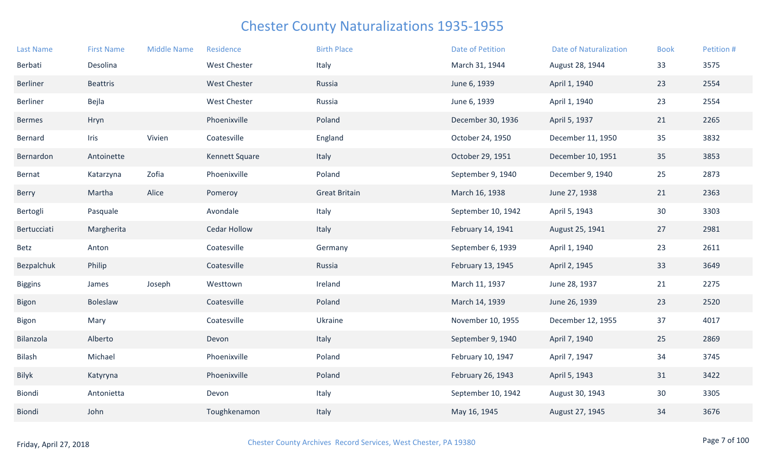# Chester County Naturalizations 1935-1955

| Last Name | First Name | Middle Name | Residence | Birth Place | Date of Petition | Date of Naturalization | Book | Petition # |
|---|---|---|---|---|---|---|---|---|
| Berbati | Desolina | | West Chester | Italy | March 31, 1944 | August 28, 1944 | 33 | 3575 |
| Berliner | Beattris | | West Chester | Russia | June 6, 1939 | April 1, 1940 | 23 | 2554 |
| Berliner | Bejla | | West Chester | Russia | June 6, 1939 | April 1, 1940 | 23 | 2554 |
| Bermes | Hryn | | Phoenixville | Poland | December 30, 1936 | April 5, 1937 | 21 | 2265 |
| Bernard | Iris | Vivien | Coatesville | England | October 24, 1950 | December 11, 1950 | 35 | 3832 |
| Bernardon | Antoinette | | Kennett Square | Italy | October 29, 1951 | December 10, 1951 | 35 | 3853 |
| Bernat | Katarzyna | Zofia | Phoenixville | Poland | September 9, 1940 | December 9, 1940 | 25 | 2873 |
| Berry | Martha | Alice | Pomeroy | Great Britain | March 16, 1938 | June 27, 1938 | 21 | 2363 |
| Bertogli | Pasquale | | Avondale | Italy | September 10, 1942 | April 5, 1943 | 30 | 3303 |
| Bertucciati | Margherita | | Cedar Hollow | Italy | February 14, 1941 | August 25, 1941 | 27 | 2981 |
| Betz | Anton | | Coatesville | Germany | September 6, 1939 | April 1, 1940 | 23 | 2611 |
| Bezpalchuk | Philip | | Coatesville | Russia | February 13, 1945 | April 2, 1945 | 33 | 3649 |
| Biggins | James | Joseph | Westtown | Ireland | March 11, 1937 | June 28, 1937 | 21 | 2275 |
| Bigon | Boleslaw | | Coatesville | Poland | March 14, 1939 | June 26, 1939 | 23 | 2520 |
| Bigon | Mary | | Coatesville | Ukraine | November 10, 1955 | December 12, 1955 | 37 | 4017 |
| Bilanzola | Alberto | | Devon | Italy | September 9, 1940 | April 7, 1940 | 25 | 2869 |
| Bilash | Michael | | Phoenixville | Poland | February 10, 1947 | April 7, 1947 | 34 | 3745 |
| Bilyk | Katyryna | | Phoenixville | Poland | February 26, 1943 | April 5, 1943 | 31 | 3422 |
| Biondi | Antonietta | | Devon | Italy | September 10, 1942 | August 30, 1943 | 30 | 3305 |
| Biondi | John | | Toughkenamon | Italy | May 16, 1945 | August 27, 1945 | 34 | 3676 |

Friday, April 27, 2018

Chester County Archives Record Services, West Chester, PA 19380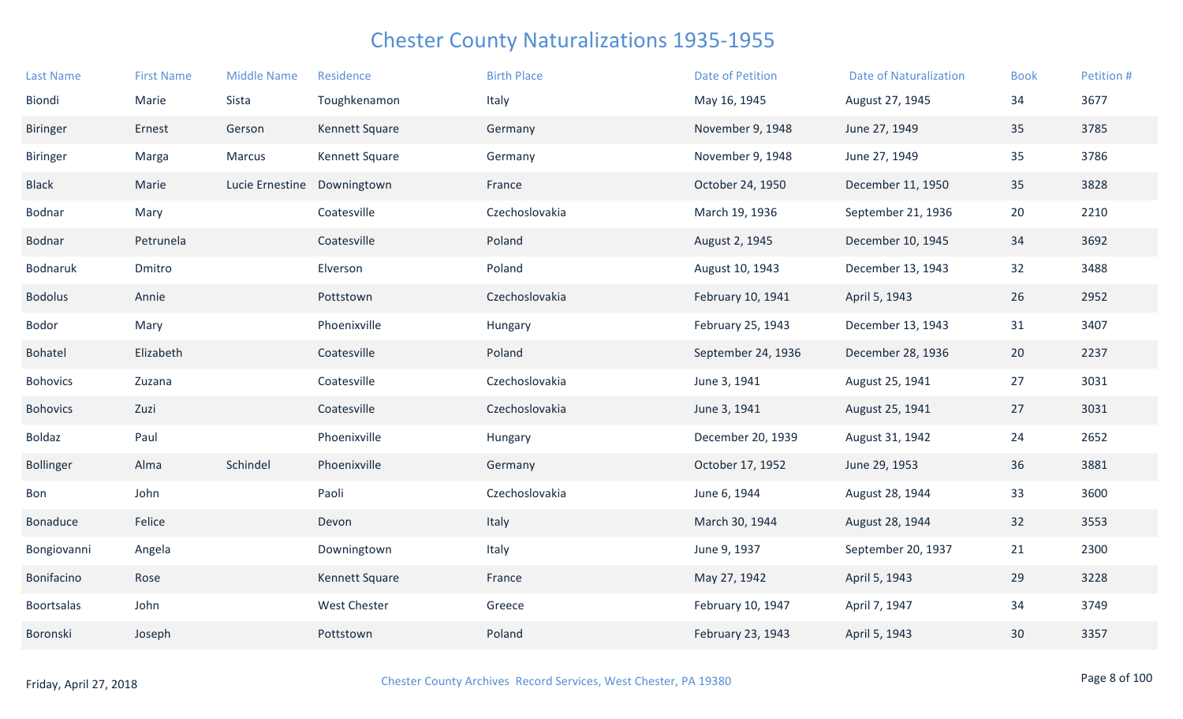# Chester County Naturalizations 1935-1955

| Last Name | First Name | Middle Name | Residence | Birth Place | Date of Petition | Date of Naturalization | Book | Petition # |
|---|---|---|---|---|---|---|---|---|
| Biondi | Marie | Sista | Toughkenamon | Italy | May 16, 1945 | August 27, 1945 | 34 | 3677 |
| Biringer | Ernest | Gerson | Kennett Square | Germany | November 9, 1948 | June 27, 1949 | 35 | 3785 |
| Biringer | Marga | Marcus | Kennett Square | Germany | November 9, 1948 | June 27, 1949 | 35 | 3786 |
| Black | Marie | Lucie Ernestine | Downingtown | France | October 24, 1950 | December 11, 1950 | 35 | 3828 |
| Bodnar | Mary | | Coatesville | Czechoslovakia | March 19, 1936 | September 21, 1936 | 20 | 2210 |
| Bodnar | Petrunela | | Coatesville | Poland | August 2, 1945 | December 10, 1945 | 34 | 3692 |
| Bodnaruk | Dmitro | | Elverson | Poland | August 10, 1943 | December 13, 1943 | 32 | 3488 |
| Bodolus | Annie | | Pottstown | Czechoslovakia | February 10, 1941 | April 5, 1943 | 26 | 2952 |
| Bodor | Mary | | Phoenixville | Hungary | February 25, 1943 | December 13, 1943 | 31 | 3407 |
| Bohatel | Elizabeth | | Coatesville | Poland | September 24, 1936 | December 28, 1936 | 20 | 2237 |
| Bohovics | Zuzana | | Coatesville | Czechoslovakia | June 3, 1941 | August 25, 1941 | 27 | 3031 |
| Bohovics | Zuzi | | Coatesville | Czechoslovakia | June 3, 1941 | August 25, 1941 | 27 | 3031 |
| Boldaz | Paul | | Phoenixville | Hungary | December 20, 1939 | August 31, 1942 | 24 | 2652 |
| Bollinger | Alma | Schindel | Phoenixville | Germany | October 17, 1952 | June 29, 1953 | 36 | 3881 |
| Bon | John | | Paoli | Czechoslovakia | June 6, 1944 | August 28, 1944 | 33 | 3600 |
| Bonaduce | Felice | | Devon | Italy | March 30, 1944 | August 28, 1944 | 32 | 3553 |
| Bongiovanni | Angela | | Downingtown | Italy | June 9, 1937 | September 20, 1937 | 21 | 2300 |
| Bonifacino | Rose | | Kennett Square | France | May 27, 1942 | April 5, 1943 | 29 | 3228 |
| Boortsalas | John | | West Chester | Greece | February 10, 1947 | April 7, 1947 | 34 | 3749 |
| Boronski | Joseph | | Pottstown | Poland | February 23, 1943 | April 5, 1943 | 30 | 3357 |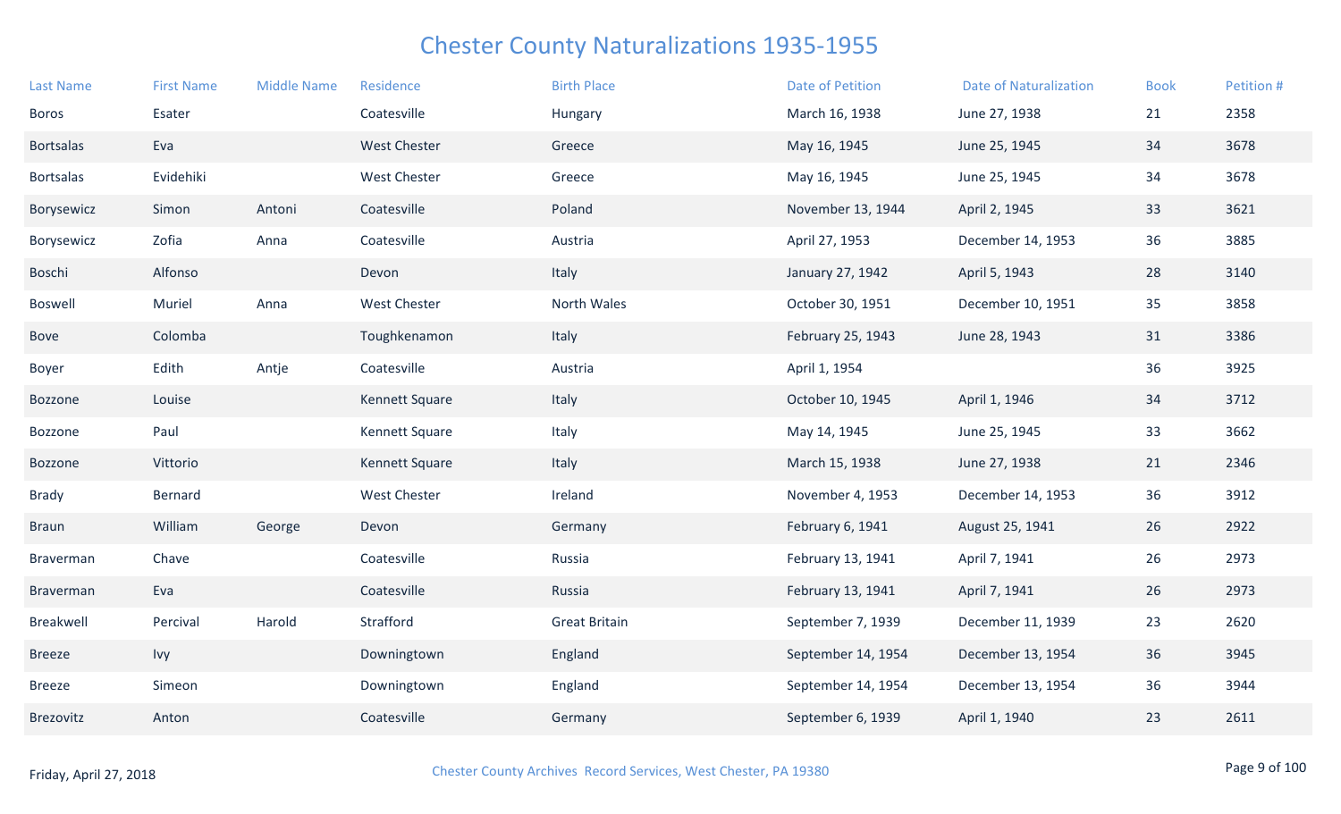# Chester County Naturalizations 1935-1955

| Last Name | First Name | Middle Name | Residence | Birth Place | Date of Petition | Date of Naturalization | Book | Petition # |
|---|---|---|---|---|---|---|---|---|
| Boros | Esater | | Coatesville | Hungary | March 16, 1938 | June 27, 1938 | 21 | 2358 |
| Bortsalas | Eva | | West Chester | Greece | May 16, 1945 | June 25, 1945 | 34 | 3678 |
| Bortsalas | Evidehiki | | West Chester | Greece | May 16, 1945 | June 25, 1945 | 34 | 3678 |
| Borysewicz | Simon | Antoni | Coatesville | Poland | November 13, 1944 | April 2, 1945 | 33 | 3621 |
| Borysewicz | Zofia | Anna | Coatesville | Austria | April 27, 1953 | December 14, 1953 | 36 | 3885 |
| Boschi | Alfonso | | Devon | Italy | January 27, 1942 | April 5, 1943 | 28 | 3140 |
| Boswell | Muriel | Anna | West Chester | North Wales | October 30, 1951 | December 10, 1951 | 35 | 3858 |
| Bove | Colomba | | Toughkenamon | Italy | February 25, 1943 | June 28, 1943 | 31 | 3386 |
| Boyer | Edith | Antje | Coatesville | Austria | April 1, 1954 | | 36 | 3925 |
| Bozzone | Louise | | Kennett Square | Italy | October 10, 1945 | April 1, 1946 | 34 | 3712 |
| Bozzone | Paul | | Kennett Square | Italy | May 14, 1945 | June 25, 1945 | 33 | 3662 |
| Bozzone | Vittorio | | Kennett Square | Italy | March 15, 1938 | June 27, 1938 | 21 | 2346 |
| Brady | Bernard | | West Chester | Ireland | November 4, 1953 | December 14, 1953 | 36 | 3912 |
| Braun | William | George | Devon | Germany | February 6, 1941 | August 25, 1941 | 26 | 2922 |
| Braverman | Chave | | Coatesville | Russia | February 13, 1941 | April 7, 1941 | 26 | 2973 |
| Braverman | Eva | | Coatesville | Russia | February 13, 1941 | April 7, 1941 | 26 | 2973 |
| Breakwell | Percival | Harold | Strafford | Great Britain | September 7, 1939 | December 11, 1939 | 23 | 2620 |
| Breeze | Ivy | | Downingtown | England | September 14, 1954 | December 13, 1954 | 36 | 3945 |
| Breeze | Simeon | | Downingtown | England | September 14, 1954 | December 13, 1954 | 36 | 3944 |
| Brezovitz | Anton | | Coatesville | Germany | September 6, 1939 | April 1, 1940 | 23 | 2611 |

Friday, April 27, 2018

Chester County Archives Record Services, West Chester, PA 19380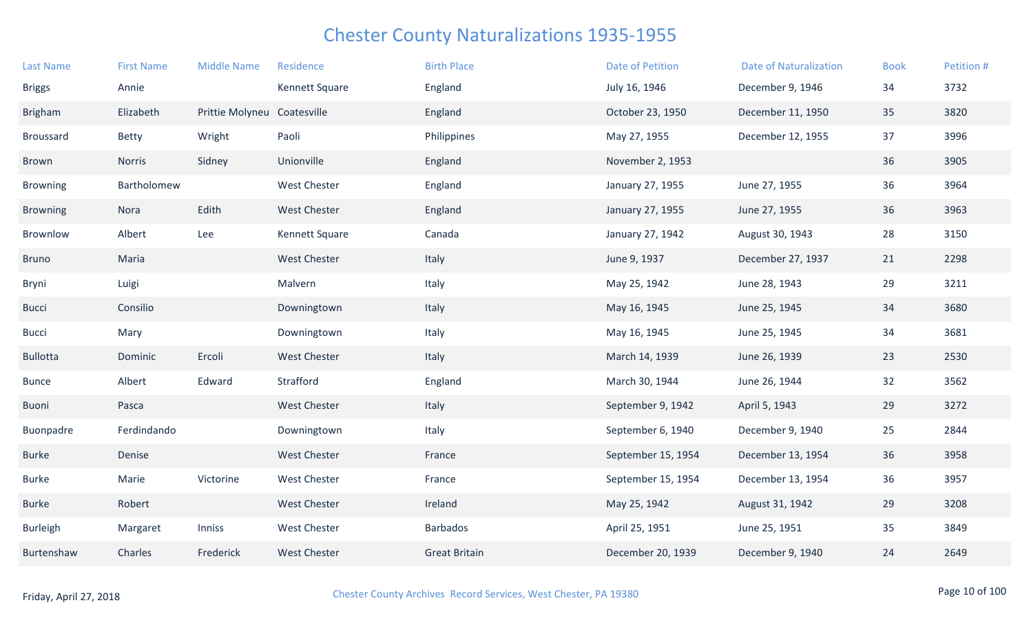# Chester County Naturalizations 1935-1955

| Last Name | First Name | Middle Name | Residence | Birth Place | Date of Petition | Date of Naturalization | Book | Petition # |
|---|---|---|---|---|---|---|---|---|
| Briggs | Annie | | Kennett Square | England | July 16, 1946 | December 9, 1946 | 34 | 3732 |
| Brigham | Elizabeth | Prittie Molyneu | Coatesville | England | October 23, 1950 | December 11, 1950 | 35 | 3820 |
| Broussard | Betty | Wright | Paoli | Philippines | May 27, 1955 | December 12, 1955 | 37 | 3996 |
| Brown | Norris | Sidney | Unionville | England | November 2, 1953 | | 36 | 3905 |
| Browning | Bartholomew | | West Chester | England | January 27, 1955 | June 27, 1955 | 36 | 3964 |
| Browning | Nora | Edith | West Chester | England | January 27, 1955 | June 27, 1955 | 36 | 3963 |
| Brownlow | Albert | Lee | Kennett Square | Canada | January 27, 1942 | August 30, 1943 | 28 | 3150 |
| Bruno | Maria | | West Chester | Italy | June 9, 1937 | December 27, 1937 | 21 | 2298 |
| Bryni | Luigi | | Malvern | Italy | May 25, 1942 | June 28, 1943 | 29 | 3211 |
| Bucci | Consilio | | Downingtown | Italy | May 16, 1945 | June 25, 1945 | 34 | 3680 |
| Bucci | Mary | | Downingtown | Italy | May 16, 1945 | June 25, 1945 | 34 | 3681 |
| Bullotta | Dominic | Ercoli | West Chester | Italy | March 14, 1939 | June 26, 1939 | 23 | 2530 |
| Bunce | Albert | Edward | Strafford | England | March 30, 1944 | June 26, 1944 | 32 | 3562 |
| Buoni | Pasca | | West Chester | Italy | September 9, 1942 | April 5, 1943 | 29 | 3272 |
| Buonpadre | Ferdindando | | Downingtown | Italy | September 6, 1940 | December 9, 1940 | 25 | 2844 |
| Burke | Denise | | West Chester | France | September 15, 1954 | December 13, 1954 | 36 | 3958 |
| Burke | Marie | Victorine | West Chester | France | September 15, 1954 | December 13, 1954 | 36 | 3957 |
| Burke | Robert | | West Chester | Ireland | May 25, 1942 | August 31, 1942 | 29 | 3208 |
| Burleigh | Margaret | Inniss | West Chester | Barbados | April 25, 1951 | June 25, 1951 | 35 | 3849 |
| Burtenshaw | Charles | Frederick | West Chester | Great Britain | December 20, 1939 | December 9, 1940 | 24 | 2649 |

Friday, April 27, 2018

Chester County Archives Record Services, West Chester, PA 19380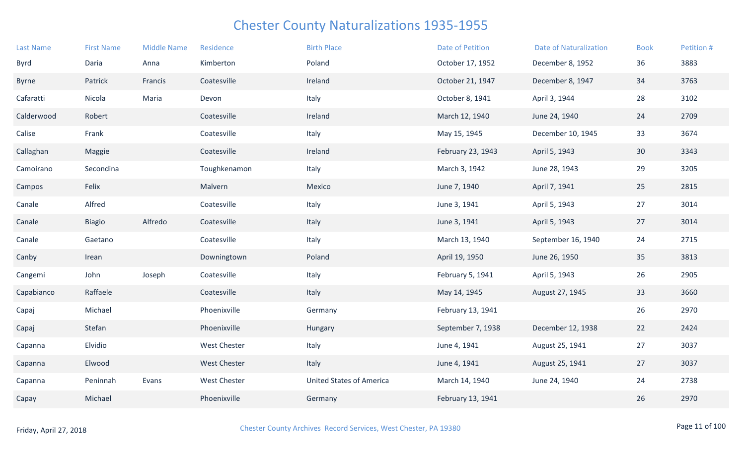# Chester County Naturalizations 1935-1955

| Last Name | First Name | Middle Name | Residence | Birth Place | Date of Petition | Date of Naturalization | Book | Petition # |
|---|---|---|---|---|---|---|---|---|
| Byrd | Daria | Anna | Kimberton | Poland | October 17, 1952 | December 8, 1952 | 36 | 3883 |
| Byrne | Patrick | Francis | Coatesville | Ireland | October 21, 1947 | December 8, 1947 | 34 | 3763 |
| Cafaratti | Nicola | Maria | Devon | Italy | October 8, 1941 | April 3, 1944 | 28 | 3102 |
| Calderwood | Robert | | Coatesville | Ireland | March 12, 1940 | June 24, 1940 | 24 | 2709 |
| Calise | Frank | | Coatesville | Italy | May 15, 1945 | December 10, 1945 | 33 | 3674 |
| Callaghan | Maggie | | Coatesville | Ireland | February 23, 1943 | April 5, 1943 | 30 | 3343 |
| Camoirano | Secondina | | Toughkenamon | Italy | March 3, 1942 | June 28, 1943 | 29 | 3205 |
| Campos | Felix | | Malvern | Mexico | June 7, 1940 | April 7, 1941 | 25 | 2815 |
| Canale | Alfred | | Coatesville | Italy | June 3, 1941 | April 5, 1943 | 27 | 3014 |
| Canale | Biagio | Alfredo | Coatesville | Italy | June 3, 1941 | April 5, 1943 | 27 | 3014 |
| Canale | Gaetano | | Coatesville | Italy | March 13, 1940 | September 16, 1940 | 24 | 2715 |
| Canby | Irean | | Downingtown | Poland | April 19, 1950 | June 26, 1950 | 35 | 3813 |
| Cangemi | John | Joseph | Coatesville | Italy | February 5, 1941 | April 5, 1943 | 26 | 2905 |
| Capabianco | Raffaele | | Coatesville | Italy | May 14, 1945 | August 27, 1945 | 33 | 3660 |
| Capaj | Michael | | Phoenixville | Germany | February 13, 1941 | | 26 | 2970 |
| Capaj | Stefan | | Phoenixville | Hungary | September 7, 1938 | December 12, 1938 | 22 | 2424 |
| Capanna | Elvidio | | West Chester | Italy | June 4, 1941 | August 25, 1941 | 27 | 3037 |
| Capanna | Elwood | | West Chester | Italy | June 4, 1941 | August 25, 1941 | 27 | 3037 |
| Capanna | Peninnah | Evans | West Chester | United States of America | March 14, 1940 | June 24, 1940 | 24 | 2738 |
| Capay | Michael | | Phoenixville | Germany | February 13, 1941 | | 26 | 2970 |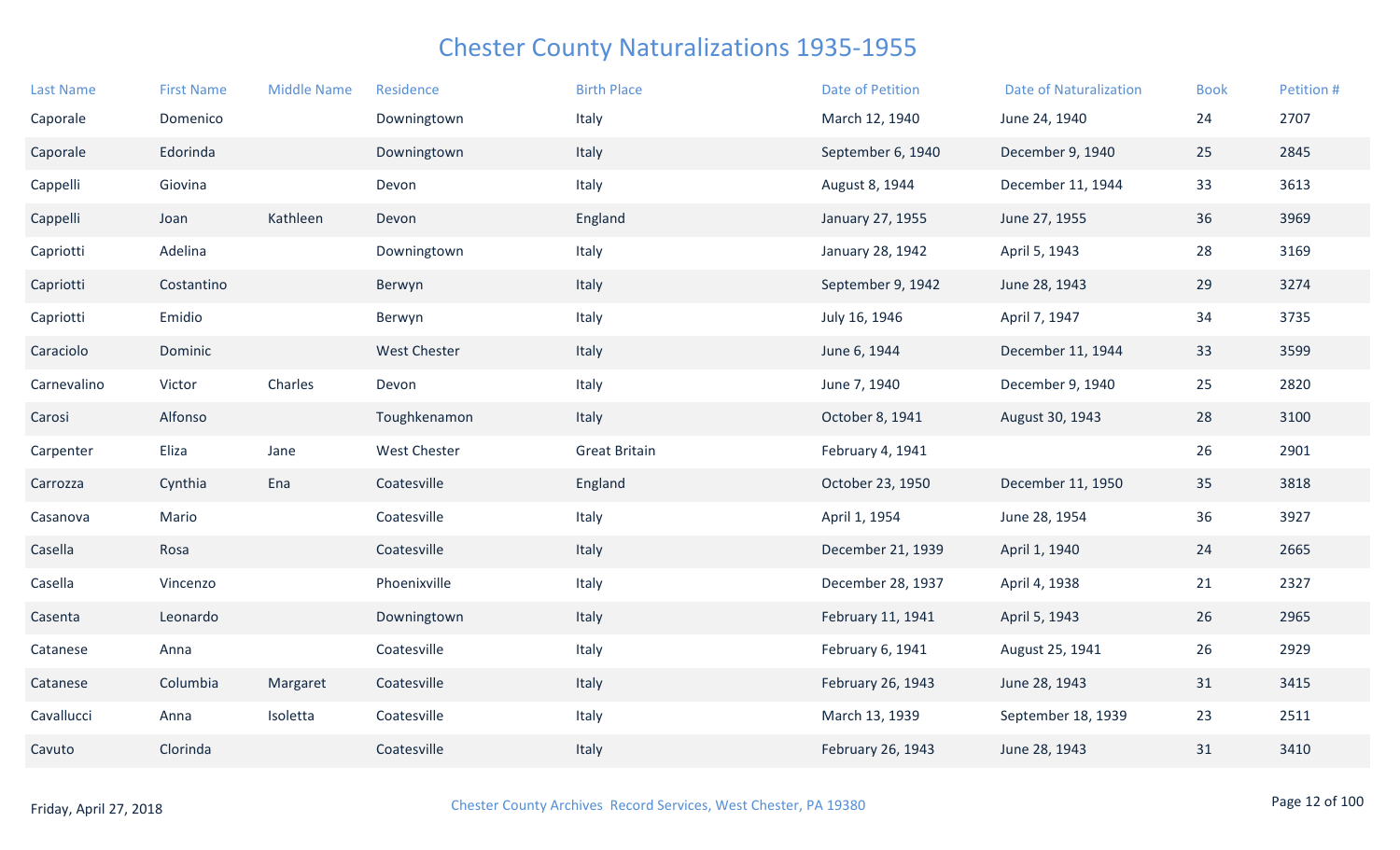# Chester County Naturalizations 1935-1955

| Last Name | First Name | Middle Name | Residence | Birth Place | Date of Petition | Date of Naturalization | Book | Petition # |
|---|---|---|---|---|---|---|---|---|
| Caporale | Domenico | | Downingtown | Italy | March 12, 1940 | June 24, 1940 | 24 | 2707 |
| Caporale | Edorinda | | Downingtown | Italy | September 6, 1940 | December 9, 1940 | 25 | 2845 |
| Cappelli | Giovina | | Devon | Italy | August 8, 1944 | December 11, 1944 | 33 | 3613 |
| Cappelli | Joan | Kathleen | Devon | England | January 27, 1955 | June 27, 1955 | 36 | 3969 |
| Capriotti | Adelina | | Downingtown | Italy | January 28, 1942 | April 5, 1943 | 28 | 3169 |
| Capriotti | Costantino | | Berwyn | Italy | September 9, 1942 | June 28, 1943 | 29 | 3274 |
| Capriotti | Emidio | | Berwyn | Italy | July 16, 1946 | April 7, 1947 | 34 | 3735 |
| Caraciolo | Dominic | | West Chester | Italy | June 6, 1944 | December 11, 1944 | 33 | 3599 |
| Carnevalino | Victor | Charles | Devon | Italy | June 7, 1940 | December 9, 1940 | 25 | 2820 |
| Carosi | Alfonso | | Toughkenamon | Italy | October 8, 1941 | August 30, 1943 | 28 | 3100 |
| Carpenter | Eliza | Jane | West Chester | Great Britain | February 4, 1941 | | 26 | 2901 |
| Carrozza | Cynthia | Ena | Coatesville | England | October 23, 1950 | December 11, 1950 | 35 | 3818 |
| Casanova | Mario | | Coatesville | Italy | April 1, 1954 | June 28, 1954 | 36 | 3927 |
| Casella | Rosa | | Coatesville | Italy | December 21, 1939 | April 1, 1940 | 24 | 2665 |
| Casella | Vincenzo | | Phoenixville | Italy | December 28, 1937 | April 4, 1938 | 21 | 2327 |
| Casenta | Leonardo | | Downingtown | Italy | February 11, 1941 | April 5, 1943 | 26 | 2965 |
| Catanese | Anna | | Coatesville | Italy | February 6, 1941 | August 25, 1941 | 26 | 2929 |
| Catanese | Columbia | Margaret | Coatesville | Italy | February 26, 1943 | June 28, 1943 | 31 | 3415 |
| Cavallucci | Anna | Isoletta | Coatesville | Italy | March 13, 1939 | September 18, 1939 | 23 | 2511 |
| Cavuto | Clorinda | | Coatesville | Italy | February 26, 1943 | June 28, 1943 | 31 | 3410 |

Friday, April 27, 2018

Chester County Archives Record Services, West Chester, PA 19380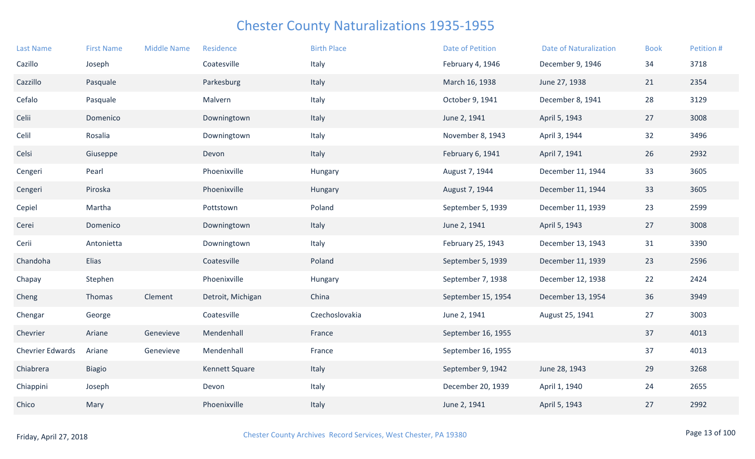# Chester County Naturalizations 1935-1955

| Last Name | First Name | Middle Name | Residence | Birth Place | Date of Petition | Date of Naturalization | Book | Petition # |
|---|---|---|---|---|---|---|---|---|
| Cazillo | Joseph | | Coatesville | Italy | February 4, 1946 | December 9, 1946 | 34 | 3718 |
| Cazzillo | Pasquale | | Parkesburg | Italy | March 16, 1938 | June 27, 1938 | 21 | 2354 |
| Cefalo | Pasquale | | Malvern | Italy | October 9, 1941 | December 8, 1941 | 28 | 3129 |
| Celii | Domenico | | Downingtown | Italy | June 2, 1941 | April 5, 1943 | 27 | 3008 |
| Celil | Rosalia | | Downingtown | Italy | November 8, 1943 | April 3, 1944 | 32 | 3496 |
| Celsi | Giuseppe | | Devon | Italy | February 6, 1941 | April 7, 1941 | 26 | 2932 |
| Cengeri | Pearl | | Phoenixville | Hungary | August 7, 1944 | December 11, 1944 | 33 | 3605 |
| Cengeri | Piroska | | Phoenixville | Hungary | August 7, 1944 | December 11, 1944 | 33 | 3605 |
| Cepiel | Martha | | Pottstown | Poland | September 5, 1939 | December 11, 1939 | 23 | 2599 |
| Cerei | Domenico | | Downingtown | Italy | June 2, 1941 | April 5, 1943 | 27 | 3008 |
| Cerii | Antonietta | | Downingtown | Italy | February 25, 1943 | December 13, 1943 | 31 | 3390 |
| Chandoha | Elias | | Coatesville | Poland | September 5, 1939 | December 11, 1939 | 23 | 2596 |
| Chapay | Stephen | | Phoenixville | Hungary | September 7, 1938 | December 12, 1938 | 22 | 2424 |
| Cheng | Thomas | Clement | Detroit, Michigan | China | September 15, 1954 | December 13, 1954 | 36 | 3949 |
| Chengar | George | | Coatesville | Czechoslovakia | June 2, 1941 | August 25, 1941 | 27 | 3003 |
| Chevrier | Ariane | Genevieve | Mendenhall | France | September 16, 1955 | | 37 | 4013 |
| Chevrier Edwards | Ariane | Genevieve | Mendenhall | France | September 16, 1955 | | 37 | 4013 |
| Chiabrera | Biagio | | Kennett Square | Italy | September 9, 1942 | June 28, 1943 | 29 | 3268 |
| Chiappini | Joseph | | Devon | Italy | December 20, 1939 | April 1, 1940 | 24 | 2655 |
| Chico | Mary | | Phoenixville | Italy | June 2, 1941 | April 5, 1943 | 27 | 2992 |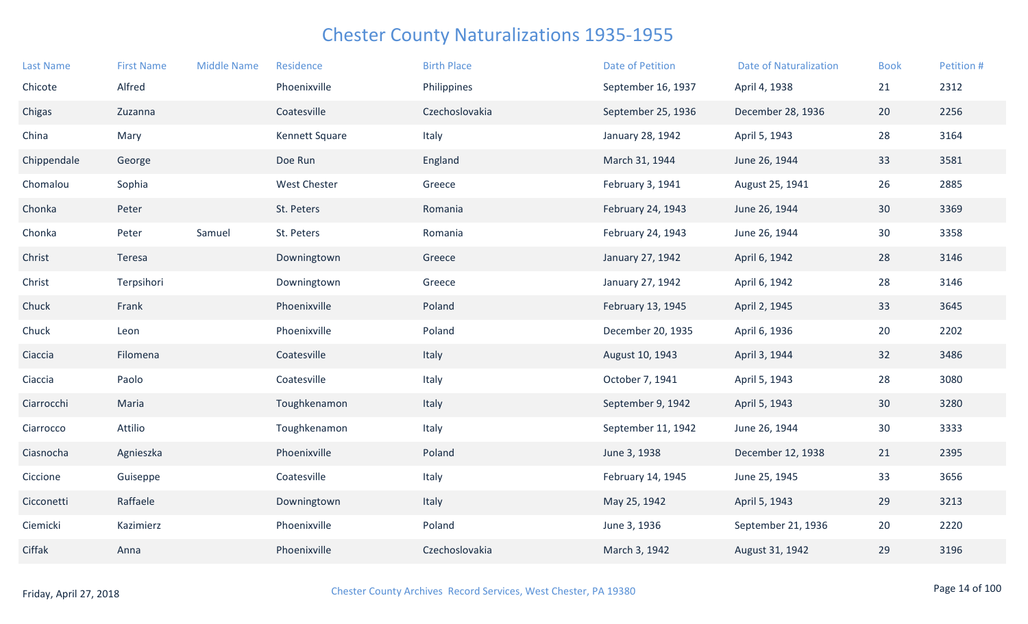# Chester County Naturalizations 1935-1955

| Last Name | First Name | Middle Name | Residence | Birth Place | Date of Petition | Date of Naturalization | Book | Petition # |
|---|---|---|---|---|---|---|---|---|
| Chicote | Alfred | | Phoenixville | Philippines | September 16, 1937 | April 4, 1938 | 21 | 2312 |
| Chigas | Zuzanna | | Coatesville | Czechoslovakia | September 25, 1936 | December 28, 1936 | 20 | 2256 |
| China | Mary | | Kennett Square | Italy | January 28, 1942 | April 5, 1943 | 28 | 3164 |
| Chippendale | George | | Doe Run | England | March 31, 1944 | June 26, 1944 | 33 | 3581 |
| Chomalou | Sophia | | West Chester | Greece | February 3, 1941 | August 25, 1941 | 26 | 2885 |
| Chonka | Peter | | St. Peters | Romania | February 24, 1943 | June 26, 1944 | 30 | 3369 |
| Chonka | Peter | Samuel | St. Peters | Romania | February 24, 1943 | June 26, 1944 | 30 | 3358 |
| Christ | Teresa | | Downingtown | Greece | January 27, 1942 | April 6, 1942 | 28 | 3146 |
| Christ | Terpsihori | | Downingtown | Greece | January 27, 1942 | April 6, 1942 | 28 | 3146 |
| Chuck | Frank | | Phoenixville | Poland | February 13, 1945 | April 2, 1945 | 33 | 3645 |
| Chuck | Leon | | Phoenixville | Poland | December 20, 1935 | April 6, 1936 | 20 | 2202 |
| Ciaccia | Filomena | | Coatesville | Italy | August 10, 1943 | April 3, 1944 | 32 | 3486 |
| Ciaccia | Paolo | | Coatesville | Italy | October 7, 1941 | April 5, 1943 | 28 | 3080 |
| Ciarrocchi | Maria | | Toughkenamon | Italy | September 9, 1942 | April 5, 1943 | 30 | 3280 |
| Ciarrocco | Attilio | | Toughkenamon | Italy | September 11, 1942 | June 26, 1944 | 30 | 3333 |
| Ciasnocha | Agnieszka | | Phoenixville | Poland | June 3, 1938 | December 12, 1938 | 21 | 2395 |
| Ciccione | Guiseppe | | Coatesville | Italy | February 14, 1945 | June 25, 1945 | 33 | 3656 |
| Cicconetti | Raffaele | | Downingtown | Italy | May 25, 1942 | April 5, 1943 | 29 | 3213 |
| Ciemicki | Kazimierz | | Phoenixville | Poland | June 3, 1936 | September 21, 1936 | 20 | 2220 |
| Ciffak | Anna | | Phoenixville | Czechoslovakia | March 3, 1942 | August 31, 1942 | 29 | 3196 |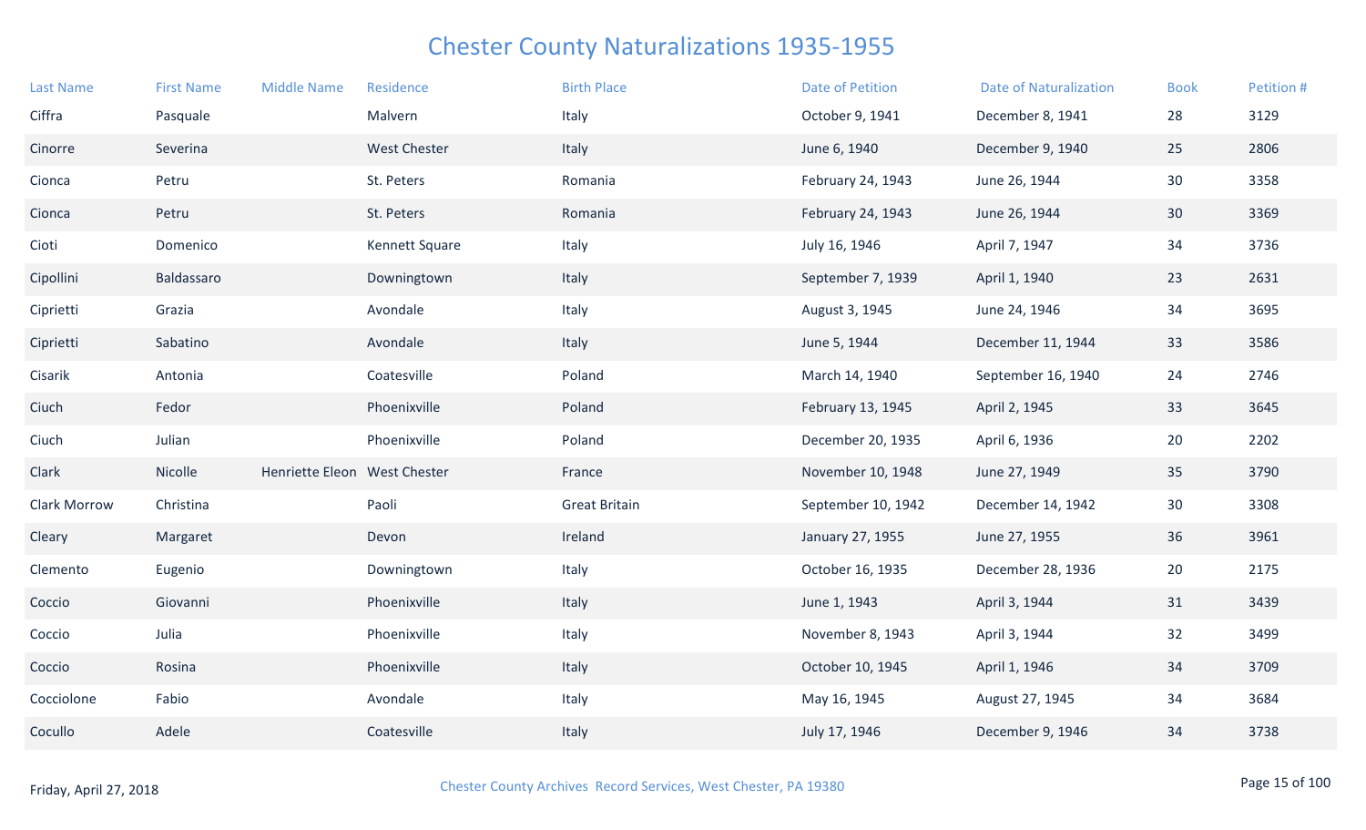# Chester County Naturalizations 1935-1955

| Last Name | First Name | Middle Name | Residence | Birth Place | Date of Petition | Date of Naturalization | Book | Petition # |
|---|---|---|---|---|---|---|---|---|
| Ciffra | Pasquale | | Malvern | Italy | October 9, 1941 | December 8, 1941 | 28 | 3129 |
| Cinorre | Severina | | West Chester | Italy | June 6, 1940 | December 9, 1940 | 25 | 2806 |
| Cionca | Petru | | St. Peters | Romania | February 24, 1943 | June 26, 1944 | 30 | 3358 |
| Cionca | Petru | | St. Peters | Romania | February 24, 1943 | June 26, 1944 | 30 | 3369 |
| Cioti | Domenico | | Kennett Square | Italy | July 16, 1946 | April 7, 1947 | 34 | 3736 |
| Cipollini | Baldassaro | | Downingtown | Italy | September 7, 1939 | April 1, 1940 | 23 | 2631 |
| Ciprietti | Grazia | | Avondale | Italy | August 3, 1945 | June 24, 1946 | 34 | 3695 |
| Ciprietti | Sabatino | | Avondale | Italy | June 5, 1944 | December 11, 1944 | 33 | 3586 |
| Cisarik | Antonia | | Coatesville | Poland | March 14, 1940 | September 16, 1940 | 24 | 2746 |
| Ciuch | Fedor | | Phoenixville | Poland | February 13, 1945 | April 2, 1945 | 33 | 3645 |
| Ciuch | Julian | | Phoenixville | Poland | December 20, 1935 | April 6, 1936 | 20 | 2202 |
| Clark | Nicolle | Henriette Eleon | West Chester | France | November 10, 1948 | June 27, 1949 | 35 | 3790 |
| Clark Morrow | Christina | | Paoli | Great Britain | September 10, 1942 | December 14, 1942 | 30 | 3308 |
| Cleary | Margaret | | Devon | Ireland | January 27, 1955 | June 27, 1955 | 36 | 3961 |
| Clemento | Eugenio | | Downingtown | Italy | October 16, 1935 | December 28, 1936 | 20 | 2175 |
| Coccio | Giovanni | | Phoenixville | Italy | June 1, 1943 | April 3, 1944 | 31 | 3439 |
| Coccio | Julia | | Phoenixville | Italy | November 8, 1943 | April 3, 1944 | 32 | 3499 |
| Coccio | Rosina | | Phoenixville | Italy | October 10, 1945 | April 1, 1946 | 34 | 3709 |
| Cocciolone | Fabio | | Avondale | Italy | May 16, 1945 | August 27, 1945 | 34 | 3684 |
| Cocullo | Adele | | Coatesville | Italy | July 17, 1946 | December 9, 1946 | 34 | 3738 |

Friday, April 27, 2018 — Chester County Archives Record Services, West Chester, PA 19380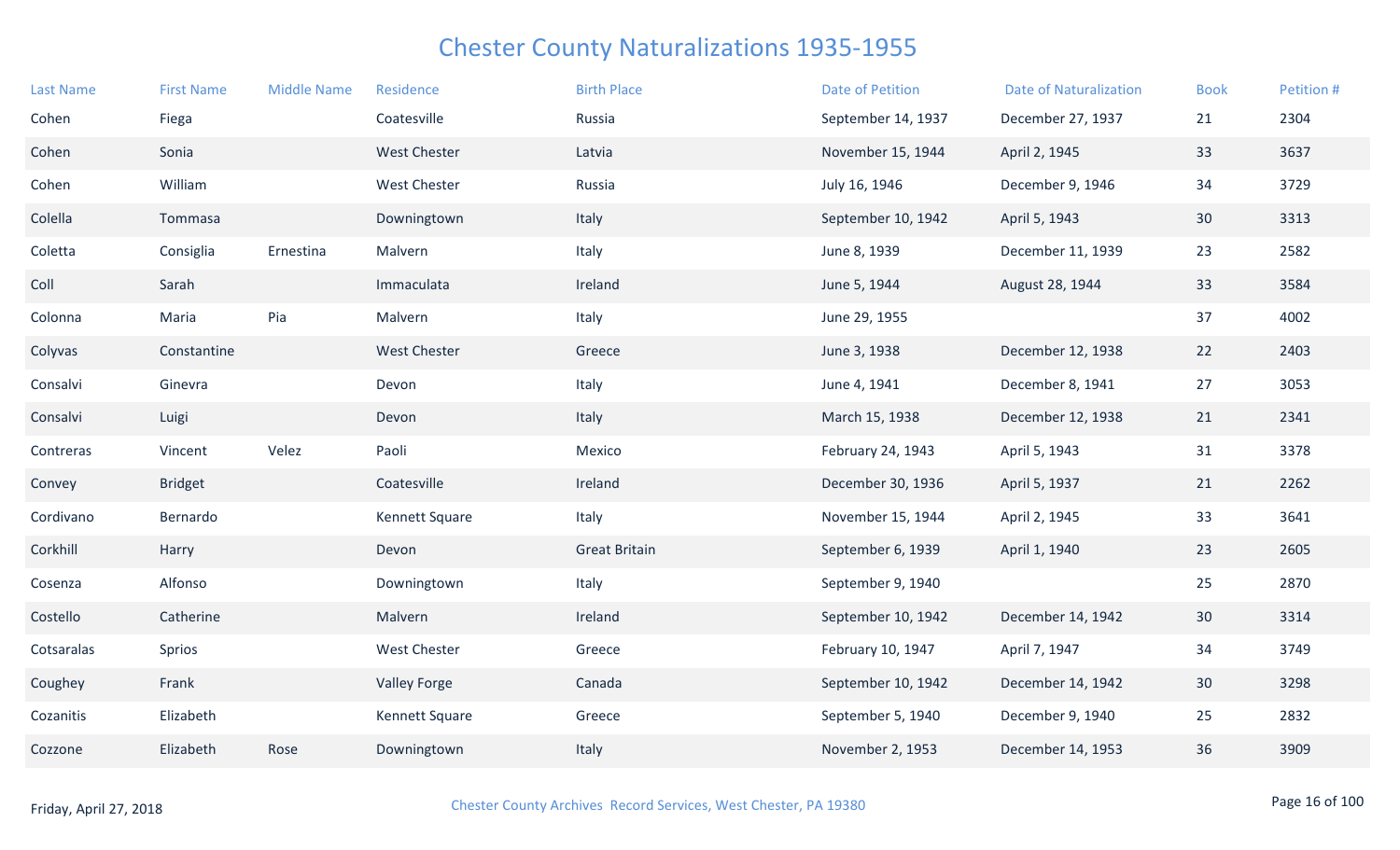# Chester County Naturalizations 1935-1955

| Last Name | First Name | Middle Name | Residence | Birth Place | Date of Petition | Date of Naturalization | Book | Petition # |
|---|---|---|---|---|---|---|---|---|
| Cohen | Fiega | | Coatesville | Russia | September 14, 1937 | December 27, 1937 | 21 | 2304 |
| Cohen | Sonia | | West Chester | Latvia | November 15, 1944 | April 2, 1945 | 33 | 3637 |
| Cohen | William | | West Chester | Russia | July 16, 1946 | December 9, 1946 | 34 | 3729 |
| Colella | Tommasa | | Downingtown | Italy | September 10, 1942 | April 5, 1943 | 30 | 3313 |
| Coletta | Consiglia | Ernestina | Malvern | Italy | June 8, 1939 | December 11, 1939 | 23 | 2582 |
| Coll | Sarah | | Immaculata | Ireland | June 5, 1944 | August 28, 1944 | 33 | 3584 |
| Colonna | Maria | Pia | Malvern | Italy | June 29, 1955 | | 37 | 4002 |
| Colyvas | Constantine | | West Chester | Greece | June 3, 1938 | December 12, 1938 | 22 | 2403 |
| Consalvi | Ginevra | | Devon | Italy | June 4, 1941 | December 8, 1941 | 27 | 3053 |
| Consalvi | Luigi | | Devon | Italy | March 15, 1938 | December 12, 1938 | 21 | 2341 |
| Contreras | Vincent | Velez | Paoli | Mexico | February 24, 1943 | April 5, 1943 | 31 | 3378 |
| Convey | Bridget | | Coatesville | Ireland | December 30, 1936 | April 5, 1937 | 21 | 2262 |
| Cordivano | Bernardo | | Kennett Square | Italy | November 15, 1944 | April 2, 1945 | 33 | 3641 |
| Corkhill | Harry | | Devon | Great Britain | September 6, 1939 | April 1, 1940 | 23 | 2605 |
| Cosenza | Alfonso | | Downingtown | Italy | September 9, 1940 | | 25 | 2870 |
| Costello | Catherine | | Malvern | Ireland | September 10, 1942 | December 14, 1942 | 30 | 3314 |
| Cotsaralas | Sprios | | West Chester | Greece | February 10, 1947 | April 7, 1947 | 34 | 3749 |
| Coughey | Frank | | Valley Forge | Canada | September 10, 1942 | December 14, 1942 | 30 | 3298 |
| Cozanitis | Elizabeth | | Kennett Square | Greece | September 5, 1940 | December 9, 1940 | 25 | 2832 |
| Cozzone | Elizabeth | Rose | Downingtown | Italy | November 2, 1953 | December 14, 1953 | 36 | 3909 |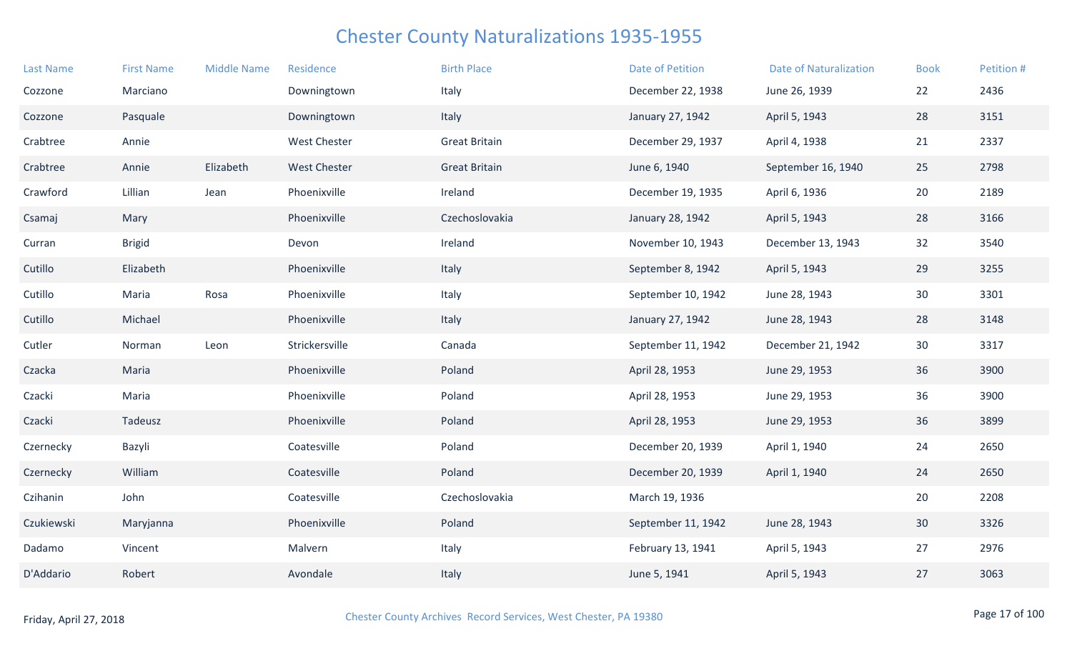# Chester County Naturalizations 1935-1955

| Last Name | First Name | Middle Name | Residence | Birth Place | Date of Petition | Date of Naturalization | Book | Petition # |
|---|---|---|---|---|---|---|---|---|
| Cozzone | Marciano | | Downingtown | Italy | December 22, 1938 | June 26, 1939 | 22 | 2436 |
| Cozzone | Pasquale | | Downingtown | Italy | January 27, 1942 | April 5, 1943 | 28 | 3151 |
| Crabtree | Annie | | West Chester | Great Britain | December 29, 1937 | April 4, 1938 | 21 | 2337 |
| Crabtree | Annie | Elizabeth | West Chester | Great Britain | June 6, 1940 | September 16, 1940 | 25 | 2798 |
| Crawford | Lillian | Jean | Phoenixville | Ireland | December 19, 1935 | April 6, 1936 | 20 | 2189 |
| Csamaj | Mary | | Phoenixville | Czechoslovakia | January 28, 1942 | April 5, 1943 | 28 | 3166 |
| Curran | Brigid | | Devon | Ireland | November 10, 1943 | December 13, 1943 | 32 | 3540 |
| Cutillo | Elizabeth | | Phoenixville | Italy | September 8, 1942 | April 5, 1943 | 29 | 3255 |
| Cutillo | Maria | Rosa | Phoenixville | Italy | September 10, 1942 | June 28, 1943 | 30 | 3301 |
| Cutillo | Michael | | Phoenixville | Italy | January 27, 1942 | June 28, 1943 | 28 | 3148 |
| Cutler | Norman | Leon | Strickersville | Canada | September 11, 1942 | December 21, 1942 | 30 | 3317 |
| Czacka | Maria | | Phoenixville | Poland | April 28, 1953 | June 29, 1953 | 36 | 3900 |
| Czacki | Maria | | Phoenixville | Poland | April 28, 1953 | June 29, 1953 | 36 | 3900 |
| Czacki | Tadeusz | | Phoenixville | Poland | April 28, 1953 | June 29, 1953 | 36 | 3899 |
| Czernecky | Bazyli | | Coatesville | Poland | December 20, 1939 | April 1, 1940 | 24 | 2650 |
| Czernecky | William | | Coatesville | Poland | December 20, 1939 | April 1, 1940 | 24 | 2650 |
| Czihanin | John | | Coatesville | Czechoslovakia | March 19, 1936 | | 20 | 2208 |
| Czukiewski | Maryjanna | | Phoenixville | Poland | September 11, 1942 | June 28, 1943 | 30 | 3326 |
| Dadamo | Vincent | | Malvern | Italy | February 13, 1941 | April 5, 1943 | 27 | 2976 |
| D'Addario | Robert | | Avondale | Italy | June 5, 1941 | April 5, 1943 | 27 | 3063 |

Friday, April 27, 2018

Chester County Archives Record Services, West Chester, PA 19380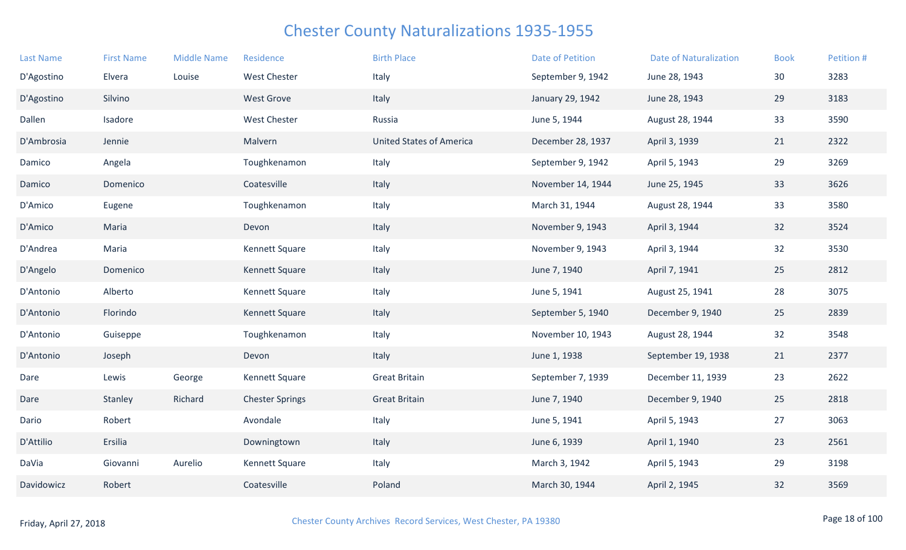# Chester County Naturalizations 1935-1955

| Last Name | First Name | Middle Name | Residence | Birth Place | Date of Petition | Date of Naturalization | Book | Petition # |
|---|---|---|---|---|---|---|---|---|
| D'Agostino | Elvera | Louise | West Chester | Italy | September 9, 1942 | June 28, 1943 | 30 | 3283 |
| D'Agostino | Silvino | | West Grove | Italy | January 29, 1942 | June 28, 1943 | 29 | 3183 |
| Dallen | Isadore | | West Chester | Russia | June 5, 1944 | August 28, 1944 | 33 | 3590 |
| D'Ambrosia | Jennie | | Malvern | United States of America | December 28, 1937 | April 3, 1939 | 21 | 2322 |
| Damico | Angela | | Toughkenamon | Italy | September 9, 1942 | April 5, 1943 | 29 | 3269 |
| Damico | Domenico | | Coatesville | Italy | November 14, 1944 | June 25, 1945 | 33 | 3626 |
| D'Amico | Eugene | | Toughkenamon | Italy | March 31, 1944 | August 28, 1944 | 33 | 3580 |
| D'Amico | Maria | | Devon | Italy | November 9, 1943 | April 3, 1944 | 32 | 3524 |
| D'Andrea | Maria | | Kennett Square | Italy | November 9, 1943 | April 3, 1944 | 32 | 3530 |
| D'Angelo | Domenico | | Kennett Square | Italy | June 7, 1940 | April 7, 1941 | 25 | 2812 |
| D'Antonio | Alberto | | Kennett Square | Italy | June 5, 1941 | August 25, 1941 | 28 | 3075 |
| D'Antonio | Florindo | | Kennett Square | Italy | September 5, 1940 | December 9, 1940 | 25 | 2839 |
| D'Antonio | Guiseppe | | Toughkenamon | Italy | November 10, 1943 | August 28, 1944 | 32 | 3548 |
| D'Antonio | Joseph | | Devon | Italy | June 1, 1938 | September 19, 1938 | 21 | 2377 |
| Dare | Lewis | George | Kennett Square | Great Britain | September 7, 1939 | December 11, 1939 | 23 | 2622 |
| Dare | Stanley | Richard | Chester Springs | Great Britain | June 7, 1940 | December 9, 1940 | 25 | 2818 |
| Dario | Robert | | Avondale | Italy | June 5, 1941 | April 5, 1943 | 27 | 3063 |
| D'Attilio | Ersilia | | Downingtown | Italy | June 6, 1939 | April 1, 1940 | 23 | 2561 |
| DaVia | Giovanni | Aurelio | Kennett Square | Italy | March 3, 1942 | April 5, 1943 | 29 | 3198 |
| Davidowicz | Robert | | Coatesville | Poland | March 30, 1944 | April 2, 1945 | 32 | 3569 |

Friday, April 27, 2018 — Chester County Archives Record Services, West Chester, PA 19380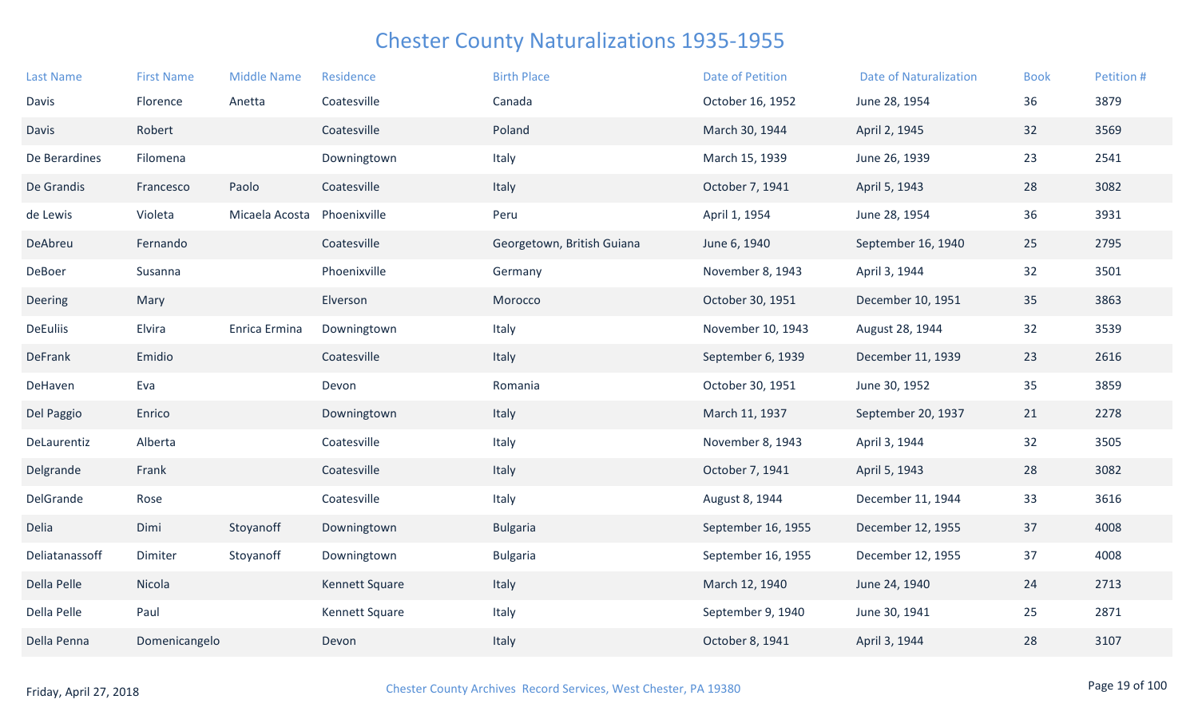# Chester County Naturalizations 1935-1955

| Last Name | First Name | Middle Name | Residence | Birth Place | Date of Petition | Date of Naturalization | Book | Petition # |
|---|---|---|---|---|---|---|---|---|
| Davis | Florence | Anetta | Coatesville | Canada | October 16, 1952 | June 28, 1954 | 36 | 3879 |
| Davis | Robert | | Coatesville | Poland | March 30, 1944 | April 2, 1945 | 32 | 3569 |
| De Berardines | Filomena | | Downingtown | Italy | March 15, 1939 | June 26, 1939 | 23 | 2541 |
| De Grandis | Francesco | Paolo | Coatesville | Italy | October 7, 1941 | April 5, 1943 | 28 | 3082 |
| de Lewis | Violeta | Micaela Acosta | Phoenixville | Peru | April 1, 1954 | June 28, 1954 | 36 | 3931 |
| DeAbreu | Fernando | | Coatesville | Georgetown, British Guiana | June 6, 1940 | September 16, 1940 | 25 | 2795 |
| DeBoer | Susanna | | Phoenixville | Germany | November 8, 1943 | April 3, 1944 | 32 | 3501 |
| Deering | Mary | | Elverson | Morocco | October 30, 1951 | December 10, 1951 | 35 | 3863 |
| DeEuliis | Elvira | Enrica Ermina | Downingtown | Italy | November 10, 1943 | August 28, 1944 | 32 | 3539 |
| DeFrank | Emidio | | Coatesville | Italy | September 6, 1939 | December 11, 1939 | 23 | 2616 |
| DeHaven | Eva | | Devon | Romania | October 30, 1951 | June 30, 1952 | 35 | 3859 |
| Del Paggio | Enrico | | Downingtown | Italy | March 11, 1937 | September 20, 1937 | 21 | 2278 |
| DeLaurentiz | Alberta | | Coatesville | Italy | November 8, 1943 | April 3, 1944 | 32 | 3505 |
| Delgrande | Frank | | Coatesville | Italy | October 7, 1941 | April 5, 1943 | 28 | 3082 |
| DelGrande | Rose | | Coatesville | Italy | August 8, 1944 | December 11, 1944 | 33 | 3616 |
| Delia | Dimi | Stoyanoff | Downingtown | Bulgaria | September 16, 1955 | December 12, 1955 | 37 | 4008 |
| Deliatanassoff | Dimiter | Stoyanoff | Downingtown | Bulgaria | September 16, 1955 | December 12, 1955 | 37 | 4008 |
| Della Pelle | Nicola | | Kennett Square | Italy | March 12, 1940 | June 24, 1940 | 24 | 2713 |
| Della Pelle | Paul | | Kennett Square | Italy | September 9, 1940 | June 30, 1941 | 25 | 2871 |
| Della Penna | Domenicangelo | | Devon | Italy | October 8, 1941 | April 3, 1944 | 28 | 3107 |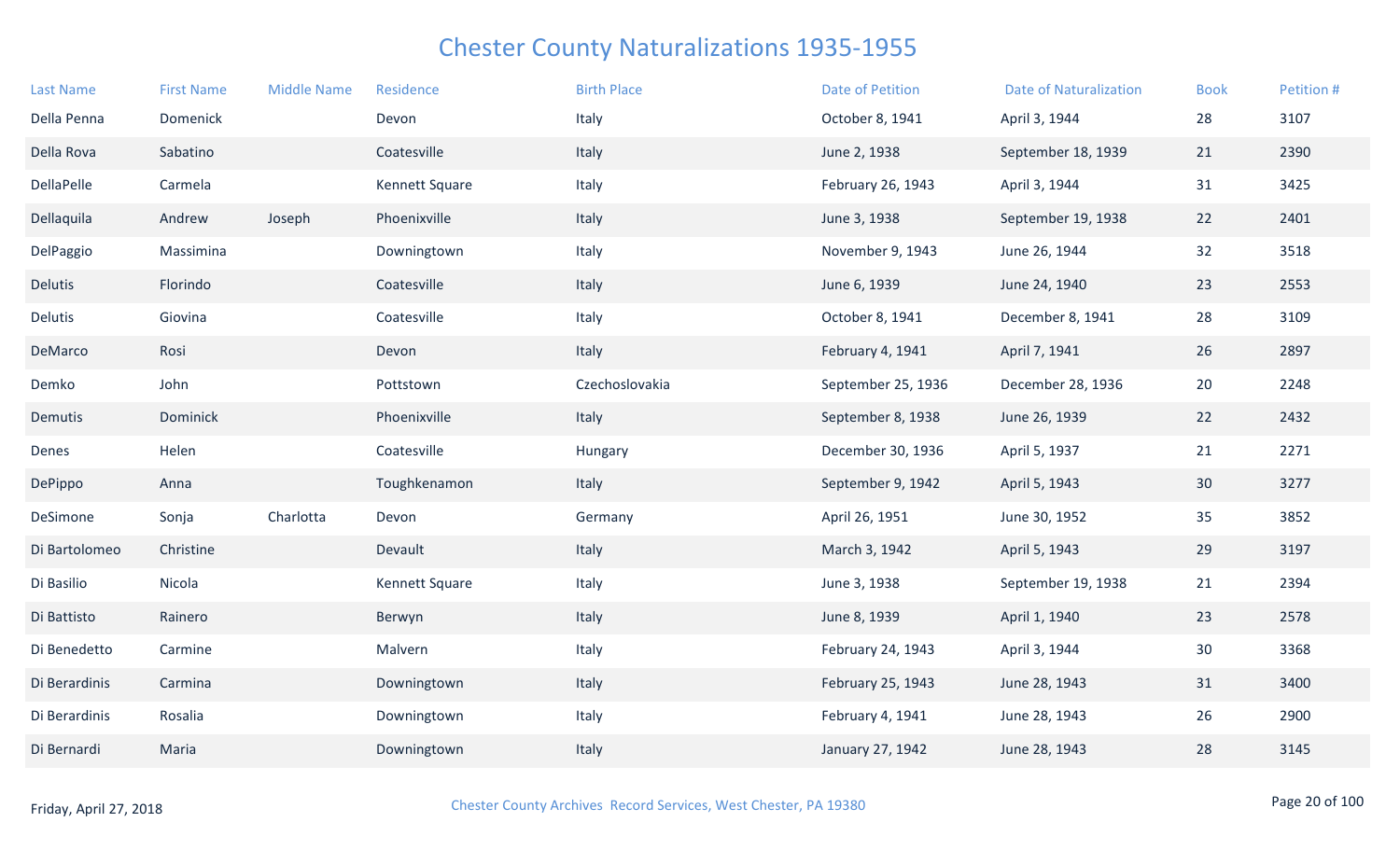# Chester County Naturalizations 1935-1955

| Last Name | First Name | Middle Name | Residence | Birth Place | Date of Petition | Date of Naturalization | Book | Petition # |
|---|---|---|---|---|---|---|---|---|
| Della Penna | Domenick | | Devon | Italy | October 8, 1941 | April 3, 1944 | 28 | 3107 |
| Della Rova | Sabatino | | Coatesville | Italy | June 2, 1938 | September 18, 1939 | 21 | 2390 |
| DellaPelle | Carmela | | Kennett Square | Italy | February 26, 1943 | April 3, 1944 | 31 | 3425 |
| Dellaquila | Andrew | Joseph | Phoenixville | Italy | June 3, 1938 | September 19, 1938 | 22 | 2401 |
| DelPaggio | Massimina | | Downingtown | Italy | November 9, 1943 | June 26, 1944 | 32 | 3518 |
| Delutis | Florindo | | Coatesville | Italy | June 6, 1939 | June 24, 1940 | 23 | 2553 |
| Delutis | Giovina | | Coatesville | Italy | October 8, 1941 | December 8, 1941 | 28 | 3109 |
| DeMarco | Rosi | | Devon | Italy | February 4, 1941 | April 7, 1941 | 26 | 2897 |
| Demko | John | | Pottstown | Czechoslovakia | September 25, 1936 | December 28, 1936 | 20 | 2248 |
| Demutis | Dominick | | Phoenixville | Italy | September 8, 1938 | June 26, 1939 | 22 | 2432 |
| Denes | Helen | | Coatesville | Hungary | December 30, 1936 | April 5, 1937 | 21 | 2271 |
| DePippo | Anna | | Toughkenamon | Italy | September 9, 1942 | April 5, 1943 | 30 | 3277 |
| DeSimone | Sonja | Charlotta | Devon | Germany | April 26, 1951 | June 30, 1952 | 35 | 3852 |
| Di Bartolomeo | Christine | | Devault | Italy | March 3, 1942 | April 5, 1943 | 29 | 3197 |
| Di Basilio | Nicola | | Kennett Square | Italy | June 3, 1938 | September 19, 1938 | 21 | 2394 |
| Di Battisto | Rainero | | Berwyn | Italy | June 8, 1939 | April 1, 1940 | 23 | 2578 |
| Di Benedetto | Carmine | | Malvern | Italy | February 24, 1943 | April 3, 1944 | 30 | 3368 |
| Di Berardinis | Carmina | | Downingtown | Italy | February 25, 1943 | June 28, 1943 | 31 | 3400 |
| Di Berardinis | Rosalia | | Downingtown | Italy | February 4, 1941 | June 28, 1943 | 26 | 2900 |
| Di Bernardi | Maria | | Downingtown | Italy | January 27, 1942 | June 28, 1943 | 28 | 3145 |

Friday, April 27, 2018

Chester County Archives Record Services, West Chester, PA 19380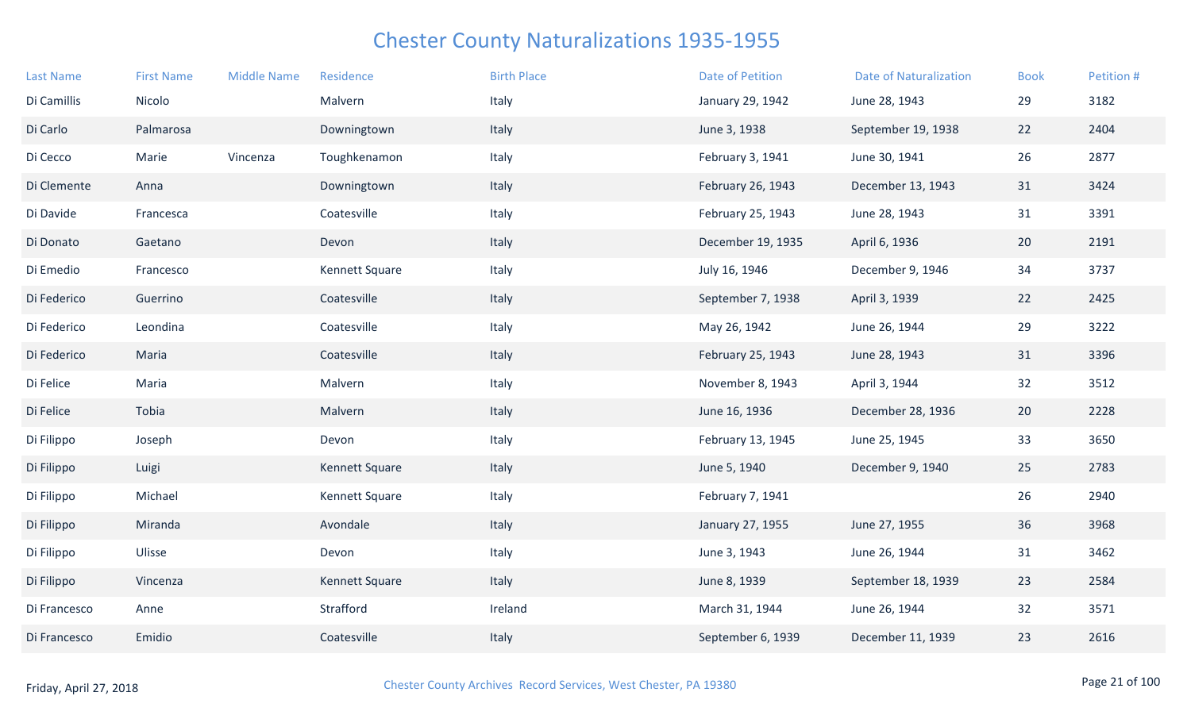# Chester County Naturalizations 1935-1955

| Last Name | First Name | Middle Name | Residence | Birth Place | Date of Petition | Date of Naturalization | Book | Petition # |
|---|---|---|---|---|---|---|---|---|
| Di Camillis | Nicolo | | Malvern | Italy | January 29, 1942 | June 28, 1943 | 29 | 3182 |
| Di Carlo | Palmarosa | | Downingtown | Italy | June 3, 1938 | September 19, 1938 | 22 | 2404 |
| Di Cecco | Marie | Vincenza | Toughkenamon | Italy | February 3, 1941 | June 30, 1941 | 26 | 2877 |
| Di Clemente | Anna | | Downingtown | Italy | February 26, 1943 | December 13, 1943 | 31 | 3424 |
| Di Davide | Francesca | | Coatesville | Italy | February 25, 1943 | June 28, 1943 | 31 | 3391 |
| Di Donato | Gaetano | | Devon | Italy | December 19, 1935 | April 6, 1936 | 20 | 2191 |
| Di Emedio | Francesco | | Kennett Square | Italy | July 16, 1946 | December 9, 1946 | 34 | 3737 |
| Di Federico | Guerrino | | Coatesville | Italy | September 7, 1938 | April 3, 1939 | 22 | 2425 |
| Di Federico | Leondina | | Coatesville | Italy | May 26, 1942 | June 26, 1944 | 29 | 3222 |
| Di Federico | Maria | | Coatesville | Italy | February 25, 1943 | June 28, 1943 | 31 | 3396 |
| Di Felice | Maria | | Malvern | Italy | November 8, 1943 | April 3, 1944 | 32 | 3512 |
| Di Felice | Tobia | | Malvern | Italy | June 16, 1936 | December 28, 1936 | 20 | 2228 |
| Di Filippo | Joseph | | Devon | Italy | February 13, 1945 | June 25, 1945 | 33 | 3650 |
| Di Filippo | Luigi | | Kennett Square | Italy | June 5, 1940 | December 9, 1940 | 25 | 2783 |
| Di Filippo | Michael | | Kennett Square | Italy | February 7, 1941 | | 26 | 2940 |
| Di Filippo | Miranda | | Avondale | Italy | January 27, 1955 | June 27, 1955 | 36 | 3968 |
| Di Filippo | Ulisse | | Devon | Italy | June 3, 1943 | June 26, 1944 | 31 | 3462 |
| Di Filippo | Vincenza | | Kennett Square | Italy | June 8, 1939 | September 18, 1939 | 23 | 2584 |
| Di Francesco | Anne | | Strafford | Ireland | March 31, 1944 | June 26, 1944 | 32 | 3571 |
| Di Francesco | Emidio | | Coatesville | Italy | September 6, 1939 | December 11, 1939 | 23 | 2616 |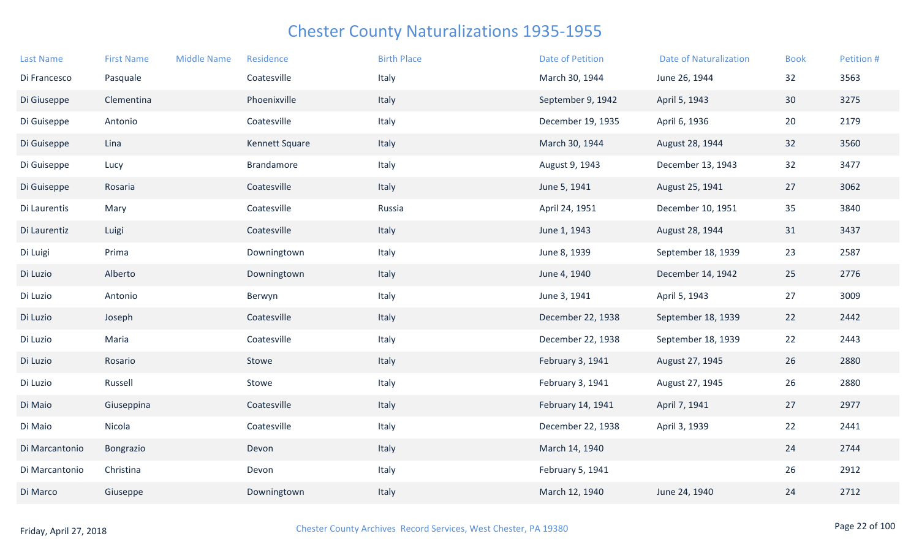# Chester County Naturalizations 1935-1955

| Last Name | First Name | Middle Name | Residence | Birth Place | Date of Petition | Date of Naturalization | Book | Petition # |
|---|---|---|---|---|---|---|---|---|
| Di Francesco | Pasquale | | Coatesville | Italy | March 30, 1944 | June 26, 1944 | 32 | 3563 |
| Di Giuseppe | Clementina | | Phoenixville | Italy | September 9, 1942 | April 5, 1943 | 30 | 3275 |
| Di Guiseppe | Antonio | | Coatesville | Italy | December 19, 1935 | April 6, 1936 | 20 | 2179 |
| Di Guiseppe | Lina | | Kennett Square | Italy | March 30, 1944 | August 28, 1944 | 32 | 3560 |
| Di Guiseppe | Lucy | | Brandamore | Italy | August 9, 1943 | December 13, 1943 | 32 | 3477 |
| Di Guiseppe | Rosaria | | Coatesville | Italy | June 5, 1941 | August 25, 1941 | 27 | 3062 |
| Di Laurentis | Mary | | Coatesville | Russia | April 24, 1951 | December 10, 1951 | 35 | 3840 |
| Di Laurentiz | Luigi | | Coatesville | Italy | June 1, 1943 | August 28, 1944 | 31 | 3437 |
| Di Luigi | Prima | | Downingtown | Italy | June 8, 1939 | September 18, 1939 | 23 | 2587 |
| Di Luzio | Alberto | | Downingtown | Italy | June 4, 1940 | December 14, 1942 | 25 | 2776 |
| Di Luzio | Antonio | | Berwyn | Italy | June 3, 1941 | April 5, 1943 | 27 | 3009 |
| Di Luzio | Joseph | | Coatesville | Italy | December 22, 1938 | September 18, 1939 | 22 | 2442 |
| Di Luzio | Maria | | Coatesville | Italy | December 22, 1938 | September 18, 1939 | 22 | 2443 |
| Di Luzio | Rosario | | Stowe | Italy | February 3, 1941 | August 27, 1945 | 26 | 2880 |
| Di Luzio | Russell | | Stowe | Italy | February 3, 1941 | August 27, 1945 | 26 | 2880 |
| Di Maio | Giuseppina | | Coatesville | Italy | February 14, 1941 | April 7, 1941 | 27 | 2977 |
| Di Maio | Nicola | | Coatesville | Italy | December 22, 1938 | April 3, 1939 | 22 | 2441 |
| Di Marcantonio | Bongrazio | | Devon | Italy | March 14, 1940 | | 24 | 2744 |
| Di Marcantonio | Christina | | Devon | Italy | February 5, 1941 | | 26 | 2912 |
| Di Marco | Giuseppe | | Downingtown | Italy | March 12, 1940 | June 24, 1940 | 24 | 2712 |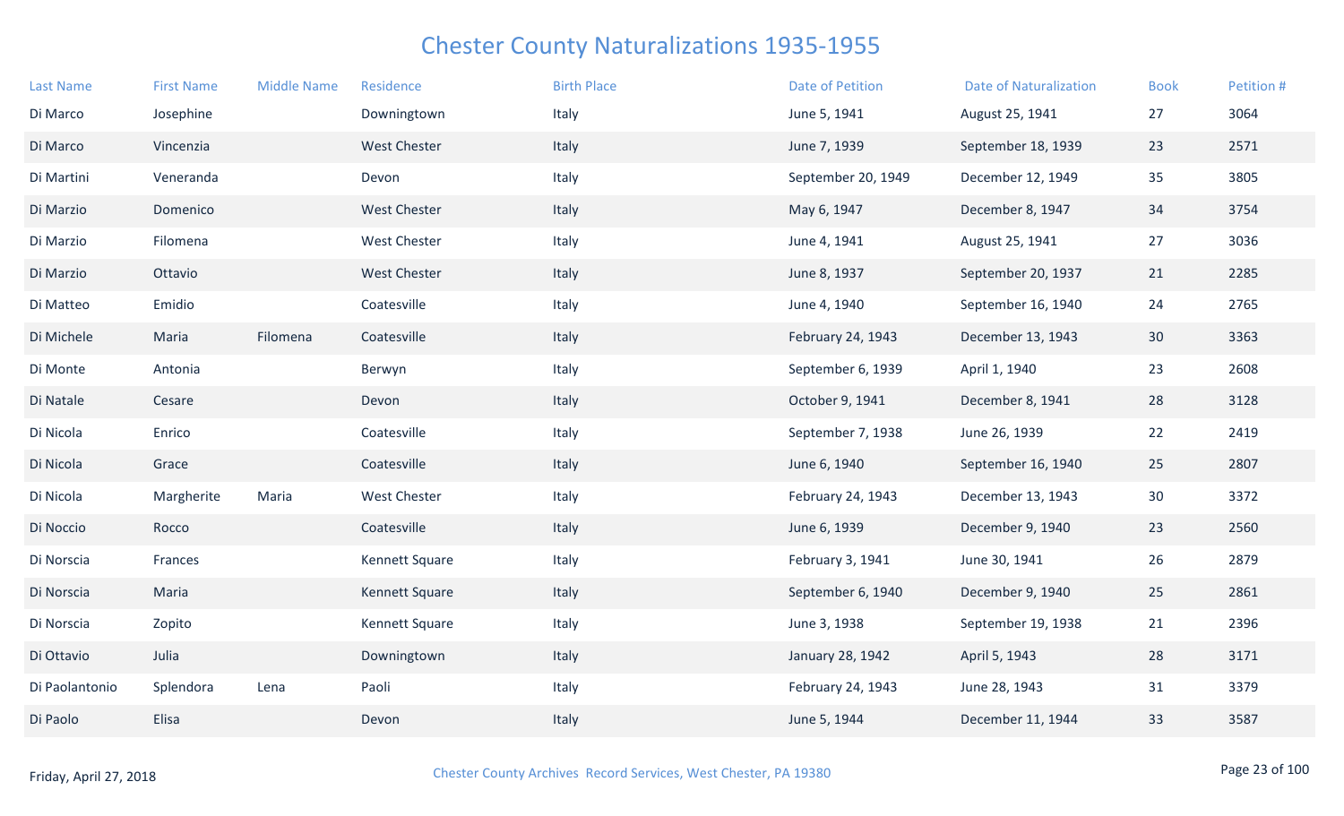# Chester County Naturalizations 1935-1955

| Last Name | First Name | Middle Name | Residence | Birth Place | Date of Petition | Date of Naturalization | Book | Petition # |
|---|---|---|---|---|---|---|---|---|
| Di Marco | Josephine | | Downingtown | Italy | June 5, 1941 | August 25, 1941 | 27 | 3064 |
| Di Marco | Vincenzia | | West Chester | Italy | June 7, 1939 | September 18, 1939 | 23 | 2571 |
| Di Martini | Veneranda | | Devon | Italy | September 20, 1949 | December 12, 1949 | 35 | 3805 |
| Di Marzio | Domenico | | West Chester | Italy | May 6, 1947 | December 8, 1947 | 34 | 3754 |
| Di Marzio | Filomena | | West Chester | Italy | June 4, 1941 | August 25, 1941 | 27 | 3036 |
| Di Marzio | Ottavio | | West Chester | Italy | June 8, 1937 | September 20, 1937 | 21 | 2285 |
| Di Matteo | Emidio | | Coatesville | Italy | June 4, 1940 | September 16, 1940 | 24 | 2765 |
| Di Michele | Maria | Filomena | Coatesville | Italy | February 24, 1943 | December 13, 1943 | 30 | 3363 |
| Di Monte | Antonia | | Berwyn | Italy | September 6, 1939 | April 1, 1940 | 23 | 2608 |
| Di Natale | Cesare | | Devon | Italy | October 9, 1941 | December 8, 1941 | 28 | 3128 |
| Di Nicola | Enrico | | Coatesville | Italy | September 7, 1938 | June 26, 1939 | 22 | 2419 |
| Di Nicola | Grace | | Coatesville | Italy | June 6, 1940 | September 16, 1940 | 25 | 2807 |
| Di Nicola | Margherite | Maria | West Chester | Italy | February 24, 1943 | December 13, 1943 | 30 | 3372 |
| Di Noccio | Rocco | | Coatesville | Italy | June 6, 1939 | December 9, 1940 | 23 | 2560 |
| Di Norscia | Frances | | Kennett Square | Italy | February 3, 1941 | June 30, 1941 | 26 | 2879 |
| Di Norscia | Maria | | Kennett Square | Italy | September 6, 1940 | December 9, 1940 | 25 | 2861 |
| Di Norscia | Zopito | | Kennett Square | Italy | June 3, 1938 | September 19, 1938 | 21 | 2396 |
| Di Ottavio | Julia | | Downingtown | Italy | January 28, 1942 | April 5, 1943 | 28 | 3171 |
| Di Paolantonio | Splendora | Lena | Paoli | Italy | February 24, 1943 | June 28, 1943 | 31 | 3379 |
| Di Paolo | Elisa | | Devon | Italy | June 5, 1944 | December 11, 1944 | 33 | 3587 |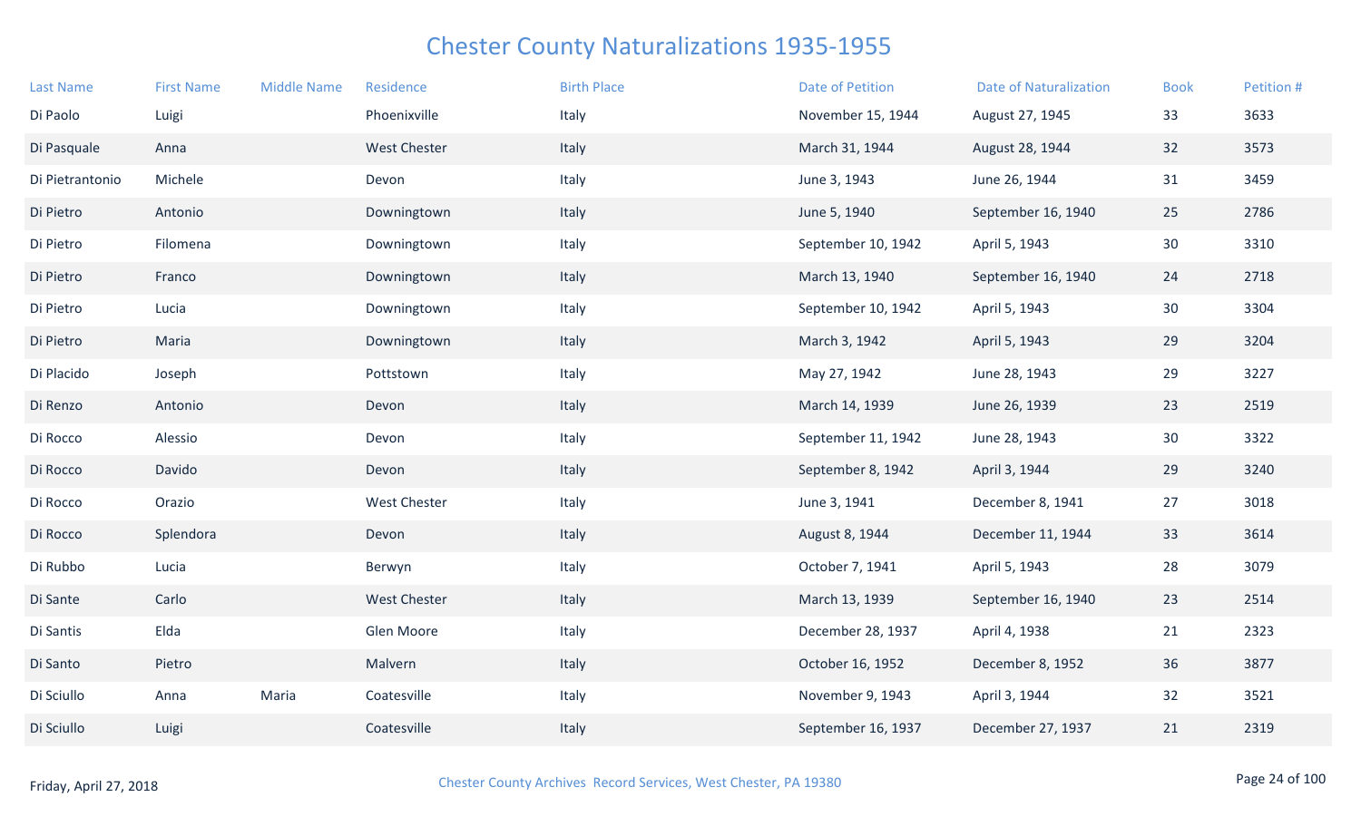# Chester County Naturalizations 1935-1955

| Last Name | First Name | Middle Name | Residence | Birth Place | Date of Petition | Date of Naturalization | Book | Petition # |
|---|---|---|---|---|---|---|---|---|
| Di Paolo | Luigi | | Phoenixville | Italy | November 15, 1944 | August 27, 1945 | 33 | 3633 |
| Di Pasquale | Anna | | West Chester | Italy | March 31, 1944 | August 28, 1944 | 32 | 3573 |
| Di Pietrantonio | Michele | | Devon | Italy | June 3, 1943 | June 26, 1944 | 31 | 3459 |
| Di Pietro | Antonio | | Downingtown | Italy | June 5, 1940 | September 16, 1940 | 25 | 2786 |
| Di Pietro | Filomena | | Downingtown | Italy | September 10, 1942 | April 5, 1943 | 30 | 3310 |
| Di Pietro | Franco | | Downingtown | Italy | March 13, 1940 | September 16, 1940 | 24 | 2718 |
| Di Pietro | Lucia | | Downingtown | Italy | September 10, 1942 | April 5, 1943 | 30 | 3304 |
| Di Pietro | Maria | | Downingtown | Italy | March 3, 1942 | April 5, 1943 | 29 | 3204 |
| Di Placido | Joseph | | Pottstown | Italy | May 27, 1942 | June 28, 1943 | 29 | 3227 |
| Di Renzo | Antonio | | Devon | Italy | March 14, 1939 | June 26, 1939 | 23 | 2519 |
| Di Rocco | Alessio | | Devon | Italy | September 11, 1942 | June 28, 1943 | 30 | 3322 |
| Di Rocco | Davido | | Devon | Italy | September 8, 1942 | April 3, 1944 | 29 | 3240 |
| Di Rocco | Orazio | | West Chester | Italy | June 3, 1941 | December 8, 1941 | 27 | 3018 |
| Di Rocco | Splendora | | Devon | Italy | August 8, 1944 | December 11, 1944 | 33 | 3614 |
| Di Rubbo | Lucia | | Berwyn | Italy | October 7, 1941 | April 5, 1943 | 28 | 3079 |
| Di Sante | Carlo | | West Chester | Italy | March 13, 1939 | September 16, 1940 | 23 | 2514 |
| Di Santis | Elda | | Glen Moore | Italy | December 28, 1937 | April 4, 1938 | 21 | 2323 |
| Di Santo | Pietro | | Malvern | Italy | October 16, 1952 | December 8, 1952 | 36 | 3877 |
| Di Sciullo | Anna | Maria | Coatesville | Italy | November 9, 1943 | April 3, 1944 | 32 | 3521 |
| Di Sciullo | Luigi | | Coatesville | Italy | September 16, 1937 | December 27, 1937 | 21 | 2319 |

Friday, April 27, 2018

Chester County Archives Record Services, West Chester, PA 19380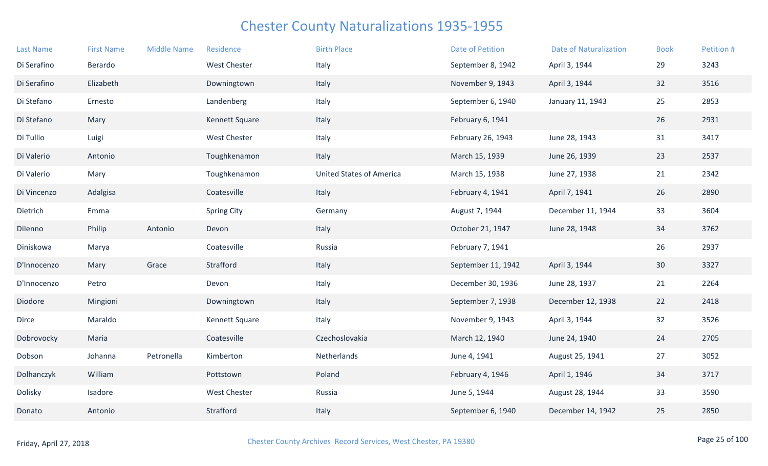# Chester County Naturalizations 1935-1955

| Last Name | First Name | Middle Name | Residence | Birth Place | Date of Petition | Date of Naturalization | Book | Petition # |
|---|---|---|---|---|---|---|---|---|
| Di Serafino | Berardo | | West Chester | Italy | September 8, 1942 | April 3, 1944 | 29 | 3243 |
| Di Serafino | Elizabeth | | Downingtown | Italy | November 9, 1943 | April 3, 1944 | 32 | 3516 |
| Di Stefano | Ernesto | | Landenberg | Italy | September 6, 1940 | January 11, 1943 | 25 | 2853 |
| Di Stefano | Mary | | Kennett Square | Italy | February 6, 1941 | | 26 | 2931 |
| Di Tullio | Luigi | | West Chester | Italy | February 26, 1943 | June 28, 1943 | 31 | 3417 |
| Di Valerio | Antonio | | Toughkenamon | Italy | March 15, 1939 | June 26, 1939 | 23 | 2537 |
| Di Valerio | Mary | | Toughkenamon | United States of America | March 15, 1938 | June 27, 1938 | 21 | 2342 |
| Di Vincenzo | Adalgisa | | Coatesville | Italy | February 4, 1941 | April 7, 1941 | 26 | 2890 |
| Dietrich | Emma | | Spring City | Germany | August 7, 1944 | December 11, 1944 | 33 | 3604 |
| Dilenno | Philip | Antonio | Devon | Italy | October 21, 1947 | June 28, 1948 | 34 | 3762 |
| Diniskowa | Marya | | Coatesville | Russia | February 7, 1941 | | 26 | 2937 |
| D'Innocenzo | Mary | Grace | Strafford | Italy | September 11, 1942 | April 3, 1944 | 30 | 3327 |
| D'Innocenzo | Petro | | Devon | Italy | December 30, 1936 | June 28, 1937 | 21 | 2264 |
| Diodore | Mingioni | | Downingtown | Italy | September 7, 1938 | December 12, 1938 | 22 | 2418 |
| Dirce | Maraldo | | Kennett Square | Italy | November 9, 1943 | April 3, 1944 | 32 | 3526 |
| Dobrovocky | Maria | | Coatesville | Czechoslovakia | March 12, 1940 | June 24, 1940 | 24 | 2705 |
| Dobson | Johanna | Petronella | Kimberton | Netherlands | June 4, 1941 | August 25, 1941 | 27 | 3052 |
| Dolhanczyk | William | | Pottstown | Poland | February 4, 1946 | April 1, 1946 | 34 | 3717 |
| Dolisky | Isadore | | West Chester | Russia | June 5, 1944 | August 28, 1944 | 33 | 3590 |
| Donato | Antonio | | Strafford | Italy | September 6, 1940 | December 14, 1942 | 25 | 2850 |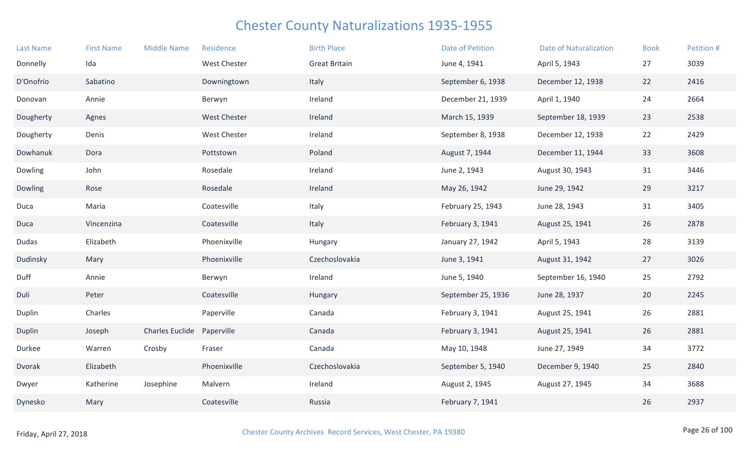# Chester County Naturalizations 1935-1955

| Last Name | First Name | Middle Name | Residence | Birth Place | Date of Petition | Date of Naturalization | Book | Petition # |
|---|---|---|---|---|---|---|---|---|
| Donnelly | Ida | | West Chester | Great Britain | June 4, 1941 | April 5, 1943 | 27 | 3039 |
| D'Onofrio | Sabatino | | Downingtown | Italy | September 6, 1938 | December 12, 1938 | 22 | 2416 |
| Donovan | Annie | | Berwyn | Ireland | December 21, 1939 | April 1, 1940 | 24 | 2664 |
| Dougherty | Agnes | | West Chester | Ireland | March 15, 1939 | September 18, 1939 | 23 | 2538 |
| Dougherty | Denis | | West Chester | Ireland | September 8, 1938 | December 12, 1938 | 22 | 2429 |
| Dowhanuk | Dora | | Pottstown | Poland | August 7, 1944 | December 11, 1944 | 33 | 3608 |
| Dowling | John | | Rosedale | Ireland | June 2, 1943 | August 30, 1943 | 31 | 3446 |
| Dowling | Rose | | Rosedale | Ireland | May 26, 1942 | June 29, 1942 | 29 | 3217 |
| Duca | Maria | | Coatesville | Italy | February 25, 1943 | June 28, 1943 | 31 | 3405 |
| Duca | Vincenzina | | Coatesville | Italy | February 3, 1941 | August 25, 1941 | 26 | 2878 |
| Dudas | Elizabeth | | Phoenixville | Hungary | January 27, 1942 | April 5, 1943 | 28 | 3139 |
| Dudinsky | Mary | | Phoenixville | Czechoslovakia | June 3, 1941 | August 31, 1942 | 27 | 3026 |
| Duff | Annie | | Berwyn | Ireland | June 5, 1940 | September 16, 1940 | 25 | 2792 |
| Duli | Peter | | Coatesville | Hungary | September 25, 1936 | June 28, 1937 | 20 | 2245 |
| Duplin | Charles | | Paperville | Canada | February 3, 1941 | August 25, 1941 | 26 | 2881 |
| Duplin | Joseph | Charles Euclide | Paperville | Canada | February 3, 1941 | August 25, 1941 | 26 | 2881 |
| Durkee | Warren | Crosby | Fraser | Canada | May 10, 1948 | June 27, 1949 | 34 | 3772 |
| Dvorak | Elizabeth | | Phoenixville | Czechoslovakia | September 5, 1940 | December 9, 1940 | 25 | 2840 |
| Dwyer | Katherine | Josephine | Malvern | Ireland | August 2, 1945 | August 27, 1945 | 34 | 3688 |
| Dynesko | Mary | | Coatesville | Russia | February 7, 1941 | | 26 | 2937 |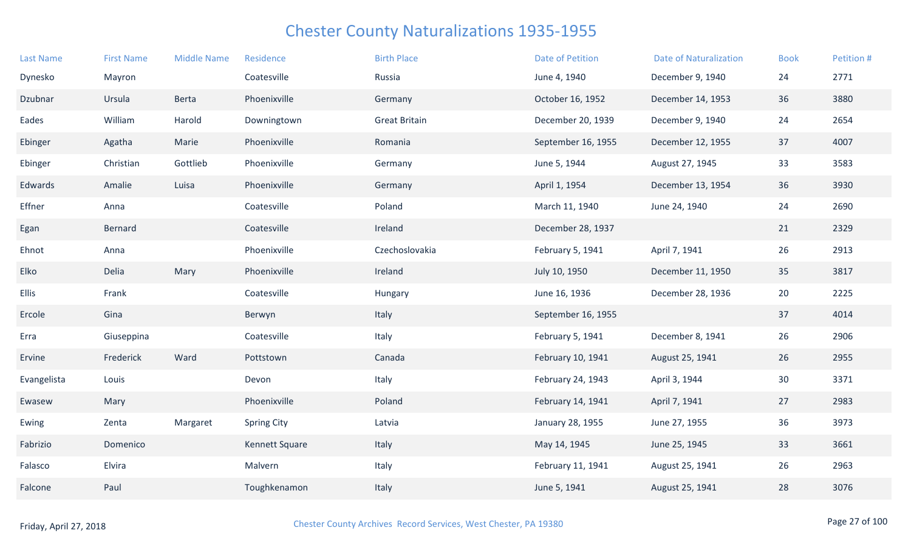# Chester County Naturalizations 1935-1955

| Last Name | First Name | Middle Name | Residence | Birth Place | Date of Petition | Date of Naturalization | Book | Petition # |
|---|---|---|---|---|---|---|---|---|
| Dynesko | Mayron | | Coatesville | Russia | June 4, 1940 | December 9, 1940 | 24 | 2771 |
| Dzubnar | Ursula | Berta | Phoenixville | Germany | October 16, 1952 | December 14, 1953 | 36 | 3880 |
| Eades | William | Harold | Downingtown | Great Britain | December 20, 1939 | December 9, 1940 | 24 | 2654 |
| Ebinger | Agatha | Marie | Phoenixville | Romania | September 16, 1955 | December 12, 1955 | 37 | 4007 |
| Ebinger | Christian | Gottlieb | Phoenixville | Germany | June 5, 1944 | August 27, 1945 | 33 | 3583 |
| Edwards | Amalie | Luisa | Phoenixville | Germany | April 1, 1954 | December 13, 1954 | 36 | 3930 |
| Effner | Anna | | Coatesville | Poland | March 11, 1940 | June 24, 1940 | 24 | 2690 |
| Egan | Bernard | | Coatesville | Ireland | December 28, 1937 | | 21 | 2329 |
| Ehnot | Anna | | Phoenixville | Czechoslovakia | February 5, 1941 | April 7, 1941 | 26 | 2913 |
| Elko | Delia | Mary | Phoenixville | Ireland | July 10, 1950 | December 11, 1950 | 35 | 3817 |
| Ellis | Frank | | Coatesville | Hungary | June 16, 1936 | December 28, 1936 | 20 | 2225 |
| Ercole | Gina | | Berwyn | Italy | September 16, 1955 | | 37 | 4014 |
| Erra | Giuseppina | | Coatesville | Italy | February 5, 1941 | December 8, 1941 | 26 | 2906 |
| Ervine | Frederick | Ward | Pottstown | Canada | February 10, 1941 | August 25, 1941 | 26 | 2955 |
| Evangelista | Louis | | Devon | Italy | February 24, 1943 | April 3, 1944 | 30 | 3371 |
| Ewasew | Mary | | Phoenixville | Poland | February 14, 1941 | April 7, 1941 | 27 | 2983 |
| Ewing | Zenta | Margaret | Spring City | Latvia | January 28, 1955 | June 27, 1955 | 36 | 3973 |
| Fabrizio | Domenico | | Kennett Square | Italy | May 14, 1945 | June 25, 1945 | 33 | 3661 |
| Falasco | Elvira | | Malvern | Italy | February 11, 1941 | August 25, 1941 | 26 | 2963 |
| Falcone | Paul | | Toughkenamon | Italy | June 5, 1941 | August 25, 1941 | 28 | 3076 |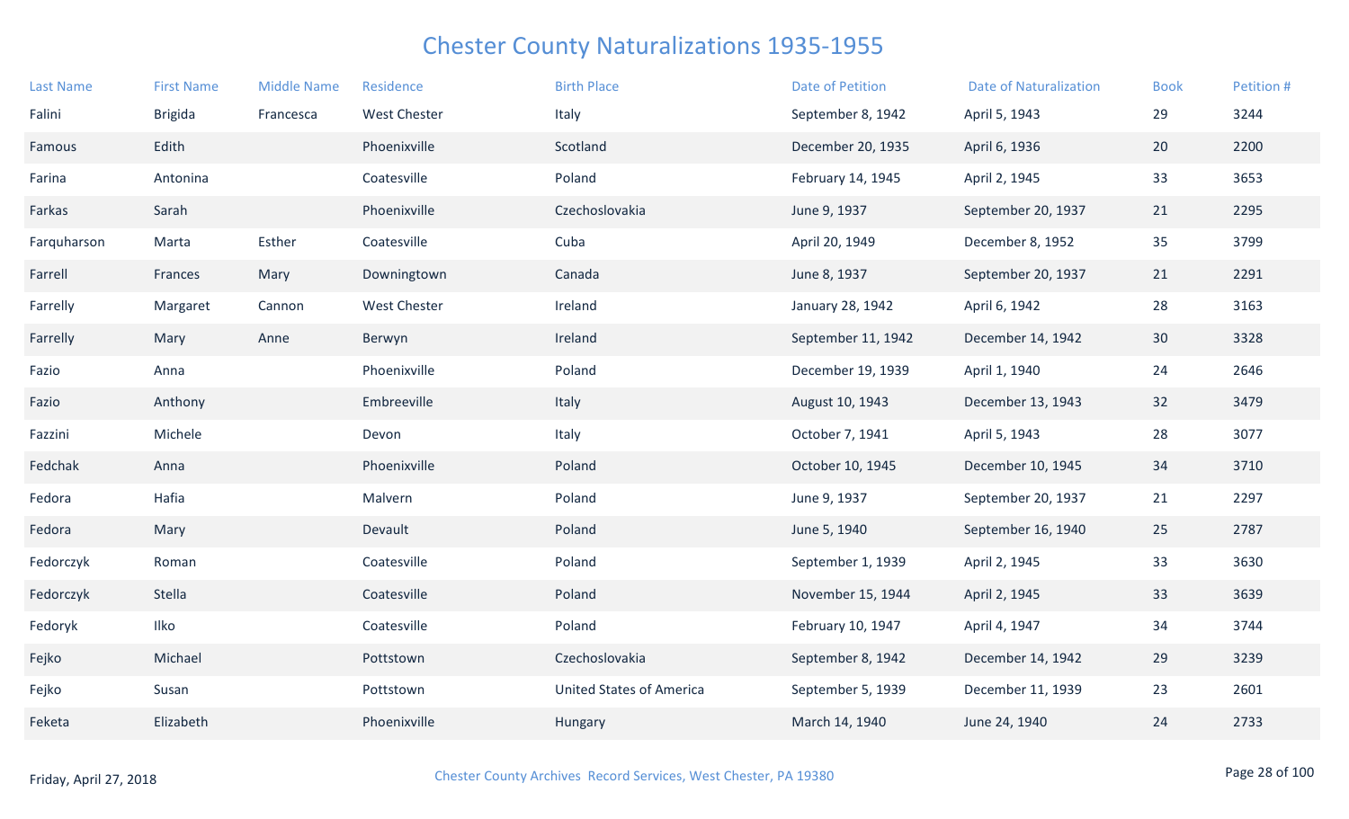# Chester County Naturalizations 1935-1955

| Last Name | First Name | Middle Name | Residence | Birth Place | Date of Petition | Date of Naturalization | Book | Petition # |
|---|---|---|---|---|---|---|---|---|
| Falini | Brigida | Francesca | West Chester | Italy | September 8, 1942 | April 5, 1943 | 29 | 3244 |
| Famous | Edith | | Phoenixville | Scotland | December 20, 1935 | April 6, 1936 | 20 | 2200 |
| Farina | Antonina | | Coatesville | Poland | February 14, 1945 | April 2, 1945 | 33 | 3653 |
| Farkas | Sarah | | Phoenixville | Czechoslovakia | June 9, 1937 | September 20, 1937 | 21 | 2295 |
| Farquharson | Marta | Esther | Coatesville | Cuba | April 20, 1949 | December 8, 1952 | 35 | 3799 |
| Farrell | Frances | Mary | Downingtown | Canada | June 8, 1937 | September 20, 1937 | 21 | 2291 |
| Farrelly | Margaret | Cannon | West Chester | Ireland | January 28, 1942 | April 6, 1942 | 28 | 3163 |
| Farrelly | Mary | Anne | Berwyn | Ireland | September 11, 1942 | December 14, 1942 | 30 | 3328 |
| Fazio | Anna | | Phoenixville | Poland | December 19, 1939 | April 1, 1940 | 24 | 2646 |
| Fazio | Anthony | | Embreeville | Italy | August 10, 1943 | December 13, 1943 | 32 | 3479 |
| Fazzini | Michele | | Devon | Italy | October 7, 1941 | April 5, 1943 | 28 | 3077 |
| Fedchak | Anna | | Phoenixville | Poland | October 10, 1945 | December 10, 1945 | 34 | 3710 |
| Fedora | Hafia | | Malvern | Poland | June 9, 1937 | September 20, 1937 | 21 | 2297 |
| Fedora | Mary | | Devault | Poland | June 5, 1940 | September 16, 1940 | 25 | 2787 |
| Fedorczyk | Roman | | Coatesville | Poland | September 1, 1939 | April 2, 1945 | 33 | 3630 |
| Fedorczyk | Stella | | Coatesville | Poland | November 15, 1944 | April 2, 1945 | 33 | 3639 |
| Fedoryk | Ilko | | Coatesville | Poland | February 10, 1947 | April 4, 1947 | 34 | 3744 |
| Fejko | Michael | | Pottstown | Czechoslovakia | September 8, 1942 | December 14, 1942 | 29 | 3239 |
| Fejko | Susan | | Pottstown | United States of America | September 5, 1939 | December 11, 1939 | 23 | 2601 |
| Feketa | Elizabeth | | Phoenixville | Hungary | March 14, 1940 | June 24, 1940 | 24 | 2733 |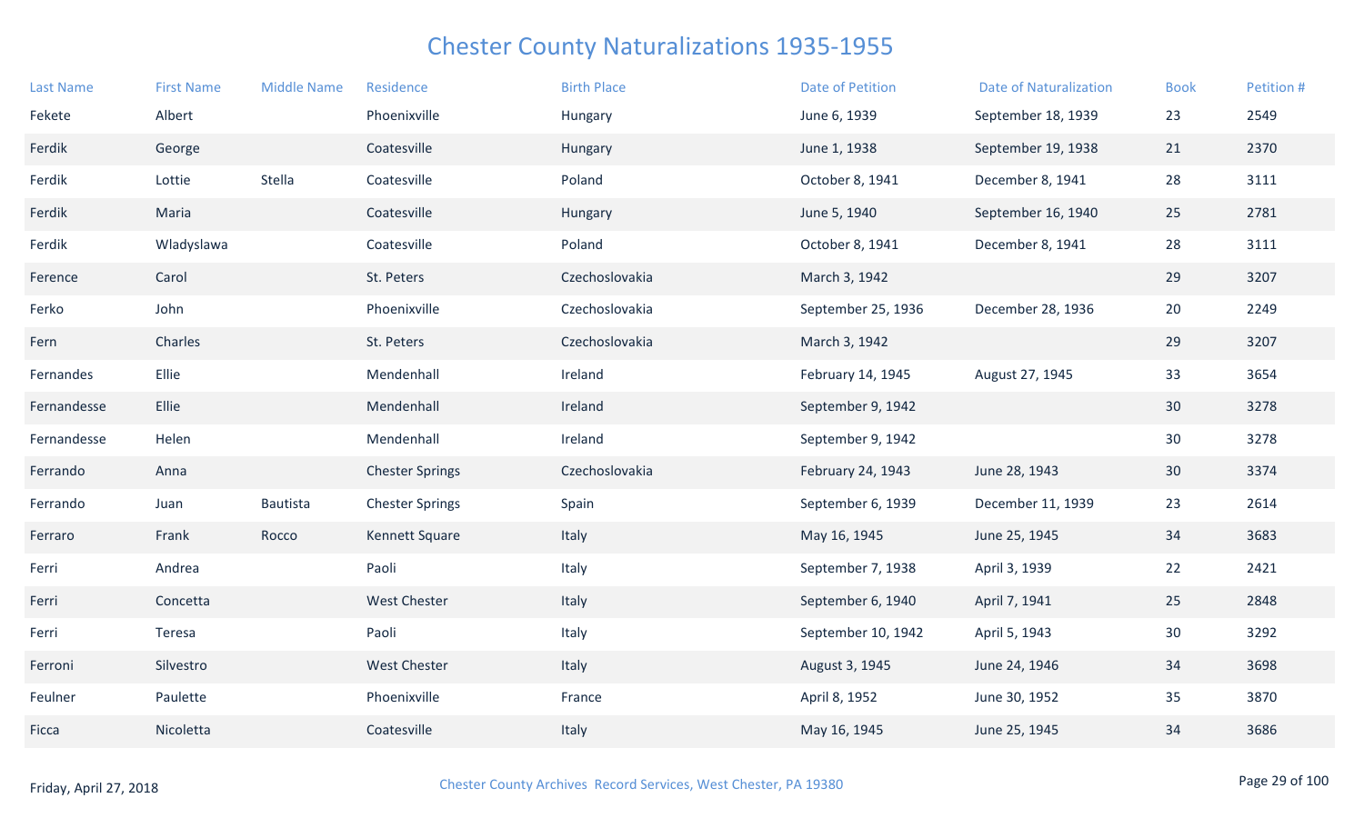# Chester County Naturalizations 1935-1955

| Last Name | First Name | Middle Name | Residence | Birth Place | Date of Petition | Date of Naturalization | Book | Petition # |
|---|---|---|---|---|---|---|---|---|
| Fekete | Albert | | Phoenixville | Hungary | June 6, 1939 | September 18, 1939 | 23 | 2549 |
| Ferdik | George | | Coatesville | Hungary | June 1, 1938 | September 19, 1938 | 21 | 2370 |
| Ferdik | Lottie | Stella | Coatesville | Poland | October 8, 1941 | December 8, 1941 | 28 | 3111 |
| Ferdik | Maria | | Coatesville | Hungary | June 5, 1940 | September 16, 1940 | 25 | 2781 |
| Ferdik | Wladyslawa | | Coatesville | Poland | October 8, 1941 | December 8, 1941 | 28 | 3111 |
| Ference | Carol | | St. Peters | Czechoslovakia | March 3, 1942 | | 29 | 3207 |
| Ferko | John | | Phoenixville | Czechoslovakia | September 25, 1936 | December 28, 1936 | 20 | 2249 |
| Fern | Charles | | St. Peters | Czechoslovakia | March 3, 1942 | | 29 | 3207 |
| Fernandes | Ellie | | Mendenhall | Ireland | February 14, 1945 | August 27, 1945 | 33 | 3654 |
| Fernandesse | Ellie | | Mendenhall | Ireland | September 9, 1942 | | 30 | 3278 |
| Fernandesse | Helen | | Mendenhall | Ireland | September 9, 1942 | | 30 | 3278 |
| Ferrando | Anna | | Chester Springs | Czechoslovakia | February 24, 1943 | June 28, 1943 | 30 | 3374 |
| Ferrando | Juan | Bautista | Chester Springs | Spain | September 6, 1939 | December 11, 1939 | 23 | 2614 |
| Ferraro | Frank | Rocco | Kennett Square | Italy | May 16, 1945 | June 25, 1945 | 34 | 3683 |
| Ferri | Andrea | | Paoli | Italy | September 7, 1938 | April 3, 1939 | 22 | 2421 |
| Ferri | Concetta | | West Chester | Italy | September 6, 1940 | April 7, 1941 | 25 | 2848 |
| Ferri | Teresa | | Paoli | Italy | September 10, 1942 | April 5, 1943 | 30 | 3292 |
| Ferroni | Silvestro | | West Chester | Italy | August 3, 1945 | June 24, 1946 | 34 | 3698 |
| Feulner | Paulette | | Phoenixville | France | April 8, 1952 | June 30, 1952 | 35 | 3870 |
| Ficca | Nicoletta | | Coatesville | Italy | May 16, 1945 | June 25, 1945 | 34 | 3686 |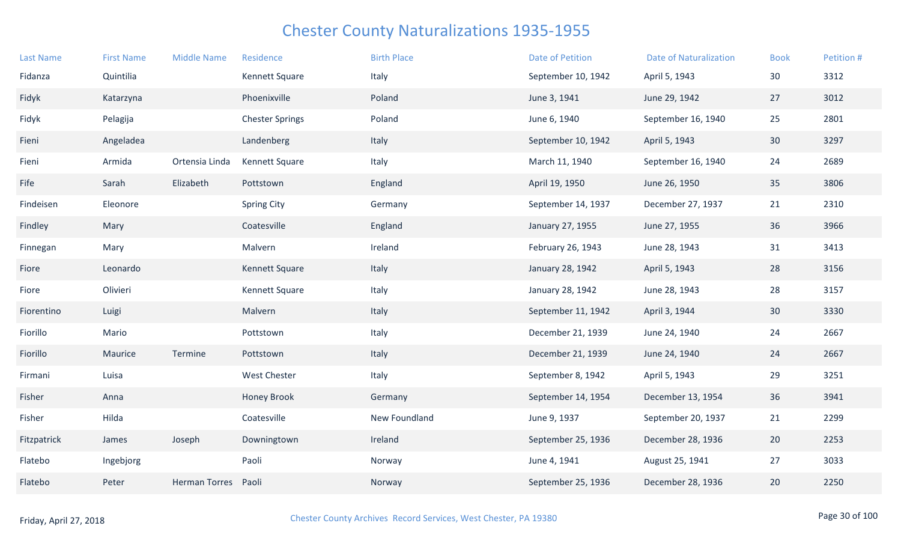# Chester County Naturalizations 1935-1955

| Last Name | First Name | Middle Name | Residence | Birth Place | Date of Petition | Date of Naturalization | Book | Petition # |
|---|---|---|---|---|---|---|---|---|
| Fidanza | Quintilia | | Kennett Square | Italy | September 10, 1942 | April 5, 1943 | 30 | 3312 |
| Fidyk | Katarzyna | | Phoenixville | Poland | June 3, 1941 | June 29, 1942 | 27 | 3012 |
| Fidyk | Pelagija | | Chester Springs | Poland | June 6, 1940 | September 16, 1940 | 25 | 2801 |
| Fieni | Angeladea | | Landenberg | Italy | September 10, 1942 | April 5, 1943 | 30 | 3297 |
| Fieni | Armida | Ortensia Linda | Kennett Square | Italy | March 11, 1940 | September 16, 1940 | 24 | 2689 |
| Fife | Sarah | Elizabeth | Pottstown | England | April 19, 1950 | June 26, 1950 | 35 | 3806 |
| Findeisen | Eleonore | | Spring City | Germany | September 14, 1937 | December 27, 1937 | 21 | 2310 |
| Findley | Mary | | Coatesville | England | January 27, 1955 | June 27, 1955 | 36 | 3966 |
| Finnegan | Mary | | Malvern | Ireland | February 26, 1943 | June 28, 1943 | 31 | 3413 |
| Fiore | Leonardo | | Kennett Square | Italy | January 28, 1942 | April 5, 1943 | 28 | 3156 |
| Fiore | Olivieri | | Kennett Square | Italy | January 28, 1942 | June 28, 1943 | 28 | 3157 |
| Fiorentino | Luigi | | Malvern | Italy | September 11, 1942 | April 3, 1944 | 30 | 3330 |
| Fiorillo | Mario | | Pottstown | Italy | December 21, 1939 | June 24, 1940 | 24 | 2667 |
| Fiorillo | Maurice | Termine | Pottstown | Italy | December 21, 1939 | June 24, 1940 | 24 | 2667 |
| Firmani | Luisa | | West Chester | Italy | September 8, 1942 | April 5, 1943 | 29 | 3251 |
| Fisher | Anna | | Honey Brook | Germany | September 14, 1954 | December 13, 1954 | 36 | 3941 |
| Fisher | Hilda | | Coatesville | New Foundland | June 9, 1937 | September 20, 1937 | 21 | 2299 |
| Fitzpatrick | James | Joseph | Downingtown | Ireland | September 25, 1936 | December 28, 1936 | 20 | 2253 |
| Flatebo | Ingebjorg | | Paoli | Norway | June 4, 1941 | August 25, 1941 | 27 | 3033 |
| Flatebo | Peter | Herman Torres | Paoli | Norway | September 25, 1936 | December 28, 1936 | 20 | 2250 |

Friday, April 27, 2018

Chester County Archives Record Services, West Chester, PA 19380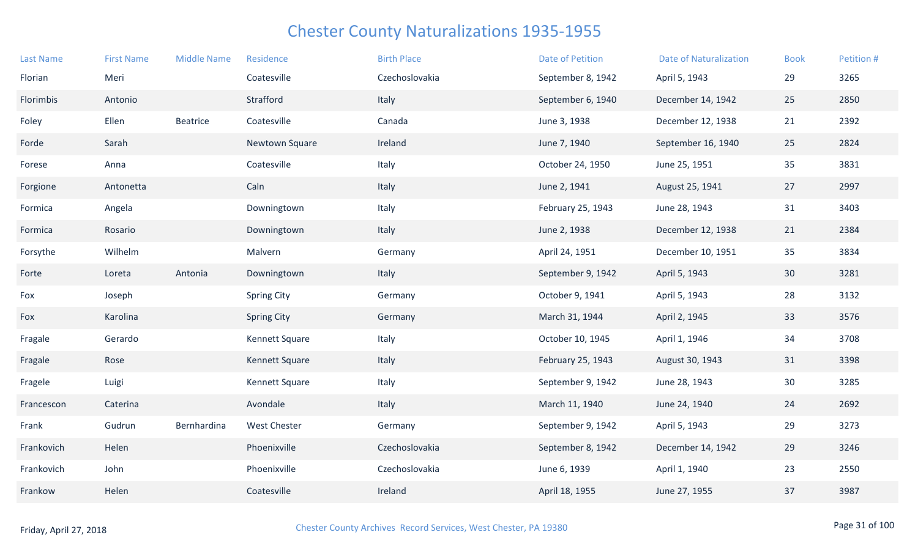# Chester County Naturalizations 1935-1955

| Last Name | First Name | Middle Name | Residence | Birth Place | Date of Petition | Date of Naturalization | Book | Petition # |
|---|---|---|---|---|---|---|---|---|
| Florian | Meri | | Coatesville | Czechoslovakia | September 8, 1942 | April 5, 1943 | 29 | 3265 |
| Florimbis | Antonio | | Strafford | Italy | September 6, 1940 | December 14, 1942 | 25 | 2850 |
| Foley | Ellen | Beatrice | Coatesville | Canada | June 3, 1938 | December 12, 1938 | 21 | 2392 |
| Forde | Sarah | | Newtown Square | Ireland | June 7, 1940 | September 16, 1940 | 25 | 2824 |
| Forese | Anna | | Coatesville | Italy | October 24, 1950 | June 25, 1951 | 35 | 3831 |
| Forgione | Antonetta | | Caln | Italy | June 2, 1941 | August 25, 1941 | 27 | 2997 |
| Formica | Angela | | Downingtown | Italy | February 25, 1943 | June 28, 1943 | 31 | 3403 |
| Formica | Rosario | | Downingtown | Italy | June 2, 1938 | December 12, 1938 | 21 | 2384 |
| Forsythe | Wilhelm | | Malvern | Germany | April 24, 1951 | December 10, 1951 | 35 | 3834 |
| Forte | Loreta | Antonia | Downingtown | Italy | September 9, 1942 | April 5, 1943 | 30 | 3281 |
| Fox | Joseph | | Spring City | Germany | October 9, 1941 | April 5, 1943 | 28 | 3132 |
| Fox | Karolina | | Spring City | Germany | March 31, 1944 | April 2, 1945 | 33 | 3576 |
| Fragale | Gerardo | | Kennett Square | Italy | October 10, 1945 | April 1, 1946 | 34 | 3708 |
| Fragale | Rose | | Kennett Square | Italy | February 25, 1943 | August 30, 1943 | 31 | 3398 |
| Fragele | Luigi | | Kennett Square | Italy | September 9, 1942 | June 28, 1943 | 30 | 3285 |
| Francescon | Caterina | | Avondale | Italy | March 11, 1940 | June 24, 1940 | 24 | 2692 |
| Frank | Gudrun | Bernhardina | West Chester | Germany | September 9, 1942 | April 5, 1943 | 29 | 3273 |
| Frankovich | Helen | | Phoenixville | Czechoslovakia | September 8, 1942 | December 14, 1942 | 29 | 3246 |
| Frankovich | John | | Phoenixville | Czechoslovakia | June 6, 1939 | April 1, 1940 | 23 | 2550 |
| Frankow | Helen | | Coatesville | Ireland | April 18, 1955 | June 27, 1955 | 37 | 3987 |

Friday, April 27, 2018

Chester County Archives Record Services, West Chester, PA 19380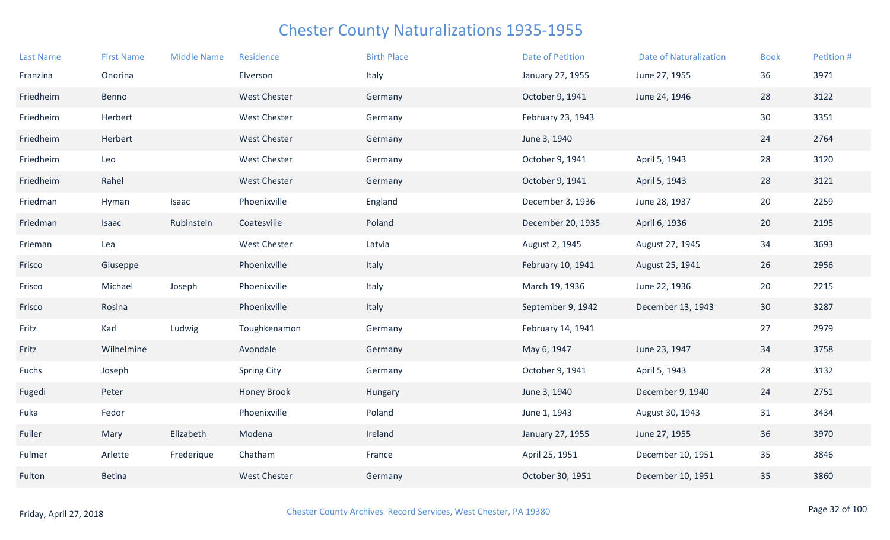# Chester County Naturalizations 1935-1955

| Last Name | First Name | Middle Name | Residence | Birth Place | Date of Petition | Date of Naturalization | Book | Petition # |
|---|---|---|---|---|---|---|---|---|
| Franzina | Onorina | | Elverson | Italy | January 27, 1955 | June 27, 1955 | 36 | 3971 |
| Friedheim | Benno | | West Chester | Germany | October 9, 1941 | June 24, 1946 | 28 | 3122 |
| Friedheim | Herbert | | West Chester | Germany | February 23, 1943 | | 30 | 3351 |
| Friedheim | Herbert | | West Chester | Germany | June 3, 1940 | | 24 | 2764 |
| Friedheim | Leo | | West Chester | Germany | October 9, 1941 | April 5, 1943 | 28 | 3120 |
| Friedheim | Rahel | | West Chester | Germany | October 9, 1941 | April 5, 1943 | 28 | 3121 |
| Friedman | Hyman | Isaac | Phoenixville | England | December 3, 1936 | June 28, 1937 | 20 | 2259 |
| Friedman | Isaac | Rubinstein | Coatesville | Poland | December 20, 1935 | April 6, 1936 | 20 | 2195 |
| Frieman | Lea | | West Chester | Latvia | August 2, 1945 | August 27, 1945 | 34 | 3693 |
| Frisco | Giuseppe | | Phoenixville | Italy | February 10, 1941 | August 25, 1941 | 26 | 2956 |
| Frisco | Michael | Joseph | Phoenixville | Italy | March 19, 1936 | June 22, 1936 | 20 | 2215 |
| Frisco | Rosina | | Phoenixville | Italy | September 9, 1942 | December 13, 1943 | 30 | 3287 |
| Fritz | Karl | Ludwig | Toughkenamon | Germany | February 14, 1941 | | 27 | 2979 |
| Fritz | Wilhelmine | | Avondale | Germany | May 6, 1947 | June 23, 1947 | 34 | 3758 |
| Fuchs | Joseph | | Spring City | Germany | October 9, 1941 | April 5, 1943 | 28 | 3132 |
| Fugedi | Peter | | Honey Brook | Hungary | June 3, 1940 | December 9, 1940 | 24 | 2751 |
| Fuka | Fedor | | Phoenixville | Poland | June 1, 1943 | August 30, 1943 | 31 | 3434 |
| Fuller | Mary | Elizabeth | Modena | Ireland | January 27, 1955 | June 27, 1955 | 36 | 3970 |
| Fulmer | Arlette | Frederique | Chatham | France | April 25, 1951 | December 10, 1951 | 35 | 3846 |
| Fulton | Betina | | West Chester | Germany | October 30, 1951 | December 10, 1951 | 35 | 3860 |

Friday, April 27, 2018

Chester County Archives Record Services, West Chester, PA 19380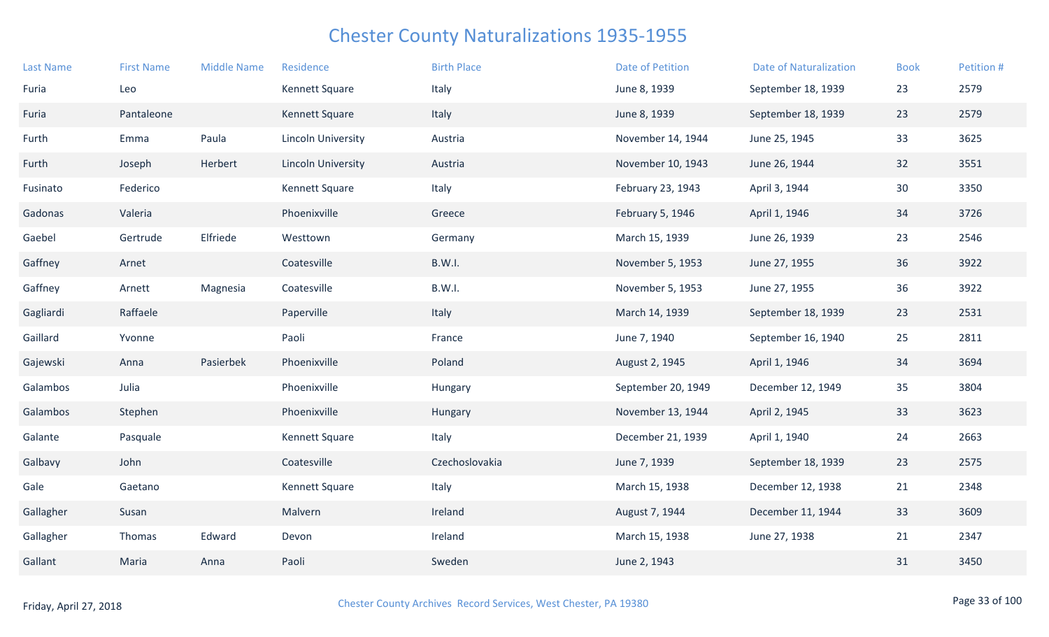# Chester County Naturalizations 1935-1955

| Last Name | First Name | Middle Name | Residence | Birth Place | Date of Petition | Date of Naturalization | Book | Petition # |
|---|---|---|---|---|---|---|---|---|
| Furia | Leo | | Kennett Square | Italy | June 8, 1939 | September 18, 1939 | 23 | 2579 |
| Furia | Pantaleone | | Kennett Square | Italy | June 8, 1939 | September 18, 1939 | 23 | 2579 |
| Furth | Emma | Paula | Lincoln University | Austria | November 14, 1944 | June 25, 1945 | 33 | 3625 |
| Furth | Joseph | Herbert | Lincoln University | Austria | November 10, 1943 | June 26, 1944 | 32 | 3551 |
| Fusinato | Federico | | Kennett Square | Italy | February 23, 1943 | April 3, 1944 | 30 | 3350 |
| Gadonas | Valeria | | Phoenixville | Greece | February 5, 1946 | April 1, 1946 | 34 | 3726 |
| Gaebel | Gertrude | Elfriede | Westtown | Germany | March 15, 1939 | June 26, 1939 | 23 | 2546 |
| Gaffney | Arnet | | Coatesville | B.W.I. | November 5, 1953 | June 27, 1955 | 36 | 3922 |
| Gaffney | Arnett | Magnesia | Coatesville | B.W.I. | November 5, 1953 | June 27, 1955 | 36 | 3922 |
| Gagliardi | Raffaele | | Paperville | Italy | March 14, 1939 | September 18, 1939 | 23 | 2531 |
| Gaillard | Yvonne | | Paoli | France | June 7, 1940 | September 16, 1940 | 25 | 2811 |
| Gajewski | Anna | Pasierbek | Phoenixville | Poland | August 2, 1945 | April 1, 1946 | 34 | 3694 |
| Galambos | Julia | | Phoenixville | Hungary | September 20, 1949 | December 12, 1949 | 35 | 3804 |
| Galambos | Stephen | | Phoenixville | Hungary | November 13, 1944 | April 2, 1945 | 33 | 3623 |
| Galante | Pasquale | | Kennett Square | Italy | December 21, 1939 | April 1, 1940 | 24 | 2663 |
| Galbavy | John | | Coatesville | Czechoslovakia | June 7, 1939 | September 18, 1939 | 23 | 2575 |
| Gale | Gaetano | | Kennett Square | Italy | March 15, 1938 | December 12, 1938 | 21 | 2348 |
| Gallagher | Susan | | Malvern | Ireland | August 7, 1944 | December 11, 1944 | 33 | 3609 |
| Gallagher | Thomas | Edward | Devon | Ireland | March 15, 1938 | June 27, 1938 | 21 | 2347 |
| Gallant | Maria | Anna | Paoli | Sweden | June 2, 1943 | | 31 | 3450 |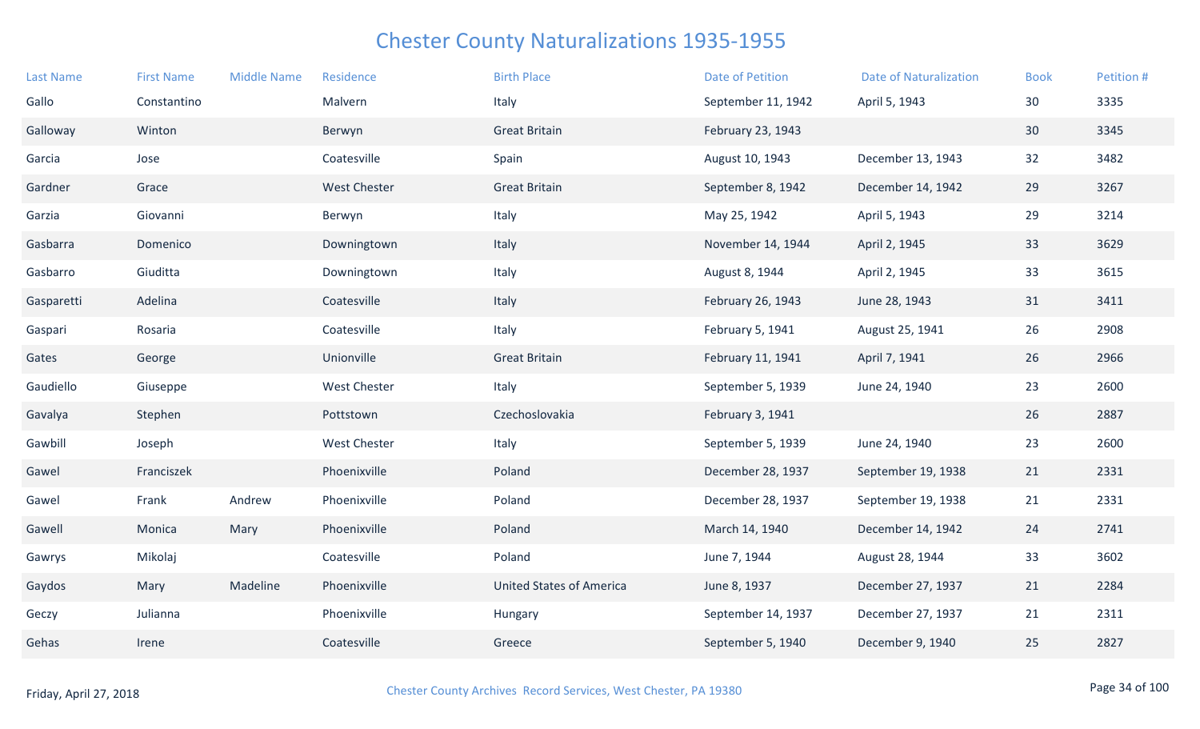# Chester County Naturalizations 1935-1955

| Last Name | First Name | Middle Name | Residence | Birth Place | Date of Petition | Date of Naturalization | Book | Petition # |
|---|---|---|---|---|---|---|---|---|
| Gallo | Constantino | | Malvern | Italy | September 11, 1942 | April 5, 1943 | 30 | 3335 |
| Galloway | Winton | | Berwyn | Great Britain | February 23, 1943 | | 30 | 3345 |
| Garcia | Jose | | Coatesville | Spain | August 10, 1943 | December 13, 1943 | 32 | 3482 |
| Gardner | Grace | | West Chester | Great Britain | September 8, 1942 | December 14, 1942 | 29 | 3267 |
| Garzia | Giovanni | | Berwyn | Italy | May 25, 1942 | April 5, 1943 | 29 | 3214 |
| Gasbarra | Domenico | | Downingtown | Italy | November 14, 1944 | April 2, 1945 | 33 | 3629 |
| Gasbarro | Giuditta | | Downingtown | Italy | August 8, 1944 | April 2, 1945 | 33 | 3615 |
| Gasparetti | Adelina | | Coatesville | Italy | February 26, 1943 | June 28, 1943 | 31 | 3411 |
| Gaspari | Rosaria | | Coatesville | Italy | February 5, 1941 | August 25, 1941 | 26 | 2908 |
| Gates | George | | Unionville | Great Britain | February 11, 1941 | April 7, 1941 | 26 | 2966 |
| Gaudiello | Giuseppe | | West Chester | Italy | September 5, 1939 | June 24, 1940 | 23 | 2600 |
| Gavalya | Stephen | | Pottstown | Czechoslovakia | February 3, 1941 | | 26 | 2887 |
| Gawbill | Joseph | | West Chester | Italy | September 5, 1939 | June 24, 1940 | 23 | 2600 |
| Gawel | Franciszek | | Phoenixville | Poland | December 28, 1937 | September 19, 1938 | 21 | 2331 |
| Gawel | Frank | Andrew | Phoenixville | Poland | December 28, 1937 | September 19, 1938 | 21 | 2331 |
| Gawell | Monica | Mary | Phoenixville | Poland | March 14, 1940 | December 14, 1942 | 24 | 2741 |
| Gawrys | Mikolaj | | Coatesville | Poland | June 7, 1944 | August 28, 1944 | 33 | 3602 |
| Gaydos | Mary | Madeline | Phoenixville | United States of America | June 8, 1937 | December 27, 1937 | 21 | 2284 |
| Geczy | Julianna | | Phoenixville | Hungary | September 14, 1937 | December 27, 1937 | 21 | 2311 |
| Gehas | Irene | | Coatesville | Greece | September 5, 1940 | December 9, 1940 | 25 | 2827 |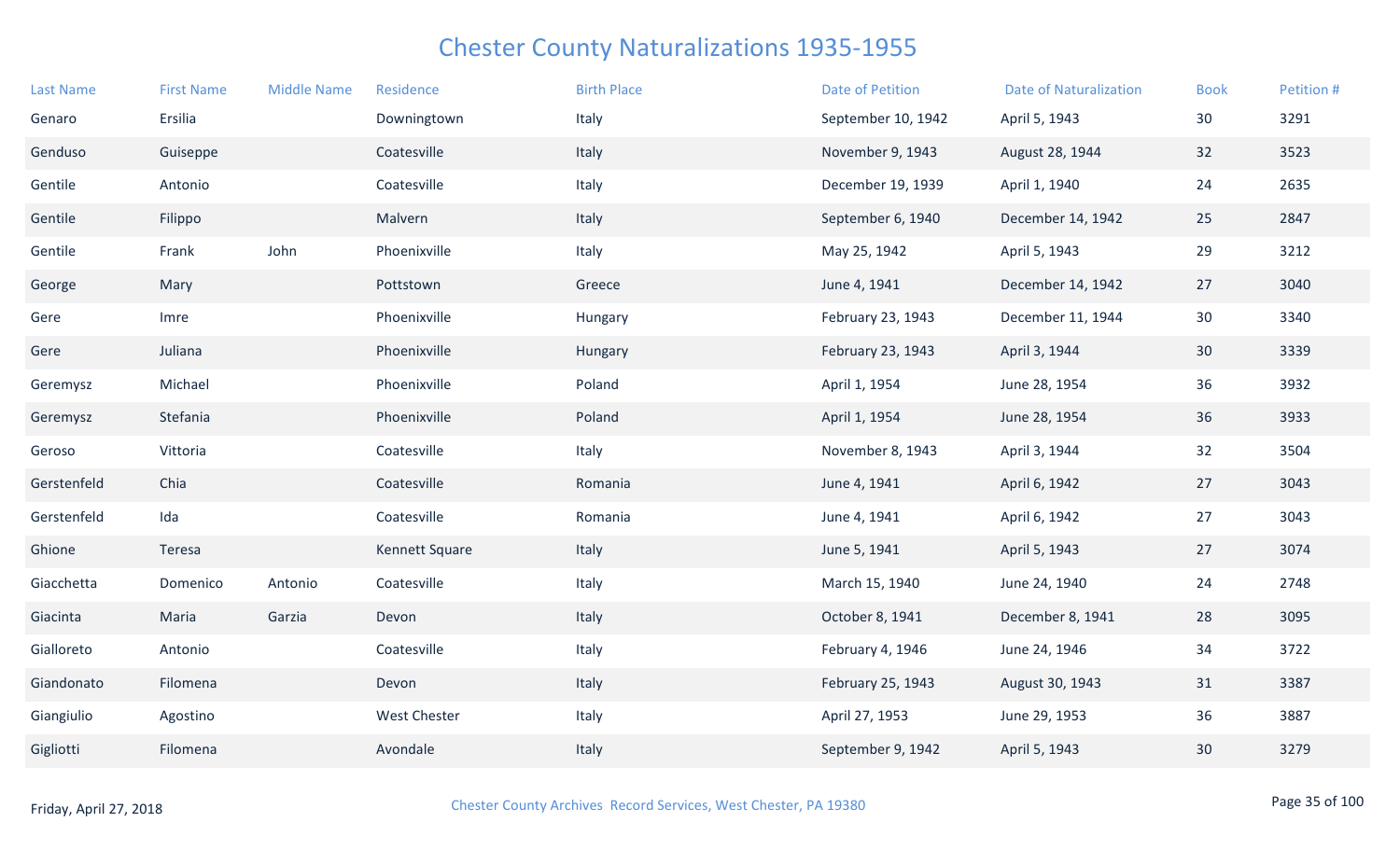# Chester County Naturalizations 1935-1955

| Last Name | First Name | Middle Name | Residence | Birth Place | Date of Petition | Date of Naturalization | Book | Petition # |
|---|---|---|---|---|---|---|---|---|
| Genaro | Ersilia | | Downingtown | Italy | September 10, 1942 | April 5, 1943 | 30 | 3291 |
| Genduso | Guiseppe | | Coatesville | Italy | November 9, 1943 | August 28, 1944 | 32 | 3523 |
| Gentile | Antonio | | Coatesville | Italy | December 19, 1939 | April 1, 1940 | 24 | 2635 |
| Gentile | Filippo | | Malvern | Italy | September 6, 1940 | December 14, 1942 | 25 | 2847 |
| Gentile | Frank | John | Phoenixville | Italy | May 25, 1942 | April 5, 1943 | 29 | 3212 |
| George | Mary | | Pottstown | Greece | June 4, 1941 | December 14, 1942 | 27 | 3040 |
| Gere | Imre | | Phoenixville | Hungary | February 23, 1943 | December 11, 1944 | 30 | 3340 |
| Gere | Juliana | | Phoenixville | Hungary | February 23, 1943 | April 3, 1944 | 30 | 3339 |
| Geremysz | Michael | | Phoenixville | Poland | April 1, 1954 | June 28, 1954 | 36 | 3932 |
| Geremysz | Stefania | | Phoenixville | Poland | April 1, 1954 | June 28, 1954 | 36 | 3933 |
| Geroso | Vittoria | | Coatesville | Italy | November 8, 1943 | April 3, 1944 | 32 | 3504 |
| Gerstenfeld | Chia | | Coatesville | Romania | June 4, 1941 | April 6, 1942 | 27 | 3043 |
| Gerstenfeld | Ida | | Coatesville | Romania | June 4, 1941 | April 6, 1942 | 27 | 3043 |
| Ghione | Teresa | | Kennett Square | Italy | June 5, 1941 | April 5, 1943 | 27 | 3074 |
| Giacchetta | Domenico | Antonio | Coatesville | Italy | March 15, 1940 | June 24, 1940 | 24 | 2748 |
| Giacinta | Maria | Garzia | Devon | Italy | October 8, 1941 | December 8, 1941 | 28 | 3095 |
| Gialloreto | Antonio | | Coatesville | Italy | February 4, 1946 | June 24, 1946 | 34 | 3722 |
| Giandonato | Filomena | | Devon | Italy | February 25, 1943 | August 30, 1943 | 31 | 3387 |
| Giangiulio | Agostino | | West Chester | Italy | April 27, 1953 | June 29, 1953 | 36 | 3887 |
| Gigliotti | Filomena | | Avondale | Italy | September 9, 1942 | April 5, 1943 | 30 | 3279 |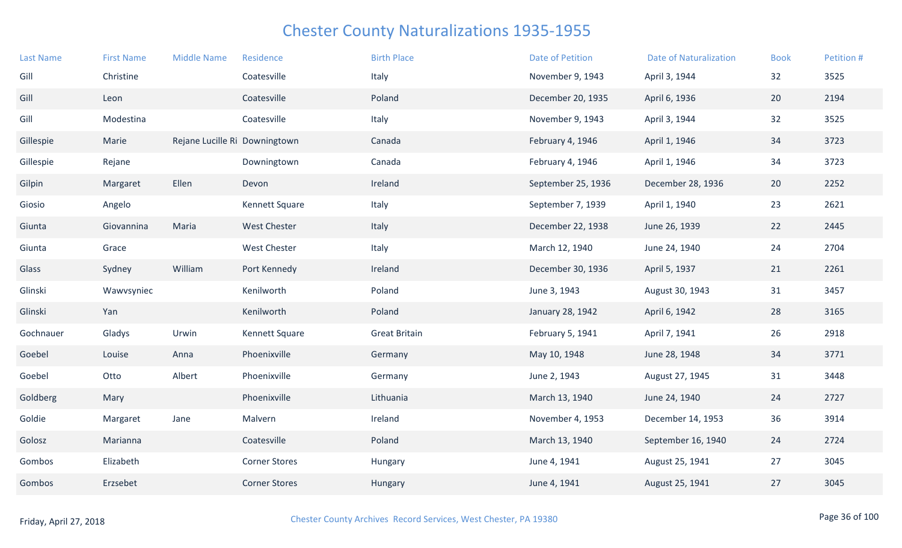# Chester County Naturalizations 1935-1955

| Last Name | First Name | Middle Name | Residence | Birth Place | Date of Petition | Date of Naturalization | Book | Petition # |
|---|---|---|---|---|---|---|---|---|
| Gill | Christine | | Coatesville | Italy | November 9, 1943 | April 3, 1944 | 32 | 3525 |
| Gill | Leon | | Coatesville | Poland | December 20, 1935 | April 6, 1936 | 20 | 2194 |
| Gill | Modestina | | Coatesville | Italy | November 9, 1943 | April 3, 1944 | 32 | 3525 |
| Gillespie | Marie | Rejane Lucille Ri | Downingtown | Canada | February 4, 1946 | April 1, 1946 | 34 | 3723 |
| Gillespie | Rejane | | Downingtown | Canada | February 4, 1946 | April 1, 1946 | 34 | 3723 |
| Gilpin | Margaret | Ellen | Devon | Ireland | September 25, 1936 | December 28, 1936 | 20 | 2252 |
| Giosio | Angelo | | Kennett Square | Italy | September 7, 1939 | April 1, 1940 | 23 | 2621 |
| Giunta | Giovannina | Maria | West Chester | Italy | December 22, 1938 | June 26, 1939 | 22 | 2445 |
| Giunta | Grace | | West Chester | Italy | March 12, 1940 | June 24, 1940 | 24 | 2704 |
| Glass | Sydney | William | Port Kennedy | Ireland | December 30, 1936 | April 5, 1937 | 21 | 2261 |
| Glinski | Wawvsyniec | | Kenilworth | Poland | June 3, 1943 | August 30, 1943 | 31 | 3457 |
| Glinski | Yan | | Kenilworth | Poland | January 28, 1942 | April 6, 1942 | 28 | 3165 |
| Gochnauer | Gladys | Urwin | Kennett Square | Great Britain | February 5, 1941 | April 7, 1941 | 26 | 2918 |
| Goebel | Louise | Anna | Phoenixville | Germany | May 10, 1948 | June 28, 1948 | 34 | 3771 |
| Goebel | Otto | Albert | Phoenixville | Germany | June 2, 1943 | August 27, 1945 | 31 | 3448 |
| Goldberg | Mary | | Phoenixville | Lithuania | March 13, 1940 | June 24, 1940 | 24 | 2727 |
| Goldie | Margaret | Jane | Malvern | Ireland | November 4, 1953 | December 14, 1953 | 36 | 3914 |
| Golosz | Marianna | | Coatesville | Poland | March 13, 1940 | September 16, 1940 | 24 | 2724 |
| Gombos | Elizabeth | | Corner Stores | Hungary | June 4, 1941 | August 25, 1941 | 27 | 3045 |
| Gombos | Erzsebet | | Corner Stores | Hungary | June 4, 1941 | August 25, 1941 | 27 | 3045 |

Friday, April 27, 2018

Chester County Archives Record Services, West Chester, PA 19380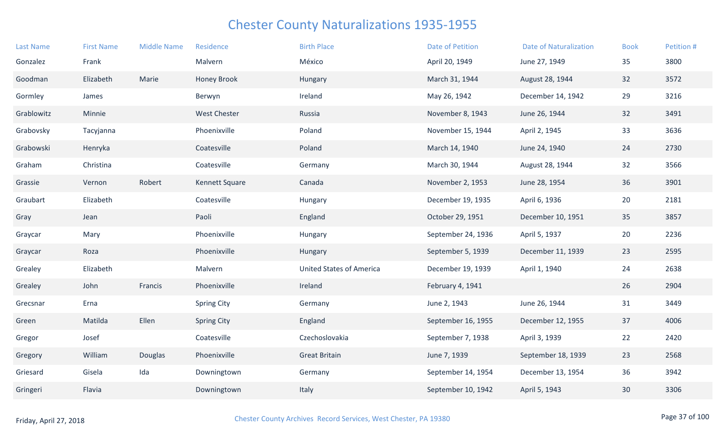# Chester County Naturalizations 1935-1955

| Last Name | First Name | Middle Name | Residence | Birth Place | Date of Petition | Date of Naturalization | Book | Petition # |
|---|---|---|---|---|---|---|---|---|
| Gonzalez | Frank | | Malvern | México | April 20, 1949 | June 27, 1949 | 35 | 3800 |
| Goodman | Elizabeth | Marie | Honey Brook | Hungary | March 31, 1944 | August 28, 1944 | 32 | 3572 |
| Gormley | James | | Berwyn | Ireland | May 26, 1942 | December 14, 1942 | 29 | 3216 |
| Grablowitz | Minnie | | West Chester | Russia | November 8, 1943 | June 26, 1944 | 32 | 3491 |
| Grabovsky | Tacyjanna | | Phoenixville | Poland | November 15, 1944 | April 2, 1945 | 33 | 3636 |
| Grabowski | Henryka | | Coatesville | Poland | March 14, 1940 | June 24, 1940 | 24 | 2730 |
| Graham | Christina | | Coatesville | Germany | March 30, 1944 | August 28, 1944 | 32 | 3566 |
| Grassie | Vernon | Robert | Kennett Square | Canada | November 2, 1953 | June 28, 1954 | 36 | 3901 |
| Graubart | Elizabeth | | Coatesville | Hungary | December 19, 1935 | April 6, 1936 | 20 | 2181 |
| Gray | Jean | | Paoli | England | October 29, 1951 | December 10, 1951 | 35 | 3857 |
| Graycar | Mary | | Phoenixville | Hungary | September 24, 1936 | April 5, 1937 | 20 | 2236 |
| Graycar | Roza | | Phoenixville | Hungary | September 5, 1939 | December 11, 1939 | 23 | 2595 |
| Grealey | Elizabeth | | Malvern | United States of America | December 19, 1939 | April 1, 1940 | 24 | 2638 |
| Grealey | John | Francis | Phoenixville | Ireland | February 4, 1941 | | 26 | 2904 |
| Grecsnar | Erna | | Spring City | Germany | June 2, 1943 | June 26, 1944 | 31 | 3449 |
| Green | Matilda | Ellen | Spring City | England | September 16, 1955 | December 12, 1955 | 37 | 4006 |
| Gregor | Josef | | Coatesville | Czechoslovakia | September 7, 1938 | April 3, 1939 | 22 | 2420 |
| Gregory | William | Douglas | Phoenixville | Great Britain | June 7, 1939 | September 18, 1939 | 23 | 2568 |
| Griesard | Gisela | Ida | Downingtown | Germany | September 14, 1954 | December 13, 1954 | 36 | 3942 |
| Gringeri | Flavia | | Downingtown | Italy | September 10, 1942 | April 5, 1943 | 30 | 3306 |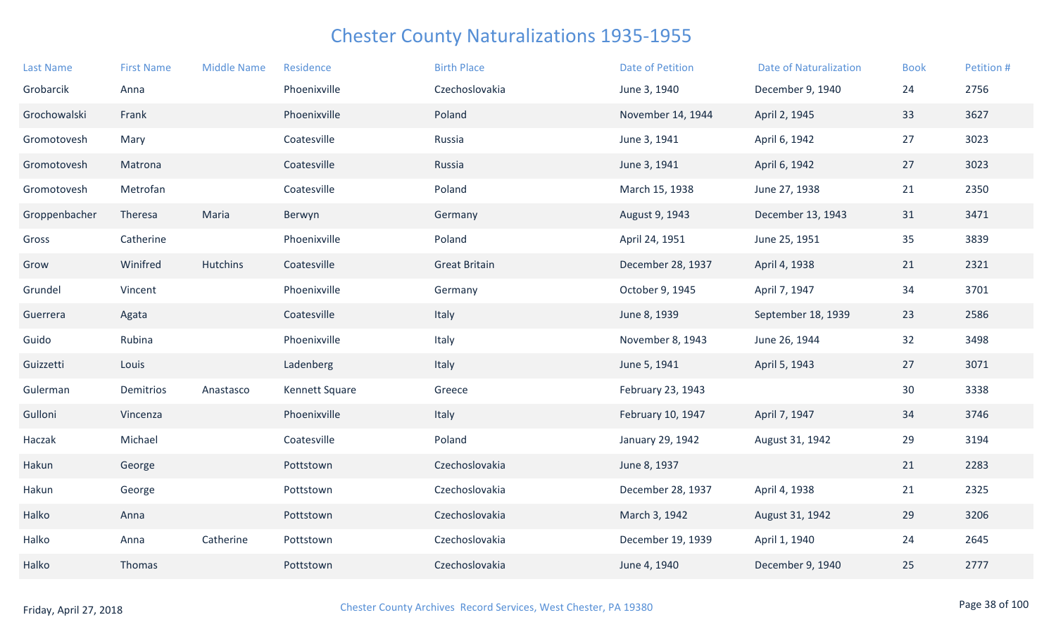# Chester County Naturalizations 1935-1955

| Last Name | First Name | Middle Name | Residence | Birth Place | Date of Petition | Date of Naturalization | Book | Petition # |
|---|---|---|---|---|---|---|---|---|
| Grobarcik | Anna | | Phoenixville | Czechoslovakia | June 3, 1940 | December 9, 1940 | 24 | 2756 |
| Grochowalski | Frank | | Phoenixville | Poland | November 14, 1944 | April 2, 1945 | 33 | 3627 |
| Gromotovesh | Mary | | Coatesville | Russia | June 3, 1941 | April 6, 1942 | 27 | 3023 |
| Gromotovesh | Matrona | | Coatesville | Russia | June 3, 1941 | April 6, 1942 | 27 | 3023 |
| Gromotovesh | Metrofan | | Coatesville | Poland | March 15, 1938 | June 27, 1938 | 21 | 2350 |
| Groppenbacher | Theresa | Maria | Berwyn | Germany | August 9, 1943 | December 13, 1943 | 31 | 3471 |
| Gross | Catherine | | Phoenixville | Poland | April 24, 1951 | June 25, 1951 | 35 | 3839 |
| Grow | Winifred | Hutchins | Coatesville | Great Britain | December 28, 1937 | April 4, 1938 | 21 | 2321 |
| Grundel | Vincent | | Phoenixville | Germany | October 9, 1945 | April 7, 1947 | 34 | 3701 |
| Guerrera | Agata | | Coatesville | Italy | June 8, 1939 | September 18, 1939 | 23 | 2586 |
| Guido | Rubina | | Phoenixville | Italy | November 8, 1943 | June 26, 1944 | 32 | 3498 |
| Guizzetti | Louis | | Ladenberg | Italy | June 5, 1941 | April 5, 1943 | 27 | 3071 |
| Gulerman | Demitrios | Anastasco | Kennett Square | Greece | February 23, 1943 | | 30 | 3338 |
| Gulloni | Vincenza | | Phoenixville | Italy | February 10, 1947 | April 7, 1947 | 34 | 3746 |
| Haczak | Michael | | Coatesville | Poland | January 29, 1942 | August 31, 1942 | 29 | 3194 |
| Hakun | George | | Pottstown | Czechoslovakia | June 8, 1937 | | 21 | 2283 |
| Hakun | George | | Pottstown | Czechoslovakia | December 28, 1937 | April 4, 1938 | 21 | 2325 |
| Halko | Anna | | Pottstown | Czechoslovakia | March 3, 1942 | August 31, 1942 | 29 | 3206 |
| Halko | Anna | Catherine | Pottstown | Czechoslovakia | December 19, 1939 | April 1, 1940 | 24 | 2645 |
| Halko | Thomas | | Pottstown | Czechoslovakia | June 4, 1940 | December 9, 1940 | 25 | 2777 |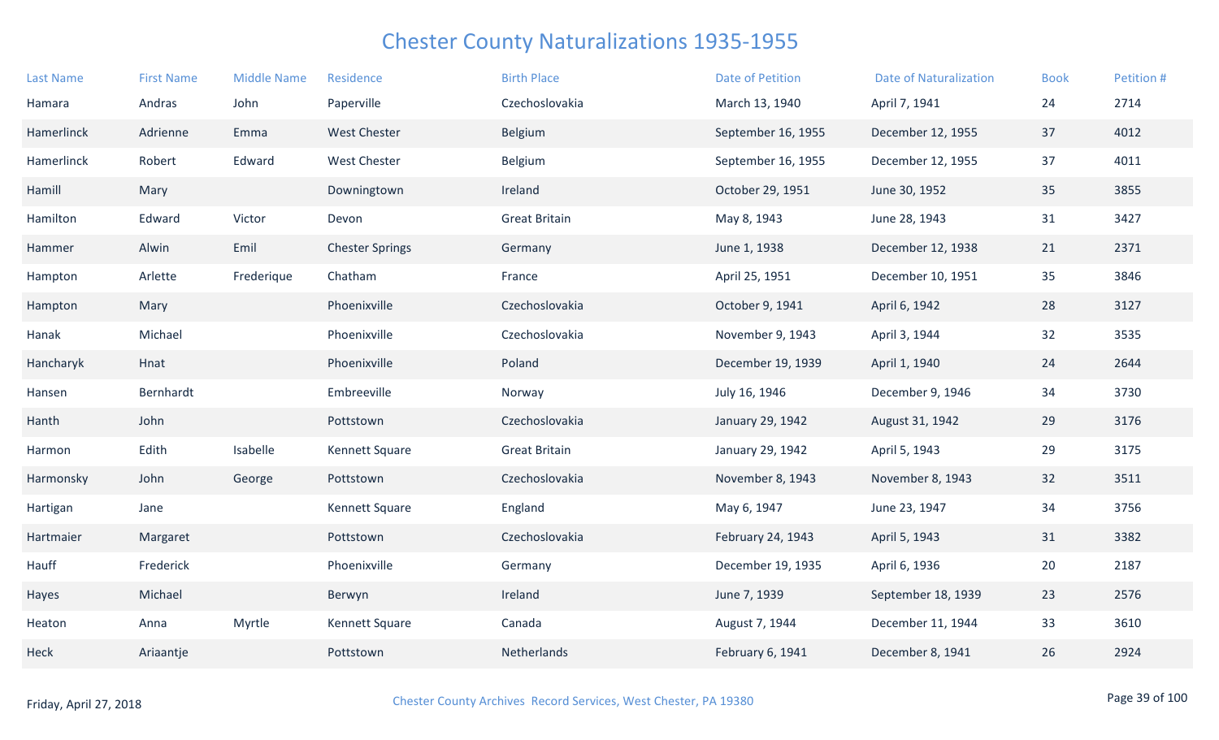# Chester County Naturalizations 1935-1955

| Last Name | First Name | Middle Name | Residence | Birth Place | Date of Petition | Date of Naturalization | Book | Petition # |
|---|---|---|---|---|---|---|---|---|
| Hamara | Andras | John | Paperville | Czechoslovakia | March 13, 1940 | April 7, 1941 | 24 | 2714 |
| Hamerlinck | Adrienne | Emma | West Chester | Belgium | September 16, 1955 | December 12, 1955 | 37 | 4012 |
| Hamerlinck | Robert | Edward | West Chester | Belgium | September 16, 1955 | December 12, 1955 | 37 | 4011 |
| Hamill | Mary | | Downingtown | Ireland | October 29, 1951 | June 30, 1952 | 35 | 3855 |
| Hamilton | Edward | Victor | Devon | Great Britain | May 8, 1943 | June 28, 1943 | 31 | 3427 |
| Hammer | Alwin | Emil | Chester Springs | Germany | June 1, 1938 | December 12, 1938 | 21 | 2371 |
| Hampton | Arlette | Frederique | Chatham | France | April 25, 1951 | December 10, 1951 | 35 | 3846 |
| Hampton | Mary | | Phoenixville | Czechoslovakia | October 9, 1941 | April 6, 1942 | 28 | 3127 |
| Hanak | Michael | | Phoenixville | Czechoslovakia | November 9, 1943 | April 3, 1944 | 32 | 3535 |
| Hancharyk | Hnat | | Phoenixville | Poland | December 19, 1939 | April 1, 1940 | 24 | 2644 |
| Hansen | Bernhardt | | Embreeville | Norway | July 16, 1946 | December 9, 1946 | 34 | 3730 |
| Hanth | John | | Pottstown | Czechoslovakia | January 29, 1942 | August 31, 1942 | 29 | 3176 |
| Harmon | Edith | Isabelle | Kennett Square | Great Britain | January 29, 1942 | April 5, 1943 | 29 | 3175 |
| Harmonsky | John | George | Pottstown | Czechoslovakia | November 8, 1943 | November 8, 1943 | 32 | 3511 |
| Hartigan | Jane | | Kennett Square | England | May 6, 1947 | June 23, 1947 | 34 | 3756 |
| Hartmaier | Margaret | | Pottstown | Czechoslovakia | February 24, 1943 | April 5, 1943 | 31 | 3382 |
| Hauff | Frederick | | Phoenixville | Germany | December 19, 1935 | April 6, 1936 | 20 | 2187 |
| Hayes | Michael | | Berwyn | Ireland | June 7, 1939 | September 18, 1939 | 23 | 2576 |
| Heaton | Anna | Myrtle | Kennett Square | Canada | August 7, 1944 | December 11, 1944 | 33 | 3610 |
| Heck | Ariaantje | | Pottstown | Netherlands | February 6, 1941 | December 8, 1941 | 26 | 2924 |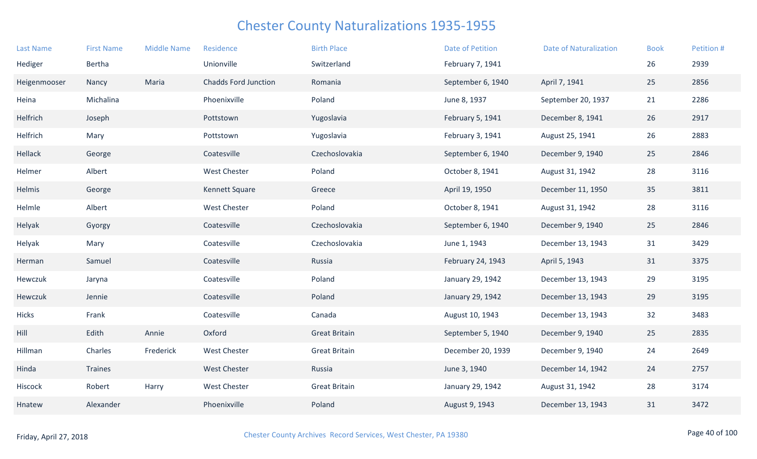# Chester County Naturalizations 1935-1955

| Last Name | First Name | Middle Name | Residence | Birth Place | Date of Petition | Date of Naturalization | Book | Petition # |
|---|---|---|---|---|---|---|---|---|
| Hediger | Bertha | | Unionville | Switzerland | February 7, 1941 | | 26 | 2939 |
| Heigenmooser | Nancy | Maria | Chadds Ford Junction | Romania | September 6, 1940 | April 7, 1941 | 25 | 2856 |
| Heina | Michalina | | Phoenixville | Poland | June 8, 1937 | September 20, 1937 | 21 | 2286 |
| Helfrich | Joseph | | Pottstown | Yugoslavia | February 5, 1941 | December 8, 1941 | 26 | 2917 |
| Helfrich | Mary | | Pottstown | Yugoslavia | February 3, 1941 | August 25, 1941 | 26 | 2883 |
| Hellack | George | | Coatesville | Czechoslovakia | September 6, 1940 | December 9, 1940 | 25 | 2846 |
| Helmer | Albert | | West Chester | Poland | October 8, 1941 | August 31, 1942 | 28 | 3116 |
| Helmis | George | | Kennett Square | Greece | April 19, 1950 | December 11, 1950 | 35 | 3811 |
| Helmle | Albert | | West Chester | Poland | October 8, 1941 | August 31, 1942 | 28 | 3116 |
| Helyak | Gyorgy | | Coatesville | Czechoslovakia | September 6, 1940 | December 9, 1940 | 25 | 2846 |
| Helyak | Mary | | Coatesville | Czechoslovakia | June 1, 1943 | December 13, 1943 | 31 | 3429 |
| Herman | Samuel | | Coatesville | Russia | February 24, 1943 | April 5, 1943 | 31 | 3375 |
| Hewczuk | Jaryna | | Coatesville | Poland | January 29, 1942 | December 13, 1943 | 29 | 3195 |
| Hewczuk | Jennie | | Coatesville | Poland | January 29, 1942 | December 13, 1943 | 29 | 3195 |
| Hicks | Frank | | Coatesville | Canada | August 10, 1943 | December 13, 1943 | 32 | 3483 |
| Hill | Edith | Annie | Oxford | Great Britain | September 5, 1940 | December 9, 1940 | 25 | 2835 |
| Hillman | Charles | Frederick | West Chester | Great Britain | December 20, 1939 | December 9, 1940 | 24 | 2649 |
| Hinda | Traines | | West Chester | Russia | June 3, 1940 | December 14, 1942 | 24 | 2757 |
| Hiscock | Robert | Harry | West Chester | Great Britain | January 29, 1942 | August 31, 1942 | 28 | 3174 |
| Hnatew | Alexander | | Phoenixville | Poland | August 9, 1943 | December 13, 1943 | 31 | 3472 |

Friday, April 27, 2018

Chester County Archives Record Services, West Chester, PA 19380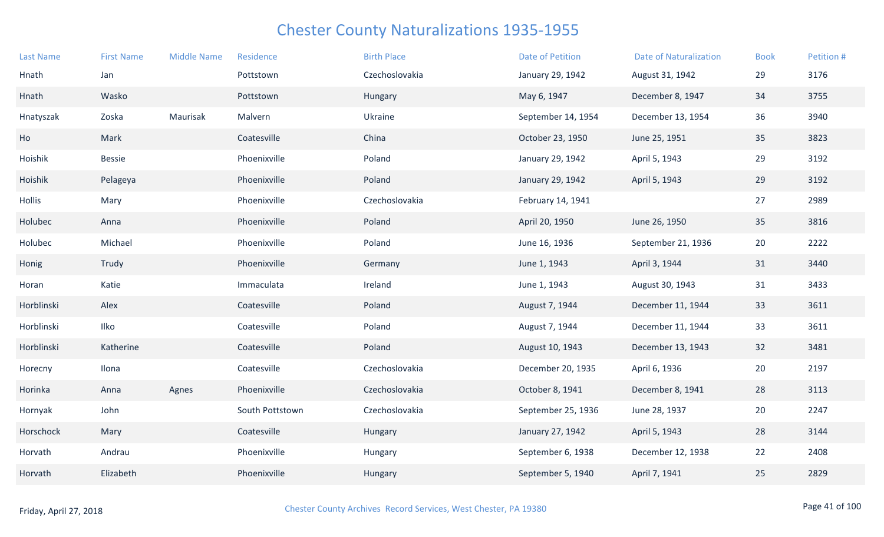# Chester County Naturalizations 1935-1955

| Last Name | First Name | Middle Name | Residence | Birth Place | Date of Petition | Date of Naturalization | Book | Petition # |
|---|---|---|---|---|---|---|---|---|
| Hnath | Jan | | Pottstown | Czechoslovakia | January 29, 1942 | August 31, 1942 | 29 | 3176 |
| Hnath | Wasko | | Pottstown | Hungary | May 6, 1947 | December 8, 1947 | 34 | 3755 |
| Hnatyszak | Zoska | Maurisak | Malvern | Ukraine | September 14, 1954 | December 13, 1954 | 36 | 3940 |
| Ho | Mark | | Coatesville | China | October 23, 1950 | June 25, 1951 | 35 | 3823 |
| Hoishik | Bessie | | Phoenixville | Poland | January 29, 1942 | April 5, 1943 | 29 | 3192 |
| Hoishik | Pelageya | | Phoenixville | Poland | January 29, 1942 | April 5, 1943 | 29 | 3192 |
| Hollis | Mary | | Phoenixville | Czechoslovakia | February 14, 1941 | | 27 | 2989 |
| Holubec | Anna | | Phoenixville | Poland | April 20, 1950 | June 26, 1950 | 35 | 3816 |
| Holubec | Michael | | Phoenixville | Poland | June 16, 1936 | September 21, 1936 | 20 | 2222 |
| Honig | Trudy | | Phoenixville | Germany | June 1, 1943 | April 3, 1944 | 31 | 3440 |
| Horan | Katie | | Immaculata | Ireland | June 1, 1943 | August 30, 1943 | 31 | 3433 |
| Horblinski | Alex | | Coatesville | Poland | August 7, 1944 | December 11, 1944 | 33 | 3611 |
| Horblinski | Ilko | | Coatesville | Poland | August 7, 1944 | December 11, 1944 | 33 | 3611 |
| Horblinski | Katherine | | Coatesville | Poland | August 10, 1943 | December 13, 1943 | 32 | 3481 |
| Horecny | Ilona | | Coatesville | Czechoslovakia | December 20, 1935 | April 6, 1936 | 20 | 2197 |
| Horinka | Anna | Agnes | Phoenixville | Czechoslovakia | October 8, 1941 | December 8, 1941 | 28 | 3113 |
| Hornyak | John | | South Pottstown | Czechoslovakia | September 25, 1936 | June 28, 1937 | 20 | 2247 |
| Horschock | Mary | | Coatesville | Hungary | January 27, 1942 | April 5, 1943 | 28 | 3144 |
| Horvath | Andrau | | Phoenixville | Hungary | September 6, 1938 | December 12, 1938 | 22 | 2408 |
| Horvath | Elizabeth | | Phoenixville | Hungary | September 5, 1940 | April 7, 1941 | 25 | 2829 |

Friday, April 27, 2018

Chester County Archives Record Services, West Chester, PA 19380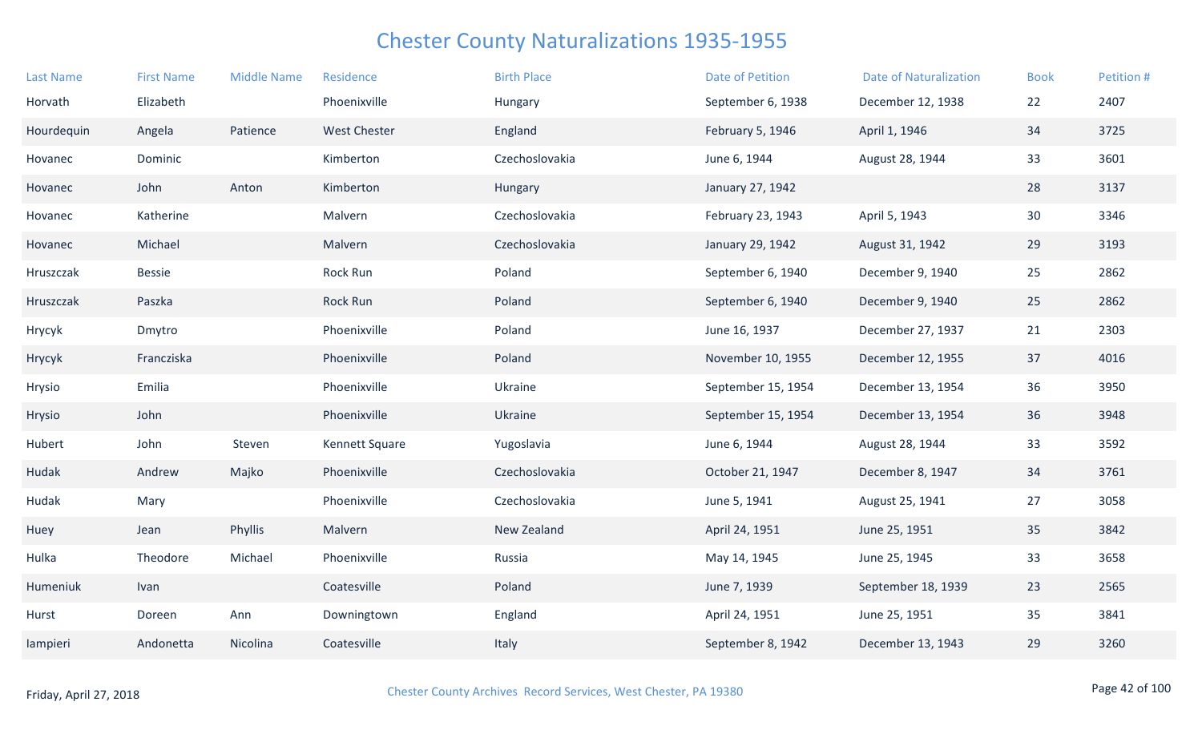# Chester County Naturalizations 1935-1955

| Last Name | First Name | Middle Name | Residence | Birth Place | Date of Petition | Date of Naturalization | Book | Petition # |
|---|---|---|---|---|---|---|---|---|
| Horvath | Elizabeth | | Phoenixville | Hungary | September 6, 1938 | December 12, 1938 | 22 | 2407 |
| Hourdequin | Angela | Patience | West Chester | England | February 5, 1946 | April 1, 1946 | 34 | 3725 |
| Hovanec | Dominic | | Kimberton | Czechoslovakia | June 6, 1944 | August 28, 1944 | 33 | 3601 |
| Hovanec | John | Anton | Kimberton | Hungary | January 27, 1942 | | 28 | 3137 |
| Hovanec | Katherine | | Malvern | Czechoslovakia | February 23, 1943 | April 5, 1943 | 30 | 3346 |
| Hovanec | Michael | | Malvern | Czechoslovakia | January 29, 1942 | August 31, 1942 | 29 | 3193 |
| Hruszczak | Bessie | | Rock Run | Poland | September 6, 1940 | December 9, 1940 | 25 | 2862 |
| Hruszczak | Paszka | | Rock Run | Poland | September 6, 1940 | December 9, 1940 | 25 | 2862 |
| Hrycyk | Dmytro | | Phoenixville | Poland | June 16, 1937 | December 27, 1937 | 21 | 2303 |
| Hrycyk | Francziska | | Phoenixville | Poland | November 10, 1955 | December 12, 1955 | 37 | 4016 |
| Hrysio | Emilia | | Phoenixville | Ukraine | September 15, 1954 | December 13, 1954 | 36 | 3950 |
| Hrysio | John | | Phoenixville | Ukraine | September 15, 1954 | December 13, 1954 | 36 | 3948 |
| Hubert | John | Steven | Kennett Square | Yugoslavia | June 6, 1944 | August 28, 1944 | 33 | 3592 |
| Hudak | Andrew | Majko | Phoenixville | Czechoslovakia | October 21, 1947 | December 8, 1947 | 34 | 3761 |
| Hudak | Mary | | Phoenixville | Czechoslovakia | June 5, 1941 | August 25, 1941 | 27 | 3058 |
| Huey | Jean | Phyllis | Malvern | New Zealand | April 24, 1951 | June 25, 1951 | 35 | 3842 |
| Hulka | Theodore | Michael | Phoenixville | Russia | May 14, 1945 | June 25, 1945 | 33 | 3658 |
| Humeniuk | Ivan | | Coatesville | Poland | June 7, 1939 | September 18, 1939 | 23 | 2565 |
| Hurst | Doreen | Ann | Downingtown | England | April 24, 1951 | June 25, 1951 | 35 | 3841 |
| Iampieri | Andonetta | Nicolina | Coatesville | Italy | September 8, 1942 | December 13, 1943 | 29 | 3260 |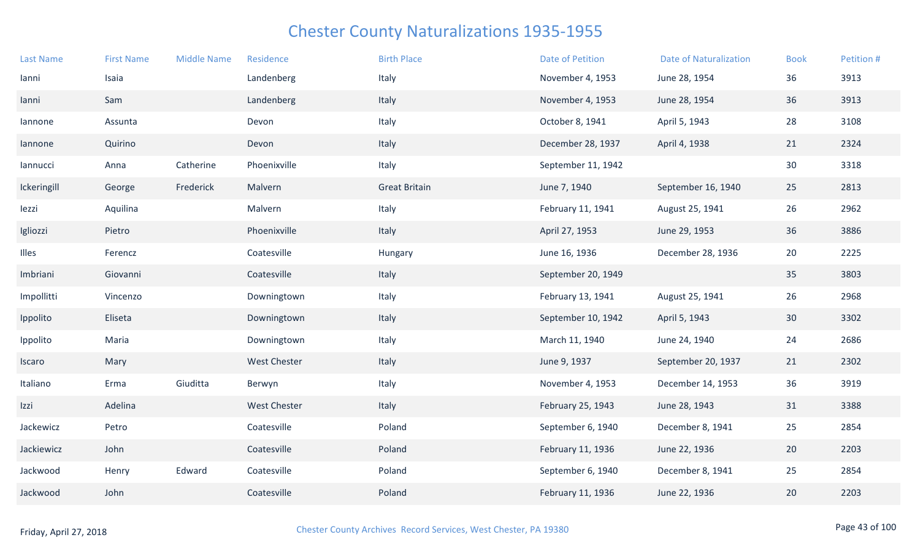# Chester County Naturalizations 1935-1955

| Last Name | First Name | Middle Name | Residence | Birth Place | Date of Petition | Date of Naturalization | Book | Petition # |
|---|---|---|---|---|---|---|---|---|
| Ianni | Isaia | | Landenberg | Italy | November 4, 1953 | June 28, 1954 | 36 | 3913 |
| Ianni | Sam | | Landenberg | Italy | November 4, 1953 | June 28, 1954 | 36 | 3913 |
| Iannone | Assunta | | Devon | Italy | October 8, 1941 | April 5, 1943 | 28 | 3108 |
| Iannone | Quirino | | Devon | Italy | December 28, 1937 | April 4, 1938 | 21 | 2324 |
| Iannucci | Anna | Catherine | Phoenixville | Italy | September 11, 1942 | | 30 | 3318 |
| Ickeringill | George | Frederick | Malvern | Great Britain | June 7, 1940 | September 16, 1940 | 25 | 2813 |
| Iezzi | Aquilina | | Malvern | Italy | February 11, 1941 | August 25, 1941 | 26 | 2962 |
| Igliozzi | Pietro | | Phoenixville | Italy | April 27, 1953 | June 29, 1953 | 36 | 3886 |
| Illes | Ferencz | | Coatesville | Hungary | June 16, 1936 | December 28, 1936 | 20 | 2225 |
| Imbriani | Giovanni | | Coatesville | Italy | September 20, 1949 | | 35 | 3803 |
| Impollitti | Vincenzo | | Downingtown | Italy | February 13, 1941 | August 25, 1941 | 26 | 2968 |
| Ippolito | Eliseta | | Downingtown | Italy | September 10, 1942 | April 5, 1943 | 30 | 3302 |
| Ippolito | Maria | | Downingtown | Italy | March 11, 1940 | June 24, 1940 | 24 | 2686 |
| Iscaro | Mary | | West Chester | Italy | June 9, 1937 | September 20, 1937 | 21 | 2302 |
| Italiano | Erma | Giuditta | Berwyn | Italy | November 4, 1953 | December 14, 1953 | 36 | 3919 |
| Izzi | Adelina | | West Chester | Italy | February 25, 1943 | June 28, 1943 | 31 | 3388 |
| Jackewicz | Petro | | Coatesville | Poland | September 6, 1940 | December 8, 1941 | 25 | 2854 |
| Jackiewicz | John | | Coatesville | Poland | February 11, 1936 | June 22, 1936 | 20 | 2203 |
| Jackwood | Henry | Edward | Coatesville | Poland | September 6, 1940 | December 8, 1941 | 25 | 2854 |
| Jackwood | John | | Coatesville | Poland | February 11, 1936 | June 22, 1936 | 20 | 2203 |

Friday, April 27, 2018

Chester County Archives Record Services, West Chester, PA 19380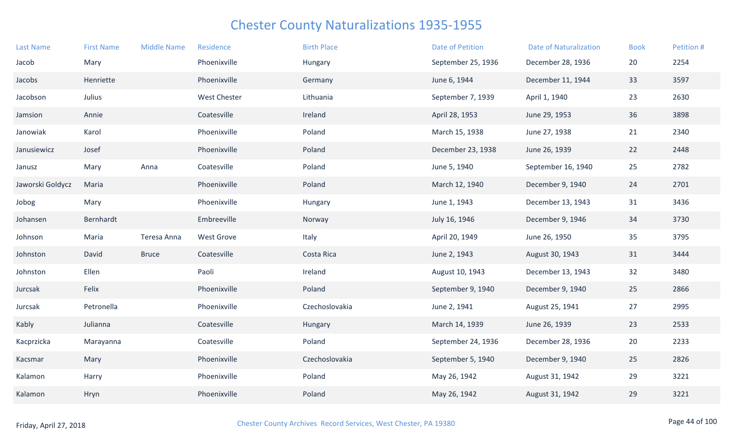# Chester County Naturalizations 1935-1955

| Last Name | First Name | Middle Name | Residence | Birth Place | Date of Petition | Date of Naturalization | Book | Petition # |
|---|---|---|---|---|---|---|---|---|
| Jacob | Mary | | Phoenixville | Hungary | September 25, 1936 | December 28, 1936 | 20 | 2254 |
| Jacobs | Henriette | | Phoenixville | Germany | June 6, 1944 | December 11, 1944 | 33 | 3597 |
| Jacobson | Julius | | West Chester | Lithuania | September 7, 1939 | April 1, 1940 | 23 | 2630 |
| Jamsion | Annie | | Coatesville | Ireland | April 28, 1953 | June 29, 1953 | 36 | 3898 |
| Janowiak | Karol | | Phoenixville | Poland | March 15, 1938 | June 27, 1938 | 21 | 2340 |
| Janusiewicz | Josef | | Phoenixville | Poland | December 23, 1938 | June 26, 1939 | 22 | 2448 |
| Janusz | Mary | Anna | Coatesville | Poland | June 5, 1940 | September 16, 1940 | 25 | 2782 |
| Jaworski Goldycz | Maria | | Phoenixville | Poland | March 12, 1940 | December 9, 1940 | 24 | 2701 |
| Jobog | Mary | | Phoenixville | Hungary | June 1, 1943 | December 13, 1943 | 31 | 3436 |
| Johansen | Bernhardt | | Embreeville | Norway | July 16, 1946 | December 9, 1946 | 34 | 3730 |
| Johnson | Maria | Teresa Anna | West Grove | Italy | April 20, 1949 | June 26, 1950 | 35 | 3795 |
| Johnston | David | Bruce | Coatesville | Costa Rica | June 2, 1943 | August 30, 1943 | 31 | 3444 |
| Johnston | Ellen | | Paoli | Ireland | August 10, 1943 | December 13, 1943 | 32 | 3480 |
| Jurcsak | Felix | | Phoenixville | Poland | September 9, 1940 | December 9, 1940 | 25 | 2866 |
| Jurcsak | Petronella | | Phoenixville | Czechoslovakia | June 2, 1941 | August 25, 1941 | 27 | 2995 |
| Kably | Julianna | | Coatesville | Hungary | March 14, 1939 | June 26, 1939 | 23 | 2533 |
| Kacprzicka | Marayanna | | Coatesville | Poland | September 24, 1936 | December 28, 1936 | 20 | 2233 |
| Kacsmar | Mary | | Phoenixville | Czechoslovakia | September 5, 1940 | December 9, 1940 | 25 | 2826 |
| Kalamon | Harry | | Phoenixville | Poland | May 26, 1942 | August 31, 1942 | 29 | 3221 |
| Kalamon | Hryn | | Phoenixville | Poland | May 26, 1942 | August 31, 1942 | 29 | 3221 |

Friday, April 27, 2018

Chester County Archives Record Services, West Chester, PA 19380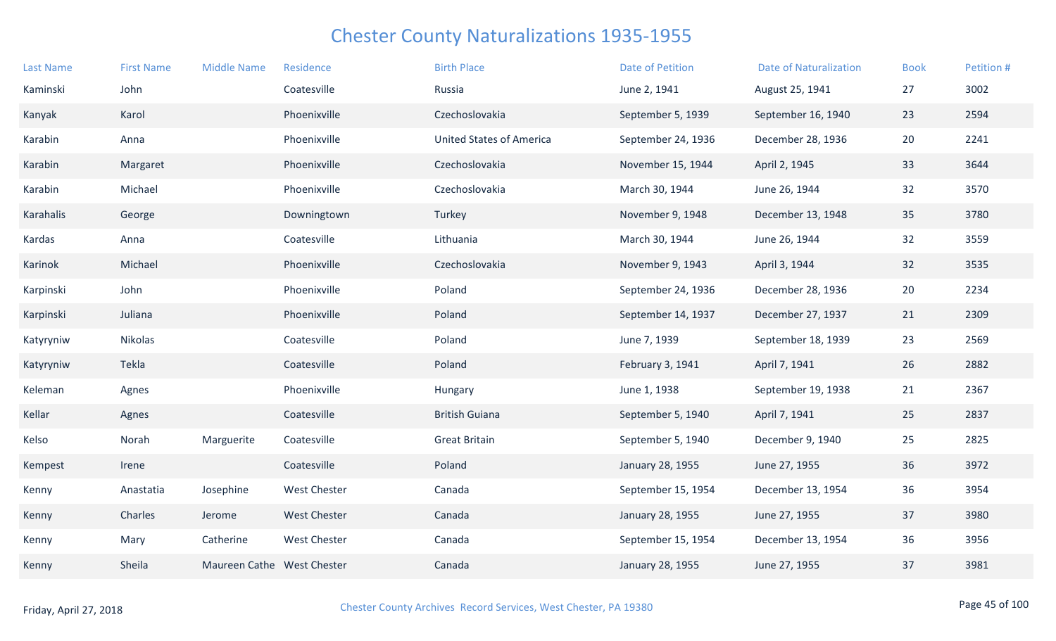# Chester County Naturalizations 1935-1955

| Last Name | First Name | Middle Name | Residence | Birth Place | Date of Petition | Date of Naturalization | Book | Petition # |
|---|---|---|---|---|---|---|---|---|
| Kaminski | John | | Coatesville | Russia | June 2, 1941 | August 25, 1941 | 27 | 3002 |
| Kanyak | Karol | | Phoenixville | Czechoslovakia | September 5, 1939 | September 16, 1940 | 23 | 2594 |
| Karabin | Anna | | Phoenixville | United States of America | September 24, 1936 | December 28, 1936 | 20 | 2241 |
| Karabin | Margaret | | Phoenixville | Czechoslovakia | November 15, 1944 | April 2, 1945 | 33 | 3644 |
| Karabin | Michael | | Phoenixville | Czechoslovakia | March 30, 1944 | June 26, 1944 | 32 | 3570 |
| Karahalis | George | | Downingtown | Turkey | November 9, 1948 | December 13, 1948 | 35 | 3780 |
| Kardas | Anna | | Coatesville | Lithuania | March 30, 1944 | June 26, 1944 | 32 | 3559 |
| Karinok | Michael | | Phoenixville | Czechoslovakia | November 9, 1943 | April 3, 1944 | 32 | 3535 |
| Karpinski | John | | Phoenixville | Poland | September 24, 1936 | December 28, 1936 | 20 | 2234 |
| Karpinski | Juliana | | Phoenixville | Poland | September 14, 1937 | December 27, 1937 | 21 | 2309 |
| Katyryniw | Nikolas | | Coatesville | Poland | June 7, 1939 | September 18, 1939 | 23 | 2569 |
| Katyryniw | Tekla | | Coatesville | Poland | February 3, 1941 | April 7, 1941 | 26 | 2882 |
| Keleman | Agnes | | Phoenixville | Hungary | June 1, 1938 | September 19, 1938 | 21 | 2367 |
| Kellar | Agnes | | Coatesville | British Guiana | September 5, 1940 | April 7, 1941 | 25 | 2837 |
| Kelso | Norah | Marguerite | Coatesville | Great Britain | September 5, 1940 | December 9, 1940 | 25 | 2825 |
| Kempest | Irene | | Coatesville | Poland | January 28, 1955 | June 27, 1955 | 36 | 3972 |
| Kenny | Anastatia | Josephine | West Chester | Canada | September 15, 1954 | December 13, 1954 | 36 | 3954 |
| Kenny | Charles | Jerome | West Chester | Canada | January 28, 1955 | June 27, 1955 | 37 | 3980 |
| Kenny | Mary | Catherine | West Chester | Canada | September 15, 1954 | December 13, 1954 | 36 | 3956 |
| Kenny | Sheila | Maureen Cathe | West Chester | Canada | January 28, 1955 | June 27, 1955 | 37 | 3981 |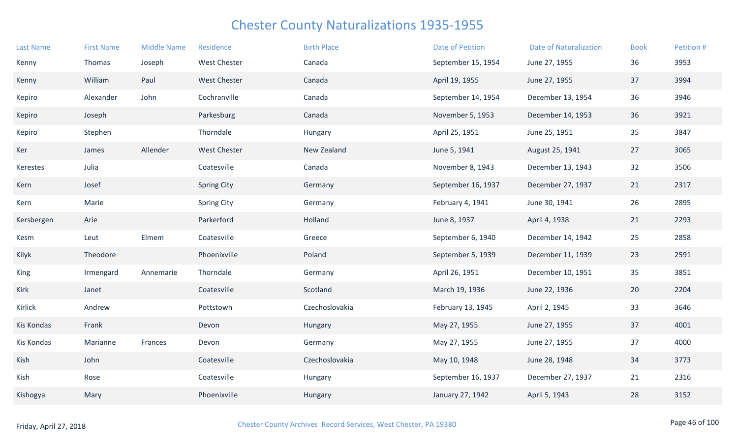# Chester County Naturalizations 1935-1955

| Last Name | First Name | Middle Name | Residence | Birth Place | Date of Petition | Date of Naturalization | Book | Petition # |
|---|---|---|---|---|---|---|---|---|
| Kenny | Thomas | Joseph | West Chester | Canada | September 15, 1954 | June 27, 1955 | 36 | 3953 |
| Kenny | William | Paul | West Chester | Canada | April 19, 1955 | June 27, 1955 | 37 | 3994 |
| Kepiro | Alexander | John | Cochranville | Canada | September 14, 1954 | December 13, 1954 | 36 | 3946 |
| Kepiro | Joseph | | Parkesburg | Canada | November 5, 1953 | December 14, 1953 | 36 | 3921 |
| Kepiro | Stephen | | Thorndale | Hungary | April 25, 1951 | June 25, 1951 | 35 | 3847 |
| Ker | James | Allender | West Chester | New Zealand | June 5, 1941 | August 25, 1941 | 27 | 3065 |
| Kerestes | Julia | | Coatesville | Canada | November 8, 1943 | December 13, 1943 | 32 | 3506 |
| Kern | Josef | | Spring City | Germany | September 16, 1937 | December 27, 1937 | 21 | 2317 |
| Kern | Marie | | Spring City | Germany | February 4, 1941 | June 30, 1941 | 26 | 2895 |
| Kersbergen | Arie | | Parkerford | Holland | June 8, 1937 | April 4, 1938 | 21 | 2293 |
| Kesm | Leut | Elmem | Coatesville | Greece | September 6, 1940 | December 14, 1942 | 25 | 2858 |
| Kilyk | Theodore | | Phoenixville | Poland | September 5, 1939 | December 11, 1939 | 23 | 2591 |
| King | Irmengard | Annemarie | Thorndale | Germany | April 26, 1951 | December 10, 1951 | 35 | 3851 |
| Kirk | Janet | | Coatesville | Scotland | March 19, 1936 | June 22, 1936 | 20 | 2204 |
| Kirlick | Andrew | | Pottstown | Czechoslovakia | February 13, 1945 | April 2, 1945 | 33 | 3646 |
| Kis Kondas | Frank | | Devon | Hungary | May 27, 1955 | June 27, 1955 | 37 | 4001 |
| Kis Kondas | Marianne | Frances | Devon | Germany | May 27, 1955 | June 27, 1955 | 37 | 4000 |
| Kish | John | | Coatesville | Czechoslovakia | May 10, 1948 | June 28, 1948 | 34 | 3773 |
| Kish | Rose | | Coatesville | Hungary | September 16, 1937 | December 27, 1937 | 21 | 2316 |
| Kishogya | Mary | | Phoenixville | Hungary | January 27, 1942 | April 5, 1943 | 28 | 3152 |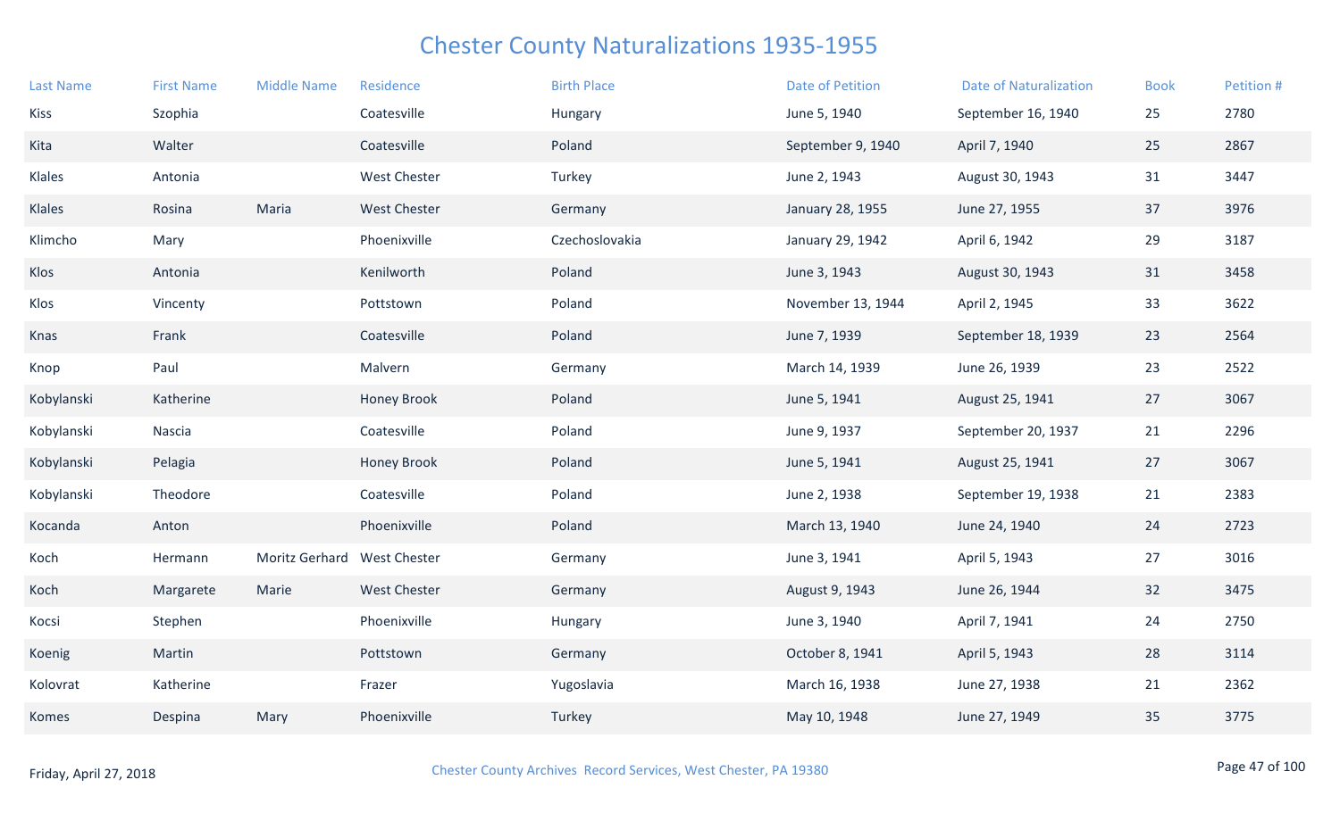# Chester County Naturalizations 1935-1955

| Last Name | First Name | Middle Name | Residence | Birth Place | Date of Petition | Date of Naturalization | Book | Petition # |
|---|---|---|---|---|---|---|---|---|
| Kiss | Szophia | | Coatesville | Hungary | June 5, 1940 | September 16, 1940 | 25 | 2780 |
| Kita | Walter | | Coatesville | Poland | September 9, 1940 | April 7, 1940 | 25 | 2867 |
| Klales | Antonia | | West Chester | Turkey | June 2, 1943 | August 30, 1943 | 31 | 3447 |
| Klales | Rosina | Maria | West Chester | Germany | January 28, 1955 | June 27, 1955 | 37 | 3976 |
| Klimcho | Mary | | Phoenixville | Czechoslovakia | January 29, 1942 | April 6, 1942 | 29 | 3187 |
| Klos | Antonia | | Kenilworth | Poland | June 3, 1943 | August 30, 1943 | 31 | 3458 |
| Klos | Vincenty | | Pottstown | Poland | November 13, 1944 | April 2, 1945 | 33 | 3622 |
| Knas | Frank | | Coatesville | Poland | June 7, 1939 | September 18, 1939 | 23 | 2564 |
| Knop | Paul | | Malvern | Germany | March 14, 1939 | June 26, 1939 | 23 | 2522 |
| Kobylanski | Katherine | | Honey Brook | Poland | June 5, 1941 | August 25, 1941 | 27 | 3067 |
| Kobylanski | Nascia | | Coatesville | Poland | June 9, 1937 | September 20, 1937 | 21 | 2296 |
| Kobylanski | Pelagia | | Honey Brook | Poland | June 5, 1941 | August 25, 1941 | 27 | 3067 |
| Kobylanski | Theodore | | Coatesville | Poland | June 2, 1938 | September 19, 1938 | 21 | 2383 |
| Kocanda | Anton | | Phoenixville | Poland | March 13, 1940 | June 24, 1940 | 24 | 2723 |
| Koch | Hermann | Moritz Gerhard | West Chester | Germany | June 3, 1941 | April 5, 1943 | 27 | 3016 |
| Koch | Margarete | Marie | West Chester | Germany | August 9, 1943 | June 26, 1944 | 32 | 3475 |
| Kocsi | Stephen | | Phoenixville | Hungary | June 3, 1940 | April 7, 1941 | 24 | 2750 |
| Koenig | Martin | | Pottstown | Germany | October 8, 1941 | April 5, 1943 | 28 | 3114 |
| Kolovrat | Katherine | | Frazer | Yugoslavia | March 16, 1938 | June 27, 1938 | 21 | 2362 |
| Komes | Despina | Mary | Phoenixville | Turkey | May 10, 1948 | June 27, 1949 | 35 | 3775 |

Friday, April 27, 2018

Chester County Archives Record Services, West Chester, PA 19380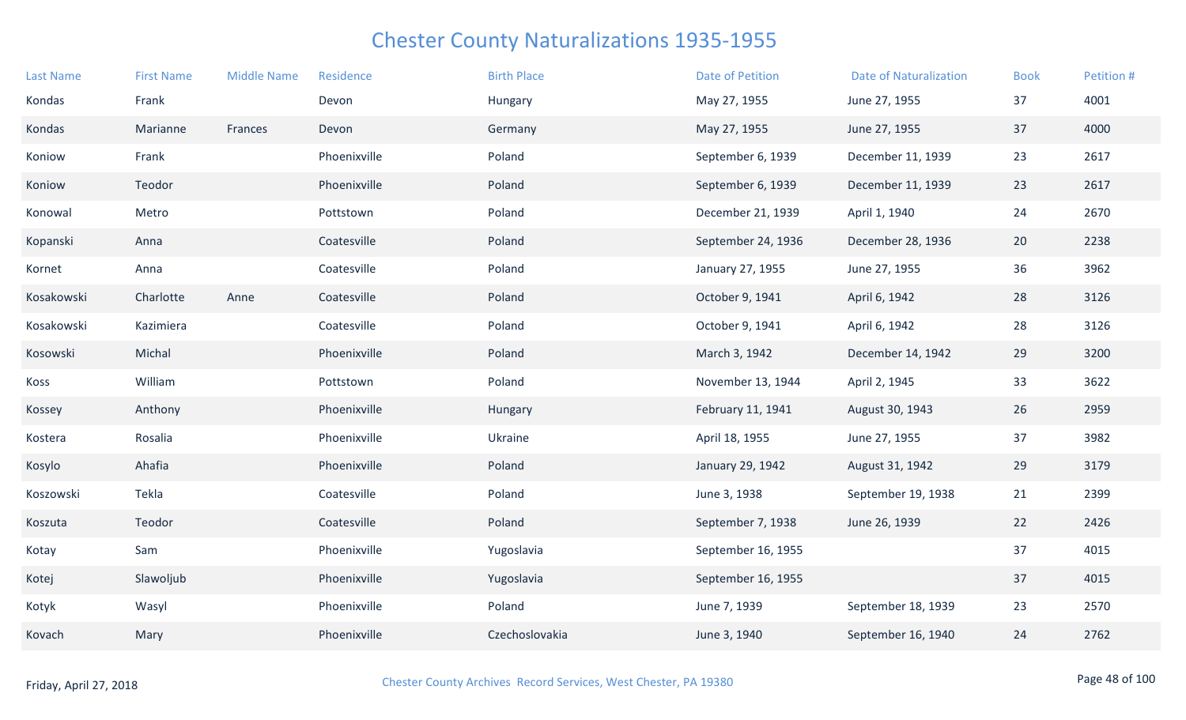# Chester County Naturalizations 1935-1955

| Last Name | First Name | Middle Name | Residence | Birth Place | Date of Petition | Date of Naturalization | Book | Petition # |
|---|---|---|---|---|---|---|---|---|
| Kondas | Frank | | Devon | Hungary | May 27, 1955 | June 27, 1955 | 37 | 4001 |
| Kondas | Marianne | Frances | Devon | Germany | May 27, 1955 | June 27, 1955 | 37 | 4000 |
| Koniow | Frank | | Phoenixville | Poland | September 6, 1939 | December 11, 1939 | 23 | 2617 |
| Koniow | Teodor | | Phoenixville | Poland | September 6, 1939 | December 11, 1939 | 23 | 2617 |
| Konowal | Metro | | Pottstown | Poland | December 21, 1939 | April 1, 1940 | 24 | 2670 |
| Kopanski | Anna | | Coatesville | Poland | September 24, 1936 | December 28, 1936 | 20 | 2238 |
| Kornet | Anna | | Coatesville | Poland | January 27, 1955 | June 27, 1955 | 36 | 3962 |
| Kosakowski | Charlotte | Anne | Coatesville | Poland | October 9, 1941 | April 6, 1942 | 28 | 3126 |
| Kosakowski | Kazimiera | | Coatesville | Poland | October 9, 1941 | April 6, 1942 | 28 | 3126 |
| Kosowski | Michal | | Phoenixville | Poland | March 3, 1942 | December 14, 1942 | 29 | 3200 |
| Koss | William | | Pottstown | Poland | November 13, 1944 | April 2, 1945 | 33 | 3622 |
| Kossey | Anthony | | Phoenixville | Hungary | February 11, 1941 | August 30, 1943 | 26 | 2959 |
| Kostera | Rosalia | | Phoenixville | Ukraine | April 18, 1955 | June 27, 1955 | 37 | 3982 |
| Kosylo | Ahafia | | Phoenixville | Poland | January 29, 1942 | August 31, 1942 | 29 | 3179 |
| Koszowski | Tekla | | Coatesville | Poland | June 3, 1938 | September 19, 1938 | 21 | 2399 |
| Koszuta | Teodor | | Coatesville | Poland | September 7, 1938 | June 26, 1939 | 22 | 2426 |
| Kotay | Sam | | Phoenixville | Yugoslavia | September 16, 1955 | | 37 | 4015 |
| Kotej | Slawoljub | | Phoenixville | Yugoslavia | September 16, 1955 | | 37 | 4015 |
| Kotyk | Wasyl | | Phoenixville | Poland | June 7, 1939 | September 18, 1939 | 23 | 2570 |
| Kovach | Mary | | Phoenixville | Czechoslovakia | June 3, 1940 | September 16, 1940 | 24 | 2762 |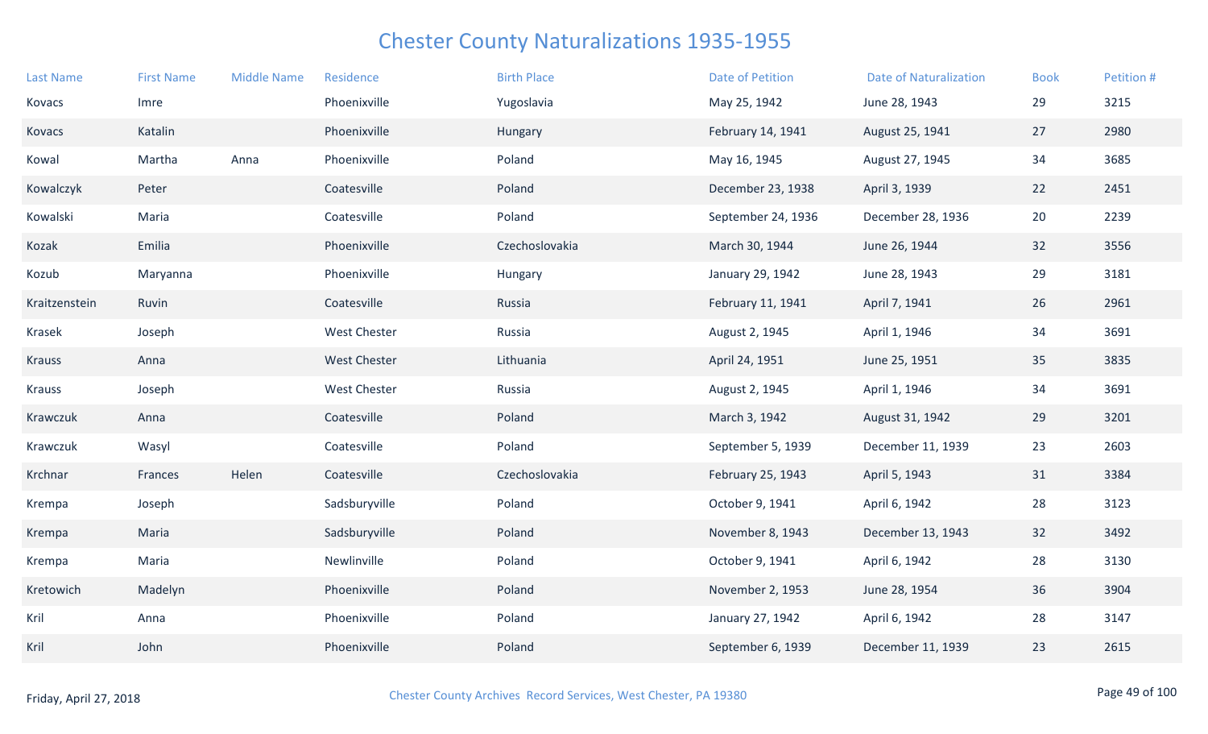# Chester County Naturalizations 1935-1955

| Last Name | First Name | Middle Name | Residence | Birth Place | Date of Petition | Date of Naturalization | Book | Petition # |
|---|---|---|---|---|---|---|---|---|
| Kovacs | Imre | | Phoenixville | Yugoslavia | May 25, 1942 | June 28, 1943 | 29 | 3215 |
| Kovacs | Katalin | | Phoenixville | Hungary | February 14, 1941 | August 25, 1941 | 27 | 2980 |
| Kowal | Martha | Anna | Phoenixville | Poland | May 16, 1945 | August 27, 1945 | 34 | 3685 |
| Kowalczyk | Peter | | Coatesville | Poland | December 23, 1938 | April 3, 1939 | 22 | 2451 |
| Kowalski | Maria | | Coatesville | Poland | September 24, 1936 | December 28, 1936 | 20 | 2239 |
| Kozak | Emilia | | Phoenixville | Czechoslovakia | March 30, 1944 | June 26, 1944 | 32 | 3556 |
| Kozub | Maryanna | | Phoenixville | Hungary | January 29, 1942 | June 28, 1943 | 29 | 3181 |
| Kraitzenstein | Ruvin | | Coatesville | Russia | February 11, 1941 | April 7, 1941 | 26 | 2961 |
| Krasek | Joseph | | West Chester | Russia | August 2, 1945 | April 1, 1946 | 34 | 3691 |
| Krauss | Anna | | West Chester | Lithuania | April 24, 1951 | June 25, 1951 | 35 | 3835 |
| Krauss | Joseph | | West Chester | Russia | August 2, 1945 | April 1, 1946 | 34 | 3691 |
| Krawczuk | Anna | | Coatesville | Poland | March 3, 1942 | August 31, 1942 | 29 | 3201 |
| Krawczuk | Wasyl | | Coatesville | Poland | September 5, 1939 | December 11, 1939 | 23 | 2603 |
| Krchnar | Frances | Helen | Coatesville | Czechoslovakia | February 25, 1943 | April 5, 1943 | 31 | 3384 |
| Krempa | Joseph | | Sadsburyville | Poland | October 9, 1941 | April 6, 1942 | 28 | 3123 |
| Krempa | Maria | | Sadsburyville | Poland | November 8, 1943 | December 13, 1943 | 32 | 3492 |
| Krempa | Maria | | Newlinville | Poland | October 9, 1941 | April 6, 1942 | 28 | 3130 |
| Kretowich | Madelyn | | Phoenixville | Poland | November 2, 1953 | June 28, 1954 | 36 | 3904 |
| Kril | Anna | | Phoenixville | Poland | January 27, 1942 | April 6, 1942 | 28 | 3147 |
| Kril | John | | Phoenixville | Poland | September 6, 1939 | December 11, 1939 | 23 | 2615 |

Friday, April 27, 2018

Chester County Archives Record Services, West Chester, PA 19380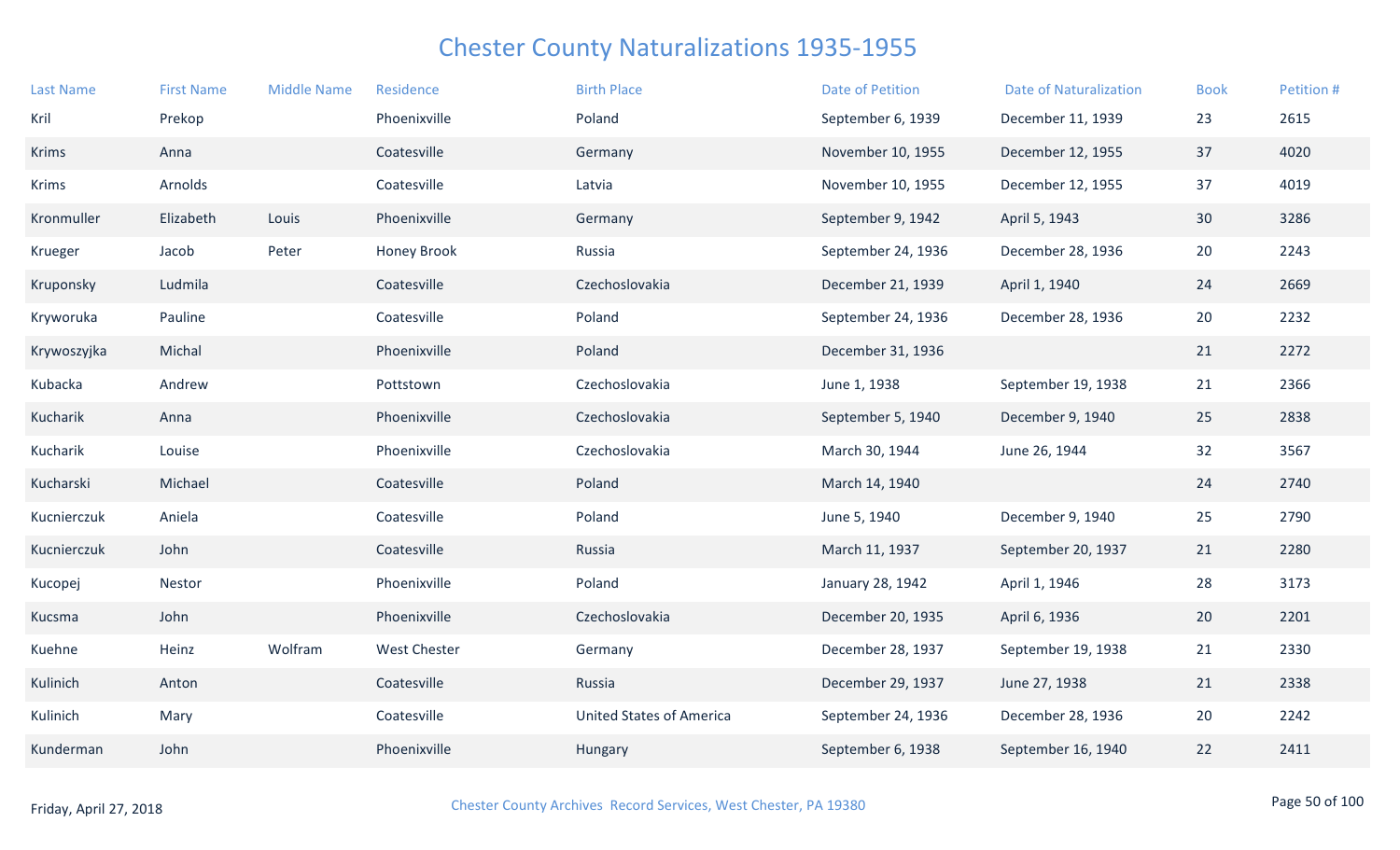# Chester County Naturalizations 1935-1955

| Last Name | First Name | Middle Name | Residence | Birth Place | Date of Petition | Date of Naturalization | Book | Petition # |
|---|---|---|---|---|---|---|---|---|
| Kril | Prekop | | Phoenixville | Poland | September 6, 1939 | December 11, 1939 | 23 | 2615 |
| Krims | Anna | | Coatesville | Germany | November 10, 1955 | December 12, 1955 | 37 | 4020 |
| Krims | Arnolds | | Coatesville | Latvia | November 10, 1955 | December 12, 1955 | 37 | 4019 |
| Kronmuller | Elizabeth | Louis | Phoenixville | Germany | September 9, 1942 | April 5, 1943 | 30 | 3286 |
| Krueger | Jacob | Peter | Honey Brook | Russia | September 24, 1936 | December 28, 1936 | 20 | 2243 |
| Kruponsky | Ludmila | | Coatesville | Czechoslovakia | December 21, 1939 | April 1, 1940 | 24 | 2669 |
| Kryworuka | Pauline | | Coatesville | Poland | September 24, 1936 | December 28, 1936 | 20 | 2232 |
| Krywoszyjka | Michal | | Phoenixville | Poland | December 31, 1936 | | 21 | 2272 |
| Kubacka | Andrew | | Pottstown | Czechoslovakia | June 1, 1938 | September 19, 1938 | 21 | 2366 |
| Kucharik | Anna | | Phoenixville | Czechoslovakia | September 5, 1940 | December 9, 1940 | 25 | 2838 |
| Kucharik | Louise | | Phoenixville | Czechoslovakia | March 30, 1944 | June 26, 1944 | 32 | 3567 |
| Kucharski | Michael | | Coatesville | Poland | March 14, 1940 | | 24 | 2740 |
| Kucnierczuk | Aniela | | Coatesville | Poland | June 5, 1940 | December 9, 1940 | 25 | 2790 |
| Kucnierczuk | John | | Coatesville | Russia | March 11, 1937 | September 20, 1937 | 21 | 2280 |
| Kucopej | Nestor | | Phoenixville | Poland | January 28, 1942 | April 1, 1946 | 28 | 3173 |
| Kucsma | John | | Phoenixville | Czechoslovakia | December 20, 1935 | April 6, 1936 | 20 | 2201 |
| Kuehne | Heinz | Wolfram | West Chester | Germany | December 28, 1937 | September 19, 1938 | 21 | 2330 |
| Kulinich | Anton | | Coatesville | Russia | December 29, 1937 | June 27, 1938 | 21 | 2338 |
| Kulinich | Mary | | Coatesville | United States of America | September 24, 1936 | December 28, 1936 | 20 | 2242 |
| Kunderman | John | | Phoenixville | Hungary | September 6, 1938 | September 16, 1940 | 22 | 2411 |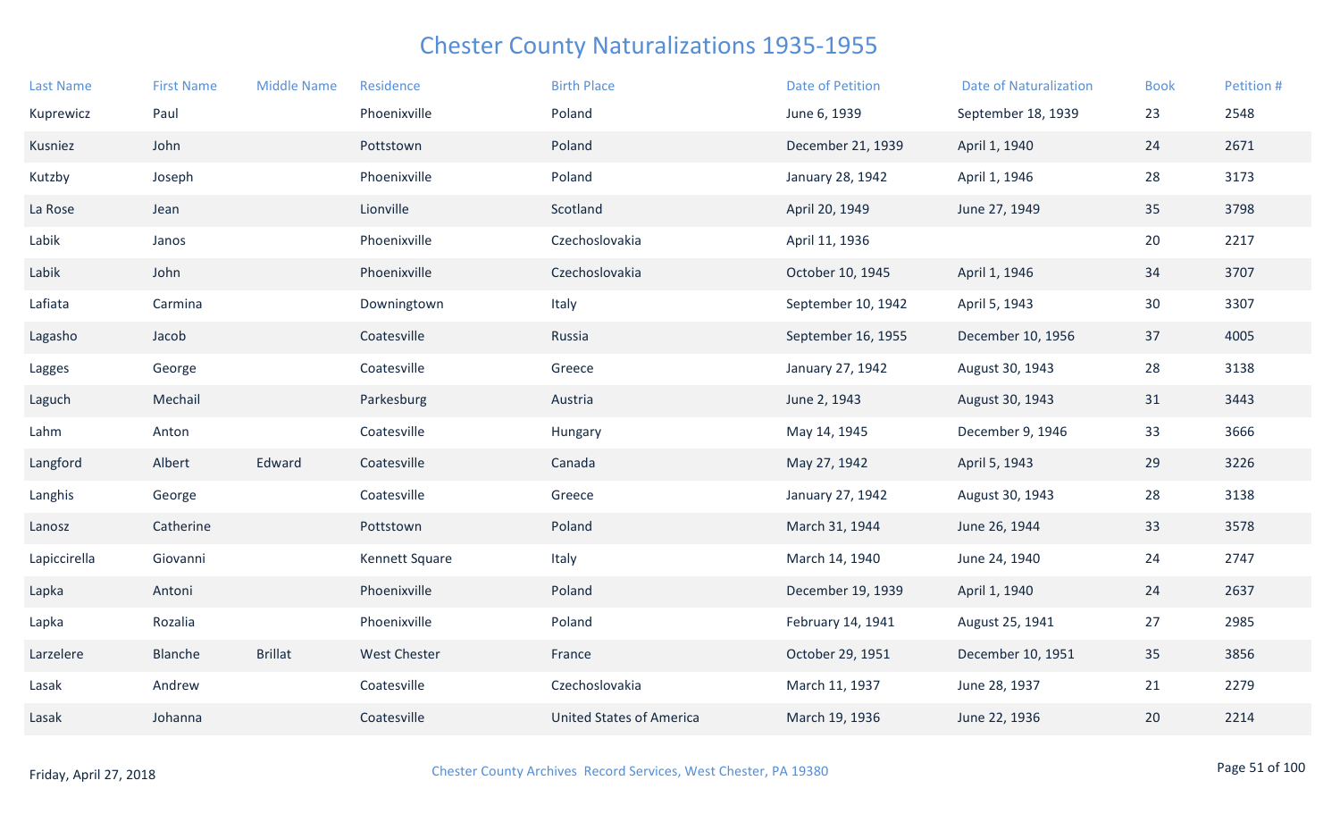# Chester County Naturalizations 1935-1955

| Last Name | First Name | Middle Name | Residence | Birth Place | Date of Petition | Date of Naturalization | Book | Petition # |
|---|---|---|---|---|---|---|---|---|
| Kuprewicz | Paul | | Phoenixville | Poland | June 6, 1939 | September 18, 1939 | 23 | 2548 |
| Kusniez | John | | Pottstown | Poland | December 21, 1939 | April 1, 1940 | 24 | 2671 |
| Kutzby | Joseph | | Phoenixville | Poland | January 28, 1942 | April 1, 1946 | 28 | 3173 |
| La Rose | Jean | | Lionville | Scotland | April 20, 1949 | June 27, 1949 | 35 | 3798 |
| Labik | Janos | | Phoenixville | Czechoslovakia | April 11, 1936 | | 20 | 2217 |
| Labik | John | | Phoenixville | Czechoslovakia | October 10, 1945 | April 1, 1946 | 34 | 3707 |
| Lafiata | Carmina | | Downingtown | Italy | September 10, 1942 | April 5, 1943 | 30 | 3307 |
| Lagasho | Jacob | | Coatesville | Russia | September 16, 1955 | December 10, 1956 | 37 | 4005 |
| Lagges | George | | Coatesville | Greece | January 27, 1942 | August 30, 1943 | 28 | 3138 |
| Laguch | Mechail | | Parkesburg | Austria | June 2, 1943 | August 30, 1943 | 31 | 3443 |
| Lahm | Anton | | Coatesville | Hungary | May 14, 1945 | December 9, 1946 | 33 | 3666 |
| Langford | Albert | Edward | Coatesville | Canada | May 27, 1942 | April 5, 1943 | 29 | 3226 |
| Langhis | George | | Coatesville | Greece | January 27, 1942 | August 30, 1943 | 28 | 3138 |
| Lanosz | Catherine | | Pottstown | Poland | March 31, 1944 | June 26, 1944 | 33 | 3578 |
| Lapiccirella | Giovanni | | Kennett Square | Italy | March 14, 1940 | June 24, 1940 | 24 | 2747 |
| Lapka | Antoni | | Phoenixville | Poland | December 19, 1939 | April 1, 1940 | 24 | 2637 |
| Lapka | Rozalia | | Phoenixville | Poland | February 14, 1941 | August 25, 1941 | 27 | 2985 |
| Larzelere | Blanche | Brillat | West Chester | France | October 29, 1951 | December 10, 1951 | 35 | 3856 |
| Lasak | Andrew | | Coatesville | Czechoslovakia | March 11, 1937 | June 28, 1937 | 21 | 2279 |
| Lasak | Johanna | | Coatesville | United States of America | March 19, 1936 | June 22, 1936 | 20 | 2214 |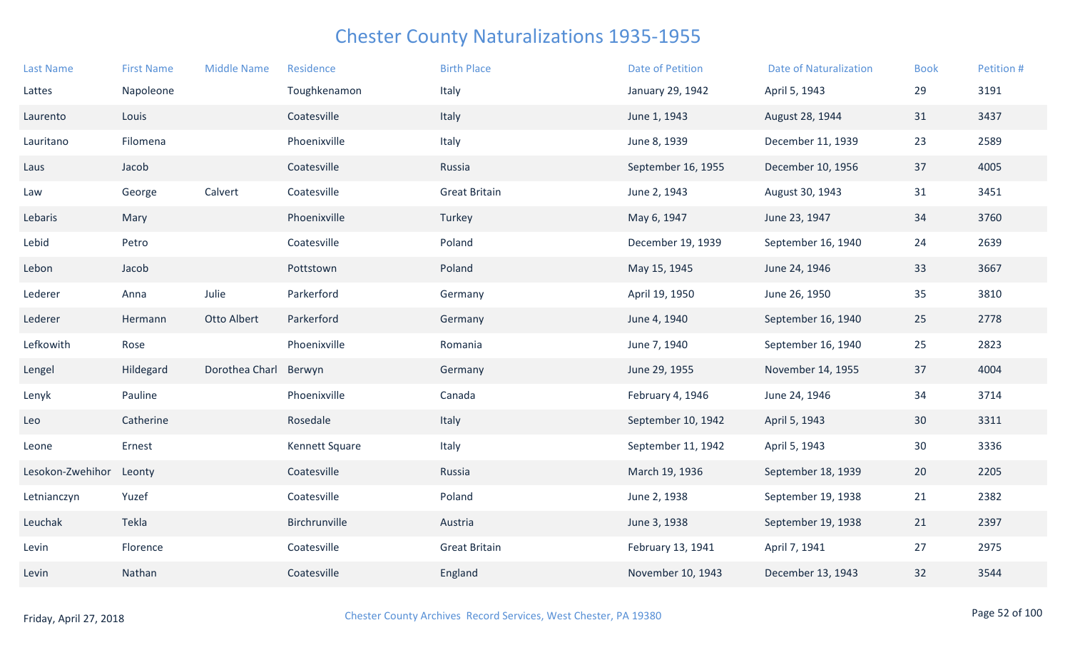# Chester County Naturalizations 1935-1955

| Last Name | First Name | Middle Name | Residence | Birth Place | Date of Petition | Date of Naturalization | Book | Petition # |
|---|---|---|---|---|---|---|---|---|
| Lattes | Napoleone | | Toughkenamon | Italy | January 29, 1942 | April 5, 1943 | 29 | 3191 |
| Laurento | Louis | | Coatesville | Italy | June 1, 1943 | August 28, 1944 | 31 | 3437 |
| Lauritano | Filomena | | Phoenixville | Italy | June 8, 1939 | December 11, 1939 | 23 | 2589 |
| Laus | Jacob | | Coatesville | Russia | September 16, 1955 | December 10, 1956 | 37 | 4005 |
| Law | George | Calvert | Coatesville | Great Britain | June 2, 1943 | August 30, 1943 | 31 | 3451 |
| Lebaris | Mary | | Phoenixville | Turkey | May 6, 1947 | June 23, 1947 | 34 | 3760 |
| Lebid | Petro | | Coatesville | Poland | December 19, 1939 | September 16, 1940 | 24 | 2639 |
| Lebon | Jacob | | Pottstown | Poland | May 15, 1945 | June 24, 1946 | 33 | 3667 |
| Lederer | Anna | Julie | Parkerford | Germany | April 19, 1950 | June 26, 1950 | 35 | 3810 |
| Lederer | Hermann | Otto Albert | Parkerford | Germany | June 4, 1940 | September 16, 1940 | 25 | 2778 |
| Lefkowith | Rose | | Phoenixville | Romania | June 7, 1940 | September 16, 1940 | 25 | 2823 |
| Lengel | Hildegard | Dorothea Charl | Berwyn | Germany | June 29, 1955 | November 14, 1955 | 37 | 4004 |
| Lenyk | Pauline | | Phoenixville | Canada | February 4, 1946 | June 24, 1946 | 34 | 3714 |
| Leo | Catherine | | Rosedale | Italy | September 10, 1942 | April 5, 1943 | 30 | 3311 |
| Leone | Ernest | | Kennett Square | Italy | September 11, 1942 | April 5, 1943 | 30 | 3336 |
| Lesokon-Zwehihor | Leonty | | Coatesville | Russia | March 19, 1936 | September 18, 1939 | 20 | 2205 |
| Letnianczyn | Yuzef | | Coatesville | Poland | June 2, 1938 | September 19, 1938 | 21 | 2382 |
| Leuchak | Tekla | | Birchrunville | Austria | June 3, 1938 | September 19, 1938 | 21 | 2397 |
| Levin | Florence | | Coatesville | Great Britain | February 13, 1941 | April 7, 1941 | 27 | 2975 |
| Levin | Nathan | | Coatesville | England | November 10, 1943 | December 13, 1943 | 32 | 3544 |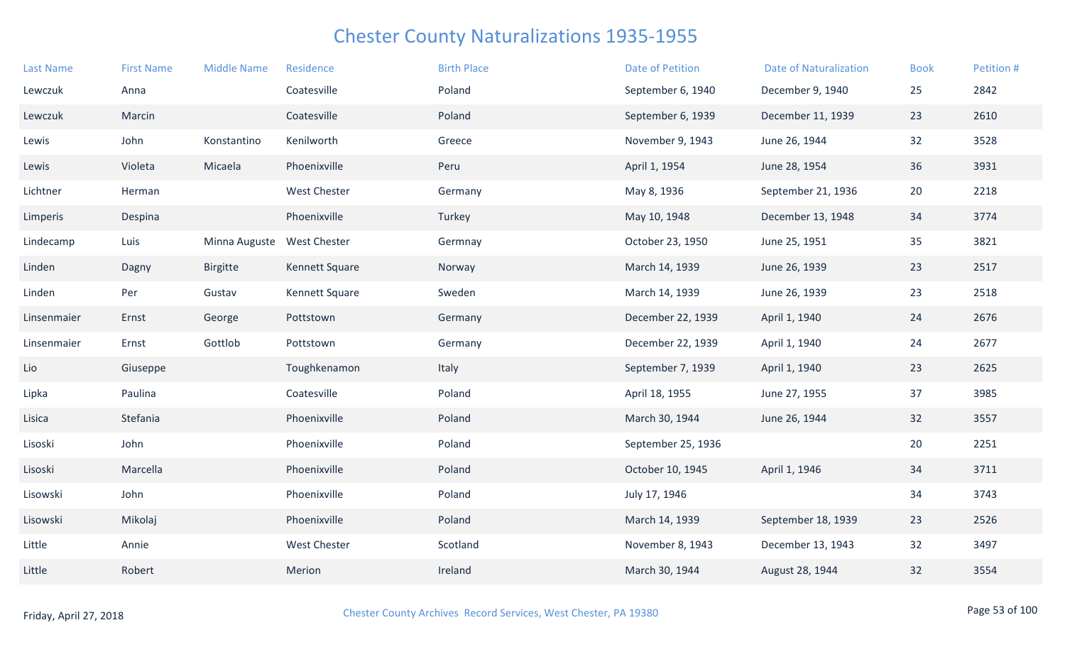# Chester County Naturalizations 1935-1955

| Last Name | First Name | Middle Name | Residence | Birth Place | Date of Petition | Date of Naturalization | Book | Petition # |
|---|---|---|---|---|---|---|---|---|
| Lewczuk | Anna | | Coatesville | Poland | September 6, 1940 | December 9, 1940 | 25 | 2842 |
| Lewczuk | Marcin | | Coatesville | Poland | September 6, 1939 | December 11, 1939 | 23 | 2610 |
| Lewis | John | Konstantino | Kenilworth | Greece | November 9, 1943 | June 26, 1944 | 32 | 3528 |
| Lewis | Violeta | Micaela | Phoenixville | Peru | April 1, 1954 | June 28, 1954 | 36 | 3931 |
| Lichtner | Herman | | West Chester | Germany | May 8, 1936 | September 21, 1936 | 20 | 2218 |
| Limperis | Despina | | Phoenixville | Turkey | May 10, 1948 | December 13, 1948 | 34 | 3774 |
| Lindecamp | Luis | Minna Auguste | West Chester | Germnay | October 23, 1950 | June 25, 1951 | 35 | 3821 |
| Linden | Dagny | Birgitte | Kennett Square | Norway | March 14, 1939 | June 26, 1939 | 23 | 2517 |
| Linden | Per | Gustav | Kennett Square | Sweden | March 14, 1939 | June 26, 1939 | 23 | 2518 |
| Linsenmaier | Ernst | George | Pottstown | Germany | December 22, 1939 | April 1, 1940 | 24 | 2676 |
| Linsenmaier | Ernst | Gottlob | Pottstown | Germany | December 22, 1939 | April 1, 1940 | 24 | 2677 |
| Lio | Giuseppe | | Toughkenamon | Italy | September 7, 1939 | April 1, 1940 | 23 | 2625 |
| Lipka | Paulina | | Coatesville | Poland | April 18, 1955 | June 27, 1955 | 37 | 3985 |
| Lisica | Stefania | | Phoenixville | Poland | March 30, 1944 | June 26, 1944 | 32 | 3557 |
| Lisoski | John | | Phoenixville | Poland | September 25, 1936 | | 20 | 2251 |
| Lisoski | Marcella | | Phoenixville | Poland | October 10, 1945 | April 1, 1946 | 34 | 3711 |
| Lisowski | John | | Phoenixville | Poland | July 17, 1946 | | 34 | 3743 |
| Lisowski | Mikolaj | | Phoenixville | Poland | March 14, 1939 | September 18, 1939 | 23 | 2526 |
| Little | Annie | | West Chester | Scotland | November 8, 1943 | December 13, 1943 | 32 | 3497 |
| Little | Robert | | Merion | Ireland | March 30, 1944 | August 28, 1944 | 32 | 3554 |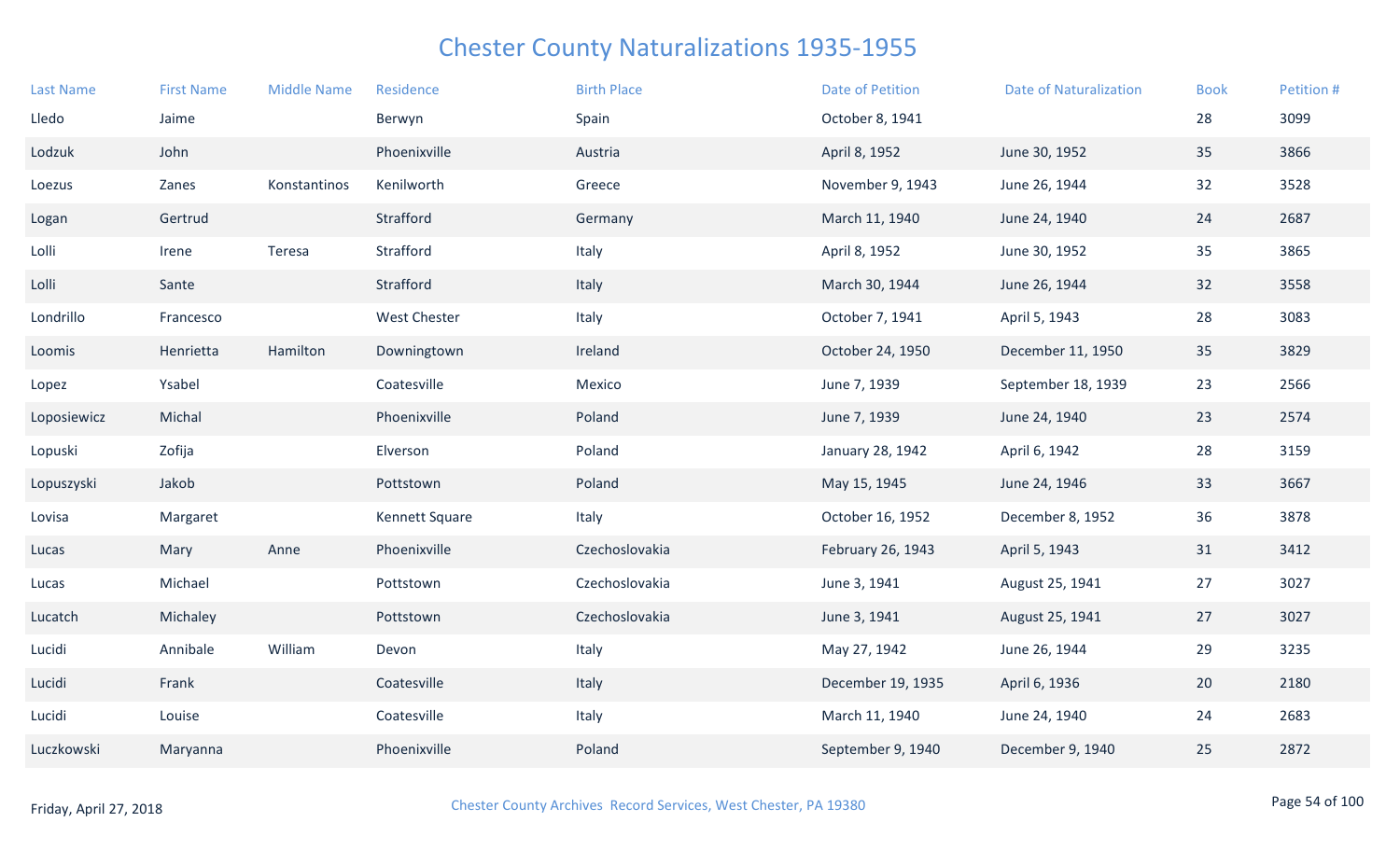# Chester County Naturalizations 1935-1955

| Last Name | First Name | Middle Name | Residence | Birth Place | Date of Petition | Date of Naturalization | Book | Petition # |
|---|---|---|---|---|---|---|---|---|
| Lledo | Jaime | | Berwyn | Spain | October 8, 1941 | | 28 | 3099 |
| Lodzuk | John | | Phoenixville | Austria | April 8, 1952 | June 30, 1952 | 35 | 3866 |
| Loezus | Zanes | Konstantinos | Kenilworth | Greece | November 9, 1943 | June 26, 1944 | 32 | 3528 |
| Logan | Gertrud | | Strafford | Germany | March 11, 1940 | June 24, 1940 | 24 | 2687 |
| Lolli | Irene | Teresa | Strafford | Italy | April 8, 1952 | June 30, 1952 | 35 | 3865 |
| Lolli | Sante | | Strafford | Italy | March 30, 1944 | June 26, 1944 | 32 | 3558 |
| Londrillo | Francesco | | West Chester | Italy | October 7, 1941 | April 5, 1943 | 28 | 3083 |
| Loomis | Henrietta | Hamilton | Downingtown | Ireland | October 24, 1950 | December 11, 1950 | 35 | 3829 |
| Lopez | Ysabel | | Coatesville | Mexico | June 7, 1939 | September 18, 1939 | 23 | 2566 |
| Loposiewicz | Michal | | Phoenixville | Poland | June 7, 1939 | June 24, 1940 | 23 | 2574 |
| Lopuski | Zofija | | Elverson | Poland | January 28, 1942 | April 6, 1942 | 28 | 3159 |
| Lopuszyski | Jakob | | Pottstown | Poland | May 15, 1945 | June 24, 1946 | 33 | 3667 |
| Lovisa | Margaret | | Kennett Square | Italy | October 16, 1952 | December 8, 1952 | 36 | 3878 |
| Lucas | Mary | Anne | Phoenixville | Czechoslovakia | February 26, 1943 | April 5, 1943 | 31 | 3412 |
| Lucas | Michael | | Pottstown | Czechoslovakia | June 3, 1941 | August 25, 1941 | 27 | 3027 |
| Lucatch | Michaley | | Pottstown | Czechoslovakia | June 3, 1941 | August 25, 1941 | 27 | 3027 |
| Lucidi | Annibale | William | Devon | Italy | May 27, 1942 | June 26, 1944 | 29 | 3235 |
| Lucidi | Frank | | Coatesville | Italy | December 19, 1935 | April 6, 1936 | 20 | 2180 |
| Lucidi | Louise | | Coatesville | Italy | March 11, 1940 | June 24, 1940 | 24 | 2683 |
| Luczkowski | Maryanna | | Phoenixville | Poland | September 9, 1940 | December 9, 1940 | 25 | 2872 |

Friday, April 27, 2018

Chester County Archives Record Services, West Chester, PA 19380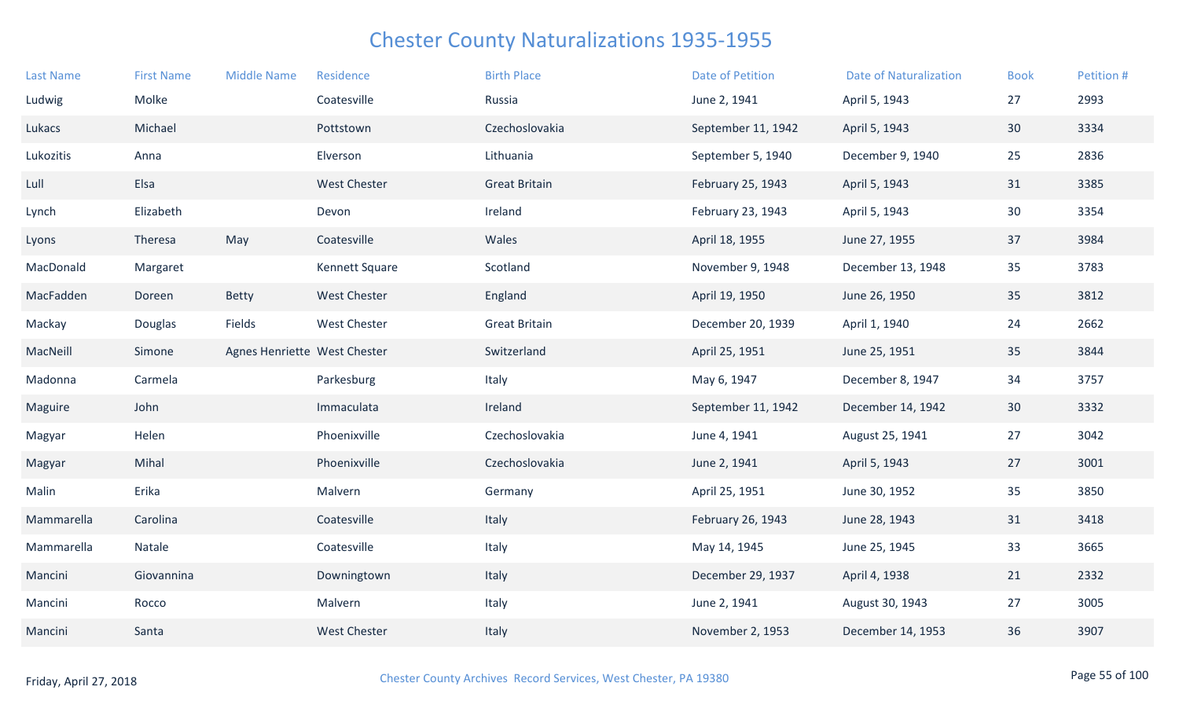# Chester County Naturalizations 1935-1955

| Last Name | First Name | Middle Name | Residence | Birth Place | Date of Petition | Date of Naturalization | Book | Petition # |
|---|---|---|---|---|---|---|---|---|
| Ludwig | Molke | | Coatesville | Russia | June 2, 1941 | April 5, 1943 | 27 | 2993 |
| Lukacs | Michael | | Pottstown | Czechoslovakia | September 11, 1942 | April 5, 1943 | 30 | 3334 |
| Lukozitis | Anna | | Elverson | Lithuania | September 5, 1940 | December 9, 1940 | 25 | 2836 |
| Lull | Elsa | | West Chester | Great Britain | February 25, 1943 | April 5, 1943 | 31 | 3385 |
| Lynch | Elizabeth | | Devon | Ireland | February 23, 1943 | April 5, 1943 | 30 | 3354 |
| Lyons | Theresa | May | Coatesville | Wales | April 18, 1955 | June 27, 1955 | 37 | 3984 |
| MacDonald | Margaret | | Kennett Square | Scotland | November 9, 1948 | December 13, 1948 | 35 | 3783 |
| MacFadden | Doreen | Betty | West Chester | England | April 19, 1950 | June 26, 1950 | 35 | 3812 |
| Mackay | Douglas | Fields | West Chester | Great Britain | December 20, 1939 | April 1, 1940 | 24 | 2662 |
| MacNeill | Simone | Agnes Henriette | West Chester | Switzerland | April 25, 1951 | June 25, 1951 | 35 | 3844 |
| Madonna | Carmela | | Parkesburg | Italy | May 6, 1947 | December 8, 1947 | 34 | 3757 |
| Maguire | John | | Immaculata | Ireland | September 11, 1942 | December 14, 1942 | 30 | 3332 |
| Magyar | Helen | | Phoenixville | Czechoslovakia | June 4, 1941 | August 25, 1941 | 27 | 3042 |
| Magyar | Mihal | | Phoenixville | Czechoslovakia | June 2, 1941 | April 5, 1943 | 27 | 3001 |
| Malin | Erika | | Malvern | Germany | April 25, 1951 | June 30, 1952 | 35 | 3850 |
| Mammarella | Carolina | | Coatesville | Italy | February 26, 1943 | June 28, 1943 | 31 | 3418 |
| Mammarella | Natale | | Coatesville | Italy | May 14, 1945 | June 25, 1945 | 33 | 3665 |
| Mancini | Giovannina | | Downingtown | Italy | December 29, 1937 | April 4, 1938 | 21 | 2332 |
| Mancini | Rocco | | Malvern | Italy | June 2, 1941 | August 30, 1943 | 27 | 3005 |
| Mancini | Santa | | West Chester | Italy | November 2, 1953 | December 14, 1953 | 36 | 3907 |

Friday, April 27, 2018

Chester County Archives Record Services, West Chester, PA 19380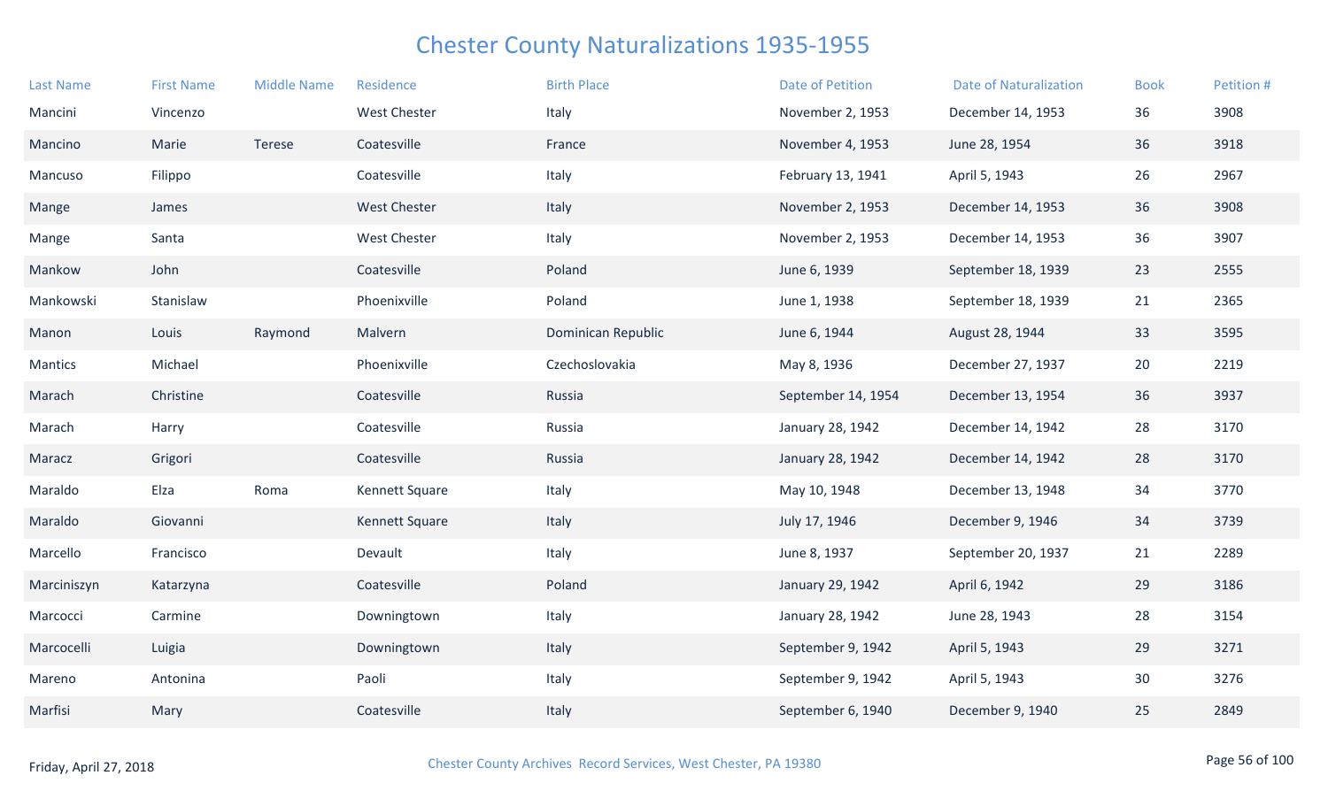# Chester County Naturalizations 1935-1955

| Last Name | First Name | Middle Name | Residence | Birth Place | Date of Petition | Date of Naturalization | Book | Petition # |
|---|---|---|---|---|---|---|---|---|
| Mancini | Vincenzo | | West Chester | Italy | November 2, 1953 | December 14, 1953 | 36 | 3908 |
| Mancino | Marie | Terese | Coatesville | France | November 4, 1953 | June 28, 1954 | 36 | 3918 |
| Mancuso | Filippo | | Coatesville | Italy | February 13, 1941 | April 5, 1943 | 26 | 2967 |
| Mange | James | | West Chester | Italy | November 2, 1953 | December 14, 1953 | 36 | 3908 |
| Mange | Santa | | West Chester | Italy | November 2, 1953 | December 14, 1953 | 36 | 3907 |
| Mankow | John | | Coatesville | Poland | June 6, 1939 | September 18, 1939 | 23 | 2555 |
| Mankowski | Stanislaw | | Phoenixville | Poland | June 1, 1938 | September 18, 1939 | 21 | 2365 |
| Manon | Louis | Raymond | Malvern | Dominican Republic | June 6, 1944 | August 28, 1944 | 33 | 3595 |
| Mantics | Michael | | Phoenixville | Czechoslovakia | May 8, 1936 | December 27, 1937 | 20 | 2219 |
| Marach | Christine | | Coatesville | Russia | September 14, 1954 | December 13, 1954 | 36 | 3937 |
| Marach | Harry | | Coatesville | Russia | January 28, 1942 | December 14, 1942 | 28 | 3170 |
| Maracz | Grigori | | Coatesville | Russia | January 28, 1942 | December 14, 1942 | 28 | 3170 |
| Maraldo | Elza | Roma | Kennett Square | Italy | May 10, 1948 | December 13, 1948 | 34 | 3770 |
| Maraldo | Giovanni | | Kennett Square | Italy | July 17, 1946 | December 9, 1946 | 34 | 3739 |
| Marcello | Francisco | | Devault | Italy | June 8, 1937 | September 20, 1937 | 21 | 2289 |
| Marciniszyn | Katarzyna | | Coatesville | Poland | January 29, 1942 | April 6, 1942 | 29 | 3186 |
| Marcocci | Carmine | | Downingtown | Italy | January 28, 1942 | June 28, 1943 | 28 | 3154 |
| Marcocelli | Luigia | | Downingtown | Italy | September 9, 1942 | April 5, 1943 | 29 | 3271 |
| Mareno | Antonina | | Paoli | Italy | September 9, 1942 | April 5, 1943 | 30 | 3276 |
| Marfisi | Mary | | Coatesville | Italy | September 6, 1940 | December 9, 1940 | 25 | 2849 |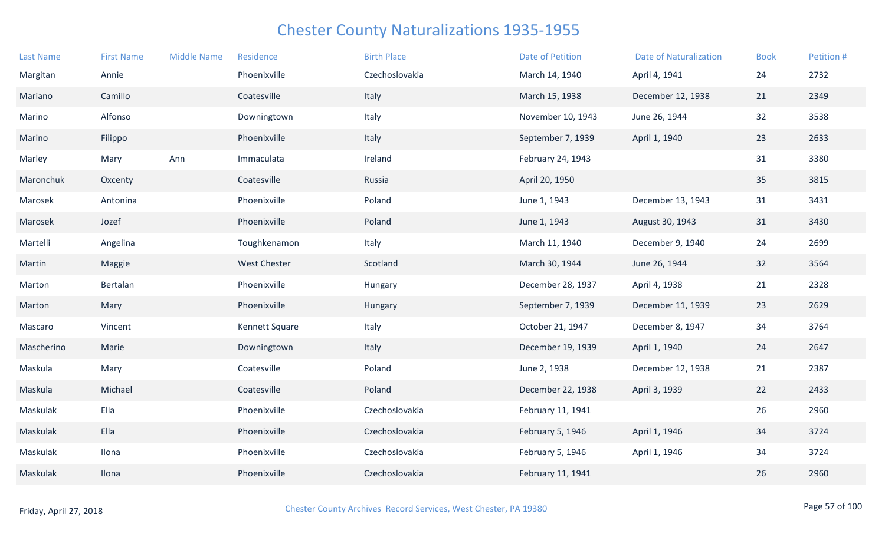# Chester County Naturalizations 1935-1955

| Last Name | First Name | Middle Name | Residence | Birth Place | Date of Petition | Date of Naturalization | Book | Petition # |
|---|---|---|---|---|---|---|---|---|
| Margitan | Annie | | Phoenixville | Czechoslovakia | March 14, 1940 | April 4, 1941 | 24 | 2732 |
| Mariano | Camillo | | Coatesville | Italy | March 15, 1938 | December 12, 1938 | 21 | 2349 |
| Marino | Alfonso | | Downingtown | Italy | November 10, 1943 | June 26, 1944 | 32 | 3538 |
| Marino | Filippo | | Phoenixville | Italy | September 7, 1939 | April 1, 1940 | 23 | 2633 |
| Marley | Mary | Ann | Immaculata | Ireland | February 24, 1943 | | 31 | 3380 |
| Maronchuk | Oxcenty | | Coatesville | Russia | April 20, 1950 | | 35 | 3815 |
| Marosek | Antonina | | Phoenixville | Poland | June 1, 1943 | December 13, 1943 | 31 | 3431 |
| Marosek | Jozef | | Phoenixville | Poland | June 1, 1943 | August 30, 1943 | 31 | 3430 |
| Martelli | Angelina | | Toughkenamon | Italy | March 11, 1940 | December 9, 1940 | 24 | 2699 |
| Martin | Maggie | | West Chester | Scotland | March 30, 1944 | June 26, 1944 | 32 | 3564 |
| Marton | Bertalan | | Phoenixville | Hungary | December 28, 1937 | April 4, 1938 | 21 | 2328 |
| Marton | Mary | | Phoenixville | Hungary | September 7, 1939 | December 11, 1939 | 23 | 2629 |
| Mascaro | Vincent | | Kennett Square | Italy | October 21, 1947 | December 8, 1947 | 34 | 3764 |
| Mascherino | Marie | | Downingtown | Italy | December 19, 1939 | April 1, 1940 | 24 | 2647 |
| Maskula | Mary | | Coatesville | Poland | June 2, 1938 | December 12, 1938 | 21 | 2387 |
| Maskula | Michael | | Coatesville | Poland | December 22, 1938 | April 3, 1939 | 22 | 2433 |
| Maskulak | Ella | | Phoenixville | Czechoslovakia | February 11, 1941 | | 26 | 2960 |
| Maskulak | Ella | | Phoenixville | Czechoslovakia | February 5, 1946 | April 1, 1946 | 34 | 3724 |
| Maskulak | Ilona | | Phoenixville | Czechoslovakia | February 5, 1946 | April 1, 1946 | 34 | 3724 |
| Maskulak | Ilona | | Phoenixville | Czechoslovakia | February 11, 1941 | | 26 | 2960 |

Friday, April 27, 2018

Chester County Archives Record Services, West Chester, PA 19380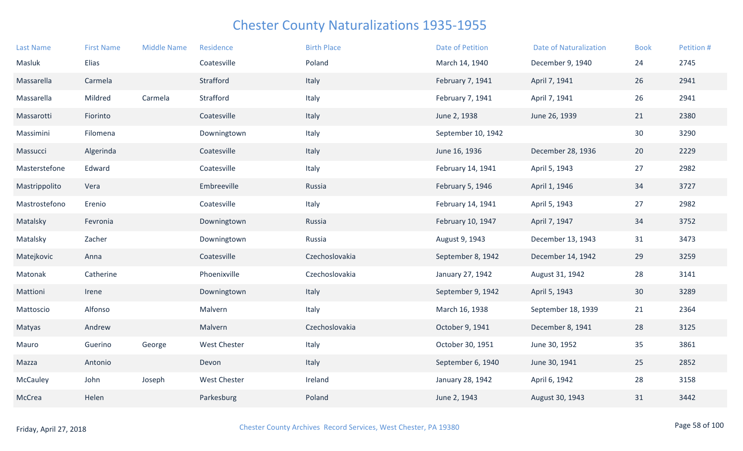# Chester County Naturalizations 1935-1955

| Last Name | First Name | Middle Name | Residence | Birth Place | Date of Petition | Date of Naturalization | Book | Petition # |
|---|---|---|---|---|---|---|---|---|
| Masluk | Elias | | Coatesville | Poland | March 14, 1940 | December 9, 1940 | 24 | 2745 |
| Massarella | Carmela | | Strafford | Italy | February 7, 1941 | April 7, 1941 | 26 | 2941 |
| Massarella | Mildred | Carmela | Strafford | Italy | February 7, 1941 | April 7, 1941 | 26 | 2941 |
| Massarotti | Fiorinto | | Coatesville | Italy | June 2, 1938 | June 26, 1939 | 21 | 2380 |
| Massimini | Filomena | | Downingtown | Italy | September 10, 1942 | | 30 | 3290 |
| Massucci | Algerinda | | Coatesville | Italy | June 16, 1936 | December 28, 1936 | 20 | 2229 |
| Masterstefone | Edward | | Coatesville | Italy | February 14, 1941 | April 5, 1943 | 27 | 2982 |
| Mastrippolito | Vera | | Embreeville | Russia | February 5, 1946 | April 1, 1946 | 34 | 3727 |
| Mastrostefono | Erenio | | Coatesville | Italy | February 14, 1941 | April 5, 1943 | 27 | 2982 |
| Matalsky | Fevronia | | Downingtown | Russia | February 10, 1947 | April 7, 1947 | 34 | 3752 |
| Matalsky | Zacher | | Downingtown | Russia | August 9, 1943 | December 13, 1943 | 31 | 3473 |
| Matejkovic | Anna | | Coatesville | Czechoslovakia | September 8, 1942 | December 14, 1942 | 29 | 3259 |
| Matonak | Catherine | | Phoenixville | Czechoslovakia | January 27, 1942 | August 31, 1942 | 28 | 3141 |
| Mattioni | Irene | | Downingtown | Italy | September 9, 1942 | April 5, 1943 | 30 | 3289 |
| Mattoscio | Alfonso | | Malvern | Italy | March 16, 1938 | September 18, 1939 | 21 | 2364 |
| Matyas | Andrew | | Malvern | Czechoslovakia | October 9, 1941 | December 8, 1941 | 28 | 3125 |
| Mauro | Guerino | George | West Chester | Italy | October 30, 1951 | June 30, 1952 | 35 | 3861 |
| Mazza | Antonio | | Devon | Italy | September 6, 1940 | June 30, 1941 | 25 | 2852 |
| McCauley | John | Joseph | West Chester | Ireland | January 28, 1942 | April 6, 1942 | 28 | 3158 |
| McCrea | Helen | | Parkesburg | Poland | June 2, 1943 | August 30, 1943 | 31 | 3442 |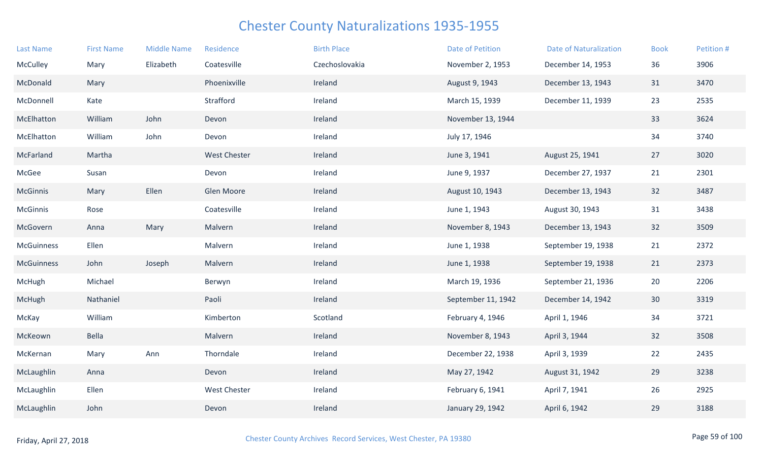# Chester County Naturalizations 1935-1955

| Last Name | First Name | Middle Name | Residence | Birth Place | Date of Petition | Date of Naturalization | Book | Petition # |
|---|---|---|---|---|---|---|---|---|
| McCulley | Mary | Elizabeth | Coatesville | Czechoslovakia | November 2, 1953 | December 14, 1953 | 36 | 3906 |
| McDonald | Mary | | Phoenixville | Ireland | August 9, 1943 | December 13, 1943 | 31 | 3470 |
| McDonnell | Kate | | Strafford | Ireland | March 15, 1939 | December 11, 1939 | 23 | 2535 |
| McElhatton | William | John | Devon | Ireland | November 13, 1944 | | 33 | 3624 |
| McElhatton | William | John | Devon | Ireland | July 17, 1946 | | 34 | 3740 |
| McFarland | Martha | | West Chester | Ireland | June 3, 1941 | August 25, 1941 | 27 | 3020 |
| McGee | Susan | | Devon | Ireland | June 9, 1937 | December 27, 1937 | 21 | 2301 |
| McGinnis | Mary | Ellen | Glen Moore | Ireland | August 10, 1943 | December 13, 1943 | 32 | 3487 |
| McGinnis | Rose | | Coatesville | Ireland | June 1, 1943 | August 30, 1943 | 31 | 3438 |
| McGovern | Anna | Mary | Malvern | Ireland | November 8, 1943 | December 13, 1943 | 32 | 3509 |
| McGuinness | Ellen | | Malvern | Ireland | June 1, 1938 | September 19, 1938 | 21 | 2372 |
| McGuinness | John | Joseph | Malvern | Ireland | June 1, 1938 | September 19, 1938 | 21 | 2373 |
| McHugh | Michael | | Berwyn | Ireland | March 19, 1936 | September 21, 1936 | 20 | 2206 |
| McHugh | Nathaniel | | Paoli | Ireland | September 11, 1942 | December 14, 1942 | 30 | 3319 |
| McKay | William | | Kimberton | Scotland | February 4, 1946 | April 1, 1946 | 34 | 3721 |
| McKeown | Bella | | Malvern | Ireland | November 8, 1943 | April 3, 1944 | 32 | 3508 |
| McKernan | Mary | Ann | Thorndale | Ireland | December 22, 1938 | April 3, 1939 | 22 | 2435 |
| McLaughlin | Anna | | Devon | Ireland | May 27, 1942 | August 31, 1942 | 29 | 3238 |
| McLaughlin | Ellen | | West Chester | Ireland | February 6, 1941 | April 7, 1941 | 26 | 2925 |
| McLaughlin | John | | Devon | Ireland | January 29, 1942 | April 6, 1942 | 29 | 3188 |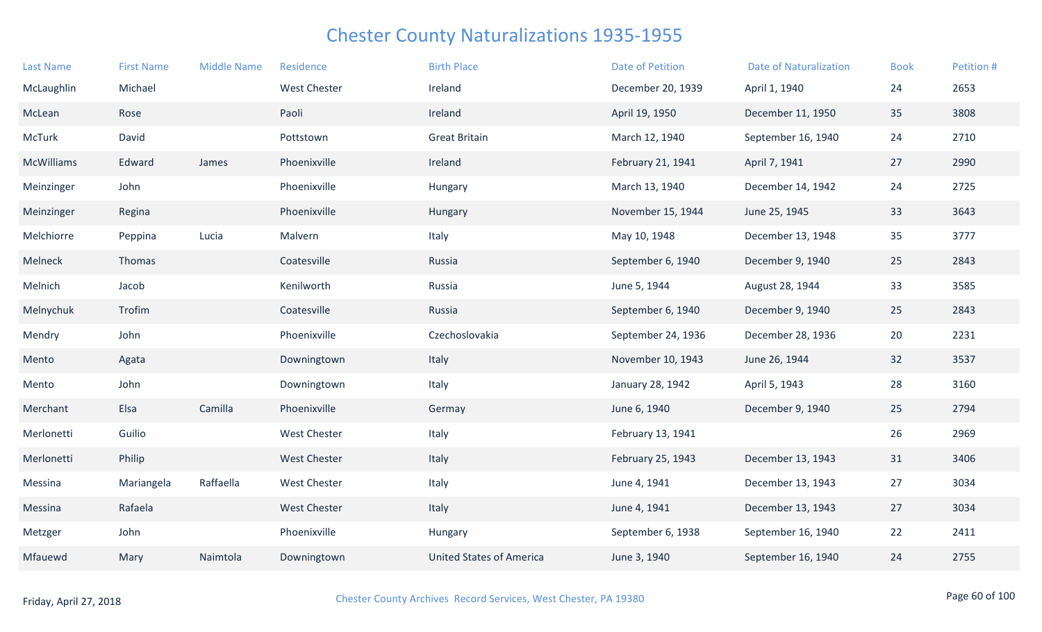# Chester County Naturalizations 1935-1955

| Last Name | First Name | Middle Name | Residence | Birth Place | Date of Petition | Date of Naturalization | Book | Petition # |
|---|---|---|---|---|---|---|---|---|
| McLaughlin | Michael | | West Chester | Ireland | December 20, 1939 | April 1, 1940 | 24 | 2653 |
| McLean | Rose | | Paoli | Ireland | April 19, 1950 | December 11, 1950 | 35 | 3808 |
| McTurk | David | | Pottstown | Great Britain | March 12, 1940 | September 16, 1940 | 24 | 2710 |
| McWilliams | Edward | James | Phoenixville | Ireland | February 21, 1941 | April 7, 1941 | 27 | 2990 |
| Meinzinger | John | | Phoenixville | Hungary | March 13, 1940 | December 14, 1942 | 24 | 2725 |
| Meinzinger | Regina | | Phoenixville | Hungary | November 15, 1944 | June 25, 1945 | 33 | 3643 |
| Melchiorre | Peppina | Lucia | Malvern | Italy | May 10, 1948 | December 13, 1948 | 35 | 3777 |
| Melneck | Thomas | | Coatesville | Russia | September 6, 1940 | December 9, 1940 | 25 | 2843 |
| Melnich | Jacob | | Kenilworth | Russia | June 5, 1944 | August 28, 1944 | 33 | 3585 |
| Melnychuk | Trofim | | Coatesville | Russia | September 6, 1940 | December 9, 1940 | 25 | 2843 |
| Mendry | John | | Phoenixville | Czechoslovakia | September 24, 1936 | December 28, 1936 | 20 | 2231 |
| Mento | Agata | | Downingtown | Italy | November 10, 1943 | June 26, 1944 | 32 | 3537 |
| Mento | John | | Downingtown | Italy | January 28, 1942 | April 5, 1943 | 28 | 3160 |
| Merchant | Elsa | Camilla | Phoenixville | Germay | June 6, 1940 | December 9, 1940 | 25 | 2794 |
| Merlonetti | Guilio | | West Chester | Italy | February 13, 1941 | | 26 | 2969 |
| Merlonetti | Philip | | West Chester | Italy | February 25, 1943 | December 13, 1943 | 31 | 3406 |
| Messina | Mariangela | Raffaella | West Chester | Italy | June 4, 1941 | December 13, 1943 | 27 | 3034 |
| Messina | Rafaela | | West Chester | Italy | June 4, 1941 | December 13, 1943 | 27 | 3034 |
| Metzger | John | | Phoenixville | Hungary | September 6, 1938 | September 16, 1940 | 22 | 2411 |
| Mfauewd | Mary | Naimtola | Downingtown | United States of America | June 3, 1940 | September 16, 1940 | 24 | 2755 |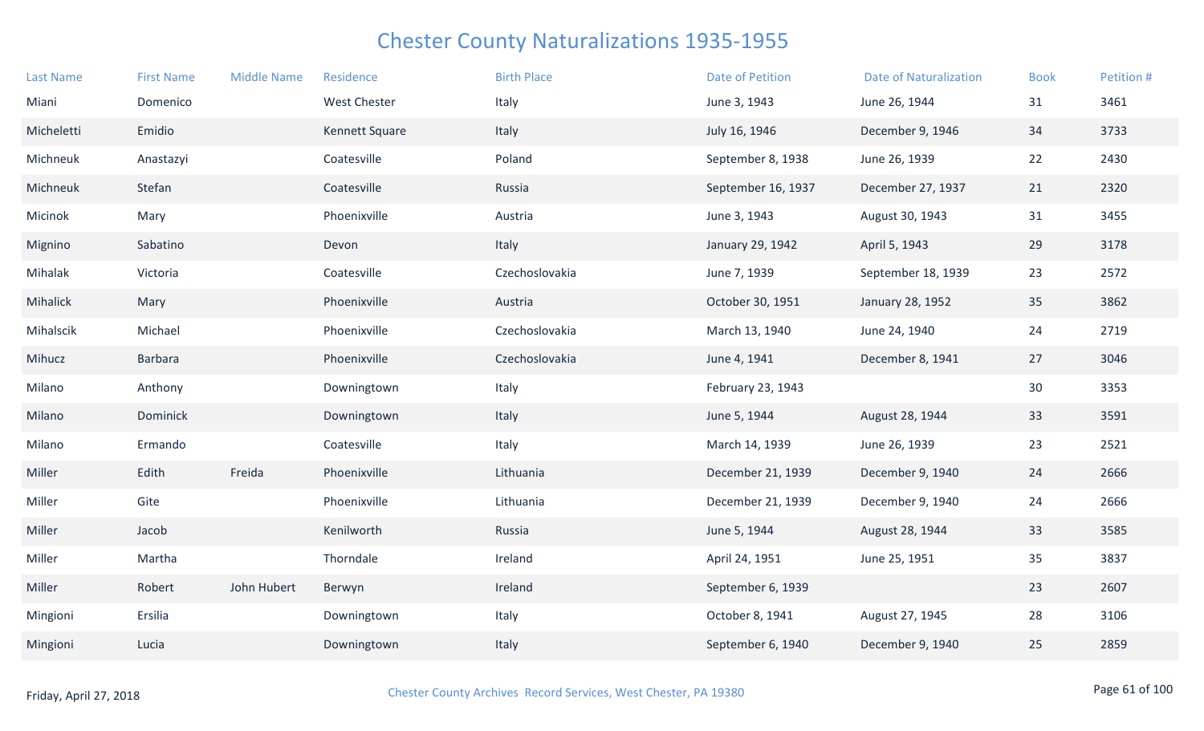# Chester County Naturalizations 1935-1955

| Last Name | First Name | Middle Name | Residence | Birth Place | Date of Petition | Date of Naturalization | Book | Petition # |
|---|---|---|---|---|---|---|---|---|
| Miani | Domenico | | West Chester | Italy | June 3, 1943 | June 26, 1944 | 31 | 3461 |
| Micheletti | Emidio | | Kennett Square | Italy | July 16, 1946 | December 9, 1946 | 34 | 3733 |
| Michneuk | Anastazyi | | Coatesville | Poland | September 8, 1938 | June 26, 1939 | 22 | 2430 |
| Michneuk | Stefan | | Coatesville | Russia | September 16, 1937 | December 27, 1937 | 21 | 2320 |
| Micinok | Mary | | Phoenixville | Austria | June 3, 1943 | August 30, 1943 | 31 | 3455 |
| Mignino | Sabatino | | Devon | Italy | January 29, 1942 | April 5, 1943 | 29 | 3178 |
| Mihalak | Victoria | | Coatesville | Czechoslovakia | June 7, 1939 | September 18, 1939 | 23 | 2572 |
| Mihalick | Mary | | Phoenixville | Austria | October 30, 1951 | January 28, 1952 | 35 | 3862 |
| Mihalscik | Michael | | Phoenixville | Czechoslovakia | March 13, 1940 | June 24, 1940 | 24 | 2719 |
| Mihucz | Barbara | | Phoenixville | Czechoslovakia | June 4, 1941 | December 8, 1941 | 27 | 3046 |
| Milano | Anthony | | Downingtown | Italy | February 23, 1943 | | 30 | 3353 |
| Milano | Dominick | | Downingtown | Italy | June 5, 1944 | August 28, 1944 | 33 | 3591 |
| Milano | Ermando | | Coatesville | Italy | March 14, 1939 | June 26, 1939 | 23 | 2521 |
| Miller | Edith | Freida | Phoenixville | Lithuania | December 21, 1939 | December 9, 1940 | 24 | 2666 |
| Miller | Gite | | Phoenixville | Lithuania | December 21, 1939 | December 9, 1940 | 24 | 2666 |
| Miller | Jacob | | Kenilworth | Russia | June 5, 1944 | August 28, 1944 | 33 | 3585 |
| Miller | Martha | | Thorndale | Ireland | April 24, 1951 | June 25, 1951 | 35 | 3837 |
| Miller | Robert | John Hubert | Berwyn | Ireland | September 6, 1939 | | 23 | 2607 |
| Mingioni | Ersilia | | Downingtown | Italy | October 8, 1941 | August 27, 1945 | 28 | 3106 |
| Mingioni | Lucia | | Downingtown | Italy | September 6, 1940 | December 9, 1940 | 25 | 2859 |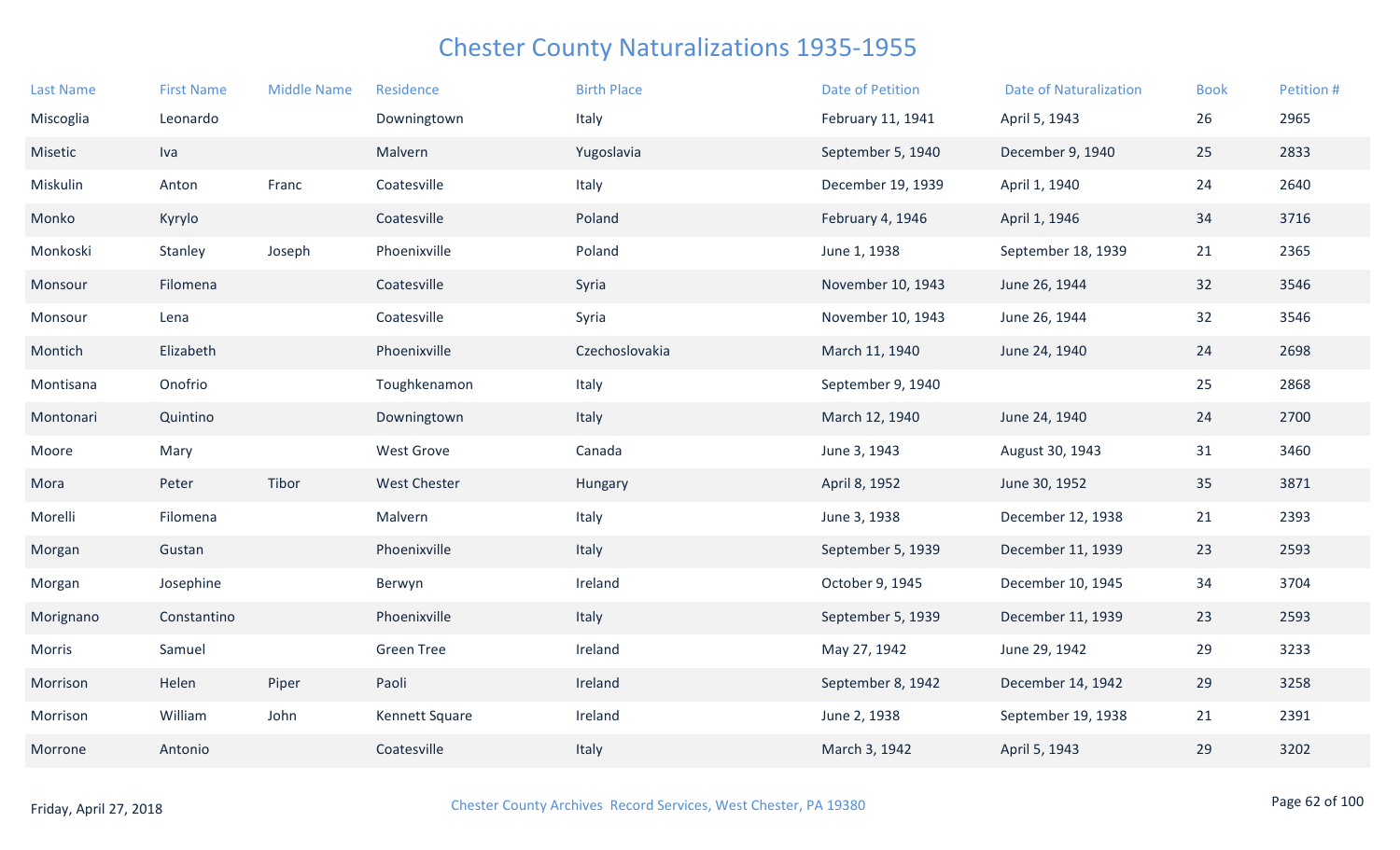# Chester County Naturalizations 1935-1955

| Last Name | First Name | Middle Name | Residence | Birth Place | Date of Petition | Date of Naturalization | Book | Petition # |
|---|---|---|---|---|---|---|---|---|
| Miscoglia | Leonardo | | Downingtown | Italy | February 11, 1941 | April 5, 1943 | 26 | 2965 |
| Misetic | Iva | | Malvern | Yugoslavia | September 5, 1940 | December 9, 1940 | 25 | 2833 |
| Miskulin | Anton | Franc | Coatesville | Italy | December 19, 1939 | April 1, 1940 | 24 | 2640 |
| Monko | Kyrylo | | Coatesville | Poland | February 4, 1946 | April 1, 1946 | 34 | 3716 |
| Monkoski | Stanley | Joseph | Phoenixville | Poland | June 1, 1938 | September 18, 1939 | 21 | 2365 |
| Monsour | Filomena | | Coatesville | Syria | November 10, 1943 | June 26, 1944 | 32 | 3546 |
| Monsour | Lena | | Coatesville | Syria | November 10, 1943 | June 26, 1944 | 32 | 3546 |
| Montich | Elizabeth | | Phoenixville | Czechoslovakia | March 11, 1940 | June 24, 1940 | 24 | 2698 |
| Montisana | Onofrio | | Toughkenamon | Italy | September 9, 1940 | | 25 | 2868 |
| Montonari | Quintino | | Downingtown | Italy | March 12, 1940 | June 24, 1940 | 24 | 2700 |
| Moore | Mary | | West Grove | Canada | June 3, 1943 | August 30, 1943 | 31 | 3460 |
| Mora | Peter | Tibor | West Chester | Hungary | April 8, 1952 | June 30, 1952 | 35 | 3871 |
| Morelli | Filomena | | Malvern | Italy | June 3, 1938 | December 12, 1938 | 21 | 2393 |
| Morgan | Gustan | | Phoenixville | Italy | September 5, 1939 | December 11, 1939 | 23 | 2593 |
| Morgan | Josephine | | Berwyn | Ireland | October 9, 1945 | December 10, 1945 | 34 | 3704 |
| Morignano | Constantino | | Phoenixville | Italy | September 5, 1939 | December 11, 1939 | 23 | 2593 |
| Morris | Samuel | | Green Tree | Ireland | May 27, 1942 | June 29, 1942 | 29 | 3233 |
| Morrison | Helen | Piper | Paoli | Ireland | September 8, 1942 | December 14, 1942 | 29 | 3258 |
| Morrison | William | John | Kennett Square | Ireland | June 2, 1938 | September 19, 1938 | 21 | 2391 |
| Morrone | Antonio | | Coatesville | Italy | March 3, 1942 | April 5, 1943 | 29 | 3202 |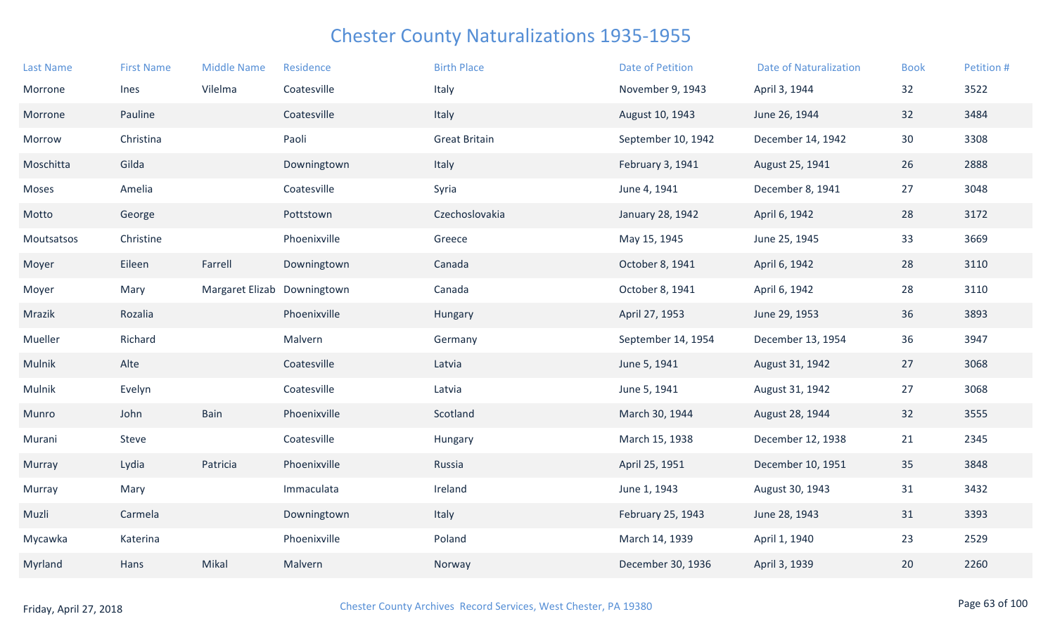# Chester County Naturalizations 1935-1955

| Last Name | First Name | Middle Name | Residence | Birth Place | Date of Petition | Date of Naturalization | Book | Petition # |
|---|---|---|---|---|---|---|---|---|
| Morrone | Ines | Vilelma | Coatesville | Italy | November 9, 1943 | April 3, 1944 | 32 | 3522 |
| Morrone | Pauline | | Coatesville | Italy | August 10, 1943 | June 26, 1944 | 32 | 3484 |
| Morrow | Christina | | Paoli | Great Britain | September 10, 1942 | December 14, 1942 | 30 | 3308 |
| Moschitta | Gilda | | Downingtown | Italy | February 3, 1941 | August 25, 1941 | 26 | 2888 |
| Moses | Amelia | | Coatesville | Syria | June 4, 1941 | December 8, 1941 | 27 | 3048 |
| Motto | George | | Pottstown | Czechoslovakia | January 28, 1942 | April 6, 1942 | 28 | 3172 |
| Moutsatsos | Christine | | Phoenixville | Greece | May 15, 1945 | June 25, 1945 | 33 | 3669 |
| Moyer | Eileen | Farrell | Downingtown | Canada | October 8, 1941 | April 6, 1942 | 28 | 3110 |
| Moyer | Mary | Margaret Elizab | Downingtown | Canada | October 8, 1941 | April 6, 1942 | 28 | 3110 |
| Mrazik | Rozalia | | Phoenixville | Hungary | April 27, 1953 | June 29, 1953 | 36 | 3893 |
| Mueller | Richard | | Malvern | Germany | September 14, 1954 | December 13, 1954 | 36 | 3947 |
| Mulnik | Alte | | Coatesville | Latvia | June 5, 1941 | August 31, 1942 | 27 | 3068 |
| Mulnik | Evelyn | | Coatesville | Latvia | June 5, 1941 | August 31, 1942 | 27 | 3068 |
| Munro | John | Bain | Phoenixville | Scotland | March 30, 1944 | August 28, 1944 | 32 | 3555 |
| Murani | Steve | | Coatesville | Hungary | March 15, 1938 | December 12, 1938 | 21 | 2345 |
| Murray | Lydia | Patricia | Phoenixville | Russia | April 25, 1951 | December 10, 1951 | 35 | 3848 |
| Murray | Mary | | Immaculata | Ireland | June 1, 1943 | August 30, 1943 | 31 | 3432 |
| Muzli | Carmela | | Downingtown | Italy | February 25, 1943 | June 28, 1943 | 31 | 3393 |
| Mycawka | Katerina | | Phoenixville | Poland | March 14, 1939 | April 1, 1940 | 23 | 2529 |
| Myrland | Hans | Mikal | Malvern | Norway | December 30, 1936 | April 3, 1939 | 20 | 2260 |

Friday, April 27, 2018

Chester County Archives Record Services, West Chester, PA 19380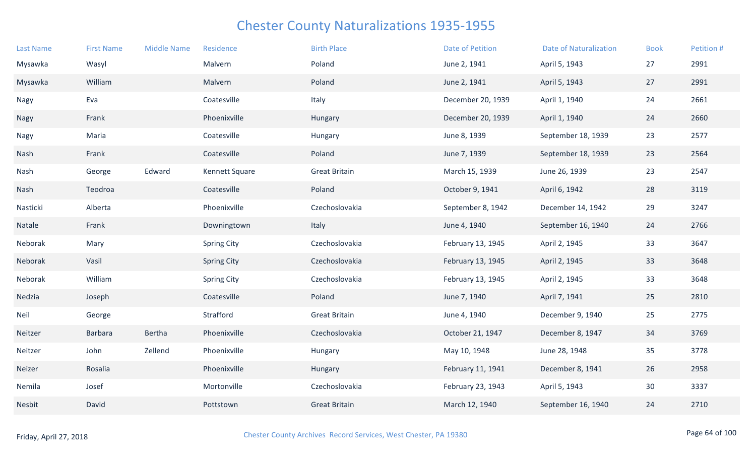# Chester County Naturalizations 1935-1955

| Last Name | First Name | Middle Name | Residence | Birth Place | Date of Petition | Date of Naturalization | Book | Petition # |
|---|---|---|---|---|---|---|---|---|
| Mysawka | Wasyl | | Malvern | Poland | June 2, 1941 | April 5, 1943 | 27 | 2991 |
| Mysawka | William | | Malvern | Poland | June 2, 1941 | April 5, 1943 | 27 | 2991 |
| Nagy | Eva | | Coatesville | Italy | December 20, 1939 | April 1, 1940 | 24 | 2661 |
| Nagy | Frank | | Phoenixville | Hungary | December 20, 1939 | April 1, 1940 | 24 | 2660 |
| Nagy | Maria | | Coatesville | Hungary | June 8, 1939 | September 18, 1939 | 23 | 2577 |
| Nash | Frank | | Coatesville | Poland | June 7, 1939 | September 18, 1939 | 23 | 2564 |
| Nash | George | Edward | Kennett Square | Great Britain | March 15, 1939 | June 26, 1939 | 23 | 2547 |
| Nash | Teodroa | | Coatesville | Poland | October 9, 1941 | April 6, 1942 | 28 | 3119 |
| Nasticki | Alberta | | Phoenixville | Czechoslovakia | September 8, 1942 | December 14, 1942 | 29 | 3247 |
| Natale | Frank | | Downingtown | Italy | June 4, 1940 | September 16, 1940 | 24 | 2766 |
| Neborak | Mary | | Spring City | Czechoslovakia | February 13, 1945 | April 2, 1945 | 33 | 3647 |
| Neborak | Vasil | | Spring City | Czechoslovakia | February 13, 1945 | April 2, 1945 | 33 | 3648 |
| Neborak | William | | Spring City | Czechoslovakia | February 13, 1945 | April 2, 1945 | 33 | 3648 |
| Nedzia | Joseph | | Coatesville | Poland | June 7, 1940 | April 7, 1941 | 25 | 2810 |
| Neil | George | | Strafford | Great Britain | June 4, 1940 | December 9, 1940 | 25 | 2775 |
| Neitzer | Barbara | Bertha | Phoenixville | Czechoslovakia | October 21, 1947 | December 8, 1947 | 34 | 3769 |
| Neitzer | John | Zellend | Phoenixville | Hungary | May 10, 1948 | June 28, 1948 | 35 | 3778 |
| Neizer | Rosalia | | Phoenixville | Hungary | February 11, 1941 | December 8, 1941 | 26 | 2958 |
| Nemila | Josef | | Mortonville | Czechoslovakia | February 23, 1943 | April 5, 1943 | 30 | 3337 |
| Nesbit | David | | Pottstown | Great Britain | March 12, 1940 | September 16, 1940 | 24 | 2710 |

Friday, April 27, 2018

Chester County Archives Record Services, West Chester, PA 19380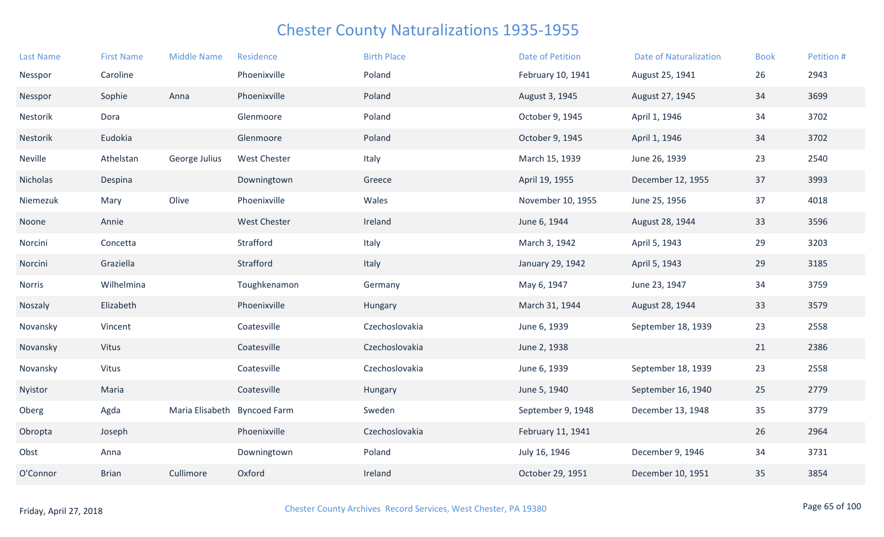# Chester County Naturalizations 1935-1955

| Last Name | First Name | Middle Name | Residence | Birth Place | Date of Petition | Date of Naturalization | Book | Petition # |
|---|---|---|---|---|---|---|---|---|
| Nesspor | Caroline | | Phoenixville | Poland | February 10, 1941 | August 25, 1941 | 26 | 2943 |
| Nesspor | Sophie | Anna | Phoenixville | Poland | August 3, 1945 | August 27, 1945 | 34 | 3699 |
| Nestorik | Dora | | Glenmoore | Poland | October 9, 1945 | April 1, 1946 | 34 | 3702 |
| Nestorik | Eudokia | | Glenmoore | Poland | October 9, 1945 | April 1, 1946 | 34 | 3702 |
| Neville | Athelstan | George Julius | West Chester | Italy | March 15, 1939 | June 26, 1939 | 23 | 2540 |
| Nicholas | Despina | | Downingtown | Greece | April 19, 1955 | December 12, 1955 | 37 | 3993 |
| Niemezuk | Mary | Olive | Phoenixville | Wales | November 10, 1955 | June 25, 1956 | 37 | 4018 |
| Noone | Annie | | West Chester | Ireland | June 6, 1944 | August 28, 1944 | 33 | 3596 |
| Norcini | Concetta | | Strafford | Italy | March 3, 1942 | April 5, 1943 | 29 | 3203 |
| Norcini | Graziella | | Strafford | Italy | January 29, 1942 | April 5, 1943 | 29 | 3185 |
| Norris | Wilhelmina | | Toughkenamon | Germany | May 6, 1947 | June 23, 1947 | 34 | 3759 |
| Noszaly | Elizabeth | | Phoenixville | Hungary | March 31, 1944 | August 28, 1944 | 33 | 3579 |
| Novansky | Vincent | | Coatesville | Czechoslovakia | June 6, 1939 | September 18, 1939 | 23 | 2558 |
| Novansky | Vitus | | Coatesville | Czechoslovakia | June 2, 1938 | | 21 | 2386 |
| Novansky | Vitus | | Coatesville | Czechoslovakia | June 6, 1939 | September 18, 1939 | 23 | 2558 |
| Nyistor | Maria | | Coatesville | Hungary | June 5, 1940 | September 16, 1940 | 25 | 2779 |
| Oberg | Agda | Maria Elisabeth | Byncoed Farm | Sweden | September 9, 1948 | December 13, 1948 | 35 | 3779 |
| Obropta | Joseph | | Phoenixville | Czechoslovakia | February 11, 1941 | | 26 | 2964 |
| Obst | Anna | | Downingtown | Poland | July 16, 1946 | December 9, 1946 | 34 | 3731 |
| O'Connor | Brian | Cullimore | Oxford | Ireland | October 29, 1951 | December 10, 1951 | 35 | 3854 |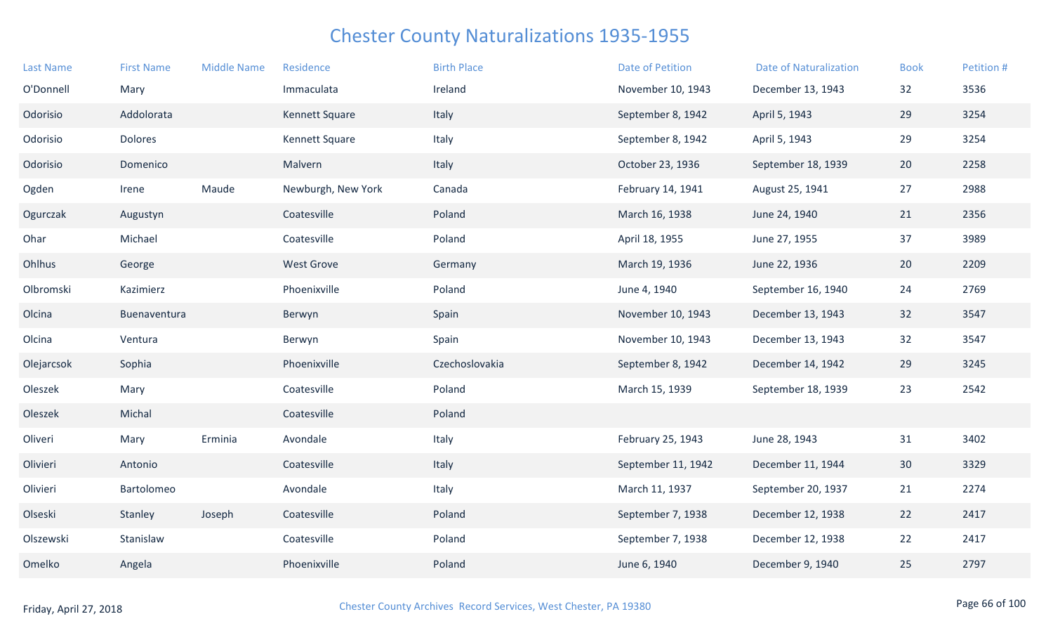# Chester County Naturalizations 1935-1955

| Last Name | First Name | Middle Name | Residence | Birth Place | Date of Petition | Date of Naturalization | Book | Petition # |
|---|---|---|---|---|---|---|---|---|
| O'Donnell | Mary | | Immaculata | Ireland | November 10, 1943 | December 13, 1943 | 32 | 3536 |
| Odorisio | Addolorata | | Kennett Square | Italy | September 8, 1942 | April 5, 1943 | 29 | 3254 |
| Odorisio | Dolores | | Kennett Square | Italy | September 8, 1942 | April 5, 1943 | 29 | 3254 |
| Odorisio | Domenico | | Malvern | Italy | October 23, 1936 | September 18, 1939 | 20 | 2258 |
| Ogden | Irene | Maude | Newburgh, New York | Canada | February 14, 1941 | August 25, 1941 | 27 | 2988 |
| Ogurczak | Augustyn | | Coatesville | Poland | March 16, 1938 | June 24, 1940 | 21 | 2356 |
| Ohar | Michael | | Coatesville | Poland | April 18, 1955 | June 27, 1955 | 37 | 3989 |
| Ohlhus | George | | West Grove | Germany | March 19, 1936 | June 22, 1936 | 20 | 2209 |
| Olbromski | Kazimierz | | Phoenixville | Poland | June 4, 1940 | September 16, 1940 | 24 | 2769 |
| Olcina | Buenaventura | | Berwyn | Spain | November 10, 1943 | December 13, 1943 | 32 | 3547 |
| Olcina | Ventura | | Berwyn | Spain | November 10, 1943 | December 13, 1943 | 32 | 3547 |
| Olejarcsok | Sophia | | Phoenixville | Czechoslovakia | September 8, 1942 | December 14, 1942 | 29 | 3245 |
| Oleszek | Mary | | Coatesville | Poland | March 15, 1939 | September 18, 1939 | 23 | 2542 |
| Oleszek | Michal | | Coatesville | Poland | | | | |
| Oliveri | Mary | Erminia | Avondale | Italy | February 25, 1943 | June 28, 1943 | 31 | 3402 |
| Olivieri | Antonio | | Coatesville | Italy | September 11, 1942 | December 11, 1944 | 30 | 3329 |
| Olivieri | Bartolomeo | | Avondale | Italy | March 11, 1937 | September 20, 1937 | 21 | 2274 |
| Olseski | Stanley | Joseph | Coatesville | Poland | September 7, 1938 | December 12, 1938 | 22 | 2417 |
| Olszewski | Stanislaw | | Coatesville | Poland | September 7, 1938 | December 12, 1938 | 22 | 2417 |
| Omelko | Angela | | Phoenixville | Poland | June 6, 1940 | December 9, 1940 | 25 | 2797 |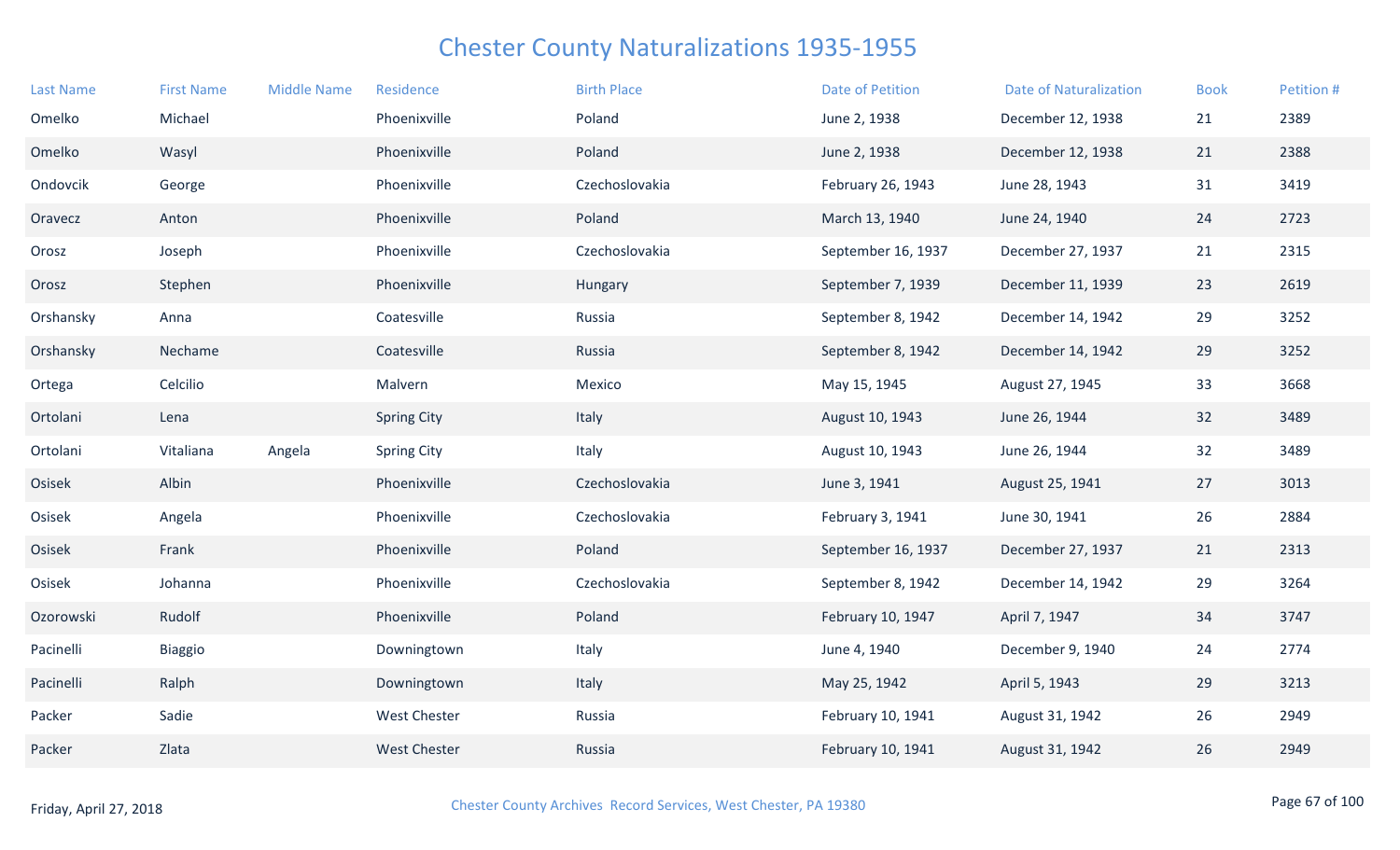# Chester County Naturalizations 1935-1955

| Last Name | First Name | Middle Name | Residence | Birth Place | Date of Petition | Date of Naturalization | Book | Petition # |
|---|---|---|---|---|---|---|---|---|
| Omelko | Michael | | Phoenixville | Poland | June 2, 1938 | December 12, 1938 | 21 | 2389 |
| Omelko | Wasyl | | Phoenixville | Poland | June 2, 1938 | December 12, 1938 | 21 | 2388 |
| Ondovcik | George | | Phoenixville | Czechoslovakia | February 26, 1943 | June 28, 1943 | 31 | 3419 |
| Oravecz | Anton | | Phoenixville | Poland | March 13, 1940 | June 24, 1940 | 24 | 2723 |
| Orosz | Joseph | | Phoenixville | Czechoslovakia | September 16, 1937 | December 27, 1937 | 21 | 2315 |
| Orosz | Stephen | | Phoenixville | Hungary | September 7, 1939 | December 11, 1939 | 23 | 2619 |
| Orshansky | Anna | | Coatesville | Russia | September 8, 1942 | December 14, 1942 | 29 | 3252 |
| Orshansky | Nechame | | Coatesville | Russia | September 8, 1942 | December 14, 1942 | 29 | 3252 |
| Ortega | Celcilio | | Malvern | Mexico | May 15, 1945 | August 27, 1945 | 33 | 3668 |
| Ortolani | Lena | | Spring City | Italy | August 10, 1943 | June 26, 1944 | 32 | 3489 |
| Ortolani | Vitaliana | Angela | Spring City | Italy | August 10, 1943 | June 26, 1944 | 32 | 3489 |
| Osisek | Albin | | Phoenixville | Czechoslovakia | June 3, 1941 | August 25, 1941 | 27 | 3013 |
| Osisek | Angela | | Phoenixville | Czechoslovakia | February 3, 1941 | June 30, 1941 | 26 | 2884 |
| Osisek | Frank | | Phoenixville | Poland | September 16, 1937 | December 27, 1937 | 21 | 2313 |
| Osisek | Johanna | | Phoenixville | Czechoslovakia | September 8, 1942 | December 14, 1942 | 29 | 3264 |
| Ozorowski | Rudolf | | Phoenixville | Poland | February 10, 1947 | April 7, 1947 | 34 | 3747 |
| Pacinelli | Biaggio | | Downingtown | Italy | June 4, 1940 | December 9, 1940 | 24 | 2774 |
| Pacinelli | Ralph | | Downingtown | Italy | May 25, 1942 | April 5, 1943 | 29 | 3213 |
| Packer | Sadie | | West Chester | Russia | February 10, 1941 | August 31, 1942 | 26 | 2949 |
| Packer | Zlata | | West Chester | Russia | February 10, 1941 | August 31, 1942 | 26 | 2949 |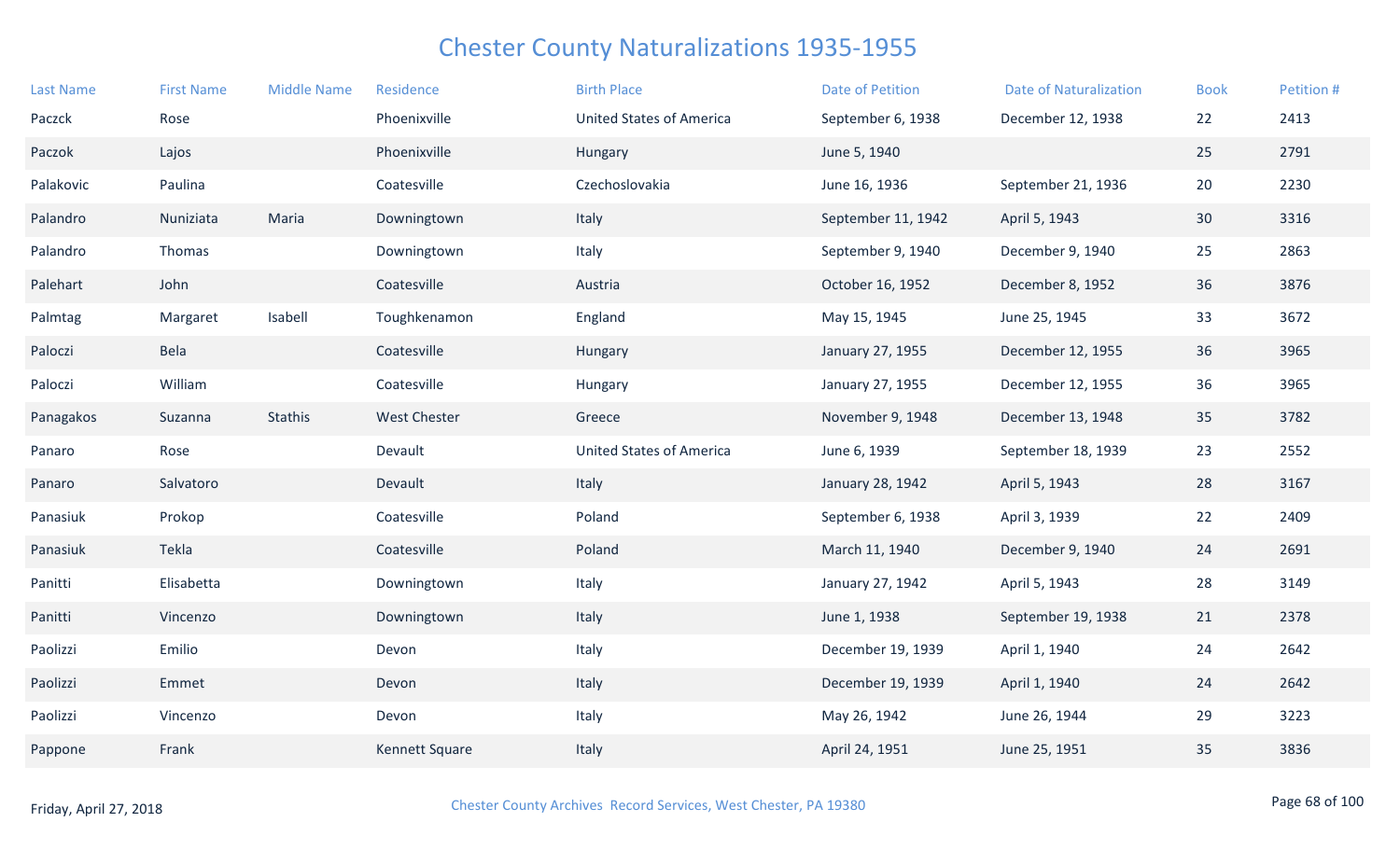# Chester County Naturalizations 1935-1955

| Last Name | First Name | Middle Name | Residence | Birth Place | Date of Petition | Date of Naturalization | Book | Petition # |
|---|---|---|---|---|---|---|---|---|
| Paczck | Rose | | Phoenixville | United States of America | September 6, 1938 | December 12, 1938 | 22 | 2413 |
| Paczok | Lajos | | Phoenixville | Hungary | June 5, 1940 | | 25 | 2791 |
| Palakovic | Paulina | | Coatesville | Czechoslovakia | June 16, 1936 | September 21, 1936 | 20 | 2230 |
| Palandro | Nuniziata | Maria | Downingtown | Italy | September 11, 1942 | April 5, 1943 | 30 | 3316 |
| Palandro | Thomas | | Downingtown | Italy | September 9, 1940 | December 9, 1940 | 25 | 2863 |
| Palehart | John | | Coatesville | Austria | October 16, 1952 | December 8, 1952 | 36 | 3876 |
| Palmtag | Margaret | Isabell | Toughkenamon | England | May 15, 1945 | June 25, 1945 | 33 | 3672 |
| Paloczi | Bela | | Coatesville | Hungary | January 27, 1955 | December 12, 1955 | 36 | 3965 |
| Paloczi | William | | Coatesville | Hungary | January 27, 1955 | December 12, 1955 | 36 | 3965 |
| Panagakos | Suzanna | Stathis | West Chester | Greece | November 9, 1948 | December 13, 1948 | 35 | 3782 |
| Panaro | Rose | | Devault | United States of America | June 6, 1939 | September 18, 1939 | 23 | 2552 |
| Panaro | Salvatoro | | Devault | Italy | January 28, 1942 | April 5, 1943 | 28 | 3167 |
| Panasiuk | Prokop | | Coatesville | Poland | September 6, 1938 | April 3, 1939 | 22 | 2409 |
| Panasiuk | Tekla | | Coatesville | Poland | March 11, 1940 | December 9, 1940 | 24 | 2691 |
| Panitti | Elisabetta | | Downingtown | Italy | January 27, 1942 | April 5, 1943 | 28 | 3149 |
| Panitti | Vincenzo | | Downingtown | Italy | June 1, 1938 | September 19, 1938 | 21 | 2378 |
| Paolizzi | Emilio | | Devon | Italy | December 19, 1939 | April 1, 1940 | 24 | 2642 |
| Paolizzi | Emmet | | Devon | Italy | December 19, 1939 | April 1, 1940 | 24 | 2642 |
| Paolizzi | Vincenzo | | Devon | Italy | May 26, 1942 | June 26, 1944 | 29 | 3223 |
| Pappone | Frank | | Kennett Square | Italy | April 24, 1951 | June 25, 1951 | 35 | 3836 |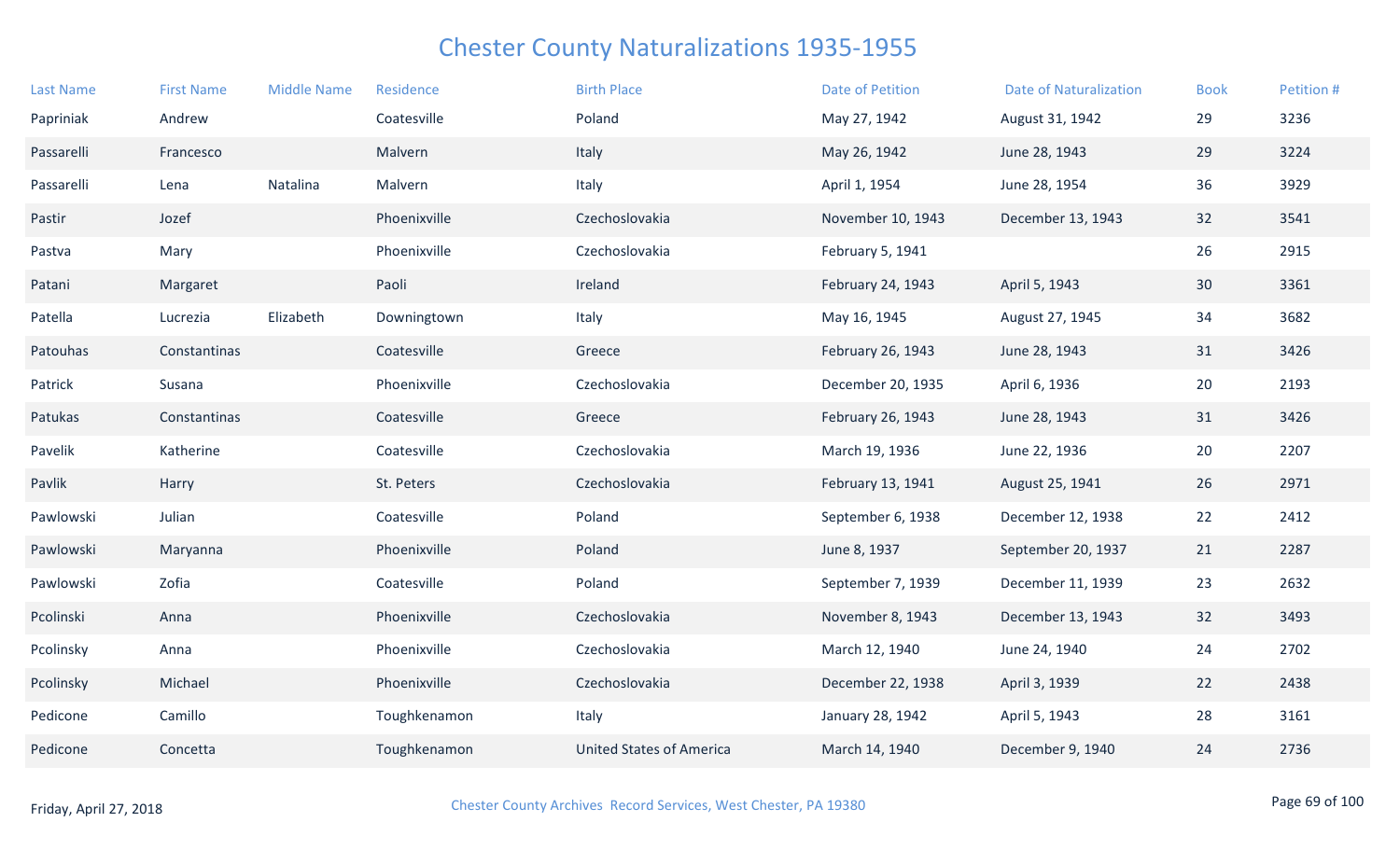# Chester County Naturalizations 1935-1955

| Last Name | First Name | Middle Name | Residence | Birth Place | Date of Petition | Date of Naturalization | Book | Petition # |
|---|---|---|---|---|---|---|---|---|
| Papriniak | Andrew | | Coatesville | Poland | May 27, 1942 | August 31, 1942 | 29 | 3236 |
| Passarelli | Francesco | | Malvern | Italy | May 26, 1942 | June 28, 1943 | 29 | 3224 |
| Passarelli | Lena | Natalina | Malvern | Italy | April 1, 1954 | June 28, 1954 | 36 | 3929 |
| Pastir | Jozef | | Phoenixville | Czechoslovakia | November 10, 1943 | December 13, 1943 | 32 | 3541 |
| Pastva | Mary | | Phoenixville | Czechoslovakia | February 5, 1941 | | 26 | 2915 |
| Patani | Margaret | | Paoli | Ireland | February 24, 1943 | April 5, 1943 | 30 | 3361 |
| Patella | Lucrezia | Elizabeth | Downingtown | Italy | May 16, 1945 | August 27, 1945 | 34 | 3682 |
| Patouhas | Constantinas | | Coatesville | Greece | February 26, 1943 | June 28, 1943 | 31 | 3426 |
| Patrick | Susana | | Phoenixville | Czechoslovakia | December 20, 1935 | April 6, 1936 | 20 | 2193 |
| Patukas | Constantinas | | Coatesville | Greece | February 26, 1943 | June 28, 1943 | 31 | 3426 |
| Pavelik | Katherine | | Coatesville | Czechoslovakia | March 19, 1936 | June 22, 1936 | 20 | 2207 |
| Pavlik | Harry | | St. Peters | Czechoslovakia | February 13, 1941 | August 25, 1941 | 26 | 2971 |
| Pawlowski | Julian | | Coatesville | Poland | September 6, 1938 | December 12, 1938 | 22 | 2412 |
| Pawlowski | Maryanna | | Phoenixville | Poland | June 8, 1937 | September 20, 1937 | 21 | 2287 |
| Pawlowski | Zofia | | Coatesville | Poland | September 7, 1939 | December 11, 1939 | 23 | 2632 |
| Pcolinski | Anna | | Phoenixville | Czechoslovakia | November 8, 1943 | December 13, 1943 | 32 | 3493 |
| Pcolinsky | Anna | | Phoenixville | Czechoslovakia | March 12, 1940 | June 24, 1940 | 24 | 2702 |
| Pcolinsky | Michael | | Phoenixville | Czechoslovakia | December 22, 1938 | April 3, 1939 | 22 | 2438 |
| Pedicone | Camillo | | Toughkenamon | Italy | January 28, 1942 | April 5, 1943 | 28 | 3161 |
| Pedicone | Concetta | | Toughkenamon | United States of America | March 14, 1940 | December 9, 1940 | 24 | 2736 |

Friday, April 27, 2018

Chester County Archives Record Services, West Chester, PA 19380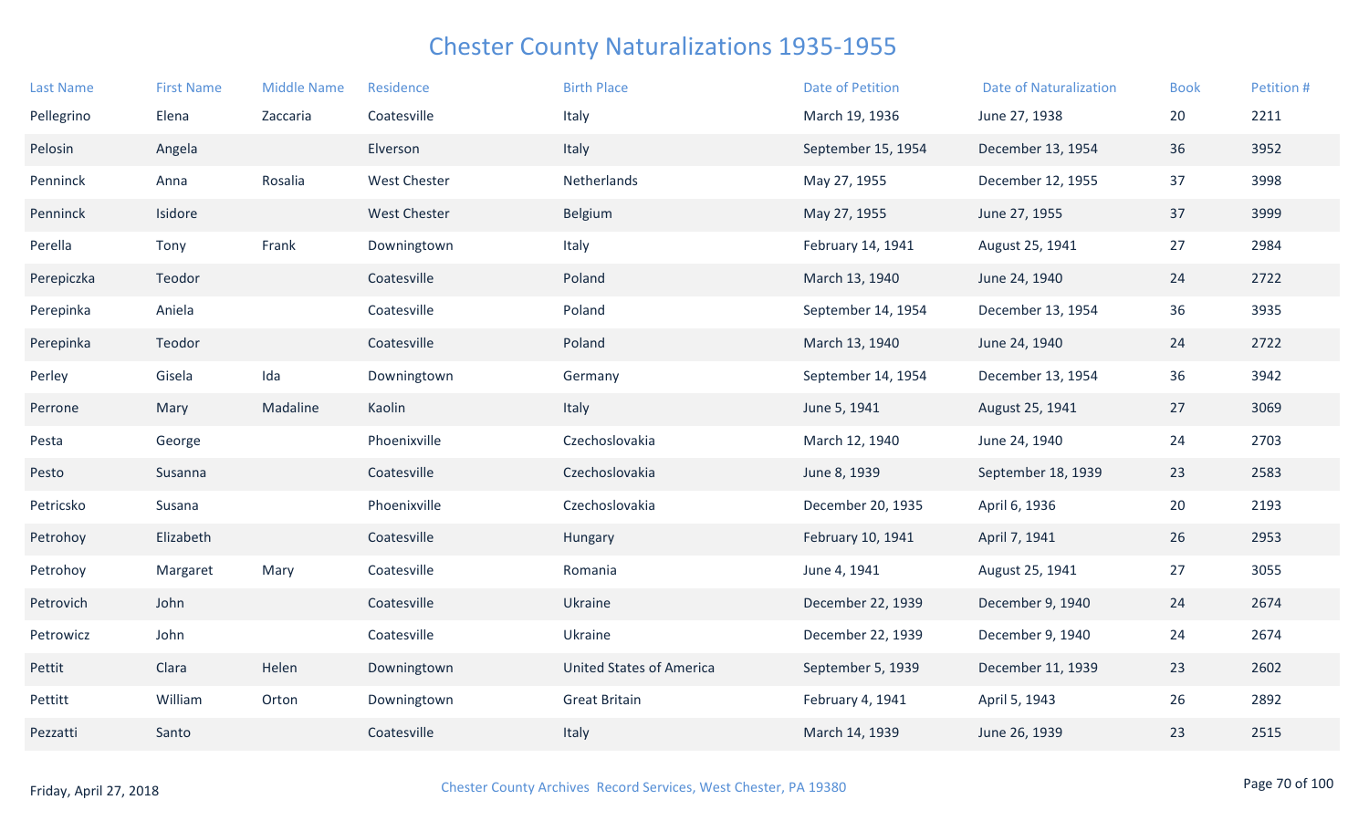# Chester County Naturalizations 1935-1955

| Last Name | First Name | Middle Name | Residence | Birth Place | Date of Petition | Date of Naturalization | Book | Petition # |
|---|---|---|---|---|---|---|---|---|
| Pellegrino | Elena | Zaccaria | Coatesville | Italy | March 19, 1936 | June 27, 1938 | 20 | 2211 |
| Pelosin | Angela | | Elverson | Italy | September 15, 1954 | December 13, 1954 | 36 | 3952 |
| Penninck | Anna | Rosalia | West Chester | Netherlands | May 27, 1955 | December 12, 1955 | 37 | 3998 |
| Penninck | Isidore | | West Chester | Belgium | May 27, 1955 | June 27, 1955 | 37 | 3999 |
| Perella | Tony | Frank | Downingtown | Italy | February 14, 1941 | August 25, 1941 | 27 | 2984 |
| Perepiczka | Teodor | | Coatesville | Poland | March 13, 1940 | June 24, 1940 | 24 | 2722 |
| Perepinka | Aniela | | Coatesville | Poland | September 14, 1954 | December 13, 1954 | 36 | 3935 |
| Perepinka | Teodor | | Coatesville | Poland | March 13, 1940 | June 24, 1940 | 24 | 2722 |
| Perley | Gisela | Ida | Downingtown | Germany | September 14, 1954 | December 13, 1954 | 36 | 3942 |
| Perrone | Mary | Madaline | Kaolin | Italy | June 5, 1941 | August 25, 1941 | 27 | 3069 |
| Pesta | George | | Phoenixville | Czechoslovakia | March 12, 1940 | June 24, 1940 | 24 | 2703 |
| Pesto | Susanna | | Coatesville | Czechoslovakia | June 8, 1939 | September 18, 1939 | 23 | 2583 |
| Petricsko | Susana | | Phoenixville | Czechoslovakia | December 20, 1935 | April 6, 1936 | 20 | 2193 |
| Petrohoy | Elizabeth | | Coatesville | Hungary | February 10, 1941 | April 7, 1941 | 26 | 2953 |
| Petrohoy | Margaret | Mary | Coatesville | Romania | June 4, 1941 | August 25, 1941 | 27 | 3055 |
| Petrovich | John | | Coatesville | Ukraine | December 22, 1939 | December 9, 1940 | 24 | 2674 |
| Petrowicz | John | | Coatesville | Ukraine | December 22, 1939 | December 9, 1940 | 24 | 2674 |
| Pettit | Clara | Helen | Downingtown | United States of America | September 5, 1939 | December 11, 1939 | 23 | 2602 |
| Pettitt | William | Orton | Downingtown | Great Britain | February 4, 1941 | April 5, 1943 | 26 | 2892 |
| Pezzatti | Santo | | Coatesville | Italy | March 14, 1939 | June 26, 1939 | 23 | 2515 |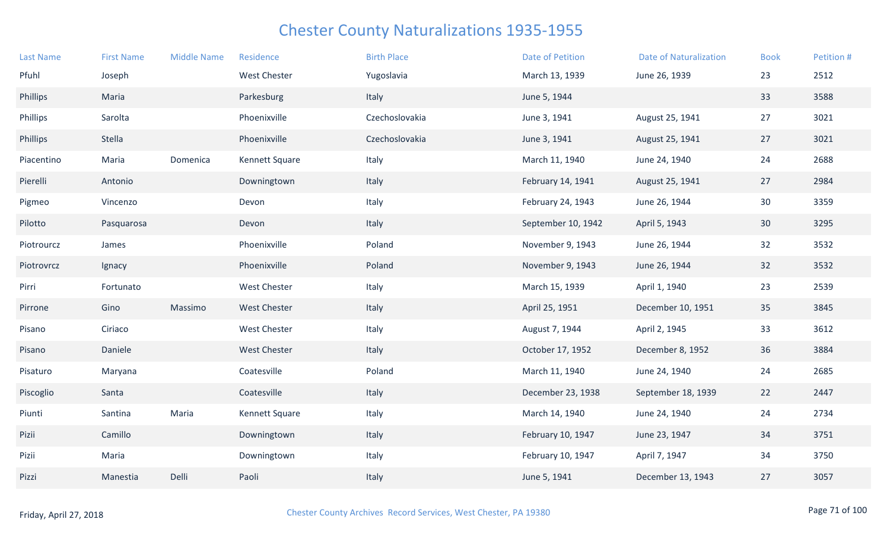# Chester County Naturalizations 1935-1955

| Last Name | First Name | Middle Name | Residence | Birth Place | Date of Petition | Date of Naturalization | Book | Petition # |
|---|---|---|---|---|---|---|---|---|
| Pfuhl | Joseph | | West Chester | Yugoslavia | March 13, 1939 | June 26, 1939 | 23 | 2512 |
| Phillips | Maria | | Parkesburg | Italy | June 5, 1944 | | 33 | 3588 |
| Phillips | Sarolta | | Phoenixville | Czechoslovakia | June 3, 1941 | August 25, 1941 | 27 | 3021 |
| Phillips | Stella | | Phoenixville | Czechoslovakia | June 3, 1941 | August 25, 1941 | 27 | 3021 |
| Piacentino | Maria | Domenica | Kennett Square | Italy | March 11, 1940 | June 24, 1940 | 24 | 2688 |
| Pierelli | Antonio | | Downingtown | Italy | February 14, 1941 | August 25, 1941 | 27 | 2984 |
| Pigmeo | Vincenzo | | Devon | Italy | February 24, 1943 | June 26, 1944 | 30 | 3359 |
| Pilotto | Pasquarosa | | Devon | Italy | September 10, 1942 | April 5, 1943 | 30 | 3295 |
| Piotrourcz | James | | Phoenixville | Poland | November 9, 1943 | June 26, 1944 | 32 | 3532 |
| Piotrovrcz | Ignacy | | Phoenixville | Poland | November 9, 1943 | June 26, 1944 | 32 | 3532 |
| Pirri | Fortunato | | West Chester | Italy | March 15, 1939 | April 1, 1940 | 23 | 2539 |
| Pirrone | Gino | Massimo | West Chester | Italy | April 25, 1951 | December 10, 1951 | 35 | 3845 |
| Pisano | Ciriaco | | West Chester | Italy | August 7, 1944 | April 2, 1945 | 33 | 3612 |
| Pisano | Daniele | | West Chester | Italy | October 17, 1952 | December 8, 1952 | 36 | 3884 |
| Pisaturo | Maryana | | Coatesville | Poland | March 11, 1940 | June 24, 1940 | 24 | 2685 |
| Piscoglio | Santa | | Coatesville | Italy | December 23, 1938 | September 18, 1939 | 22 | 2447 |
| Piunti | Santina | Maria | Kennett Square | Italy | March 14, 1940 | June 24, 1940 | 24 | 2734 |
| Pizii | Camillo | | Downingtown | Italy | February 10, 1947 | June 23, 1947 | 34 | 3751 |
| Pizii | Maria | | Downingtown | Italy | February 10, 1947 | April 7, 1947 | 34 | 3750 |
| Pizzi | Manestia | Delli | Paoli | Italy | June 5, 1941 | December 13, 1943 | 27 | 3057 |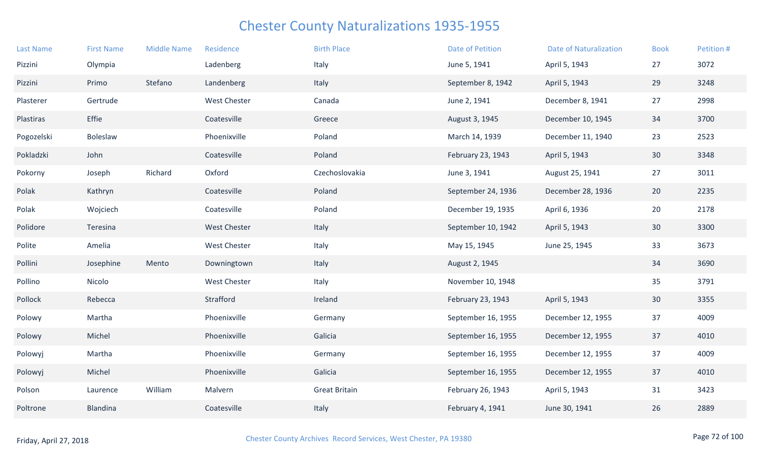# Chester County Naturalizations 1935-1955

| Last Name | First Name | Middle Name | Residence | Birth Place | Date of Petition | Date of Naturalization | Book | Petition # |
|---|---|---|---|---|---|---|---|---|
| Pizzini | Olympia | | Ladenberg | Italy | June 5, 1941 | April 5, 1943 | 27 | 3072 |
| Pizzini | Primo | Stefano | Landenberg | Italy | September 8, 1942 | April 5, 1943 | 29 | 3248 |
| Plasterer | Gertrude | | West Chester | Canada | June 2, 1941 | December 8, 1941 | 27 | 2998 |
| Plastiras | Effie | | Coatesville | Greece | August 3, 1945 | December 10, 1945 | 34 | 3700 |
| Pogozelski | Boleslaw | | Phoenixville | Poland | March 14, 1939 | December 11, 1940 | 23 | 2523 |
| Pokladzki | John | | Coatesville | Poland | February 23, 1943 | April 5, 1943 | 30 | 3348 |
| Pokorny | Joseph | Richard | Oxford | Czechoslovakia | June 3, 1941 | August 25, 1941 | 27 | 3011 |
| Polak | Kathryn | | Coatesville | Poland | September 24, 1936 | December 28, 1936 | 20 | 2235 |
| Polak | Wojciech | | Coatesville | Poland | December 19, 1935 | April 6, 1936 | 20 | 2178 |
| Polidore | Teresina | | West Chester | Italy | September 10, 1942 | April 5, 1943 | 30 | 3300 |
| Polite | Amelia | | West Chester | Italy | May 15, 1945 | June 25, 1945 | 33 | 3673 |
| Pollini | Josephine | Mento | Downingtown | Italy | August 2, 1945 | | 34 | 3690 |
| Pollino | Nicolo | | West Chester | Italy | November 10, 1948 | | 35 | 3791 |
| Pollock | Rebecca | | Strafford | Ireland | February 23, 1943 | April 5, 1943 | 30 | 3355 |
| Polowy | Martha | | Phoenixville | Germany | September 16, 1955 | December 12, 1955 | 37 | 4009 |
| Polowy | Michel | | Phoenixville | Galicia | September 16, 1955 | December 12, 1955 | 37 | 4010 |
| Polowyj | Martha | | Phoenixville | Germany | September 16, 1955 | December 12, 1955 | 37 | 4009 |
| Polowyj | Michel | | Phoenixville | Galicia | September 16, 1955 | December 12, 1955 | 37 | 4010 |
| Polson | Laurence | William | Malvern | Great Britain | February 26, 1943 | April 5, 1943 | 31 | 3423 |
| Poltrone | Blandina | | Coatesville | Italy | February 4, 1941 | June 30, 1941 | 26 | 2889 |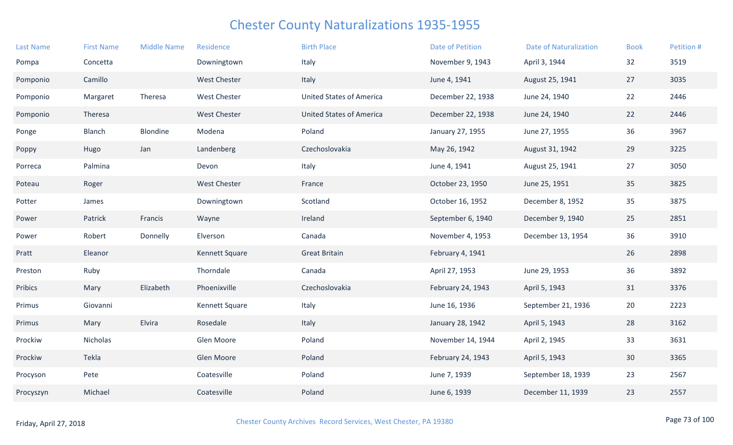# Chester County Naturalizations 1935-1955

| Last Name | First Name | Middle Name | Residence | Birth Place | Date of Petition | Date of Naturalization | Book | Petition # |
|---|---|---|---|---|---|---|---|---|
| Pompa | Concetta | | Downingtown | Italy | November 9, 1943 | April 3, 1944 | 32 | 3519 |
| Pomponio | Camillo | | West Chester | Italy | June 4, 1941 | August 25, 1941 | 27 | 3035 |
| Pomponio | Margaret | Theresa | West Chester | United States of America | December 22, 1938 | June 24, 1940 | 22 | 2446 |
| Pomponio | Theresa | | West Chester | United States of America | December 22, 1938 | June 24, 1940 | 22 | 2446 |
| Ponge | Blanch | Blondine | Modena | Poland | January 27, 1955 | June 27, 1955 | 36 | 3967 |
| Poppy | Hugo | Jan | Landenberg | Czechoslovakia | May 26, 1942 | August 31, 1942 | 29 | 3225 |
| Porreca | Palmina | | Devon | Italy | June 4, 1941 | August 25, 1941 | 27 | 3050 |
| Poteau | Roger | | West Chester | France | October 23, 1950 | June 25, 1951 | 35 | 3825 |
| Potter | James | | Downingtown | Scotland | October 16, 1952 | December 8, 1952 | 35 | 3875 |
| Power | Patrick | Francis | Wayne | Ireland | September 6, 1940 | December 9, 1940 | 25 | 2851 |
| Power | Robert | Donnelly | Elverson | Canada | November 4, 1953 | December 13, 1954 | 36 | 3910 |
| Pratt | Eleanor | | Kennett Square | Great Britain | February 4, 1941 | | 26 | 2898 |
| Preston | Ruby | | Thorndale | Canada | April 27, 1953 | June 29, 1953 | 36 | 3892 |
| Pribics | Mary | Elizabeth | Phoenixville | Czechoslovakia | February 24, 1943 | April 5, 1943 | 31 | 3376 |
| Primus | Giovanni | | Kennett Square | Italy | June 16, 1936 | September 21, 1936 | 20 | 2223 |
| Primus | Mary | Elvira | Rosedale | Italy | January 28, 1942 | April 5, 1943 | 28 | 3162 |
| Prockiw | Nicholas | | Glen Moore | Poland | November 14, 1944 | April 2, 1945 | 33 | 3631 |
| Prockiw | Tekla | | Glen Moore | Poland | February 24, 1943 | April 5, 1943 | 30 | 3365 |
| Procyson | Pete | | Coatesville | Poland | June 7, 1939 | September 18, 1939 | 23 | 2567 |
| Procyszyn | Michael | | Coatesville | Poland | June 6, 1939 | December 11, 1939 | 23 | 2557 |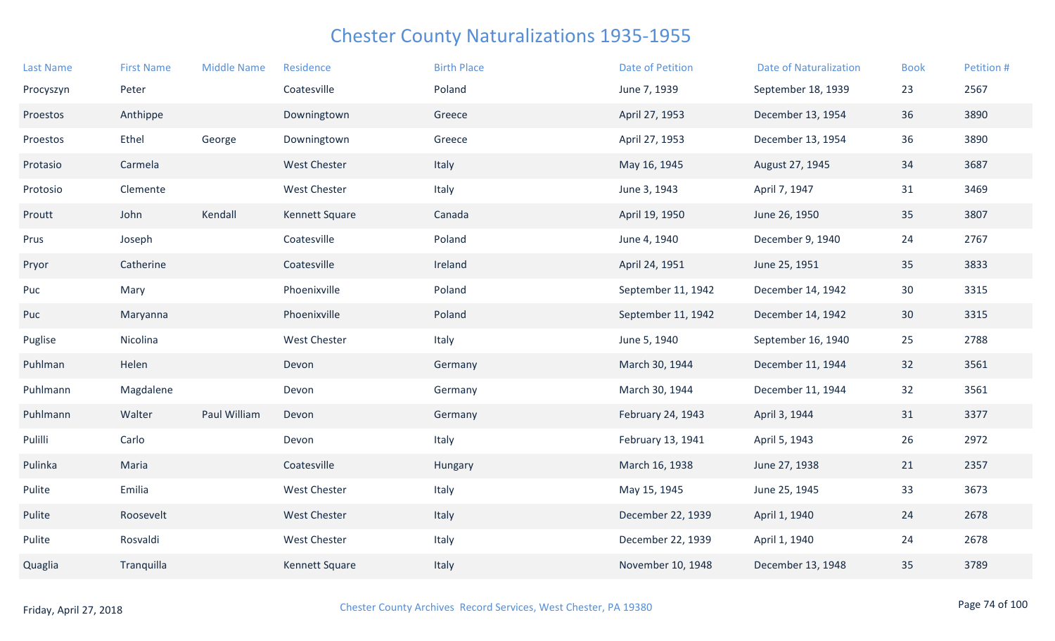# Chester County Naturalizations 1935-1955

| Last Name | First Name | Middle Name | Residence | Birth Place | Date of Petition | Date of Naturalization | Book | Petition # |
|---|---|---|---|---|---|---|---|---|
| Procyszyn | Peter | | Coatesville | Poland | June 7, 1939 | September 18, 1939 | 23 | 2567 |
| Proestos | Anthippe | | Downingtown | Greece | April 27, 1953 | December 13, 1954 | 36 | 3890 |
| Proestos | Ethel | George | Downingtown | Greece | April 27, 1953 | December 13, 1954 | 36 | 3890 |
| Protasio | Carmela | | West Chester | Italy | May 16, 1945 | August 27, 1945 | 34 | 3687 |
| Protosio | Clemente | | West Chester | Italy | June 3, 1943 | April 7, 1947 | 31 | 3469 |
| Proutt | John | Kendall | Kennett Square | Canada | April 19, 1950 | June 26, 1950 | 35 | 3807 |
| Prus | Joseph | | Coatesville | Poland | June 4, 1940 | December 9, 1940 | 24 | 2767 |
| Pryor | Catherine | | Coatesville | Ireland | April 24, 1951 | June 25, 1951 | 35 | 3833 |
| Puc | Mary | | Phoenixville | Poland | September 11, 1942 | December 14, 1942 | 30 | 3315 |
| Puc | Maryanna | | Phoenixville | Poland | September 11, 1942 | December 14, 1942 | 30 | 3315 |
| Puglise | Nicolina | | West Chester | Italy | June 5, 1940 | September 16, 1940 | 25 | 2788 |
| Puhlman | Helen | | Devon | Germany | March 30, 1944 | December 11, 1944 | 32 | 3561 |
| Puhlmann | Magdalene | | Devon | Germany | March 30, 1944 | December 11, 1944 | 32 | 3561 |
| Puhlmann | Walter | Paul William | Devon | Germany | February 24, 1943 | April 3, 1944 | 31 | 3377 |
| Pulilli | Carlo | | Devon | Italy | February 13, 1941 | April 5, 1943 | 26 | 2972 |
| Pulinka | Maria | | Coatesville | Hungary | March 16, 1938 | June 27, 1938 | 21 | 2357 |
| Pulite | Emilia | | West Chester | Italy | May 15, 1945 | June 25, 1945 | 33 | 3673 |
| Pulite | Roosevelt | | West Chester | Italy | December 22, 1939 | April 1, 1940 | 24 | 2678 |
| Pulite | Rosvaldi | | West Chester | Italy | December 22, 1939 | April 1, 1940 | 24 | 2678 |
| Quaglia | Tranquilla | | Kennett Square | Italy | November 10, 1948 | December 13, 1948 | 35 | 3789 |

Friday, April 27, 2018

Chester County Archives Record Services, West Chester, PA 19380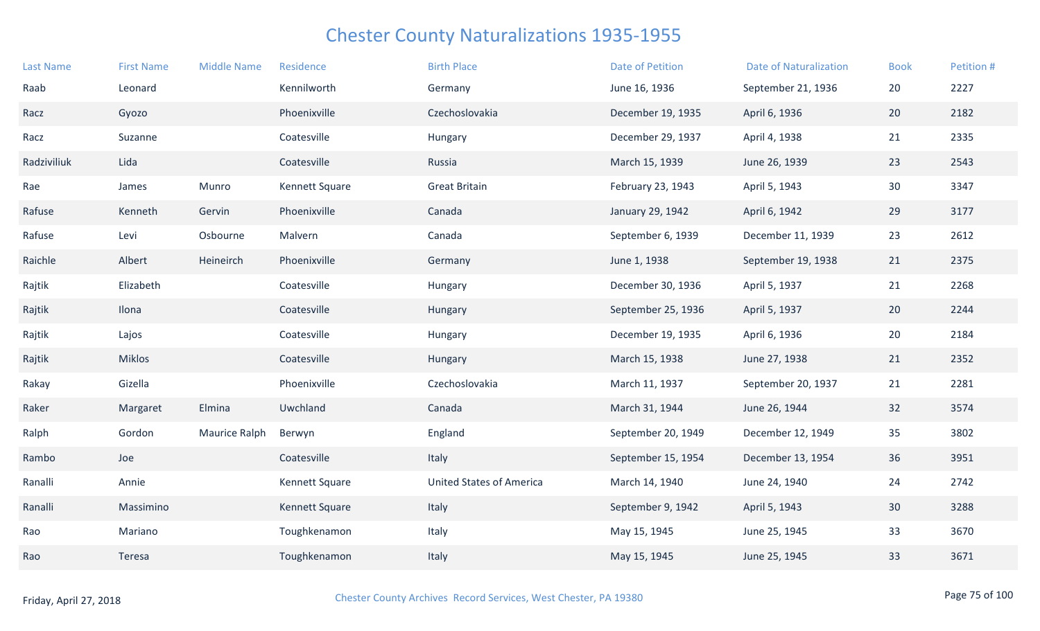# Chester County Naturalizations 1935-1955

| Last Name | First Name | Middle Name | Residence | Birth Place | Date of Petition | Date of Naturalization | Book | Petition # |
|---|---|---|---|---|---|---|---|---|
| Raab | Leonard | | Kennilworth | Germany | June 16, 1936 | September 21, 1936 | 20 | 2227 |
| Racz | Gyozo | | Phoenixville | Czechoslovakia | December 19, 1935 | April 6, 1936 | 20 | 2182 |
| Racz | Suzanne | | Coatesville | Hungary | December 29, 1937 | April 4, 1938 | 21 | 2335 |
| Radziviliuk | Lida | | Coatesville | Russia | March 15, 1939 | June 26, 1939 | 23 | 2543 |
| Rae | James | Munro | Kennett Square | Great Britain | February 23, 1943 | April 5, 1943 | 30 | 3347 |
| Rafuse | Kenneth | Gervin | Phoenixville | Canada | January 29, 1942 | April 6, 1942 | 29 | 3177 |
| Rafuse | Levi | Osbourne | Malvern | Canada | September 6, 1939 | December 11, 1939 | 23 | 2612 |
| Raichle | Albert | Heineirch | Phoenixville | Germany | June 1, 1938 | September 19, 1938 | 21 | 2375 |
| Rajtik | Elizabeth | | Coatesville | Hungary | December 30, 1936 | April 5, 1937 | 21 | 2268 |
| Rajtik | Ilona | | Coatesville | Hungary | September 25, 1936 | April 5, 1937 | 20 | 2244 |
| Rajtik | Lajos | | Coatesville | Hungary | December 19, 1935 | April 6, 1936 | 20 | 2184 |
| Rajtik | Miklos | | Coatesville | Hungary | March 15, 1938 | June 27, 1938 | 21 | 2352 |
| Rakay | Gizella | | Phoenixville | Czechoslovakia | March 11, 1937 | September 20, 1937 | 21 | 2281 |
| Raker | Margaret | Elmina | Uwchland | Canada | March 31, 1944 | June 26, 1944 | 32 | 3574 |
| Ralph | Gordon | Maurice Ralph | Berwyn | England | September 20, 1949 | December 12, 1949 | 35 | 3802 |
| Rambo | Joe | | Coatesville | Italy | September 15, 1954 | December 13, 1954 | 36 | 3951 |
| Ranalli | Annie | | Kennett Square | United States of America | March 14, 1940 | June 24, 1940 | 24 | 2742 |
| Ranalli | Massimino | | Kennett Square | Italy | September 9, 1942 | April 5, 1943 | 30 | 3288 |
| Rao | Mariano | | Toughkenamon | Italy | May 15, 1945 | June 25, 1945 | 33 | 3670 |
| Rao | Teresa | | Toughkenamon | Italy | May 15, 1945 | June 25, 1945 | 33 | 3671 |

Friday, April 27, 2018 Chester County Archives Record Services, West Chester, PA 19380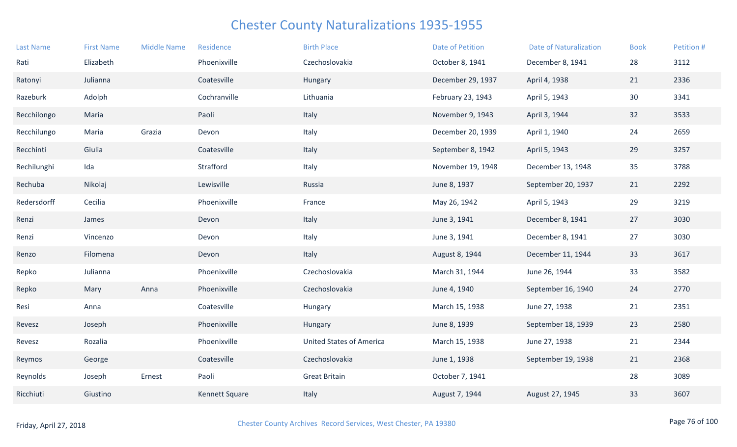# Chester County Naturalizations 1935-1955

| Last Name | First Name | Middle Name | Residence | Birth Place | Date of Petition | Date of Naturalization | Book | Petition # |
|---|---|---|---|---|---|---|---|---|
| Rati | Elizabeth | | Phoenixville | Czechoslovakia | October 8, 1941 | December 8, 1941 | 28 | 3112 |
| Ratonyi | Julianna | | Coatesville | Hungary | December 29, 1937 | April 4, 1938 | 21 | 2336 |
| Razeburk | Adolph | | Cochranville | Lithuania | February 23, 1943 | April 5, 1943 | 30 | 3341 |
| Recchilongo | Maria | | Paoli | Italy | November 9, 1943 | April 3, 1944 | 32 | 3533 |
| Recchilungo | Maria | Grazia | Devon | Italy | December 20, 1939 | April 1, 1940 | 24 | 2659 |
| Recchinti | Giulia | | Coatesville | Italy | September 8, 1942 | April 5, 1943 | 29 | 3257 |
| Rechilunghi | Ida | | Strafford | Italy | November 19, 1948 | December 13, 1948 | 35 | 3788 |
| Rechuba | Nikolaj | | Lewisville | Russia | June 8, 1937 | September 20, 1937 | 21 | 2292 |
| Redersdorff | Cecilia | | Phoenixville | France | May 26, 1942 | April 5, 1943 | 29 | 3219 |
| Renzi | James | | Devon | Italy | June 3, 1941 | December 8, 1941 | 27 | 3030 |
| Renzi | Vincenzo | | Devon | Italy | June 3, 1941 | December 8, 1941 | 27 | 3030 |
| Renzo | Filomena | | Devon | Italy | August 8, 1944 | December 11, 1944 | 33 | 3617 |
| Repko | Julianna | | Phoenixville | Czechoslovakia | March 31, 1944 | June 26, 1944 | 33 | 3582 |
| Repko | Mary | Anna | Phoenixville | Czechoslovakia | June 4, 1940 | September 16, 1940 | 24 | 2770 |
| Resi | Anna | | Coatesville | Hungary | March 15, 1938 | June 27, 1938 | 21 | 2351 |
| Revesz | Joseph | | Phoenixville | Hungary | June 8, 1939 | September 18, 1939 | 23 | 2580 |
| Revesz | Rozalia | | Phoenixville | United States of America | March 15, 1938 | June 27, 1938 | 21 | 2344 |
| Reymos | George | | Coatesville | Czechoslovakia | June 1, 1938 | September 19, 1938 | 21 | 2368 |
| Reynolds | Joseph | Ernest | Paoli | Great Britain | October 7, 1941 | | 28 | 3089 |
| Ricchiuti | Giustino | | Kennett Square | Italy | August 7, 1944 | August 27, 1945 | 33 | 3607 |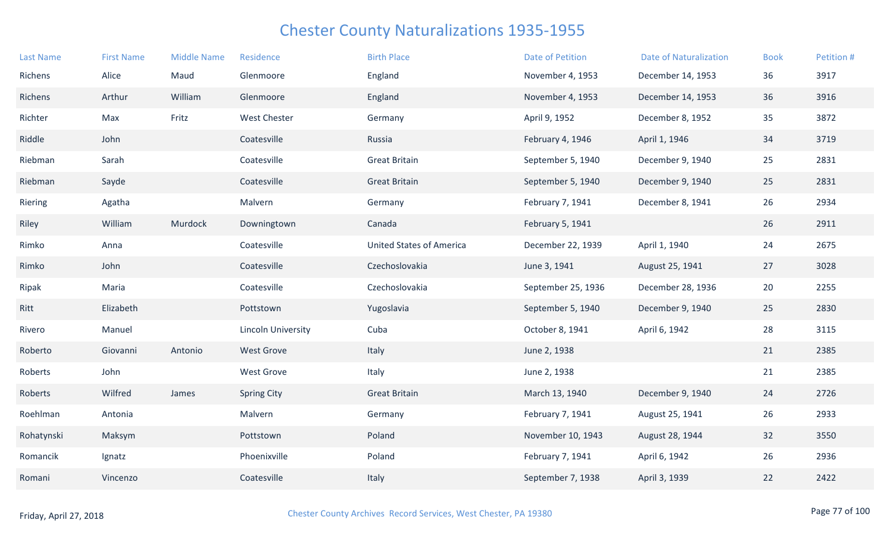# Chester County Naturalizations 1935-1955

| Last Name | First Name | Middle Name | Residence | Birth Place | Date of Petition | Date of Naturalization | Book | Petition # |
|---|---|---|---|---|---|---|---|---|
| Richens | Alice | Maud | Glenmoore | England | November 4, 1953 | December 14, 1953 | 36 | 3917 |
| Richens | Arthur | William | Glenmoore | England | November 4, 1953 | December 14, 1953 | 36 | 3916 |
| Richter | Max | Fritz | West Chester | Germany | April 9, 1952 | December 8, 1952 | 35 | 3872 |
| Riddle | John | | Coatesville | Russia | February 4, 1946 | April 1, 1946 | 34 | 3719 |
| Riebman | Sarah | | Coatesville | Great Britain | September 5, 1940 | December 9, 1940 | 25 | 2831 |
| Riebman | Sayde | | Coatesville | Great Britain | September 5, 1940 | December 9, 1940 | 25 | 2831 |
| Riering | Agatha | | Malvern | Germany | February 7, 1941 | December 8, 1941 | 26 | 2934 |
| Riley | William | Murdock | Downingtown | Canada | February 5, 1941 | | 26 | 2911 |
| Rimko | Anna | | Coatesville | United States of America | December 22, 1939 | April 1, 1940 | 24 | 2675 |
| Rimko | John | | Coatesville | Czechoslovakia | June 3, 1941 | August 25, 1941 | 27 | 3028 |
| Ripak | Maria | | Coatesville | Czechoslovakia | September 25, 1936 | December 28, 1936 | 20 | 2255 |
| Ritt | Elizabeth | | Pottstown | Yugoslavia | September 5, 1940 | December 9, 1940 | 25 | 2830 |
| Rivero | Manuel | | Lincoln University | Cuba | October 8, 1941 | April 6, 1942 | 28 | 3115 |
| Roberto | Giovanni | Antonio | West Grove | Italy | June 2, 1938 | | 21 | 2385 |
| Roberts | John | | West Grove | Italy | June 2, 1938 | | 21 | 2385 |
| Roberts | Wilfred | James | Spring City | Great Britain | March 13, 1940 | December 9, 1940 | 24 | 2726 |
| Roehlman | Antonia | | Malvern | Germany | February 7, 1941 | August 25, 1941 | 26 | 2933 |
| Rohatynski | Maksym | | Pottstown | Poland | November 10, 1943 | August 28, 1944 | 32 | 3550 |
| Romancik | Ignatz | | Phoenixville | Poland | February 7, 1941 | April 6, 1942 | 26 | 2936 |
| Romani | Vincenzo | | Coatesville | Italy | September 7, 1938 | April 3, 1939 | 22 | 2422 |

Friday, April 27, 2018

Chester County Archives Record Services, West Chester, PA 19380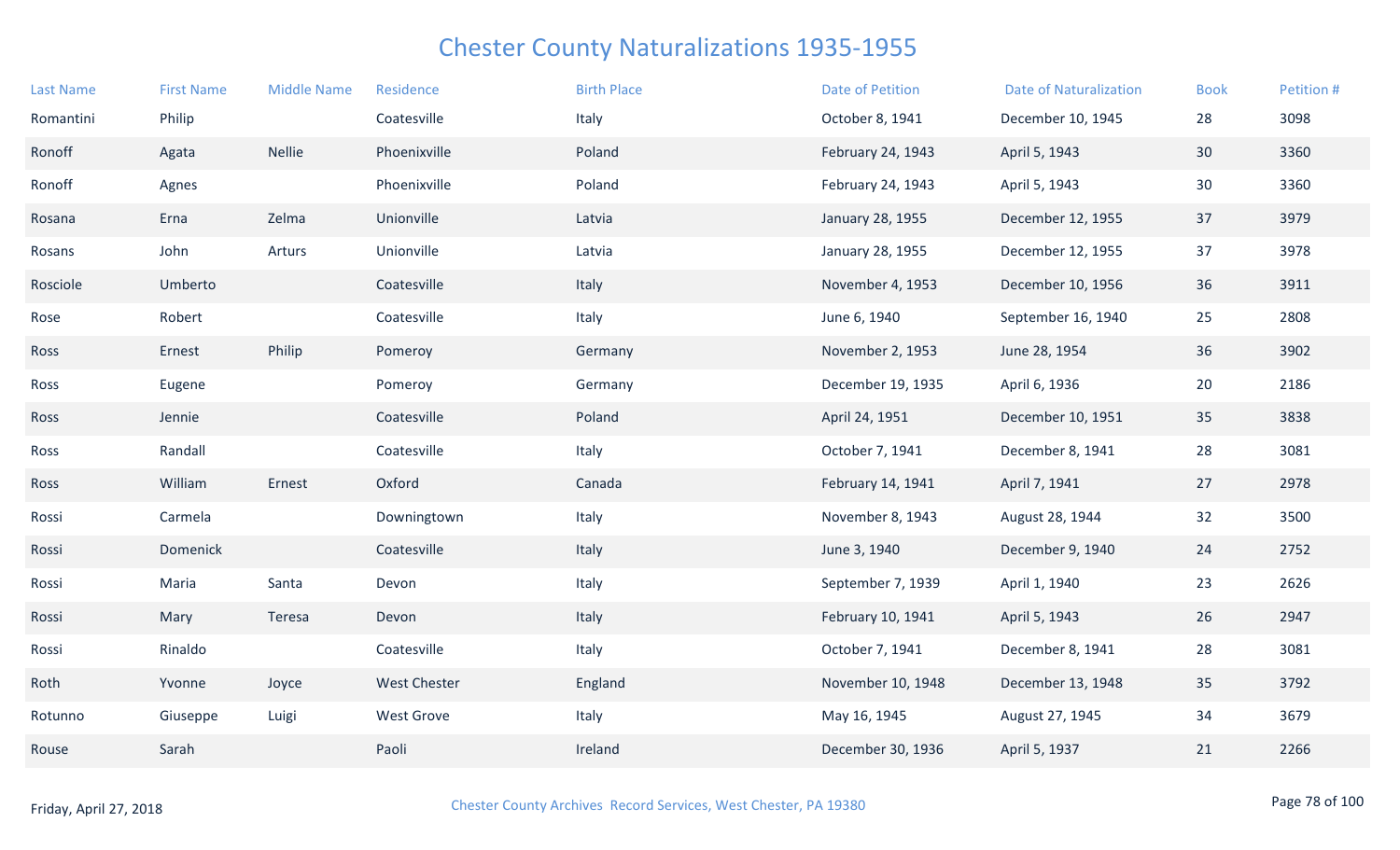# Chester County Naturalizations 1935-1955

| Last Name | First Name | Middle Name | Residence | Birth Place | Date of Petition | Date of Naturalization | Book | Petition # |
|---|---|---|---|---|---|---|---|---|
| Romantini | Philip | | Coatesville | Italy | October 8, 1941 | December 10, 1945 | 28 | 3098 |
| Ronoff | Agata | Nellie | Phoenixville | Poland | February 24, 1943 | April 5, 1943 | 30 | 3360 |
| Ronoff | Agnes | | Phoenixville | Poland | February 24, 1943 | April 5, 1943 | 30 | 3360 |
| Rosana | Erna | Zelma | Unionville | Latvia | January 28, 1955 | December 12, 1955 | 37 | 3979 |
| Rosans | John | Arturs | Unionville | Latvia | January 28, 1955 | December 12, 1955 | 37 | 3978 |
| Rosciole | Umberto | | Coatesville | Italy | November 4, 1953 | December 10, 1956 | 36 | 3911 |
| Rose | Robert | | Coatesville | Italy | June 6, 1940 | September 16, 1940 | 25 | 2808 |
| Ross | Ernest | Philip | Pomeroy | Germany | November 2, 1953 | June 28, 1954 | 36 | 3902 |
| Ross | Eugene | | Pomeroy | Germany | December 19, 1935 | April 6, 1936 | 20 | 2186 |
| Ross | Jennie | | Coatesville | Poland | April 24, 1951 | December 10, 1951 | 35 | 3838 |
| Ross | Randall | | Coatesville | Italy | October 7, 1941 | December 8, 1941 | 28 | 3081 |
| Ross | William | Ernest | Oxford | Canada | February 14, 1941 | April 7, 1941 | 27 | 2978 |
| Rossi | Carmela | | Downingtown | Italy | November 8, 1943 | August 28, 1944 | 32 | 3500 |
| Rossi | Domenick | | Coatesville | Italy | June 3, 1940 | December 9, 1940 | 24 | 2752 |
| Rossi | Maria | Santa | Devon | Italy | September 7, 1939 | April 1, 1940 | 23 | 2626 |
| Rossi | Mary | Teresa | Devon | Italy | February 10, 1941 | April 5, 1943 | 26 | 2947 |
| Rossi | Rinaldo | | Coatesville | Italy | October 7, 1941 | December 8, 1941 | 28 | 3081 |
| Roth | Yvonne | Joyce | West Chester | England | November 10, 1948 | December 13, 1948 | 35 | 3792 |
| Rotunno | Giuseppe | Luigi | West Grove | Italy | May 16, 1945 | August 27, 1945 | 34 | 3679 |
| Rouse | Sarah | | Paoli | Ireland | December 30, 1936 | April 5, 1937 | 21 | 2266 |

Friday, April 27, 2018

Chester County Archives Record Services, West Chester, PA 19380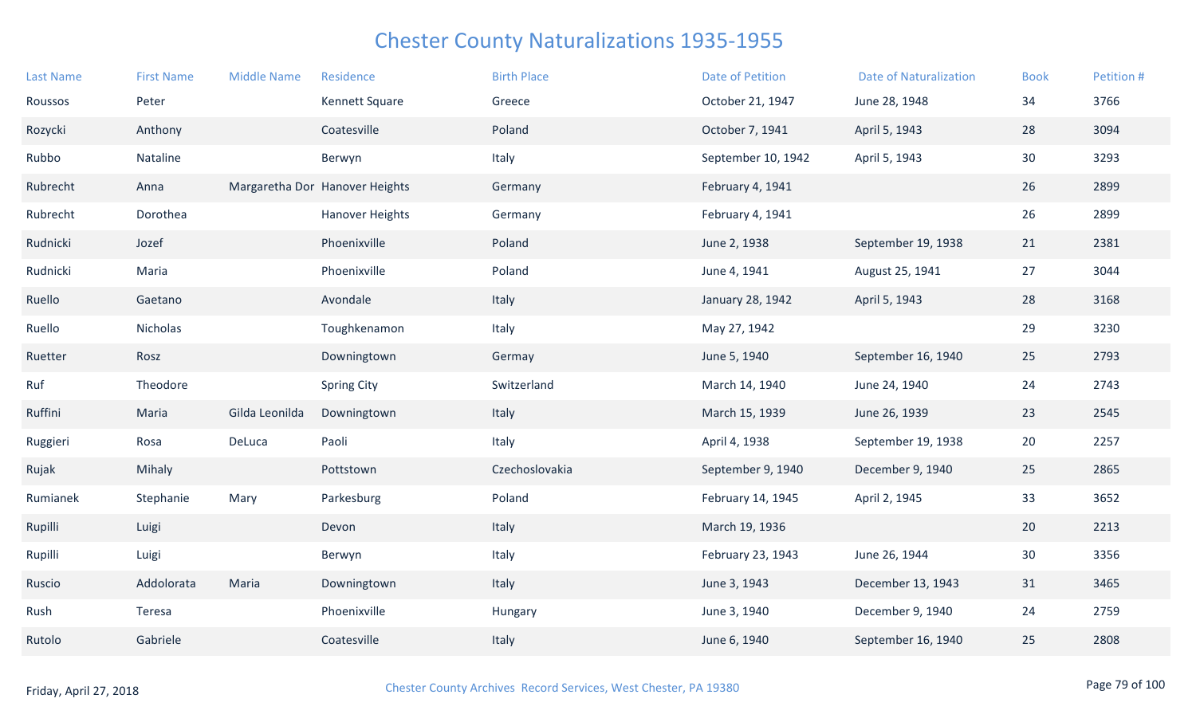# Chester County Naturalizations 1935-1955

| Last Name | First Name | Middle Name | Residence | Birth Place | Date of Petition | Date of Naturalization | Book | Petition # |
|---|---|---|---|---|---|---|---|---|
| Roussos | Peter | | Kennett Square | Greece | October 21, 1947 | June 28, 1948 | 34 | 3766 |
| Rozycki | Anthony | | Coatesville | Poland | October 7, 1941 | April 5, 1943 | 28 | 3094 |
| Rubbo | Nataline | | Berwyn | Italy | September 10, 1942 | April 5, 1943 | 30 | 3293 |
| Rubrecht | Anna | Margaretha Dor | Hanover Heights | Germany | February 4, 1941 | | 26 | 2899 |
| Rubrecht | Dorothea | | Hanover Heights | Germany | February 4, 1941 | | 26 | 2899 |
| Rudnicki | Jozef | | Phoenixville | Poland | June 2, 1938 | September 19, 1938 | 21 | 2381 |
| Rudnicki | Maria | | Phoenixville | Poland | June 4, 1941 | August 25, 1941 | 27 | 3044 |
| Ruello | Gaetano | | Avondale | Italy | January 28, 1942 | April 5, 1943 | 28 | 3168 |
| Ruello | Nicholas | | Toughkenamon | Italy | May 27, 1942 | | 29 | 3230 |
| Ruetter | Rosz | | Downingtown | Germay | June 5, 1940 | September 16, 1940 | 25 | 2793 |
| Ruf | Theodore | | Spring City | Switzerland | March 14, 1940 | June 24, 1940 | 24 | 2743 |
| Ruffini | Maria | Gilda Leonilda | Downingtown | Italy | March 15, 1939 | June 26, 1939 | 23 | 2545 |
| Ruggieri | Rosa | DeLuca | Paoli | Italy | April 4, 1938 | September 19, 1938 | 20 | 2257 |
| Rujak | Mihaly | | Pottstown | Czechoslovakia | September 9, 1940 | December 9, 1940 | 25 | 2865 |
| Rumianek | Stephanie | Mary | Parkesburg | Poland | February 14, 1945 | April 2, 1945 | 33 | 3652 |
| Rupilli | Luigi | | Devon | Italy | March 19, 1936 | | 20 | 2213 |
| Rupilli | Luigi | | Berwyn | Italy | February 23, 1943 | June 26, 1944 | 30 | 3356 |
| Ruscio | Addolorata | Maria | Downingtown | Italy | June 3, 1943 | December 13, 1943 | 31 | 3465 |
| Rush | Teresa | | Phoenixville | Hungary | June 3, 1940 | December 9, 1940 | 24 | 2759 |
| Rutolo | Gabriele | | Coatesville | Italy | June 6, 1940 | September 16, 1940 | 25 | 2808 |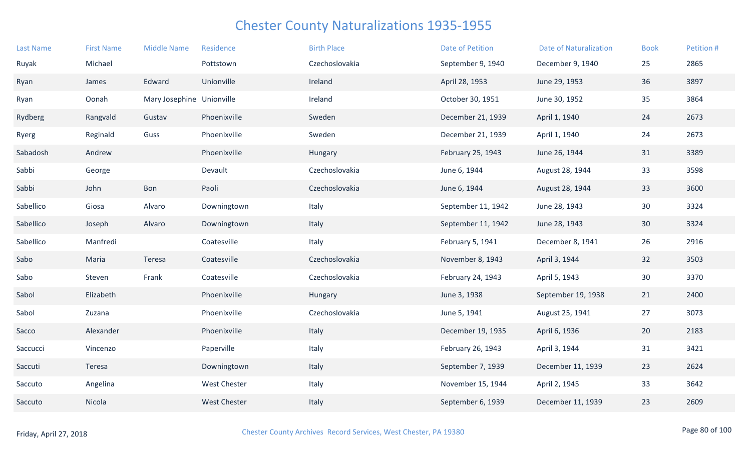# Chester County Naturalizations 1935-1955

| Last Name | First Name | Middle Name | Residence | Birth Place | Date of Petition | Date of Naturalization | Book | Petition # |
|---|---|---|---|---|---|---|---|---|
| Ruyak | Michael | | Pottstown | Czechoslovakia | September 9, 1940 | December 9, 1940 | 25 | 2865 |
| Ryan | James | Edward | Unionville | Ireland | April 28, 1953 | June 29, 1953 | 36 | 3897 |
| Ryan | Oonah | Mary Josephine | Unionville | Ireland | October 30, 1951 | June 30, 1952 | 35 | 3864 |
| Rydberg | Rangvald | Gustav | Phoenixville | Sweden | December 21, 1939 | April 1, 1940 | 24 | 2673 |
| Ryerg | Reginald | Guss | Phoenixville | Sweden | December 21, 1939 | April 1, 1940 | 24 | 2673 |
| Sabadosh | Andrew | | Phoenixville | Hungary | February 25, 1943 | June 26, 1944 | 31 | 3389 |
| Sabbi | George | | Devault | Czechoslovakia | June 6, 1944 | August 28, 1944 | 33 | 3598 |
| Sabbi | John | Bon | Paoli | Czechoslovakia | June 6, 1944 | August 28, 1944 | 33 | 3600 |
| Sabellico | Giosa | Alvaro | Downingtown | Italy | September 11, 1942 | June 28, 1943 | 30 | 3324 |
| Sabellico | Joseph | Alvaro | Downingtown | Italy | September 11, 1942 | June 28, 1943 | 30 | 3324 |
| Sabellico | Manfredi | | Coatesville | Italy | February 5, 1941 | December 8, 1941 | 26 | 2916 |
| Sabo | Maria | Teresa | Coatesville | Czechoslovakia | November 8, 1943 | April 3, 1944 | 32 | 3503 |
| Sabo | Steven | Frank | Coatesville | Czechoslovakia | February 24, 1943 | April 5, 1943 | 30 | 3370 |
| Sabol | Elizabeth | | Phoenixville | Hungary | June 3, 1938 | September 19, 1938 | 21 | 2400 |
| Sabol | Zuzana | | Phoenixville | Czechoslovakia | June 5, 1941 | August 25, 1941 | 27 | 3073 |
| Sacco | Alexander | | Phoenixville | Italy | December 19, 1935 | April 6, 1936 | 20 | 2183 |
| Saccucci | Vincenzo | | Paperville | Italy | February 26, 1943 | April 3, 1944 | 31 | 3421 |
| Saccuti | Teresa | | Downingtown | Italy | September 7, 1939 | December 11, 1939 | 23 | 2624 |
| Saccuto | Angelina | | West Chester | Italy | November 15, 1944 | April 2, 1945 | 33 | 3642 |
| Saccuto | Nicola | | West Chester | Italy | September 6, 1939 | December 11, 1939 | 23 | 2609 |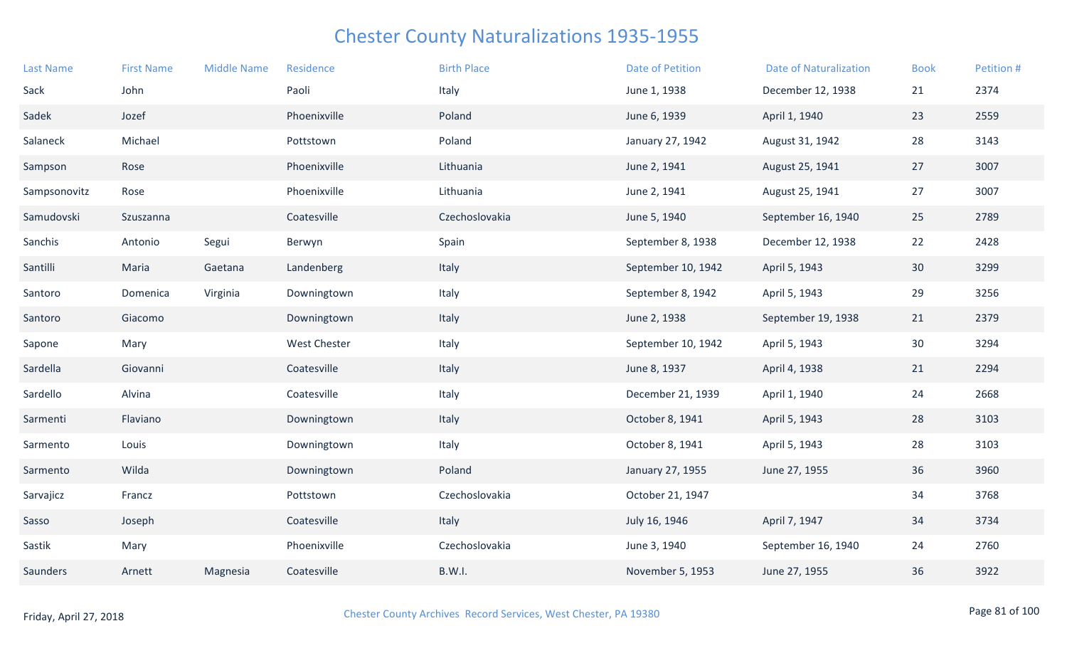# Chester County Naturalizations 1935-1955

| Last Name | First Name | Middle Name | Residence | Birth Place | Date of Petition | Date of Naturalization | Book | Petition # |
|---|---|---|---|---|---|---|---|---|
| Sack | John | | Paoli | Italy | June 1, 1938 | December 12, 1938 | 21 | 2374 |
| Sadek | Jozef | | Phoenixville | Poland | June 6, 1939 | April 1, 1940 | 23 | 2559 |
| Salaneck | Michael | | Pottstown | Poland | January 27, 1942 | August 31, 1942 | 28 | 3143 |
| Sampson | Rose | | Phoenixville | Lithuania | June 2, 1941 | August 25, 1941 | 27 | 3007 |
| Sampsonovitz | Rose | | Phoenixville | Lithuania | June 2, 1941 | August 25, 1941 | 27 | 3007 |
| Samudovski | Szuszanna | | Coatesville | Czechoslovakia | June 5, 1940 | September 16, 1940 | 25 | 2789 |
| Sanchis | Antonio | Segui | Berwyn | Spain | September 8, 1938 | December 12, 1938 | 22 | 2428 |
| Santilli | Maria | Gaetana | Landenberg | Italy | September 10, 1942 | April 5, 1943 | 30 | 3299 |
| Santoro | Domenica | Virginia | Downingtown | Italy | September 8, 1942 | April 5, 1943 | 29 | 3256 |
| Santoro | Giacomo | | Downingtown | Italy | June 2, 1938 | September 19, 1938 | 21 | 2379 |
| Sapone | Mary | | West Chester | Italy | September 10, 1942 | April 5, 1943 | 30 | 3294 |
| Sardella | Giovanni | | Coatesville | Italy | June 8, 1937 | April 4, 1938 | 21 | 2294 |
| Sardello | Alvina | | Coatesville | Italy | December 21, 1939 | April 1, 1940 | 24 | 2668 |
| Sarmenti | Flaviano | | Downingtown | Italy | October 8, 1941 | April 5, 1943 | 28 | 3103 |
| Sarmento | Louis | | Downingtown | Italy | October 8, 1941 | April 5, 1943 | 28 | 3103 |
| Sarmento | Wilda | | Downingtown | Poland | January 27, 1955 | June 27, 1955 | 36 | 3960 |
| Sarvajicz | Francz | | Pottstown | Czechoslovakia | October 21, 1947 | | 34 | 3768 |
| Sasso | Joseph | | Coatesville | Italy | July 16, 1946 | April 7, 1947 | 34 | 3734 |
| Sastik | Mary | | Phoenixville | Czechoslovakia | June 3, 1940 | September 16, 1940 | 24 | 2760 |
| Saunders | Arnett | Magnesia | Coatesville | B.W.I. | November 5, 1953 | June 27, 1955 | 36 | 3922 |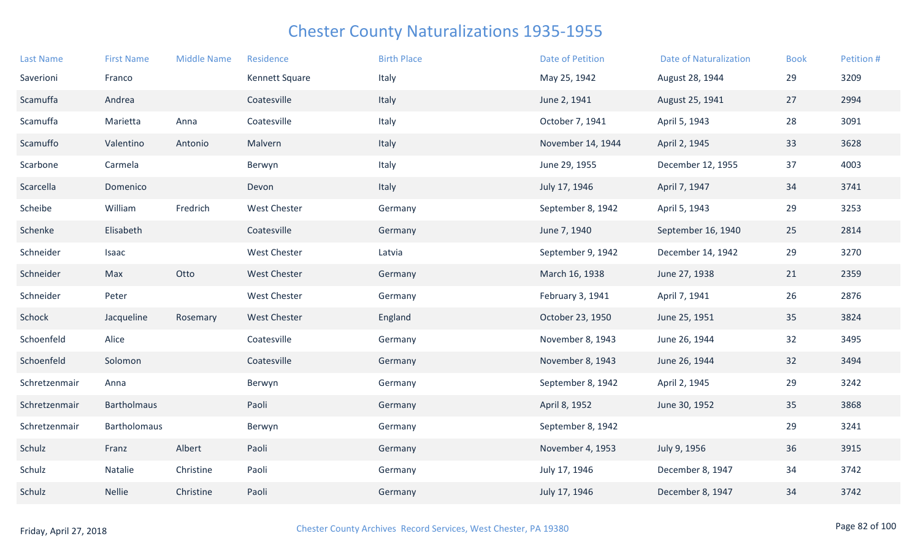# Chester County Naturalizations 1935-1955

| Last Name | First Name | Middle Name | Residence | Birth Place | Date of Petition | Date of Naturalization | Book | Petition # |
|---|---|---|---|---|---|---|---|---|
| Saverioni | Franco | | Kennett Square | Italy | May 25, 1942 | August 28, 1944 | 29 | 3209 |
| Scamuffa | Andrea | | Coatesville | Italy | June 2, 1941 | August 25, 1941 | 27 | 2994 |
| Scamuffa | Marietta | Anna | Coatesville | Italy | October 7, 1941 | April 5, 1943 | 28 | 3091 |
| Scamuffo | Valentino | Antonio | Malvern | Italy | November 14, 1944 | April 2, 1945 | 33 | 3628 |
| Scarbone | Carmela | | Berwyn | Italy | June 29, 1955 | December 12, 1955 | 37 | 4003 |
| Scarcella | Domenico | | Devon | Italy | July 17, 1946 | April 7, 1947 | 34 | 3741 |
| Scheibe | William | Fredrich | West Chester | Germany | September 8, 1942 | April 5, 1943 | 29 | 3253 |
| Schenke | Elisabeth | | Coatesville | Germany | June 7, 1940 | September 16, 1940 | 25 | 2814 |
| Schneider | Isaac | | West Chester | Latvia | September 9, 1942 | December 14, 1942 | 29 | 3270 |
| Schneider | Max | Otto | West Chester | Germany | March 16, 1938 | June 27, 1938 | 21 | 2359 |
| Schneider | Peter | | West Chester | Germany | February 3, 1941 | April 7, 1941 | 26 | 2876 |
| Schock | Jacqueline | Rosemary | West Chester | England | October 23, 1950 | June 25, 1951 | 35 | 3824 |
| Schoenfeld | Alice | | Coatesville | Germany | November 8, 1943 | June 26, 1944 | 32 | 3495 |
| Schoenfeld | Solomon | | Coatesville | Germany | November 8, 1943 | June 26, 1944 | 32 | 3494 |
| Schretzenmair | Anna | | Berwyn | Germany | September 8, 1942 | April 2, 1945 | 29 | 3242 |
| Schretzenmair | Bartholmaus | | Paoli | Germany | April 8, 1952 | June 30, 1952 | 35 | 3868 |
| Schretzenmair | Bartholomaus | | Berwyn | Germany | September 8, 1942 | | 29 | 3241 |
| Schulz | Franz | Albert | Paoli | Germany | November 4, 1953 | July 9, 1956 | 36 | 3915 |
| Schulz | Natalie | Christine | Paoli | Germany | July 17, 1946 | December 8, 1947 | 34 | 3742 |
| Schulz | Nellie | Christine | Paoli | Germany | July 17, 1946 | December 8, 1947 | 34 | 3742 |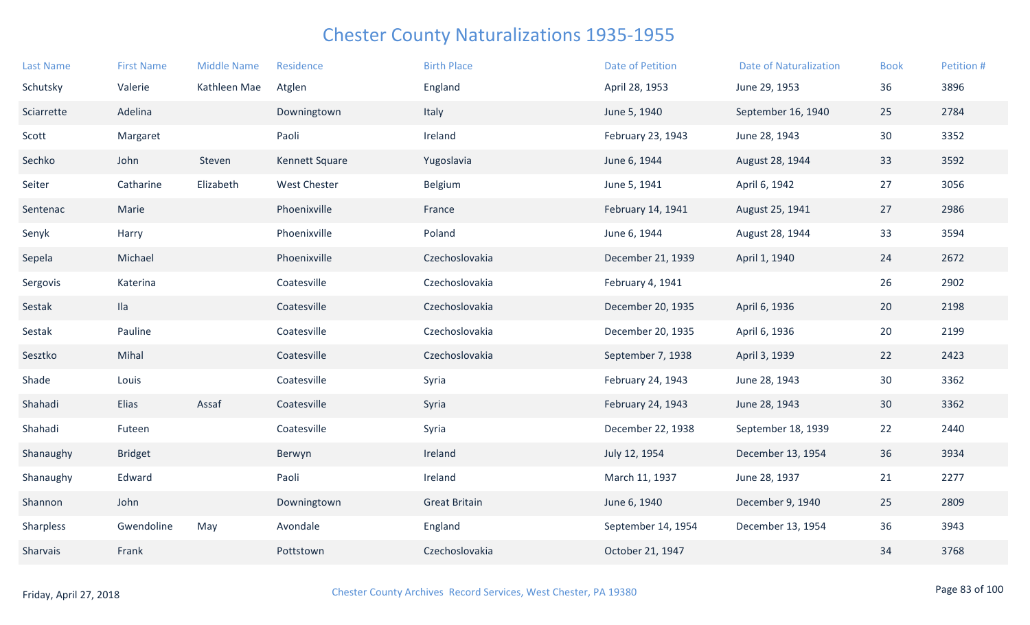# Chester County Naturalizations 1935-1955

| Last Name | First Name | Middle Name | Residence | Birth Place | Date of Petition | Date of Naturalization | Book | Petition # |
|---|---|---|---|---|---|---|---|---|
| Schutsky | Valerie | Kathleen Mae | Atglen | England | April 28, 1953 | June 29, 1953 | 36 | 3896 |
| Sciarrette | Adelina | | Downingtown | Italy | June 5, 1940 | September 16, 1940 | 25 | 2784 |
| Scott | Margaret | | Paoli | Ireland | February 23, 1943 | June 28, 1943 | 30 | 3352 |
| Sechko | John | Steven | Kennett Square | Yugoslavia | June 6, 1944 | August 28, 1944 | 33 | 3592 |
| Seiter | Catharine | Elizabeth | West Chester | Belgium | June 5, 1941 | April 6, 1942 | 27 | 3056 |
| Sentenac | Marie | | Phoenixville | France | February 14, 1941 | August 25, 1941 | 27 | 2986 |
| Senyk | Harry | | Phoenixville | Poland | June 6, 1944 | August 28, 1944 | 33 | 3594 |
| Sepela | Michael | | Phoenixville | Czechoslovakia | December 21, 1939 | April 1, 1940 | 24 | 2672 |
| Sergovis | Katerina | | Coatesville | Czechoslovakia | February 4, 1941 | | 26 | 2902 |
| Sestak | Ila | | Coatesville | Czechoslovakia | December 20, 1935 | April 6, 1936 | 20 | 2198 |
| Sestak | Pauline | | Coatesville | Czechoslovakia | December 20, 1935 | April 6, 1936 | 20 | 2199 |
| Sesztko | Mihal | | Coatesville | Czechoslovakia | September 7, 1938 | April 3, 1939 | 22 | 2423 |
| Shade | Louis | | Coatesville | Syria | February 24, 1943 | June 28, 1943 | 30 | 3362 |
| Shahadi | Elias | Assaf | Coatesville | Syria | February 24, 1943 | June 28, 1943 | 30 | 3362 |
| Shahadi | Futeen | | Coatesville | Syria | December 22, 1938 | September 18, 1939 | 22 | 2440 |
| Shanaughy | Bridget | | Berwyn | Ireland | July 12, 1954 | December 13, 1954 | 36 | 3934 |
| Shanaughy | Edward | | Paoli | Ireland | March 11, 1937 | June 28, 1937 | 21 | 2277 |
| Shannon | John | | Downingtown | Great Britain | June 6, 1940 | December 9, 1940 | 25 | 2809 |
| Sharpless | Gwendoline | May | Avondale | England | September 14, 1954 | December 13, 1954 | 36 | 3943 |
| Sharvais | Frank | | Pottstown | Czechoslovakia | October 21, 1947 | | 34 | 3768 |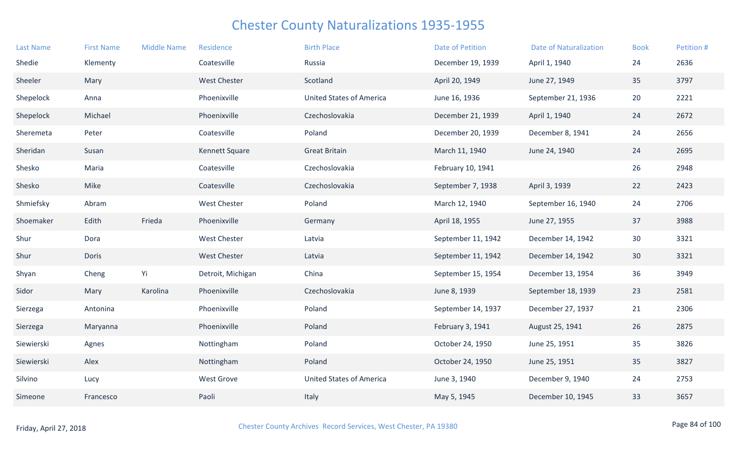# Chester County Naturalizations 1935-1955

| Last Name | First Name | Middle Name | Residence | Birth Place | Date of Petition | Date of Naturalization | Book | Petition # |
|---|---|---|---|---|---|---|---|---|
| Shedie | Klementy | | Coatesville | Russia | December 19, 1939 | April 1, 1940 | 24 | 2636 |
| Sheeler | Mary | | West Chester | Scotland | April 20, 1949 | June 27, 1949 | 35 | 3797 |
| Shepelock | Anna | | Phoenixville | United States of America | June 16, 1936 | September 21, 1936 | 20 | 2221 |
| Shepelock | Michael | | Phoenixville | Czechoslovakia | December 21, 1939 | April 1, 1940 | 24 | 2672 |
| Sheremeta | Peter | | Coatesville | Poland | December 20, 1939 | December 8, 1941 | 24 | 2656 |
| Sheridan | Susan | | Kennett Square | Great Britain | March 11, 1940 | June 24, 1940 | 24 | 2695 |
| Shesko | Maria | | Coatesville | Czechoslovakia | February 10, 1941 | | 26 | 2948 |
| Shesko | Mike | | Coatesville | Czechoslovakia | September 7, 1938 | April 3, 1939 | 22 | 2423 |
| Shmiefsky | Abram | | West Chester | Poland | March 12, 1940 | September 16, 1940 | 24 | 2706 |
| Shoemaker | Edith | Frieda | Phoenixville | Germany | April 18, 1955 | June 27, 1955 | 37 | 3988 |
| Shur | Dora | | West Chester | Latvia | September 11, 1942 | December 14, 1942 | 30 | 3321 |
| Shur | Doris | | West Chester | Latvia | September 11, 1942 | December 14, 1942 | 30 | 3321 |
| Shyan | Cheng | Yi | Detroit, Michigan | China | September 15, 1954 | December 13, 1954 | 36 | 3949 |
| Sidor | Mary | Karolina | Phoenixville | Czechoslovakia | June 8, 1939 | September 18, 1939 | 23 | 2581 |
| Sierzega | Antonina | | Phoenixville | Poland | September 14, 1937 | December 27, 1937 | 21 | 2306 |
| Sierzega | Maryanna | | Phoenixville | Poland | February 3, 1941 | August 25, 1941 | 26 | 2875 |
| Siewierski | Agnes | | Nottingham | Poland | October 24, 1950 | June 25, 1951 | 35 | 3826 |
| Siewierski | Alex | | Nottingham | Poland | October 24, 1950 | June 25, 1951 | 35 | 3827 |
| Silvino | Lucy | | West Grove | United States of America | June 3, 1940 | December 9, 1940 | 24 | 2753 |
| Simeone | Francesco | | Paoli | Italy | May 5, 1945 | December 10, 1945 | 33 | 3657 |

Friday, April 27, 2018 — Chester County Archives Record Services, West Chester, PA 19380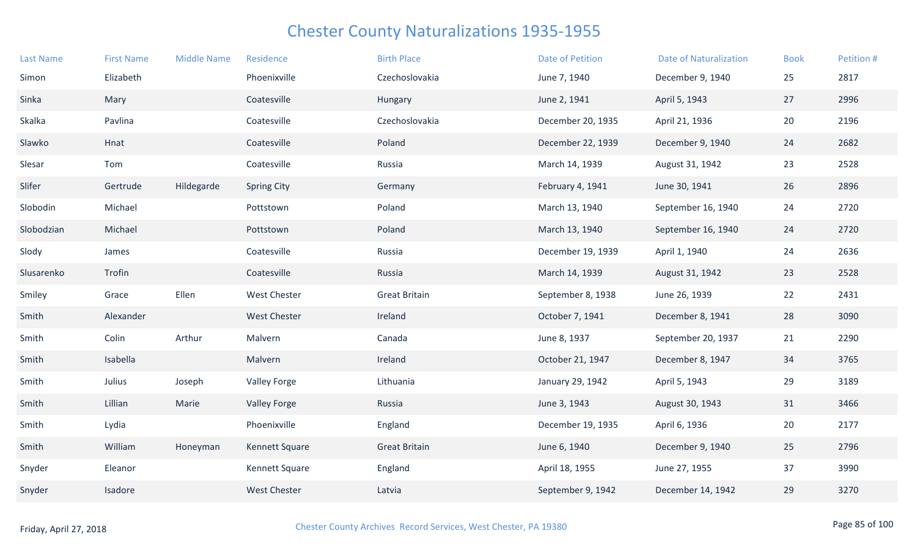# Chester County Naturalizations 1935-1955

| Last Name | First Name | Middle Name | Residence | Birth Place | Date of Petition | Date of Naturalization | Book | Petition # |
|---|---|---|---|---|---|---|---|---|
| Simon | Elizabeth | | Phoenixville | Czechoslovakia | June 7, 1940 | December 9, 1940 | 25 | 2817 |
| Sinka | Mary | | Coatesville | Hungary | June 2, 1941 | April 5, 1943 | 27 | 2996 |
| Skalka | Pavlina | | Coatesville | Czechoslovakia | December 20, 1935 | April 21, 1936 | 20 | 2196 |
| Slawko | Hnat | | Coatesville | Poland | December 22, 1939 | December 9, 1940 | 24 | 2682 |
| Slesar | Tom | | Coatesville | Russia | March 14, 1939 | August 31, 1942 | 23 | 2528 |
| Slifer | Gertrude | Hildegarde | Spring City | Germany | February 4, 1941 | June 30, 1941 | 26 | 2896 |
| Slobodin | Michael | | Pottstown | Poland | March 13, 1940 | September 16, 1940 | 24 | 2720 |
| Slobodzian | Michael | | Pottstown | Poland | March 13, 1940 | September 16, 1940 | 24 | 2720 |
| Slody | James | | Coatesville | Russia | December 19, 1939 | April 1, 1940 | 24 | 2636 |
| Slusarenko | Trofin | | Coatesville | Russia | March 14, 1939 | August 31, 1942 | 23 | 2528 |
| Smiley | Grace | Ellen | West Chester | Great Britain | September 8, 1938 | June 26, 1939 | 22 | 2431 |
| Smith | Alexander | | West Chester | Ireland | October 7, 1941 | December 8, 1941 | 28 | 3090 |
| Smith | Colin | Arthur | Malvern | Canada | June 8, 1937 | September 20, 1937 | 21 | 2290 |
| Smith | Isabella | | Malvern | Ireland | October 21, 1947 | December 8, 1947 | 34 | 3765 |
| Smith | Julius | Joseph | Valley Forge | Lithuania | January 29, 1942 | April 5, 1943 | 29 | 3189 |
| Smith | Lillian | Marie | Valley Forge | Russia | June 3, 1943 | August 30, 1943 | 31 | 3466 |
| Smith | Lydia | | Phoenixville | England | December 19, 1935 | April 6, 1936 | 20 | 2177 |
| Smith | William | Honeyman | Kennett Square | Great Britain | June 6, 1940 | December 9, 1940 | 25 | 2796 |
| Snyder | Eleanor | | Kennett Square | England | April 18, 1955 | June 27, 1955 | 37 | 3990 |
| Snyder | Isadore | | West Chester | Latvia | September 9, 1942 | December 14, 1942 | 29 | 3270 |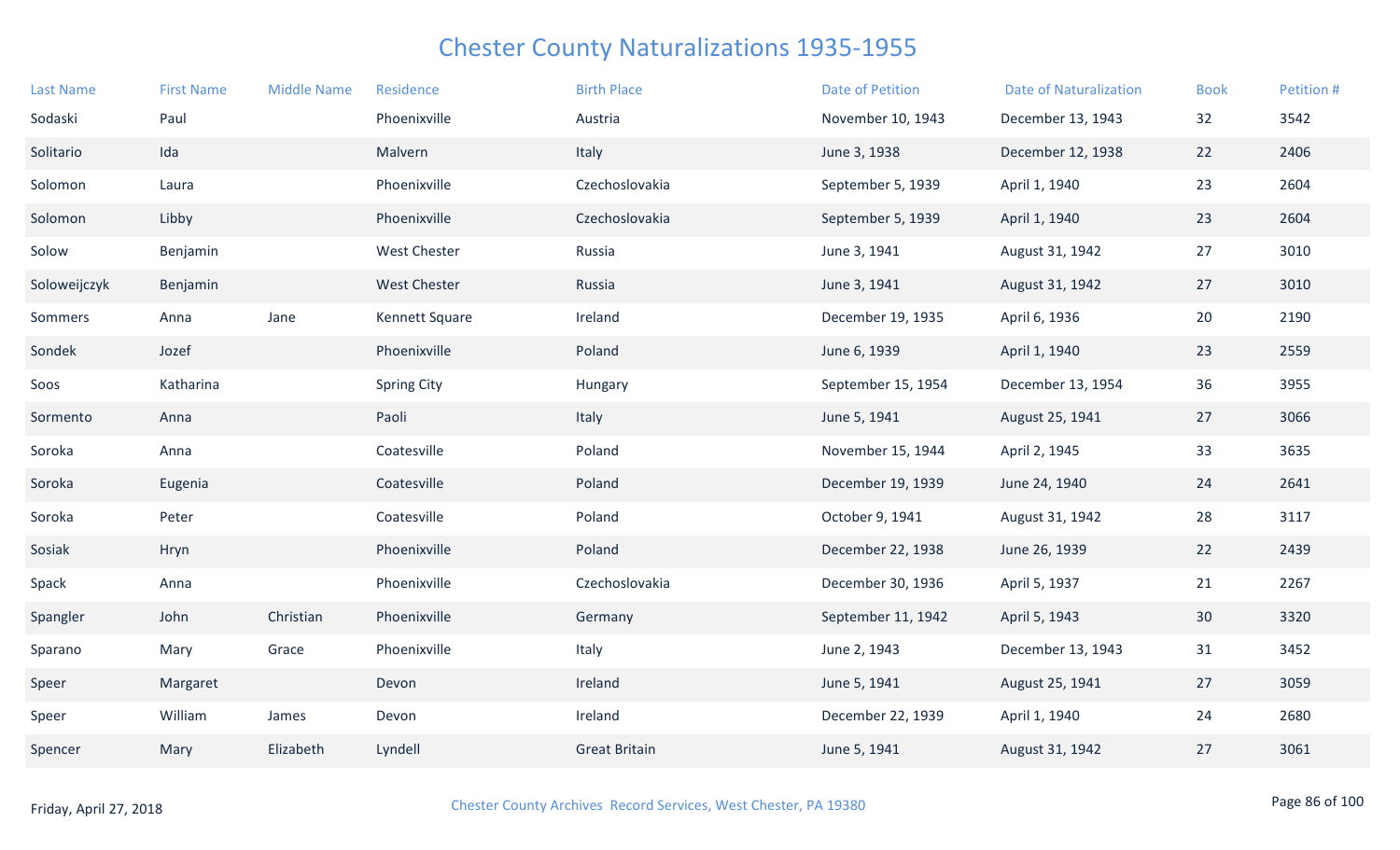# Chester County Naturalizations 1935-1955

| Last Name | First Name | Middle Name | Residence | Birth Place | Date of Petition | Date of Naturalization | Book | Petition # |
|---|---|---|---|---|---|---|---|---|
| Sodaski | Paul | | Phoenixville | Austria | November 10, 1943 | December 13, 1943 | 32 | 3542 |
| Solitario | Ida | | Malvern | Italy | June 3, 1938 | December 12, 1938 | 22 | 2406 |
| Solomon | Laura | | Phoenixville | Czechoslovakia | September 5, 1939 | April 1, 1940 | 23 | 2604 |
| Solomon | Libby | | Phoenixville | Czechoslovakia | September 5, 1939 | April 1, 1940 | 23 | 2604 |
| Solow | Benjamin | | West Chester | Russia | June 3, 1941 | August 31, 1942 | 27 | 3010 |
| Soloweijczyk | Benjamin | | West Chester | Russia | June 3, 1941 | August 31, 1942 | 27 | 3010 |
| Sommers | Anna | Jane | Kennett Square | Ireland | December 19, 1935 | April 6, 1936 | 20 | 2190 |
| Sondek | Jozef | | Phoenixville | Poland | June 6, 1939 | April 1, 1940 | 23 | 2559 |
| Soos | Katharina | | Spring City | Hungary | September 15, 1954 | December 13, 1954 | 36 | 3955 |
| Sormento | Anna | | Paoli | Italy | June 5, 1941 | August 25, 1941 | 27 | 3066 |
| Soroka | Anna | | Coatesville | Poland | November 15, 1944 | April 2, 1945 | 33 | 3635 |
| Soroka | Eugenia | | Coatesville | Poland | December 19, 1939 | June 24, 1940 | 24 | 2641 |
| Soroka | Peter | | Coatesville | Poland | October 9, 1941 | August 31, 1942 | 28 | 3117 |
| Sosiak | Hryn | | Phoenixville | Poland | December 22, 1938 | June 26, 1939 | 22 | 2439 |
| Spack | Anna | | Phoenixville | Czechoslovakia | December 30, 1936 | April 5, 1937 | 21 | 2267 |
| Spangler | John | Christian | Phoenixville | Germany | September 11, 1942 | April 5, 1943 | 30 | 3320 |
| Sparano | Mary | Grace | Phoenixville | Italy | June 2, 1943 | December 13, 1943 | 31 | 3452 |
| Speer | Margaret | | Devon | Ireland | June 5, 1941 | August 25, 1941 | 27 | 3059 |
| Speer | William | James | Devon | Ireland | December 22, 1939 | April 1, 1940 | 24 | 2680 |
| Spencer | Mary | Elizabeth | Lyndell | Great Britain | June 5, 1941 | August 31, 1942 | 27 | 3061 |

Friday, April 27, 2018

Chester County Archives Record Services, West Chester, PA 19380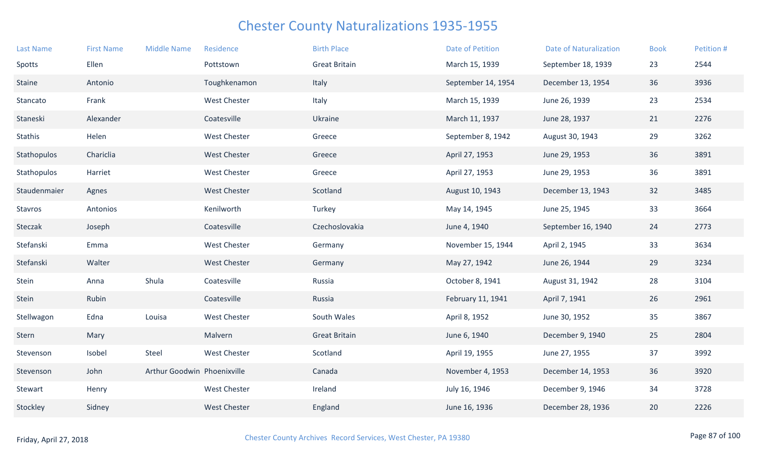# Chester County Naturalizations 1935-1955

| Last Name | First Name | Middle Name | Residence | Birth Place | Date of Petition | Date of Naturalization | Book | Petition # |
|---|---|---|---|---|---|---|---|---|
| Spotts | Ellen | | Pottstown | Great Britain | March 15, 1939 | September 18, 1939 | 23 | 2544 |
| Staine | Antonio | | Toughkenamon | Italy | September 14, 1954 | December 13, 1954 | 36 | 3936 |
| Stancato | Frank | | West Chester | Italy | March 15, 1939 | June 26, 1939 | 23 | 2534 |
| Staneski | Alexander | | Coatesville | Ukraine | March 11, 1937 | June 28, 1937 | 21 | 2276 |
| Stathis | Helen | | West Chester | Greece | September 8, 1942 | August 30, 1943 | 29 | 3262 |
| Stathopulos | Chariclia | | West Chester | Greece | April 27, 1953 | June 29, 1953 | 36 | 3891 |
| Stathopulos | Harriet | | West Chester | Greece | April 27, 1953 | June 29, 1953 | 36 | 3891 |
| Staudenmaier | Agnes | | West Chester | Scotland | August 10, 1943 | December 13, 1943 | 32 | 3485 |
| Stavros | Antonios | | Kenilworth | Turkey | May 14, 1945 | June 25, 1945 | 33 | 3664 |
| Steczak | Joseph | | Coatesville | Czechoslovakia | June 4, 1940 | September 16, 1940 | 24 | 2773 |
| Stefanski | Emma | | West Chester | Germany | November 15, 1944 | April 2, 1945 | 33 | 3634 |
| Stefanski | Walter | | West Chester | Germany | May 27, 1942 | June 26, 1944 | 29 | 3234 |
| Stein | Anna | Shula | Coatesville | Russia | October 8, 1941 | August 31, 1942 | 28 | 3104 |
| Stein | Rubin | | Coatesville | Russia | February 11, 1941 | April 7, 1941 | 26 | 2961 |
| Stellwagon | Edna | Louisa | West Chester | South Wales | April 8, 1952 | June 30, 1952 | 35 | 3867 |
| Stern | Mary | | Malvern | Great Britain | June 6, 1940 | December 9, 1940 | 25 | 2804 |
| Stevenson | Isobel | Steel | West Chester | Scotland | April 19, 1955 | June 27, 1955 | 37 | 3992 |
| Stevenson | John | Arthur Goodwin | Phoenixville | Canada | November 4, 1953 | December 14, 1953 | 36 | 3920 |
| Stewart | Henry | | West Chester | Ireland | July 16, 1946 | December 9, 1946 | 34 | 3728 |
| Stockley | Sidney | | West Chester | England | June 16, 1936 | December 28, 1936 | 20 | 2226 |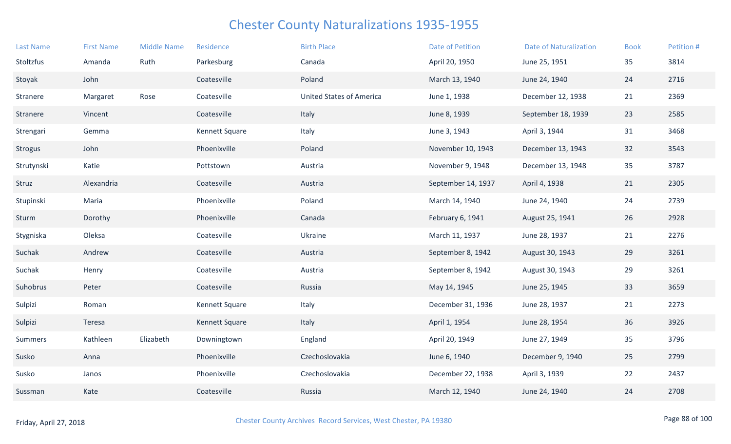# Chester County Naturalizations 1935-1955

| Last Name | First Name | Middle Name | Residence | Birth Place | Date of Petition | Date of Naturalization | Book | Petition # |
|---|---|---|---|---|---|---|---|---|
| Stoltzfus | Amanda | Ruth | Parkesburg | Canada | April 20, 1950 | June 25, 1951 | 35 | 3814 |
| Stoyak | John | | Coatesville | Poland | March 13, 1940 | June 24, 1940 | 24 | 2716 |
| Stranere | Margaret | Rose | Coatesville | United States of America | June 1, 1938 | December 12, 1938 | 21 | 2369 |
| Stranere | Vincent | | Coatesville | Italy | June 8, 1939 | September 18, 1939 | 23 | 2585 |
| Strengari | Gemma | | Kennett Square | Italy | June 3, 1943 | April 3, 1944 | 31 | 3468 |
| Strogus | John | | Phoenixville | Poland | November 10, 1943 | December 13, 1943 | 32 | 3543 |
| Strutynski | Katie | | Pottstown | Austria | November 9, 1948 | December 13, 1948 | 35 | 3787 |
| Struz | Alexandria | | Coatesville | Austria | September 14, 1937 | April 4, 1938 | 21 | 2305 |
| Stupinski | Maria | | Phoenixville | Poland | March 14, 1940 | June 24, 1940 | 24 | 2739 |
| Sturm | Dorothy | | Phoenixville | Canada | February 6, 1941 | August 25, 1941 | 26 | 2928 |
| Stygniska | Oleksa | | Coatesville | Ukraine | March 11, 1937 | June 28, 1937 | 21 | 2276 |
| Suchak | Andrew | | Coatesville | Austria | September 8, 1942 | August 30, 1943 | 29 | 3261 |
| Suchak | Henry | | Coatesville | Austria | September 8, 1942 | August 30, 1943 | 29 | 3261 |
| Suhobrus | Peter | | Coatesville | Russia | May 14, 1945 | June 25, 1945 | 33 | 3659 |
| Sulpizi | Roman | | Kennett Square | Italy | December 31, 1936 | June 28, 1937 | 21 | 2273 |
| Sulpizi | Teresa | | Kennett Square | Italy | April 1, 1954 | June 28, 1954 | 36 | 3926 |
| Summers | Kathleen | Elizabeth | Downingtown | England | April 20, 1949 | June 27, 1949 | 35 | 3796 |
| Susko | Anna | | Phoenixville | Czechoslovakia | June 6, 1940 | December 9, 1940 | 25 | 2799 |
| Susko | Janos | | Phoenixville | Czechoslovakia | December 22, 1938 | April 3, 1939 | 22 | 2437 |
| Sussman | Kate | | Coatesville | Russia | March 12, 1940 | June 24, 1940 | 24 | 2708 |

Friday, April 27, 2018

Chester County Archives Record Services, West Chester, PA 19380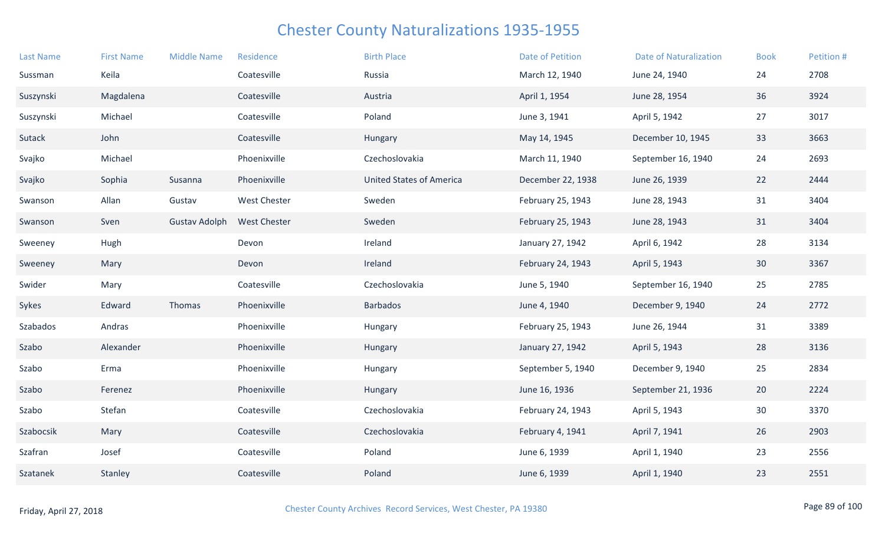# Chester County Naturalizations 1935-1955

| Last Name | First Name | Middle Name | Residence | Birth Place | Date of Petition | Date of Naturalization | Book | Petition # |
|---|---|---|---|---|---|---|---|---|
| Sussman | Keila | | Coatesville | Russia | March 12, 1940 | June 24, 1940 | 24 | 2708 |
| Suszynski | Magdalena | | Coatesville | Austria | April 1, 1954 | June 28, 1954 | 36 | 3924 |
| Suszynski | Michael | | Coatesville | Poland | June 3, 1941 | April 5, 1942 | 27 | 3017 |
| Sutack | John | | Coatesville | Hungary | May 14, 1945 | December 10, 1945 | 33 | 3663 |
| Svajko | Michael | | Phoenixville | Czechoslovakia | March 11, 1940 | September 16, 1940 | 24 | 2693 |
| Svajko | Sophia | Susanna | Phoenixville | United States of America | December 22, 1938 | June 26, 1939 | 22 | 2444 |
| Swanson | Allan | Gustav | West Chester | Sweden | February 25, 1943 | June 28, 1943 | 31 | 3404 |
| Swanson | Sven | Gustav Adolph | West Chester | Sweden | February 25, 1943 | June 28, 1943 | 31 | 3404 |
| Sweeney | Hugh | | Devon | Ireland | January 27, 1942 | April 6, 1942 | 28 | 3134 |
| Sweeney | Mary | | Devon | Ireland | February 24, 1943 | April 5, 1943 | 30 | 3367 |
| Swider | Mary | | Coatesville | Czechoslovakia | June 5, 1940 | September 16, 1940 | 25 | 2785 |
| Sykes | Edward | Thomas | Phoenixville | Barbados | June 4, 1940 | December 9, 1940 | 24 | 2772 |
| Szabados | Andras | | Phoenixville | Hungary | February 25, 1943 | June 26, 1944 | 31 | 3389 |
| Szabo | Alexander | | Phoenixville | Hungary | January 27, 1942 | April 5, 1943 | 28 | 3136 |
| Szabo | Erma | | Phoenixville | Hungary | September 5, 1940 | December 9, 1940 | 25 | 2834 |
| Szabo | Ferenez | | Phoenixville | Hungary | June 16, 1936 | September 21, 1936 | 20 | 2224 |
| Szabo | Stefan | | Coatesville | Czechoslovakia | February 24, 1943 | April 5, 1943 | 30 | 3370 |
| Szabocsik | Mary | | Coatesville | Czechoslovakia | February 4, 1941 | April 7, 1941 | 26 | 2903 |
| Szafran | Josef | | Coatesville | Poland | June 6, 1939 | April 1, 1940 | 23 | 2556 |
| Szatanek | Stanley | | Coatesville | Poland | June 6, 1939 | April 1, 1940 | 23 | 2551 |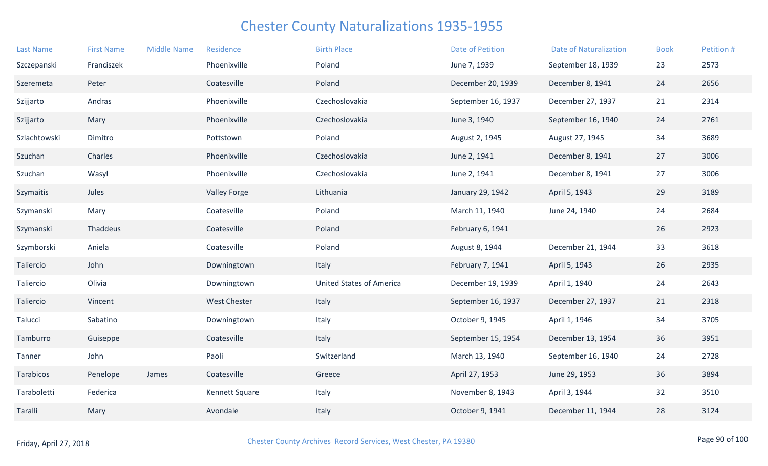# Chester County Naturalizations 1935-1955

| Last Name | First Name | Middle Name | Residence | Birth Place | Date of Petition | Date of Naturalization | Book | Petition # |
|---|---|---|---|---|---|---|---|---|
| Szczepanski | Franciszek | | Phoenixville | Poland | June 7, 1939 | September 18, 1939 | 23 | 2573 |
| Szeremeta | Peter | | Coatesville | Poland | December 20, 1939 | December 8, 1941 | 24 | 2656 |
| Szijjarto | Andras | | Phoenixville | Czechoslovakia | September 16, 1937 | December 27, 1937 | 21 | 2314 |
| Szijjarto | Mary | | Phoenixville | Czechoslovakia | June 3, 1940 | September 16, 1940 | 24 | 2761 |
| Szlachtowski | Dimitro | | Pottstown | Poland | August 2, 1945 | August 27, 1945 | 34 | 3689 |
| Szuchan | Charles | | Phoenixville | Czechoslovakia | June 2, 1941 | December 8, 1941 | 27 | 3006 |
| Szuchan | Wasyl | | Phoenixville | Czechoslovakia | June 2, 1941 | December 8, 1941 | 27 | 3006 |
| Szymaitis | Jules | | Valley Forge | Lithuania | January 29, 1942 | April 5, 1943 | 29 | 3189 |
| Szymanski | Mary | | Coatesville | Poland | March 11, 1940 | June 24, 1940 | 24 | 2684 |
| Szymanski | Thaddeus | | Coatesville | Poland | February 6, 1941 | | 26 | 2923 |
| Szymborski | Aniela | | Coatesville | Poland | August 8, 1944 | December 21, 1944 | 33 | 3618 |
| Taliercio | John | | Downingtown | Italy | February 7, 1941 | April 5, 1943 | 26 | 2935 |
| Taliercio | Olivia | | Downingtown | United States of America | December 19, 1939 | April 1, 1940 | 24 | 2643 |
| Taliercio | Vincent | | West Chester | Italy | September 16, 1937 | December 27, 1937 | 21 | 2318 |
| Talucci | Sabatino | | Downingtown | Italy | October 9, 1945 | April 1, 1946 | 34 | 3705 |
| Tamburro | Guiseppe | | Coatesville | Italy | September 15, 1954 | December 13, 1954 | 36 | 3951 |
| Tanner | John | | Paoli | Switzerland | March 13, 1940 | September 16, 1940 | 24 | 2728 |
| Tarabicos | Penelope | James | Coatesville | Greece | April 27, 1953 | June 29, 1953 | 36 | 3894 |
| Taraboletti | Federica | | Kennett Square | Italy | November 8, 1943 | April 3, 1944 | 32 | 3510 |
| Taralli | Mary | | Avondale | Italy | October 9, 1941 | December 11, 1944 | 28 | 3124 |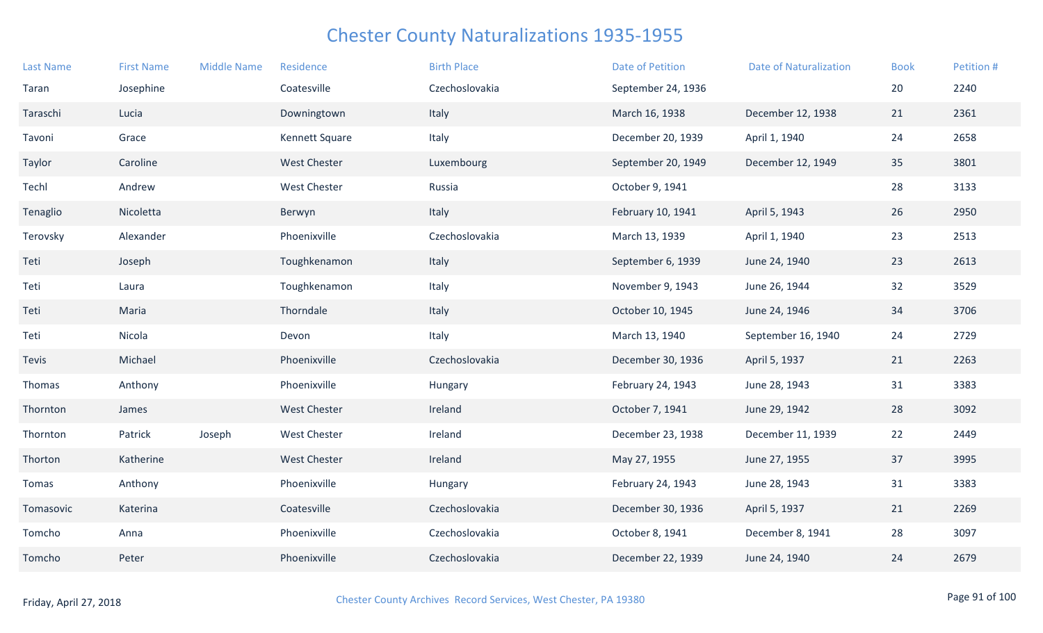# Chester County Naturalizations 1935-1955

| Last Name | First Name | Middle Name | Residence | Birth Place | Date of Petition | Date of Naturalization | Book | Petition # |
|---|---|---|---|---|---|---|---|---|
| Taran | Josephine | | Coatesville | Czechoslovakia | September 24, 1936 | | 20 | 2240 |
| Taraschi | Lucia | | Downingtown | Italy | March 16, 1938 | December 12, 1938 | 21 | 2361 |
| Tavoni | Grace | | Kennett Square | Italy | December 20, 1939 | April 1, 1940 | 24 | 2658 |
| Taylor | Caroline | | West Chester | Luxembourg | September 20, 1949 | December 12, 1949 | 35 | 3801 |
| Techl | Andrew | | West Chester | Russia | October 9, 1941 | | 28 | 3133 |
| Tenaglio | Nicoletta | | Berwyn | Italy | February 10, 1941 | April 5, 1943 | 26 | 2950 |
| Terovsky | Alexander | | Phoenixville | Czechoslovakia | March 13, 1939 | April 1, 1940 | 23 | 2513 |
| Teti | Joseph | | Toughkenamon | Italy | September 6, 1939 | June 24, 1940 | 23 | 2613 |
| Teti | Laura | | Toughkenamon | Italy | November 9, 1943 | June 26, 1944 | 32 | 3529 |
| Teti | Maria | | Thorndale | Italy | October 10, 1945 | June 24, 1946 | 34 | 3706 |
| Teti | Nicola | | Devon | Italy | March 13, 1940 | September 16, 1940 | 24 | 2729 |
| Tevis | Michael | | Phoenixville | Czechoslovakia | December 30, 1936 | April 5, 1937 | 21 | 2263 |
| Thomas | Anthony | | Phoenixville | Hungary | February 24, 1943 | June 28, 1943 | 31 | 3383 |
| Thornton | James | | West Chester | Ireland | October 7, 1941 | June 29, 1942 | 28 | 3092 |
| Thornton | Patrick | Joseph | West Chester | Ireland | December 23, 1938 | December 11, 1939 | 22 | 2449 |
| Thorton | Katherine | | West Chester | Ireland | May 27, 1955 | June 27, 1955 | 37 | 3995 |
| Tomas | Anthony | | Phoenixville | Hungary | February 24, 1943 | June 28, 1943 | 31 | 3383 |
| Tomasovic | Katerina | | Coatesville | Czechoslovakia | December 30, 1936 | April 5, 1937 | 21 | 2269 |
| Tomcho | Anna | | Phoenixville | Czechoslovakia | October 8, 1941 | December 8, 1941 | 28 | 3097 |
| Tomcho | Peter | | Phoenixville | Czechoslovakia | December 22, 1939 | June 24, 1940 | 24 | 2679 |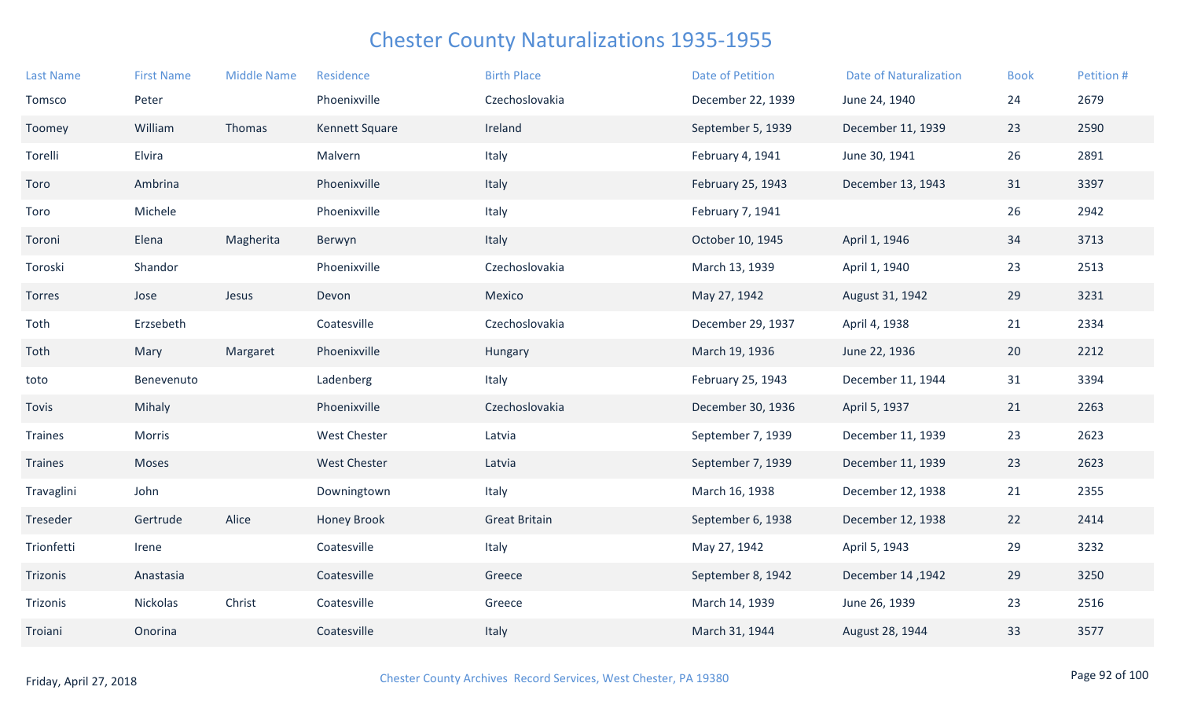# Chester County Naturalizations 1935-1955

| Last Name | First Name | Middle Name | Residence | Birth Place | Date of Petition | Date of Naturalization | Book | Petition # |
|---|---|---|---|---|---|---|---|---|
| Tomsco | Peter | | Phoenixville | Czechoslovakia | December 22, 1939 | June 24, 1940 | 24 | 2679 |
| Toomey | William | Thomas | Kennett Square | Ireland | September 5, 1939 | December 11, 1939 | 23 | 2590 |
| Torelli | Elvira | | Malvern | Italy | February 4, 1941 | June 30, 1941 | 26 | 2891 |
| Toro | Ambrina | | Phoenixville | Italy | February 25, 1943 | December 13, 1943 | 31 | 3397 |
| Toro | Michele | | Phoenixville | Italy | February 7, 1941 | | 26 | 2942 |
| Toroni | Elena | Magherita | Berwyn | Italy | October 10, 1945 | April 1, 1946 | 34 | 3713 |
| Toroski | Shandor | | Phoenixville | Czechoslovakia | March 13, 1939 | April 1, 1940 | 23 | 2513 |
| Torres | Jose | Jesus | Devon | Mexico | May 27, 1942 | August 31, 1942 | 29 | 3231 |
| Toth | Erzsebeth | | Coatesville | Czechoslovakia | December 29, 1937 | April 4, 1938 | 21 | 2334 |
| Toth | Mary | Margaret | Phoenixville | Hungary | March 19, 1936 | June 22, 1936 | 20 | 2212 |
| toto | Benevenuto | | Ladenberg | Italy | February 25, 1943 | December 11, 1944 | 31 | 3394 |
| Tovis | Mihaly | | Phoenixville | Czechoslovakia | December 30, 1936 | April 5, 1937 | 21 | 2263 |
| Traines | Morris | | West Chester | Latvia | September 7, 1939 | December 11, 1939 | 23 | 2623 |
| Traines | Moses | | West Chester | Latvia | September 7, 1939 | December 11, 1939 | 23 | 2623 |
| Travaglini | John | | Downingtown | Italy | March 16, 1938 | December 12, 1938 | 21 | 2355 |
| Treseder | Gertrude | Alice | Honey Brook | Great Britain | September 6, 1938 | December 12, 1938 | 22 | 2414 |
| Trionfetti | Irene | | Coatesville | Italy | May 27, 1942 | April 5, 1943 | 29 | 3232 |
| Trizonis | Anastasia | | Coatesville | Greece | September 8, 1942 | December 14 ,1942 | 29 | 3250 |
| Trizonis | Nickolas | Christ | Coatesville | Greece | March 14, 1939 | June 26, 1939 | 23 | 2516 |
| Troiani | Onorina | | Coatesville | Italy | March 31, 1944 | August 28, 1944 | 33 | 3577 |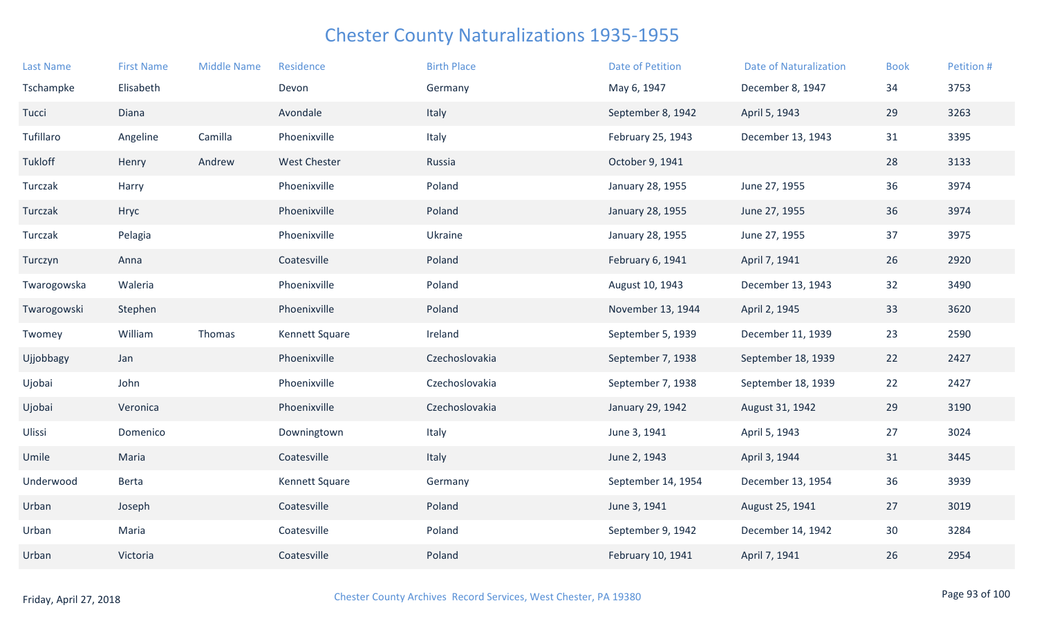# Chester County Naturalizations 1935-1955

| Last Name | First Name | Middle Name | Residence | Birth Place | Date of Petition | Date of Naturalization | Book | Petition # |
|---|---|---|---|---|---|---|---|---|
| Tschampke | Elisabeth | | Devon | Germany | May 6, 1947 | December 8, 1947 | 34 | 3753 |
| Tucci | Diana | | Avondale | Italy | September 8, 1942 | April 5, 1943 | 29 | 3263 |
| Tufillaro | Angeline | Camilla | Phoenixville | Italy | February 25, 1943 | December 13, 1943 | 31 | 3395 |
| Tukloff | Henry | Andrew | West Chester | Russia | October 9, 1941 | | 28 | 3133 |
| Turczak | Harry | | Phoenixville | Poland | January 28, 1955 | June 27, 1955 | 36 | 3974 |
| Turczak | Hryc | | Phoenixville | Poland | January 28, 1955 | June 27, 1955 | 36 | 3974 |
| Turczak | Pelagia | | Phoenixville | Ukraine | January 28, 1955 | June 27, 1955 | 37 | 3975 |
| Turczyn | Anna | | Coatesville | Poland | February 6, 1941 | April 7, 1941 | 26 | 2920 |
| Twarogowska | Waleria | | Phoenixville | Poland | August 10, 1943 | December 13, 1943 | 32 | 3490 |
| Twarogowski | Stephen | | Phoenixville | Poland | November 13, 1944 | April 2, 1945 | 33 | 3620 |
| Twomey | William | Thomas | Kennett Square | Ireland | September 5, 1939 | December 11, 1939 | 23 | 2590 |
| Ujjobbagy | Jan | | Phoenixville | Czechoslovakia | September 7, 1938 | September 18, 1939 | 22 | 2427 |
| Ujobai | John | | Phoenixville | Czechoslovakia | September 7, 1938 | September 18, 1939 | 22 | 2427 |
| Ujobai | Veronica | | Phoenixville | Czechoslovakia | January 29, 1942 | August 31, 1942 | 29 | 3190 |
| Ulissi | Domenico | | Downingtown | Italy | June 3, 1941 | April 5, 1943 | 27 | 3024 |
| Umile | Maria | | Coatesville | Italy | June 2, 1943 | April 3, 1944 | 31 | 3445 |
| Underwood | Berta | | Kennett Square | Germany | September 14, 1954 | December 13, 1954 | 36 | 3939 |
| Urban | Joseph | | Coatesville | Poland | June 3, 1941 | August 25, 1941 | 27 | 3019 |
| Urban | Maria | | Coatesville | Poland | September 9, 1942 | December 14, 1942 | 30 | 3284 |
| Urban | Victoria | | Coatesville | Poland | February 10, 1941 | April 7, 1941 | 26 | 2954 |

Friday, April 27, 2018

Chester County Archives Record Services, West Chester, PA 19380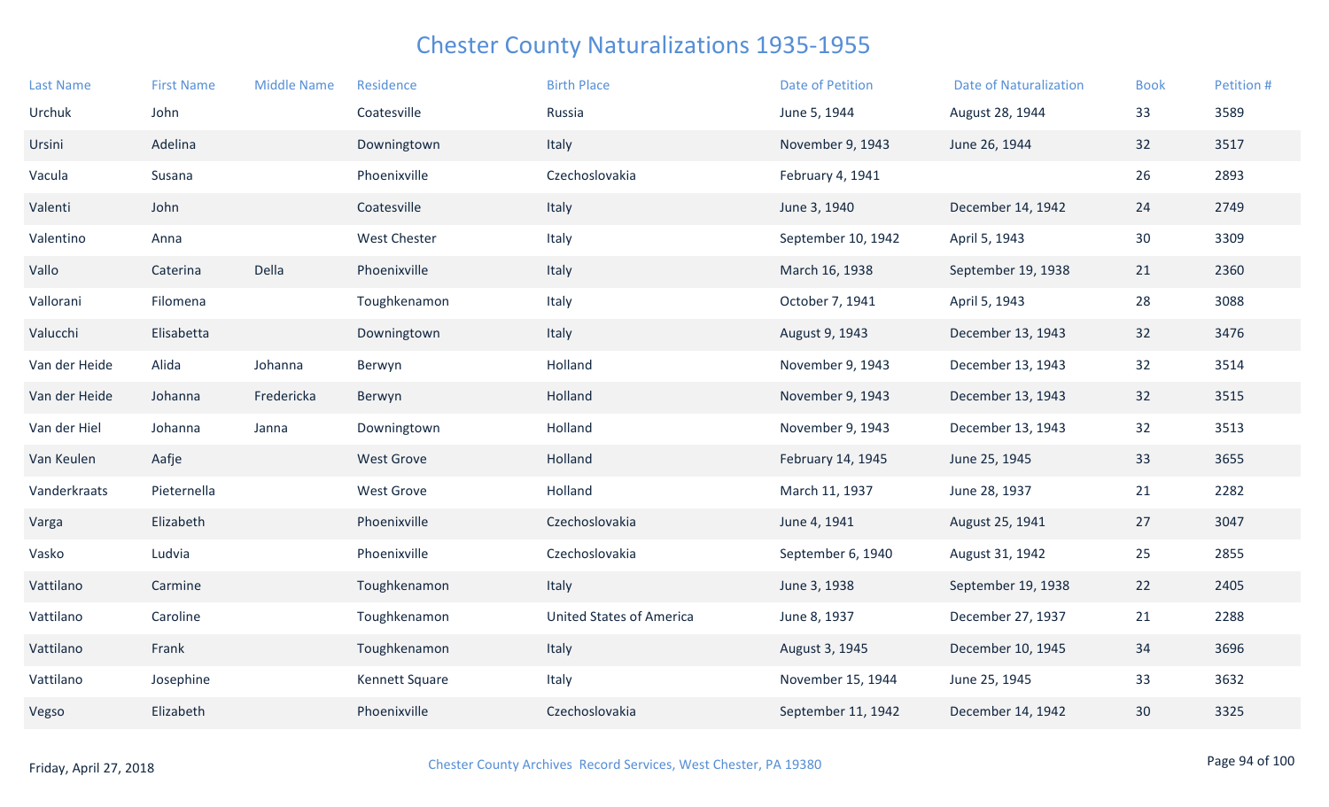# Chester County Naturalizations 1935-1955

| Last Name | First Name | Middle Name | Residence | Birth Place | Date of Petition | Date of Naturalization | Book | Petition # |
|---|---|---|---|---|---|---|---|---|
| Urchuk | John | | Coatesville | Russia | June 5, 1944 | August 28, 1944 | 33 | 3589 |
| Ursini | Adelina | | Downingtown | Italy | November 9, 1943 | June 26, 1944 | 32 | 3517 |
| Vacula | Susana | | Phoenixville | Czechoslovakia | February 4, 1941 | | 26 | 2893 |
| Valenti | John | | Coatesville | Italy | June 3, 1940 | December 14, 1942 | 24 | 2749 |
| Valentino | Anna | | West Chester | Italy | September 10, 1942 | April 5, 1943 | 30 | 3309 |
| Vallo | Caterina | Della | Phoenixville | Italy | March 16, 1938 | September 19, 1938 | 21 | 2360 |
| Vallorani | Filomena | | Toughkenamon | Italy | October 7, 1941 | April 5, 1943 | 28 | 3088 |
| Valucchi | Elisabetta | | Downingtown | Italy | August 9, 1943 | December 13, 1943 | 32 | 3476 |
| Van der Heide | Alida | Johanna | Berwyn | Holland | November 9, 1943 | December 13, 1943 | 32 | 3514 |
| Van der Heide | Johanna | Fredericka | Berwyn | Holland | November 9, 1943 | December 13, 1943 | 32 | 3515 |
| Van der Hiel | Johanna | Janna | Downingtown | Holland | November 9, 1943 | December 13, 1943 | 32 | 3513 |
| Van Keulen | Aafje | | West Grove | Holland | February 14, 1945 | June 25, 1945 | 33 | 3655 |
| Vanderkraats | Pieternella | | West Grove | Holland | March 11, 1937 | June 28, 1937 | 21 | 2282 |
| Varga | Elizabeth | | Phoenixville | Czechoslovakia | June 4, 1941 | August 25, 1941 | 27 | 3047 |
| Vasko | Ludvia | | Phoenixville | Czechoslovakia | September 6, 1940 | August 31, 1942 | 25 | 2855 |
| Vattilano | Carmine | | Toughkenamon | Italy | June 3, 1938 | September 19, 1938 | 22 | 2405 |
| Vattilano | Caroline | | Toughkenamon | United States of America | June 8, 1937 | December 27, 1937 | 21 | 2288 |
| Vattilano | Frank | | Toughkenamon | Italy | August 3, 1945 | December 10, 1945 | 34 | 3696 |
| Vattilano | Josephine | | Kennett Square | Italy | November 15, 1944 | June 25, 1945 | 33 | 3632 |
| Vegso | Elizabeth | | Phoenixville | Czechoslovakia | September 11, 1942 | December 14, 1942 | 30 | 3325 |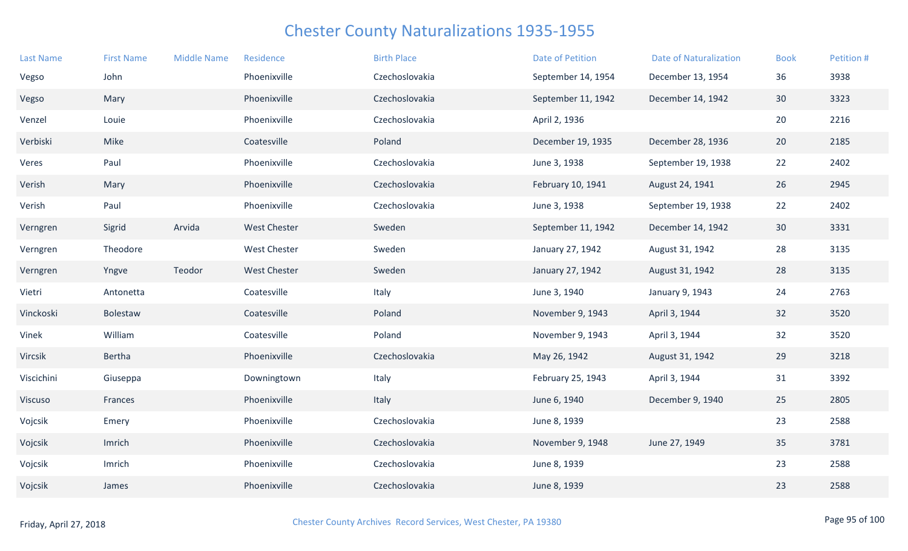# Chester County Naturalizations 1935-1955

| Last Name | First Name | Middle Name | Residence | Birth Place | Date of Petition | Date of Naturalization | Book | Petition # |
|---|---|---|---|---|---|---|---|---|
| Vegso | John | | Phoenixville | Czechoslovakia | September 14, 1954 | December 13, 1954 | 36 | 3938 |
| Vegso | Mary | | Phoenixville | Czechoslovakia | September 11, 1942 | December 14, 1942 | 30 | 3323 |
| Venzel | Louie | | Phoenixville | Czechoslovakia | April 2, 1936 | | 20 | 2216 |
| Verbiski | Mike | | Coatesville | Poland | December 19, 1935 | December 28, 1936 | 20 | 2185 |
| Veres | Paul | | Phoenixville | Czechoslovakia | June 3, 1938 | September 19, 1938 | 22 | 2402 |
| Verish | Mary | | Phoenixville | Czechoslovakia | February 10, 1941 | August 24, 1941 | 26 | 2945 |
| Verish | Paul | | Phoenixville | Czechoslovakia | June 3, 1938 | September 19, 1938 | 22 | 2402 |
| Verngren | Sigrid | Arvida | West Chester | Sweden | September 11, 1942 | December 14, 1942 | 30 | 3331 |
| Verngren | Theodore | | West Chester | Sweden | January 27, 1942 | August 31, 1942 | 28 | 3135 |
| Verngren | Yngve | Teodor | West Chester | Sweden | January 27, 1942 | August 31, 1942 | 28 | 3135 |
| Vietri | Antonetta | | Coatesville | Italy | June 3, 1940 | January 9, 1943 | 24 | 2763 |
| Vinckoski | Bolestaw | | Coatesville | Poland | November 9, 1943 | April 3, 1944 | 32 | 3520 |
| Vinek | William | | Coatesville | Poland | November 9, 1943 | April 3, 1944 | 32 | 3520 |
| Vircsik | Bertha | | Phoenixville | Czechoslovakia | May 26, 1942 | August 31, 1942 | 29 | 3218 |
| Viscichini | Giuseppa | | Downingtown | Italy | February 25, 1943 | April 3, 1944 | 31 | 3392 |
| Viscuso | Frances | | Phoenixville | Italy | June 6, 1940 | December 9, 1940 | 25 | 2805 |
| Vojcsik | Emery | | Phoenixville | Czechoslovakia | June 8, 1939 | | 23 | 2588 |
| Vojcsik | Imrich | | Phoenixville | Czechoslovakia | November 9, 1948 | June 27, 1949 | 35 | 3781 |
| Vojcsik | Imrich | | Phoenixville | Czechoslovakia | June 8, 1939 | | 23 | 2588 |
| Vojcsik | James | | Phoenixville | Czechoslovakia | June 8, 1939 | | 23 | 2588 |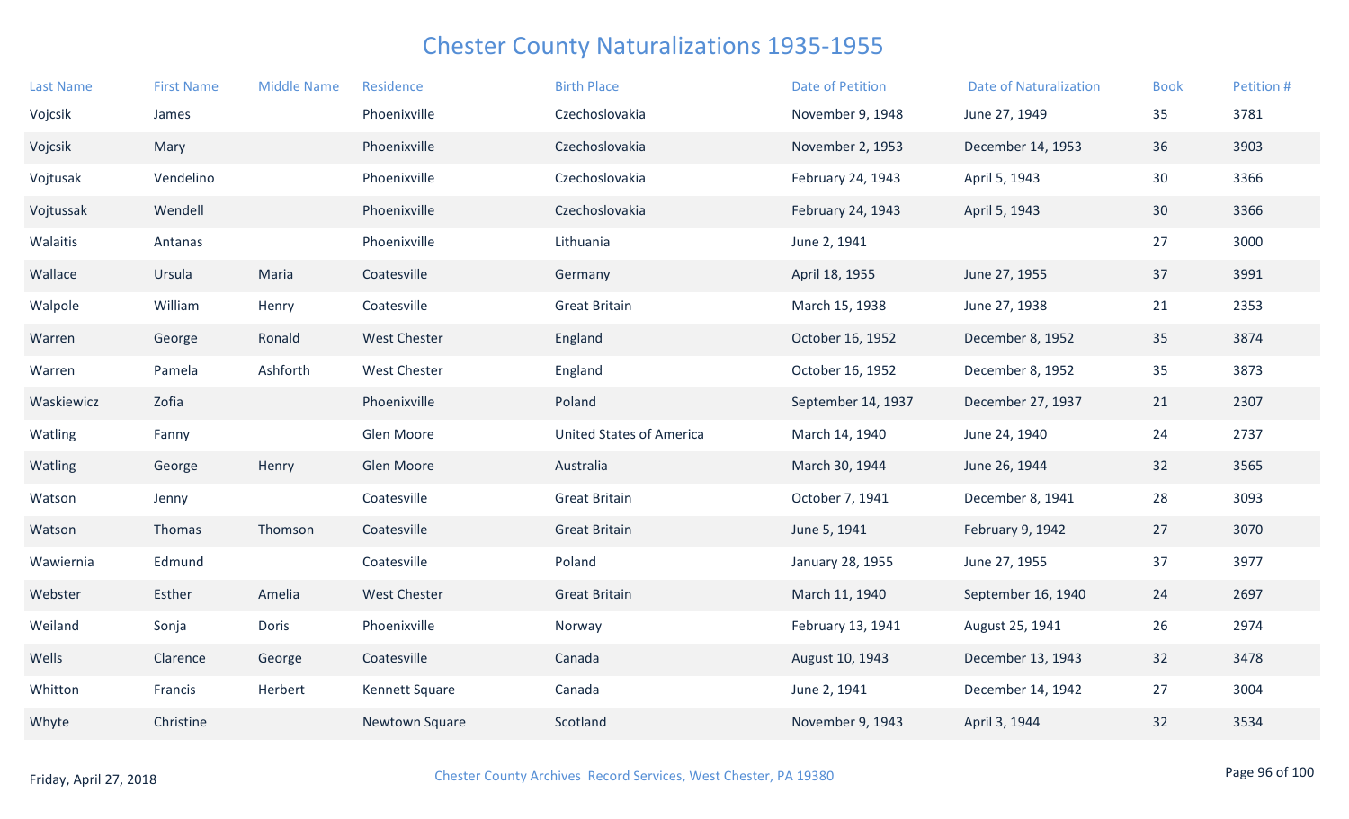# Chester County Naturalizations 1935-1955

| Last Name | First Name | Middle Name | Residence | Birth Place | Date of Petition | Date of Naturalization | Book | Petition # |
|---|---|---|---|---|---|---|---|---|
| Vojcsik | James | | Phoenixville | Czechoslovakia | November 9, 1948 | June 27, 1949 | 35 | 3781 |
| Vojcsik | Mary | | Phoenixville | Czechoslovakia | November 2, 1953 | December 14, 1953 | 36 | 3903 |
| Vojtusak | Vendelino | | Phoenixville | Czechoslovakia | February 24, 1943 | April 5, 1943 | 30 | 3366 |
| Vojtussak | Wendell | | Phoenixville | Czechoslovakia | February 24, 1943 | April 5, 1943 | 30 | 3366 |
| Walaitis | Antanas | | Phoenixville | Lithuania | June 2, 1941 | | 27 | 3000 |
| Wallace | Ursula | Maria | Coatesville | Germany | April 18, 1955 | June 27, 1955 | 37 | 3991 |
| Walpole | William | Henry | Coatesville | Great Britain | March 15, 1938 | June 27, 1938 | 21 | 2353 |
| Warren | George | Ronald | West Chester | England | October 16, 1952 | December 8, 1952 | 35 | 3874 |
| Warren | Pamela | Ashforth | West Chester | England | October 16, 1952 | December 8, 1952 | 35 | 3873 |
| Waskiewicz | Zofia | | Phoenixville | Poland | September 14, 1937 | December 27, 1937 | 21 | 2307 |
| Watling | Fanny | | Glen Moore | United States of America | March 14, 1940 | June 24, 1940 | 24 | 2737 |
| Watling | George | Henry | Glen Moore | Australia | March 30, 1944 | June 26, 1944 | 32 | 3565 |
| Watson | Jenny | | Coatesville | Great Britain | October 7, 1941 | December 8, 1941 | 28 | 3093 |
| Watson | Thomas | Thomson | Coatesville | Great Britain | June 5, 1941 | February 9, 1942 | 27 | 3070 |
| Wawiernia | Edmund | | Coatesville | Poland | January 28, 1955 | June 27, 1955 | 37 | 3977 |
| Webster | Esther | Amelia | West Chester | Great Britain | March 11, 1940 | September 16, 1940 | 24 | 2697 |
| Weiland | Sonja | Doris | Phoenixville | Norway | February 13, 1941 | August 25, 1941 | 26 | 2974 |
| Wells | Clarence | George | Coatesville | Canada | August 10, 1943 | December 13, 1943 | 32 | 3478 |
| Whitton | Francis | Herbert | Kennett Square | Canada | June 2, 1941 | December 14, 1942 | 27 | 3004 |
| Whyte | Christine | | Newtown Square | Scotland | November 9, 1943 | April 3, 1944 | 32 | 3534 |

Friday, April 27, 2018 Chester County Archives Record Services, West Chester, PA 19380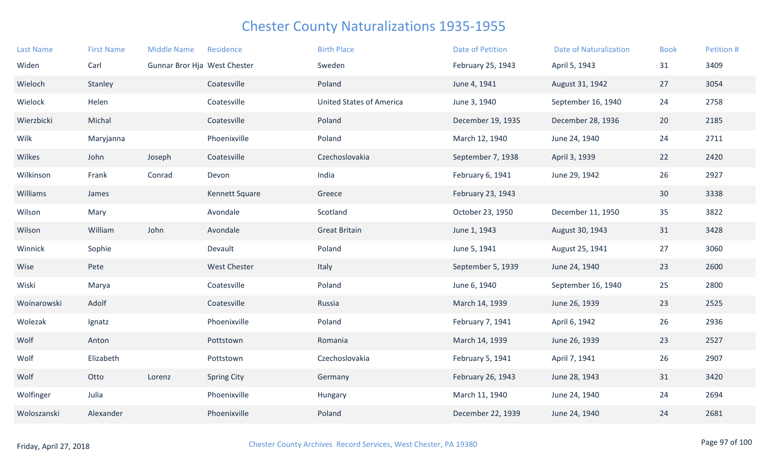# Chester County Naturalizations 1935-1955

| Last Name | First Name | Middle Name | Residence | Birth Place | Date of Petition | Date of Naturalization | Book | Petition # |
|---|---|---|---|---|---|---|---|---|
| Widen | Carl | Gunnar Bror Hja | West Chester | Sweden | February 25, 1943 | April 5, 1943 | 31 | 3409 |
| Wieloch | Stanley | | Coatesville | Poland | June 4, 1941 | August 31, 1942 | 27 | 3054 |
| Wielock | Helen | | Coatesville | United States of America | June 3, 1940 | September 16, 1940 | 24 | 2758 |
| Wierzbicki | Michal | | Coatesville | Poland | December 19, 1935 | December 28, 1936 | 20 | 2185 |
| Wilk | Maryjanna | | Phoenixville | Poland | March 12, 1940 | June 24, 1940 | 24 | 2711 |
| Wilkes | John | Joseph | Coatesville | Czechoslovakia | September 7, 1938 | April 3, 1939 | 22 | 2420 |
| Wilkinson | Frank | Conrad | Devon | India | February 6, 1941 | June 29, 1942 | 26 | 2927 |
| Williams | James | | Kennett Square | Greece | February 23, 1943 | | 30 | 3338 |
| Wilson | Mary | | Avondale | Scotland | October 23, 1950 | December 11, 1950 | 35 | 3822 |
| Wilson | William | John | Avondale | Great Britain | June 1, 1943 | August 30, 1943 | 31 | 3428 |
| Winnick | Sophie | | Devault | Poland | June 5, 1941 | August 25, 1941 | 27 | 3060 |
| Wise | Pete | | West Chester | Italy | September 5, 1939 | June 24, 1940 | 23 | 2600 |
| Wiski | Marya | | Coatesville | Poland | June 6, 1940 | September 16, 1940 | 25 | 2800 |
| Woinarowski | Adolf | | Coatesville | Russia | March 14, 1939 | June 26, 1939 | 23 | 2525 |
| Wolezak | Ignatz | | Phoenixville | Poland | February 7, 1941 | April 6, 1942 | 26 | 2936 |
| Wolf | Anton | | Pottstown | Romania | March 14, 1939 | June 26, 1939 | 23 | 2527 |
| Wolf | Elizabeth | | Pottstown | Czechoslovakia | February 5, 1941 | April 7, 1941 | 26 | 2907 |
| Wolf | Otto | Lorenz | Spring City | Germany | February 26, 1943 | June 28, 1943 | 31 | 3420 |
| Wolfinger | Julia | | Phoenixville | Hungary | March 11, 1940 | June 24, 1940 | 24 | 2694 |
| Woloszanski | Alexander | | Phoenixville | Poland | December 22, 1939 | June 24, 1940 | 24 | 2681 |

Friday, April 27, 2018

Chester County Archives Record Services, West Chester, PA 19380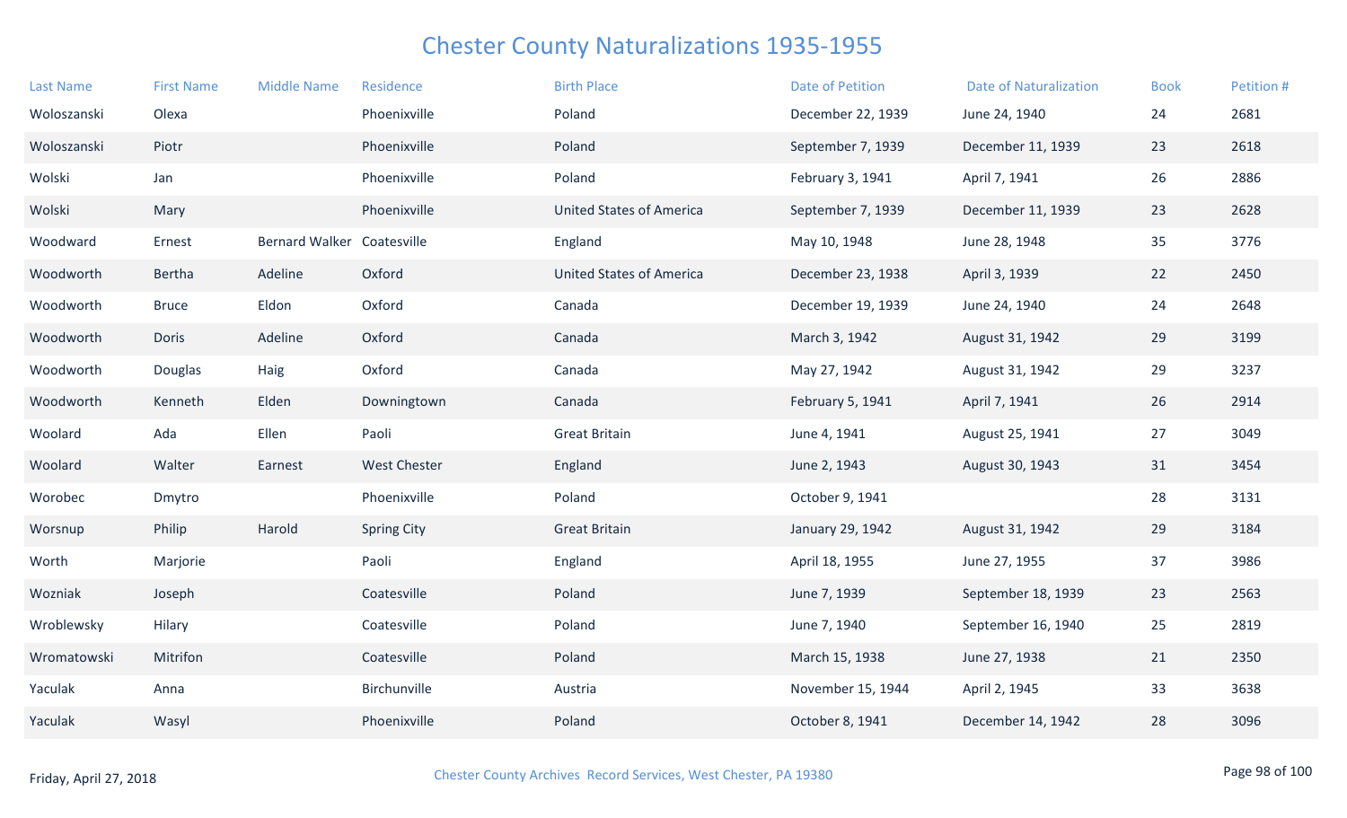# Chester County Naturalizations 1935-1955

| Last Name | First Name | Middle Name | Residence | Birth Place | Date of Petition | Date of Naturalization | Book | Petition # |
|---|---|---|---|---|---|---|---|---|
| Woloszanski | Olexa | | Phoenixville | Poland | December 22, 1939 | June 24, 1940 | 24 | 2681 |
| Woloszanski | Piotr | | Phoenixville | Poland | September 7, 1939 | December 11, 1939 | 23 | 2618 |
| Wolski | Jan | | Phoenixville | Poland | February 3, 1941 | April 7, 1941 | 26 | 2886 |
| Wolski | Mary | | Phoenixville | United States of America | September 7, 1939 | December 11, 1939 | 23 | 2628 |
| Woodward | Ernest | Bernard Walker | Coatesville | England | May 10, 1948 | June 28, 1948 | 35 | 3776 |
| Woodworth | Bertha | Adeline | Oxford | United States of America | December 23, 1938 | April 3, 1939 | 22 | 2450 |
| Woodworth | Bruce | Eldon | Oxford | Canada | December 19, 1939 | June 24, 1940 | 24 | 2648 |
| Woodworth | Doris | Adeline | Oxford | Canada | March 3, 1942 | August 31, 1942 | 29 | 3199 |
| Woodworth | Douglas | Haig | Oxford | Canada | May 27, 1942 | August 31, 1942 | 29 | 3237 |
| Woodworth | Kenneth | Elden | Downingtown | Canada | February 5, 1941 | April 7, 1941 | 26 | 2914 |
| Woolard | Ada | Ellen | Paoli | Great Britain | June 4, 1941 | August 25, 1941 | 27 | 3049 |
| Woolard | Walter | Earnest | West Chester | England | June 2, 1943 | August 30, 1943 | 31 | 3454 |
| Worobec | Dmytro | | Phoenixville | Poland | October 9, 1941 | | 28 | 3131 |
| Worsnup | Philip | Harold | Spring City | Great Britain | January 29, 1942 | August 31, 1942 | 29 | 3184 |
| Worth | Marjorie | | Paoli | England | April 18, 1955 | June 27, 1955 | 37 | 3986 |
| Wozniak | Joseph | | Coatesville | Poland | June 7, 1939 | September 18, 1939 | 23 | 2563 |
| Wroblewsky | Hilary | | Coatesville | Poland | June 7, 1940 | September 16, 1940 | 25 | 2819 |
| Wromatowski | Mitrifon | | Coatesville | Poland | March 15, 1938 | June 27, 1938 | 21 | 2350 |
| Yaculak | Anna | | Birchunville | Austria | November 15, 1944 | April 2, 1945 | 33 | 3638 |
| Yaculak | Wasyl | | Phoenixville | Poland | October 8, 1941 | December 14, 1942 | 28 | 3096 |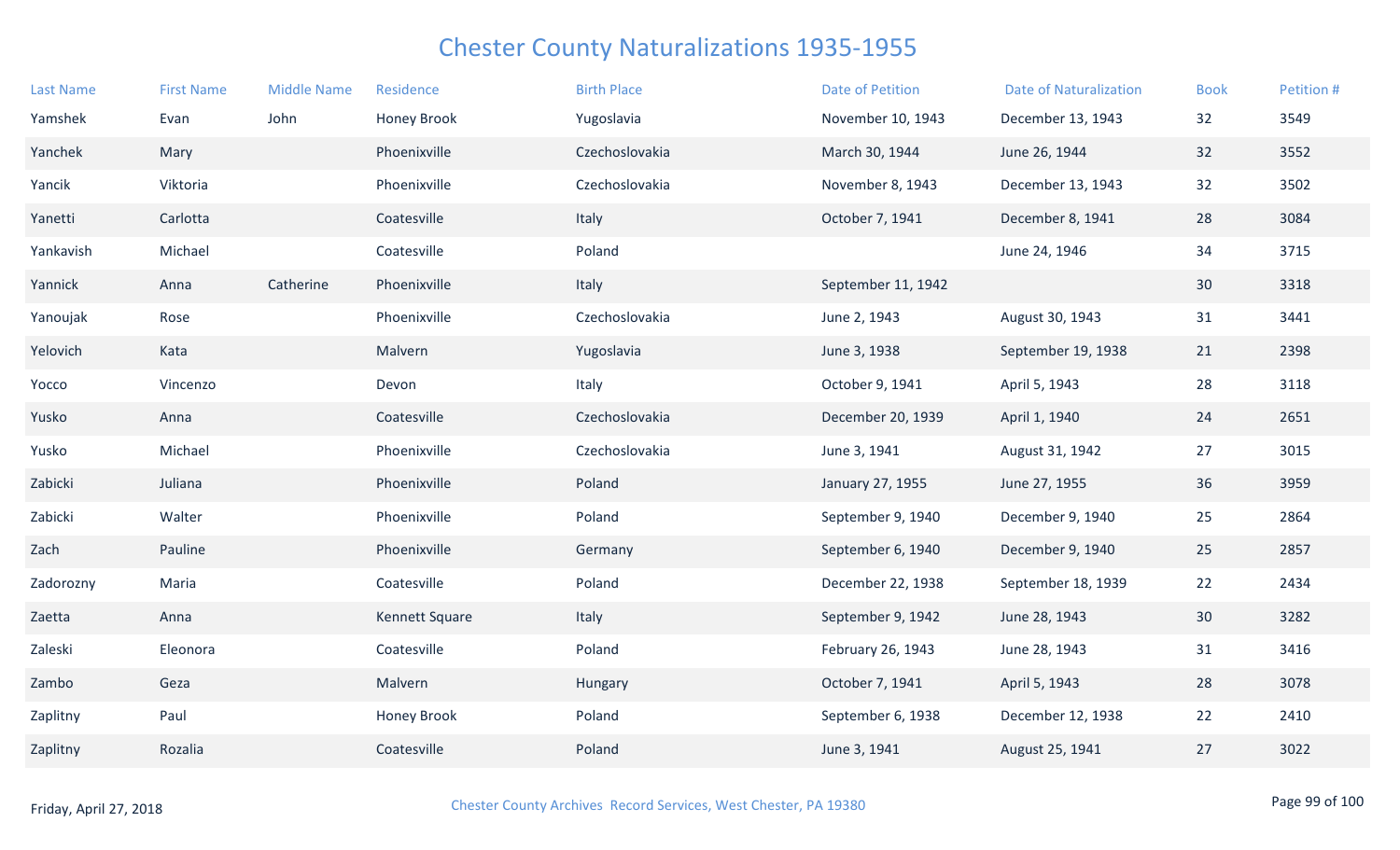# Chester County Naturalizations 1935-1955

| Last Name | First Name | Middle Name | Residence | Birth Place | Date of Petition | Date of Naturalization | Book | Petition # |
|---|---|---|---|---|---|---|---|---|
| Yamshek | Evan | John | Honey Brook | Yugoslavia | November 10, 1943 | December 13, 1943 | 32 | 3549 |
| Yanchek | Mary | | Phoenixville | Czechoslovakia | March 30, 1944 | June 26, 1944 | 32 | 3552 |
| Yancik | Viktoria | | Phoenixville | Czechoslovakia | November 8, 1943 | December 13, 1943 | 32 | 3502 |
| Yanetti | Carlotta | | Coatesville | Italy | October 7, 1941 | December 8, 1941 | 28 | 3084 |
| Yankavish | Michael | | Coatesville | Poland | | June 24, 1946 | 34 | 3715 |
| Yannick | Anna | Catherine | Phoenixville | Italy | September 11, 1942 | | 30 | 3318 |
| Yanoujak | Rose | | Phoenixville | Czechoslovakia | June 2, 1943 | August 30, 1943 | 31 | 3441 |
| Yelovich | Kata | | Malvern | Yugoslavia | June 3, 1938 | September 19, 1938 | 21 | 2398 |
| Yocco | Vincenzo | | Devon | Italy | October 9, 1941 | April 5, 1943 | 28 | 3118 |
| Yusko | Anna | | Coatesville | Czechoslovakia | December 20, 1939 | April 1, 1940 | 24 | 2651 |
| Yusko | Michael | | Phoenixville | Czechoslovakia | June 3, 1941 | August 31, 1942 | 27 | 3015 |
| Zabicki | Juliana | | Phoenixville | Poland | January 27, 1955 | June 27, 1955 | 36 | 3959 |
| Zabicki | Walter | | Phoenixville | Poland | September 9, 1940 | December 9, 1940 | 25 | 2864 |
| Zach | Pauline | | Phoenixville | Germany | September 6, 1940 | December 9, 1940 | 25 | 2857 |
| Zadorozny | Maria | | Coatesville | Poland | December 22, 1938 | September 18, 1939 | 22 | 2434 |
| Zaetta | Anna | | Kennett Square | Italy | September 9, 1942 | June 28, 1943 | 30 | 3282 |
| Zaleski | Eleonora | | Coatesville | Poland | February 26, 1943 | June 28, 1943 | 31 | 3416 |
| Zambo | Geza | | Malvern | Hungary | October 7, 1941 | April 5, 1943 | 28 | 3078 |
| Zaplitny | Paul | | Honey Brook | Poland | September 6, 1938 | December 12, 1938 | 22 | 2410 |
| Zaplitny | Rozalia | | Coatesville | Poland | June 3, 1941 | August 25, 1941 | 27 | 3022 |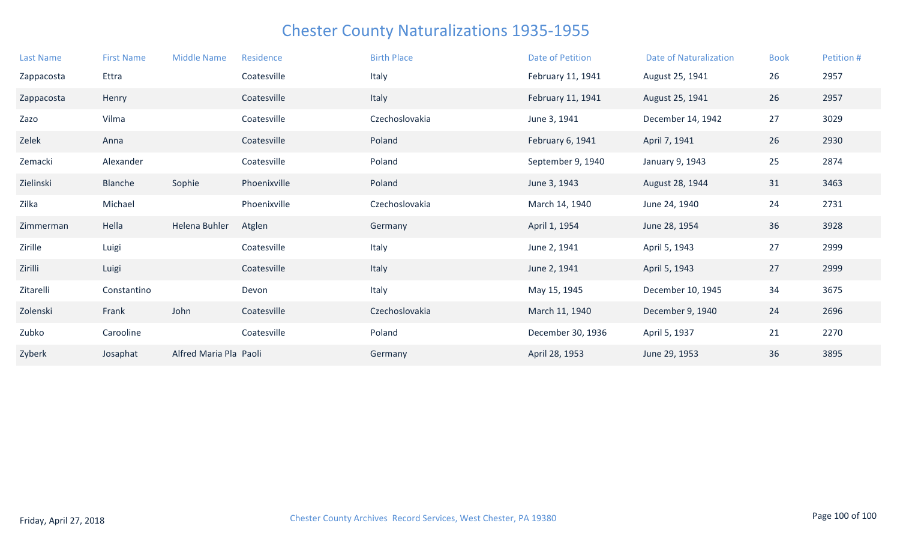# Chester County Naturalizations 1935-1955

| Last Name | First Name | Middle Name | Residence | Birth Place | Date of Petition | Date of Naturalization | Book | Petition # |
|---|---|---|---|---|---|---|---|---|
| Zappacosta | Ettra | | Coatesville | Italy | February 11, 1941 | August 25, 1941 | 26 | 2957 |
| Zappacosta | Henry | | Coatesville | Italy | February 11, 1941 | August 25, 1941 | 26 | 2957 |
| Zazo | Vilma | | Coatesville | Czechoslovakia | June 3, 1941 | December 14, 1942 | 27 | 3029 |
| Zelek | Anna | | Coatesville | Poland | February 6, 1941 | April 7, 1941 | 26 | 2930 |
| Zemacki | Alexander | | Coatesville | Poland | September 9, 1940 | January 9, 1943 | 25 | 2874 |
| Zielinski | Blanche | Sophie | Phoenixville | Poland | June 3, 1943 | August 28, 1944 | 31 | 3463 |
| Zilka | Michael | | Phoenixville | Czechoslovakia | March 14, 1940 | June 24, 1940 | 24 | 2731 |
| Zimmerman | Hella | Helena Buhler | Atglen | Germany | April 1, 1954 | June 28, 1954 | 36 | 3928 |
| Zirille | Luigi | | Coatesville | Italy | June 2, 1941 | April 5, 1943 | 27 | 2999 |
| Zirilli | Luigi | | Coatesville | Italy | June 2, 1941 | April 5, 1943 | 27 | 2999 |
| Zitarelli | Constantino | | Devon | Italy | May 15, 1945 | December 10, 1945 | 34 | 3675 |
| Zolenski | Frank | John | Coatesville | Czechoslovakia | March 11, 1940 | December 9, 1940 | 24 | 2696 |
| Zubko | Carooline | | Coatesville | Poland | December 30, 1936 | April 5, 1937 | 21 | 2270 |
| Zyberk | Josaphat | Alfred Maria Pla | Paoli | Germany | April 28, 1953 | June 29, 1953 | 36 | 3895 |

Friday, April 27, 2018

Chester County Archives Record Services, West Chester, PA 19380